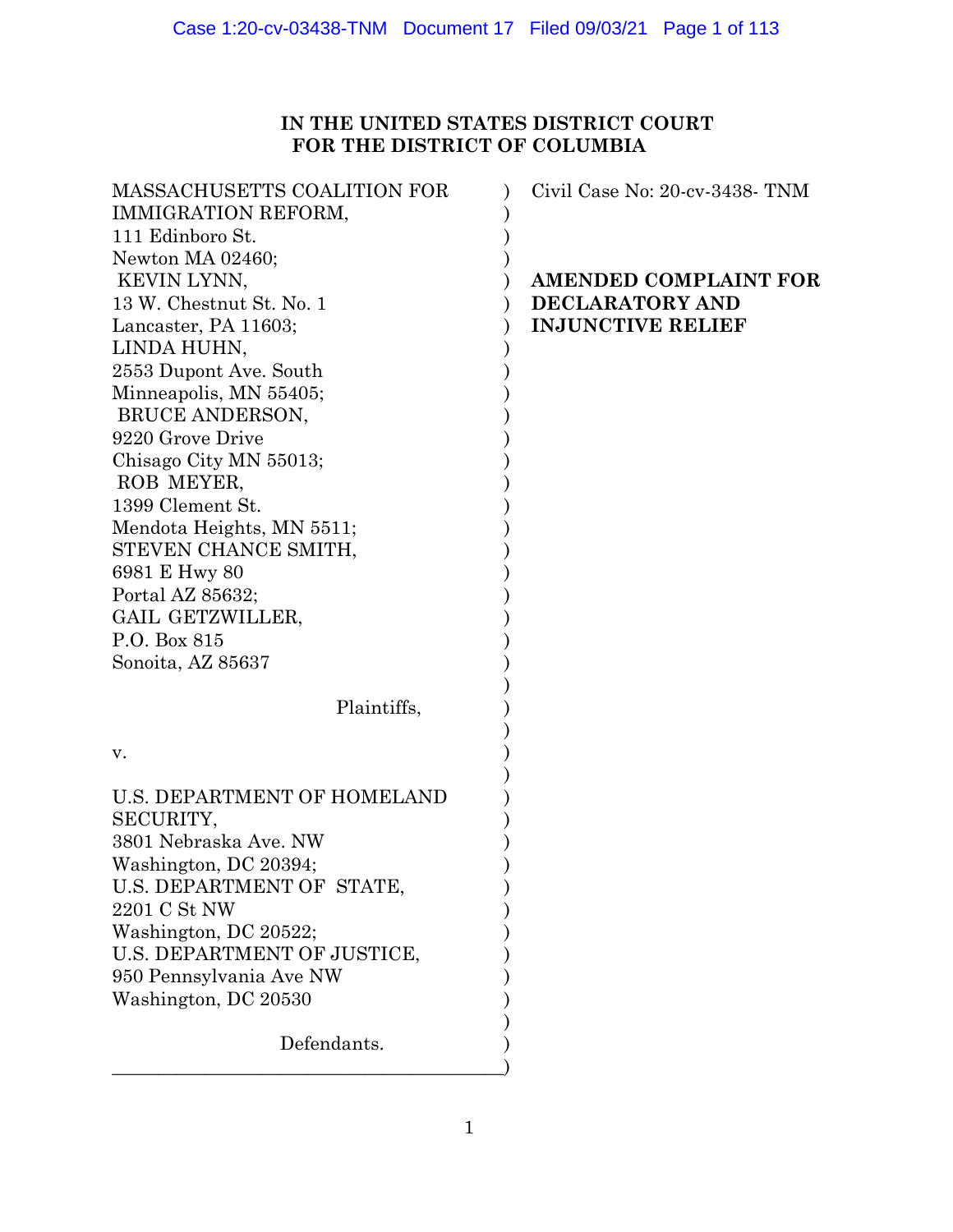**IN THE UNITED STATES DISTRICT COURT**
**FOR THE DISTRICT OF COLUMBIA**

MASSACHUSETTS COALITION FOR IMMIGRATION REFORM,
111 Edinboro St.
Newton MA 02460;
KEVIN LYNN,
13 W. Chestnut St. No. 1
Lancaster, PA 11603;
LINDA HUHN,
2553 Dupont Ave. South
Minneapolis, MN 55405;
BRUCE ANDERSON,
9220 Grove Drive
Chisago City MN 55013;
ROB MEYER,
1399 Clement St.
Mendota Heights, MN 5511;
STEVEN CHANCE SMITH,
6981 E Hwy 80
Portal AZ 85632;
GAIL GETZWILLER,
P.O. Box 815
Sonoita, AZ 85637

Plaintiffs,

v.

U.S. DEPARTMENT OF HOMELAND SECURITY,
3801 Nebraska Ave. NW
Washington, DC 20394;
U.S. DEPARTMENT OF STATE,
2201 C St NW
Washington, DC 20522;
U.S. DEPARTMENT OF JUSTICE,
950 Pennsylvania Ave NW
Washington, DC 20530

Defendants.

Civil Case No: 20-cv-3438- TNM

**AMENDED COMPLAINT FOR DECLARATORY AND INJUNCTIVE RELIEF**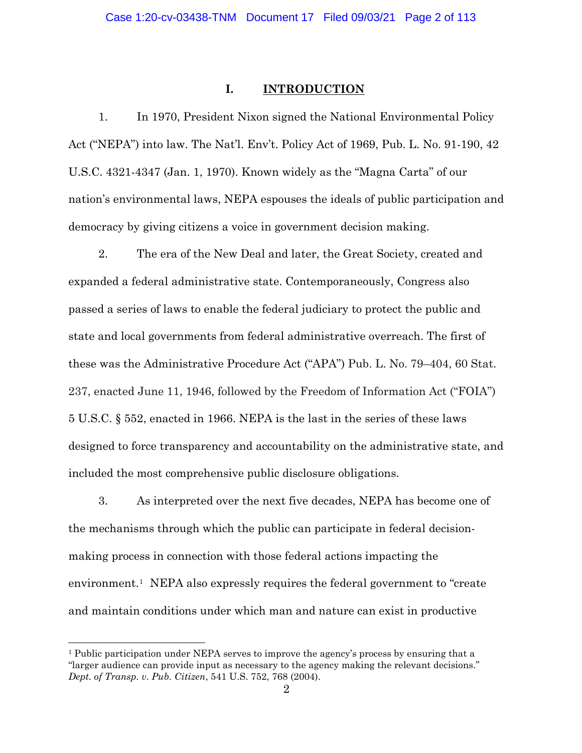## I. INTRODUCTION

1. In 1970, President Nixon signed the National Environmental Policy Act ("NEPA") into law. The Nat'l. Env't. Policy Act of 1969, Pub. L. No. 91-190, 42 U.S.C. 4321-4347 (Jan. 1, 1970). Known widely as the "Magna Carta" of our nation's environmental laws, NEPA espouses the ideals of public participation and democracy by giving citizens a voice in government decision making.

2. The era of the New Deal and later, the Great Society, created and expanded a federal administrative state. Contemporaneously, Congress also passed a series of laws to enable the federal judiciary to protect the public and state and local governments from federal administrative overreach. The first of these was the Administrative Procedure Act ("APA") Pub. L. No. 79–404, 60 Stat. 237, enacted June 11, 1946, followed by the Freedom of Information Act ("FOIA") 5 U.S.C. § 552, enacted in 1966. NEPA is the last in the series of these laws designed to force transparency and accountability on the administrative state, and included the most comprehensive public disclosure obligations.

3. As interpreted over the next five decades, NEPA has become one of the mechanisms through which the public can participate in federal decision-making process in connection with those federal actions impacting the environment.[1] NEPA also expressly requires the federal government to "create and maintain conditions under which man and nature can exist in productive

---

[1] Public participation under NEPA serves to improve the agency's process by ensuring that a "larger audience can provide input as necessary to the agency making the relevant decisions." *Dept. of Transp. v. Pub. Citizen*, 541 U.S. 752, 768 (2004).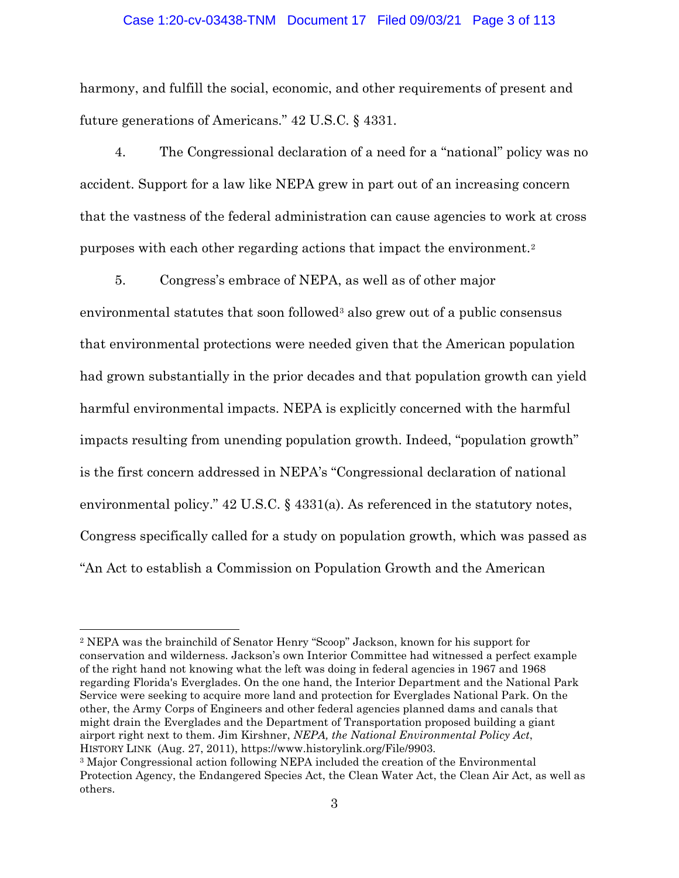harmony, and fulfill the social, economic, and other requirements of present and future generations of Americans." 42 U.S.C. § 4331.

4. The Congressional declaration of a need for a "national" policy was no accident. Support for a law like NEPA grew in part out of an increasing concern that the vastness of the federal administration can cause agencies to work at cross purposes with each other regarding actions that impact the environment.[2]

5. Congress's embrace of NEPA, as well as of other major environmental statutes that soon followed[3] also grew out of a public consensus that environmental protections were needed given that the American population had grown substantially in the prior decades and that population growth can yield harmful environmental impacts. NEPA is explicitly concerned with the harmful impacts resulting from unending population growth. Indeed, "population growth" is the first concern addressed in NEPA's "Congressional declaration of national environmental policy." 42 U.S.C. § 4331(a). As referenced in the statutory notes, Congress specifically called for a study on population growth, which was passed as "An Act to establish a Commission on Population Growth and the American

---

[2] NEPA was the brainchild of Senator Henry "Scoop" Jackson, known for his support for conservation and wilderness. Jackson's own Interior Committee had witnessed a perfect example of the right hand not knowing what the left was doing in federal agencies in 1967 and 1968 regarding Florida's Everglades. On the one hand, the Interior Department and the National Park Service were seeking to acquire more land and protection for Everglades National Park. On the other, the Army Corps of Engineers and other federal agencies planned dams and canals that might drain the Everglades and the Department of Transportation proposed building a giant airport right next to them. Jim Kirshner, *NEPA, the National Environmental Policy Act*, HISTORY LINK (Aug. 27, 2011), https://www.historylink.org/File/9903.

[3] Major Congressional action following NEPA included the creation of the Environmental Protection Agency, the Endangered Species Act, the Clean Water Act, the Clean Air Act, as well as others.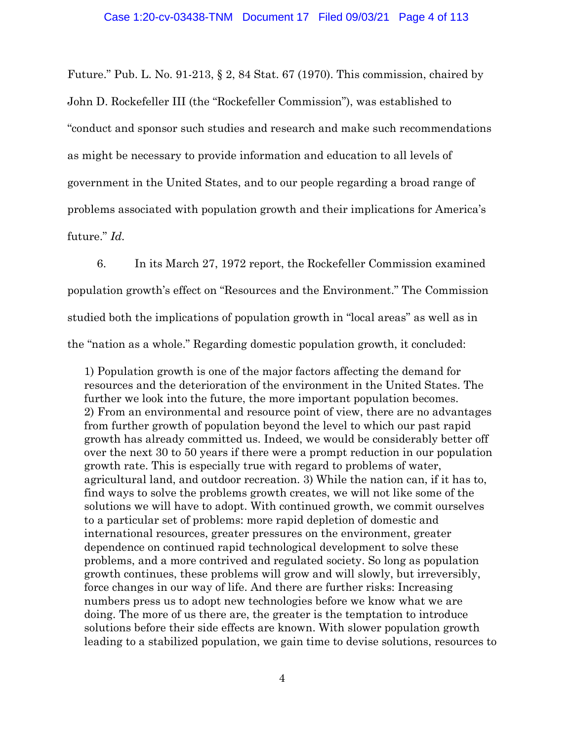Future." Pub. L. No. 91-213, § 2, 84 Stat. 67 (1970). This commission, chaired by John D. Rockefeller III (the "Rockefeller Commission"), was established to "conduct and sponsor such studies and research and make such recommendations as might be necessary to provide information and education to all levels of government in the United States, and to our people regarding a broad range of problems associated with population growth and their implications for America's future." *Id.*

6. In its March 27, 1972 report, the Rockefeller Commission examined population growth's effect on "Resources and the Environment." The Commission studied both the implications of population growth in "local areas" as well as in the "nation as a whole." Regarding domestic population growth, it concluded:

> 1) Population growth is one of the major factors affecting the demand for resources and the deterioration of the environment in the United States. The further we look into the future, the more important population becomes. 2) From an environmental and resource point of view, there are no advantages from further growth of population beyond the level to which our past rapid growth has already committed us. Indeed, we would be considerably better off over the next 30 to 50 years if there were a prompt reduction in our population growth rate. This is especially true with regard to problems of water, agricultural land, and outdoor recreation. 3) While the nation can, if it has to, find ways to solve the problems growth creates, we will not like some of the solutions we will have to adopt. With continued growth, we commit ourselves to a particular set of problems: more rapid depletion of domestic and international resources, greater pressures on the environment, greater dependence on continued rapid technological development to solve these problems, and a more contrived and regulated society. So long as population growth continues, these problems will grow and will slowly, but irreversibly, force changes in our way of life. And there are further risks: Increasing numbers press us to adopt new technologies before we know what we are doing. The more of us there are, the greater is the temptation to introduce solutions before their side effects are known. With slower population growth leading to a stabilized population, we gain time to devise solutions, resources to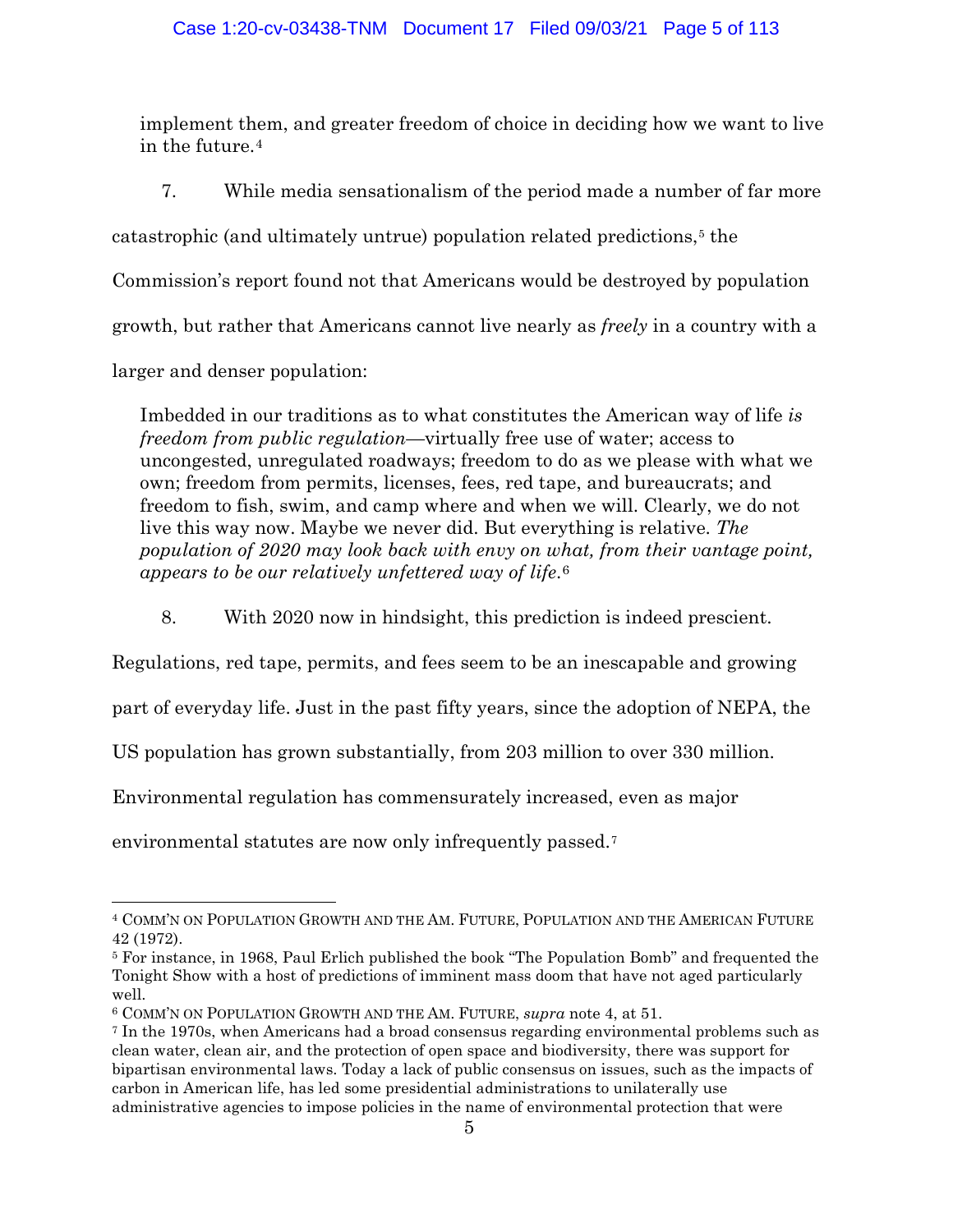implement them, and greater freedom of choice in deciding how we want to live in the future.[4]

7. While media sensationalism of the period made a number of far more catastrophic (and ultimately untrue) population related predictions,[5] the Commission's report found not that Americans would be destroyed by population growth, but rather that Americans cannot live nearly as *freely* in a country with a larger and denser population:

> Imbedded in our traditions as to what constitutes the American way of life *is freedom from public regulation*—virtually free use of water; access to uncongested, unregulated roadways; freedom to do as we please with what we own; freedom from permits, licenses, fees, red tape, and bureaucrats; and freedom to fish, swim, and camp where and when we will. Clearly, we do not live this way now. Maybe we never did. But everything is relative. *The population of 2020 may look back with envy on what, from their vantage point, appears to be our relatively unfettered way of life.*[6]

8. With 2020 now in hindsight, this prediction is indeed prescient. Regulations, red tape, permits, and fees seem to be an inescapable and growing part of everyday life. Just in the past fifty years, since the adoption of NEPA, the US population has grown substantially, from 203 million to over 330 million. Environmental regulation has commensurately increased, even as major environmental statutes are now only infrequently passed.[7]

---

[4] COMM'N ON POPULATION GROWTH AND THE AM. FUTURE, POPULATION AND THE AMERICAN FUTURE 42 (1972).

[5] For instance, in 1968, Paul Erlich published the book "The Population Bomb" and frequented the Tonight Show with a host of predictions of imminent mass doom that have not aged particularly well.

[6] COMM'N ON POPULATION GROWTH AND THE AM. FUTURE, *supra* note 4, at 51.

[7] In the 1970s, when Americans had a broad consensus regarding environmental problems such as clean water, clean air, and the protection of open space and biodiversity, there was support for bipartisan environmental laws. Today a lack of public consensus on issues, such as the impacts of carbon in American life, has led some presidential administrations to unilaterally use administrative agencies to impose policies in the name of environmental protection that were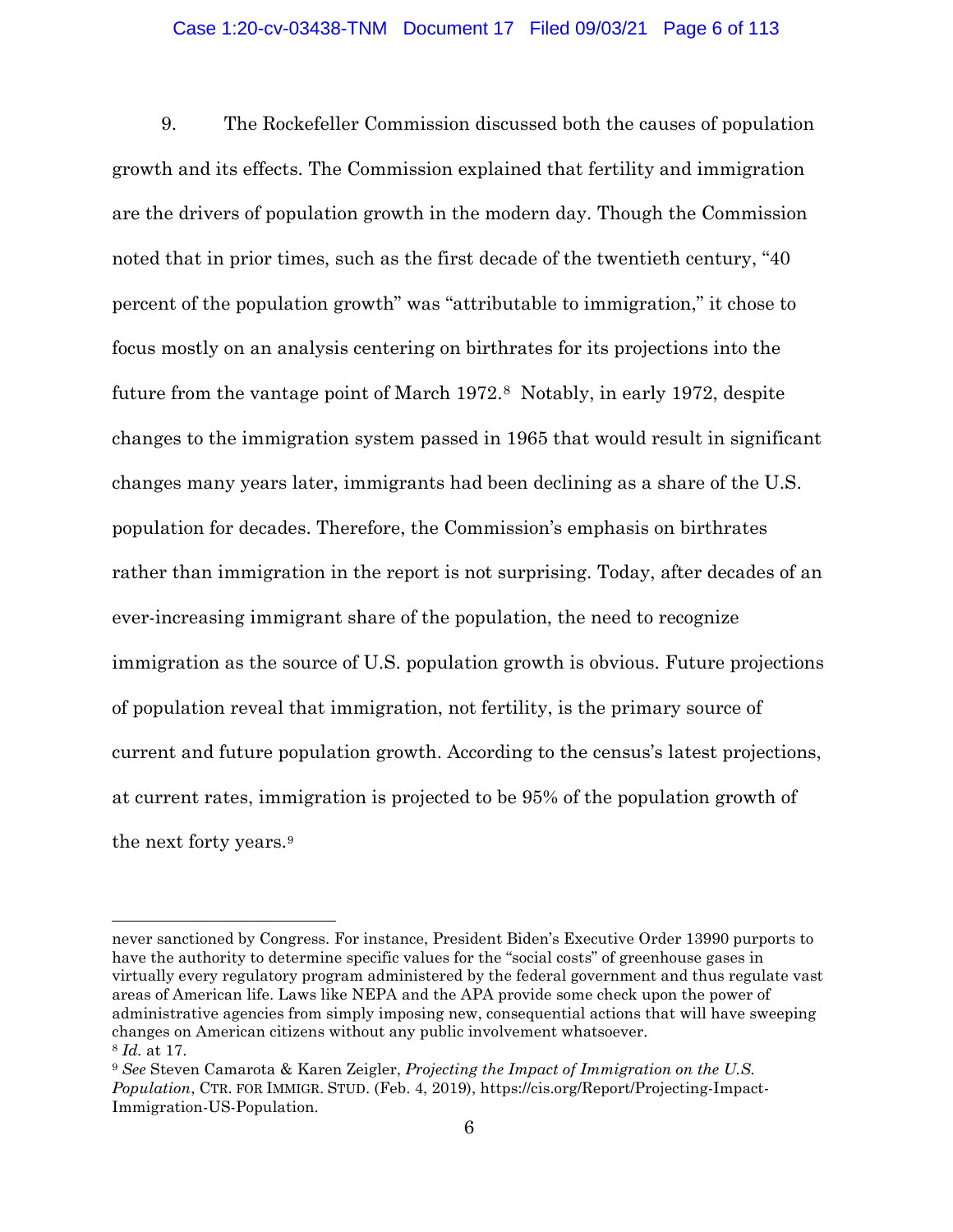9. The Rockefeller Commission discussed both the causes of population growth and its effects. The Commission explained that fertility and immigration are the drivers of population growth in the modern day. Though the Commission noted that in prior times, such as the first decade of the twentieth century, "40 percent of the population growth" was "attributable to immigration," it chose to focus mostly on an analysis centering on birthrates for its projections into the future from the vantage point of March 1972.[8] Notably, in early 1972, despite changes to the immigration system passed in 1965 that would result in significant changes many years later, immigrants had been declining as a share of the U.S. population for decades. Therefore, the Commission's emphasis on birthrates rather than immigration in the report is not surprising. Today, after decades of an ever-increasing immigrant share of the population, the need to recognize immigration as the source of U.S. population growth is obvious. Future projections of population reveal that immigration, not fertility, is the primary source of current and future population growth. According to the census's latest projections, at current rates, immigration is projected to be 95% of the population growth of the next forty years.[9]

---

never sanctioned by Congress. For instance, President Biden's Executive Order 13990 purports to have the authority to determine specific values for the "social costs" of greenhouse gases in virtually every regulatory program administered by the federal government and thus regulate vast areas of American life. Laws like NEPA and the APA provide some check upon the power of administrative agencies from simply imposing new, consequential actions that will have sweeping changes on American citizens without any public involvement whatsoever.

[8] *Id.* at 17.

[9] *See* Steven Camarota & Karen Zeigler, *Projecting the Impact of Immigration on the U.S. Population*, CTR. FOR IMMIGR. STUD. (Feb. 4, 2019), https://cis.org/Report/Projecting-Impact-Immigration-US-Population.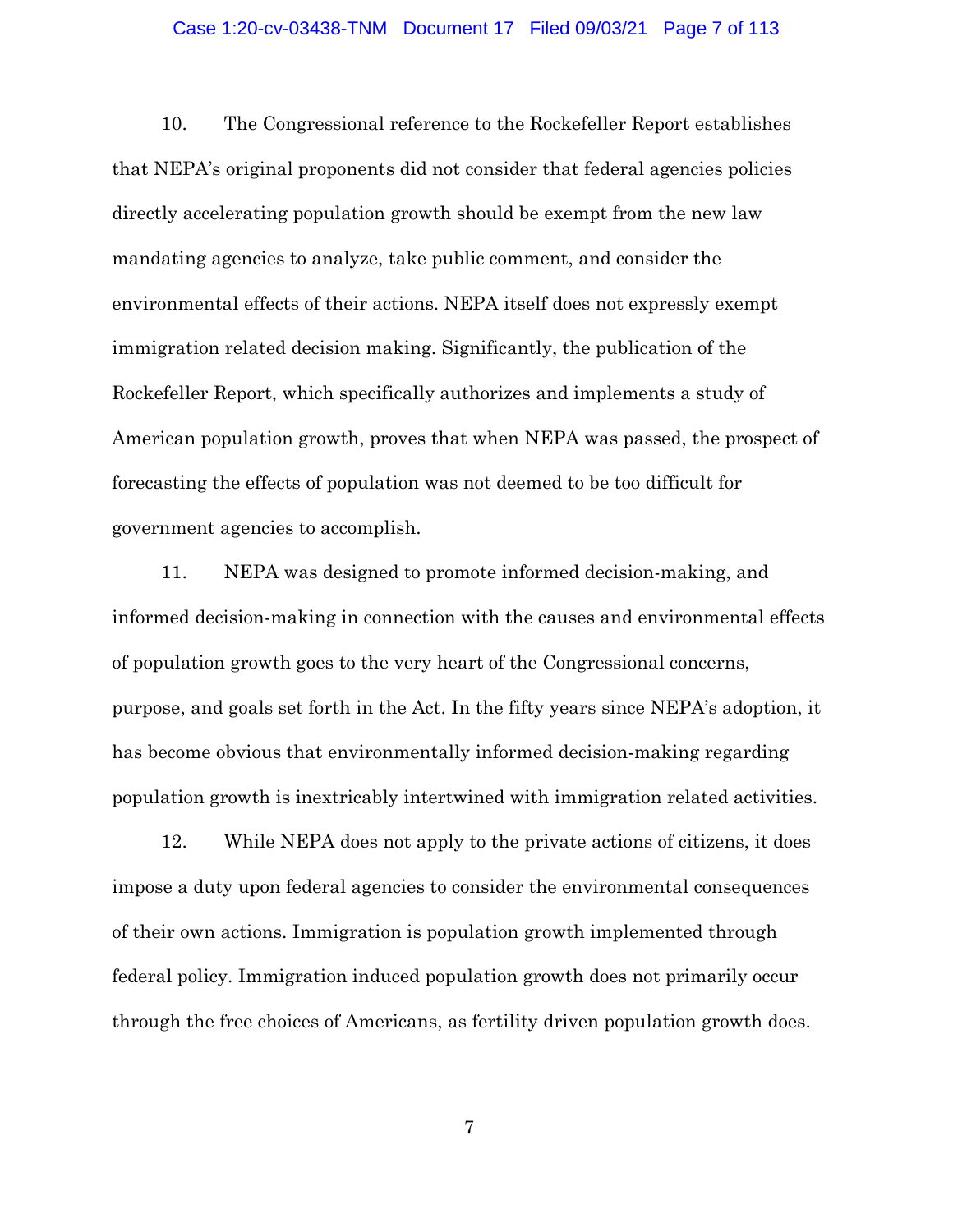10. The Congressional reference to the Rockefeller Report establishes that NEPA's original proponents did not consider that federal agencies policies directly accelerating population growth should be exempt from the new law mandating agencies to analyze, take public comment, and consider the environmental effects of their actions. NEPA itself does not expressly exempt immigration related decision making. Significantly, the publication of the Rockefeller Report, which specifically authorizes and implements a study of American population growth, proves that when NEPA was passed, the prospect of forecasting the effects of population was not deemed to be too difficult for government agencies to accomplish.

11. NEPA was designed to promote informed decision-making, and informed decision-making in connection with the causes and environmental effects of population growth goes to the very heart of the Congressional concerns, purpose, and goals set forth in the Act. In the fifty years since NEPA's adoption, it has become obvious that environmentally informed decision-making regarding population growth is inextricably intertwined with immigration related activities.

12. While NEPA does not apply to the private actions of citizens, it does impose a duty upon federal agencies to consider the environmental consequences of their own actions. Immigration is population growth implemented through federal policy. Immigration induced population growth does not primarily occur through the free choices of Americans, as fertility driven population growth does.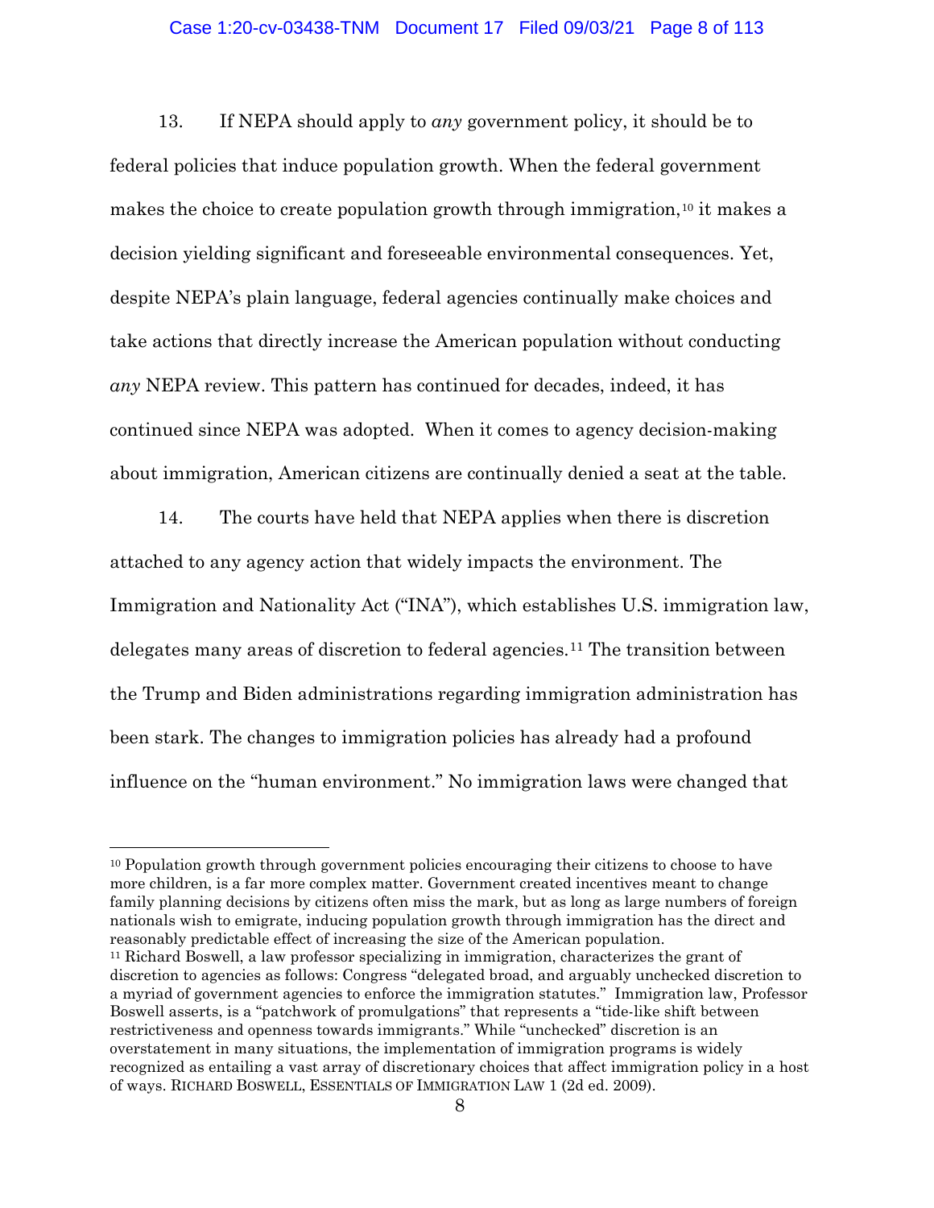13. If NEPA should apply to *any* government policy, it should be to federal policies that induce population growth. When the federal government makes the choice to create population growth through immigration,[10] it makes a decision yielding significant and foreseeable environmental consequences. Yet, despite NEPA's plain language, federal agencies continually make choices and take actions that directly increase the American population without conducting *any* NEPA review. This pattern has continued for decades, indeed, it has continued since NEPA was adopted. When it comes to agency decision-making about immigration, American citizens are continually denied a seat at the table.

14. The courts have held that NEPA applies when there is discretion attached to any agency action that widely impacts the environment. The Immigration and Nationality Act ("INA"), which establishes U.S. immigration law, delegates many areas of discretion to federal agencies.[11] The transition between the Trump and Biden administrations regarding immigration administration has been stark. The changes to immigration policies has already had a profound influence on the "human environment." No immigration laws were changed that

---

[10] Population growth through government policies encouraging their citizens to choose to have more children, is a far more complex matter. Government created incentives meant to change family planning decisions by citizens often miss the mark, but as long as large numbers of foreign nationals wish to emigrate, inducing population growth through immigration has the direct and reasonably predictable effect of increasing the size of the American population.

[11] Richard Boswell, a law professor specializing in immigration, characterizes the grant of discretion to agencies as follows: Congress "delegated broad, and arguably unchecked discretion to a myriad of government agencies to enforce the immigration statutes." Immigration law, Professor Boswell asserts, is a "patchwork of promulgations" that represents a "tide-like shift between restrictiveness and openness towards immigrants." While "unchecked" discretion is an overstatement in many situations, the implementation of immigration programs is widely recognized as entailing a vast array of discretionary choices that affect immigration policy in a host of ways. RICHARD BOSWELL, ESSENTIALS OF IMMIGRATION LAW 1 (2d ed. 2009).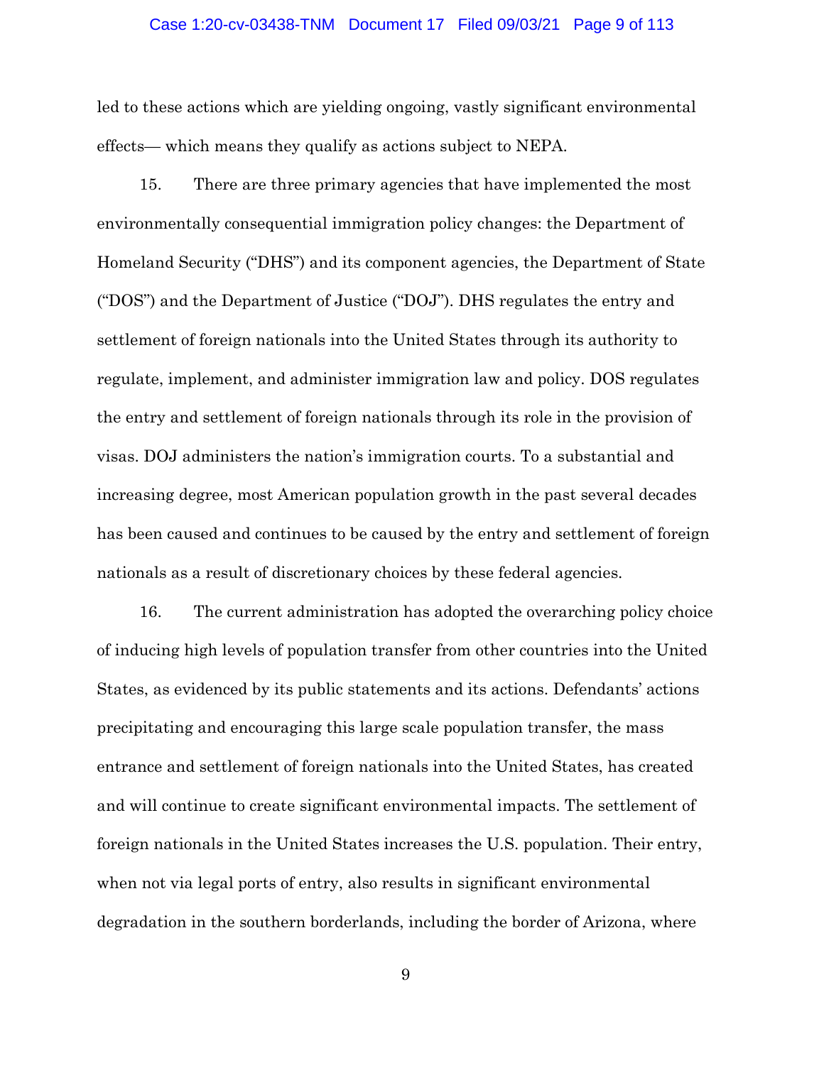led to these actions which are yielding ongoing, vastly significant environmental effects— which means they qualify as actions subject to NEPA.

15. There are three primary agencies that have implemented the most environmentally consequential immigration policy changes: the Department of Homeland Security ("DHS") and its component agencies, the Department of State ("DOS") and the Department of Justice ("DOJ"). DHS regulates the entry and settlement of foreign nationals into the United States through its authority to regulate, implement, and administer immigration law and policy. DOS regulates the entry and settlement of foreign nationals through its role in the provision of visas. DOJ administers the nation's immigration courts. To a substantial and increasing degree, most American population growth in the past several decades has been caused and continues to be caused by the entry and settlement of foreign nationals as a result of discretionary choices by these federal agencies.

16. The current administration has adopted the overarching policy choice of inducing high levels of population transfer from other countries into the United States, as evidenced by its public statements and its actions. Defendants' actions precipitating and encouraging this large scale population transfer, the mass entrance and settlement of foreign nationals into the United States, has created and will continue to create significant environmental impacts. The settlement of foreign nationals in the United States increases the U.S. population. Their entry, when not via legal ports of entry, also results in significant environmental degradation in the southern borderlands, including the border of Arizona, where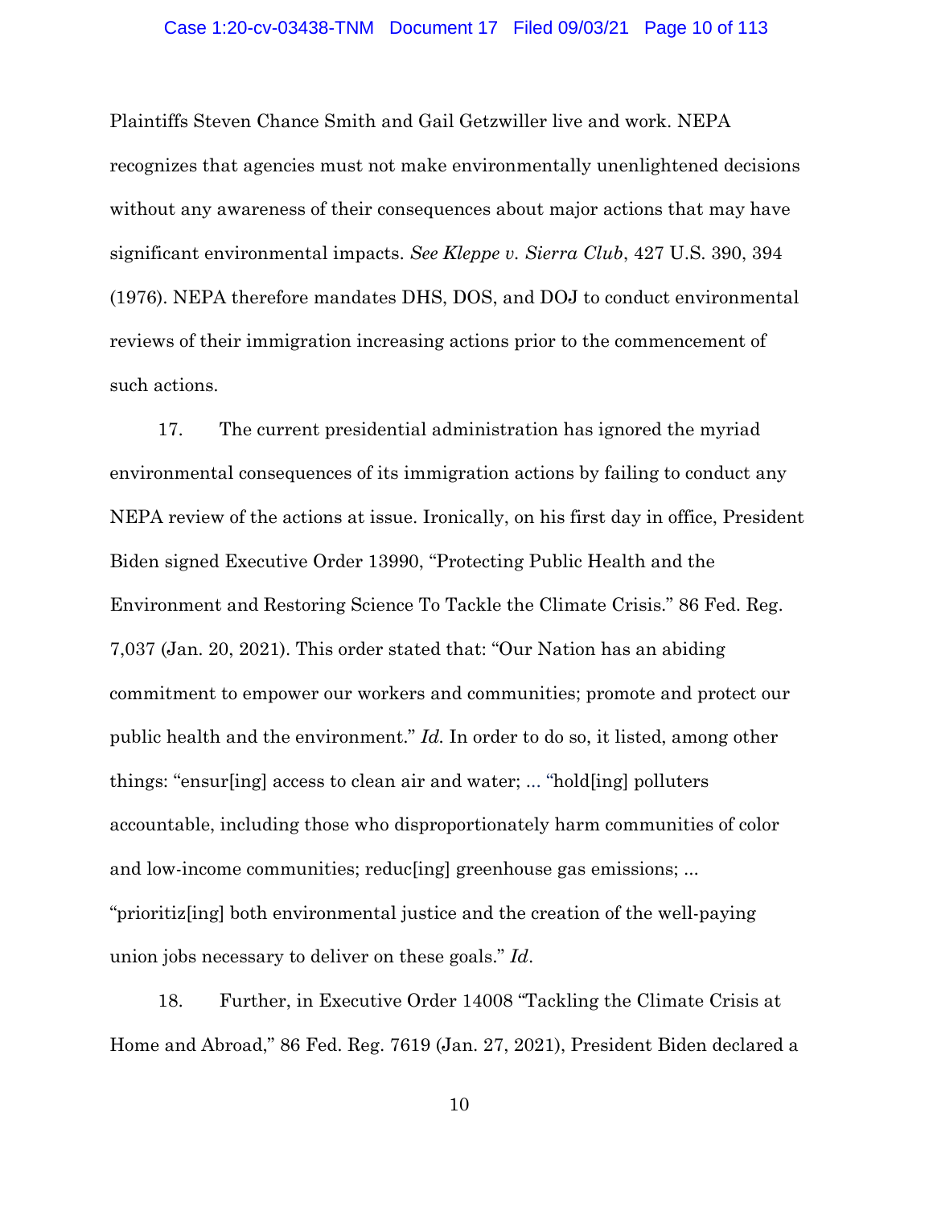Plaintiffs Steven Chance Smith and Gail Getzwiller live and work. NEPA recognizes that agencies must not make environmentally unenlightened decisions without any awareness of their consequences about major actions that may have significant environmental impacts. *See Kleppe v. Sierra Club*, 427 U.S. 390, 394 (1976). NEPA therefore mandates DHS, DOS, and DOJ to conduct environmental reviews of their immigration increasing actions prior to the commencement of such actions.

17. The current presidential administration has ignored the myriad environmental consequences of its immigration actions by failing to conduct any NEPA review of the actions at issue. Ironically, on his first day in office, President Biden signed Executive Order 13990, "Protecting Public Health and the Environment and Restoring Science To Tackle the Climate Crisis." 86 Fed. Reg. 7,037 (Jan. 20, 2021). This order stated that: "Our Nation has an abiding commitment to empower our workers and communities; promote and protect our public health and the environment." *Id.* In order to do so, it listed, among other things: "ensur[ing] access to clean air and water; ... "hold[ing] polluters accountable, including those who disproportionately harm communities of color and low-income communities; reduc[ing] greenhouse gas emissions; ... "prioritiz[ing] both environmental justice and the creation of the well-paying union jobs necessary to deliver on these goals." *Id*.

18. Further, in Executive Order 14008 "Tackling the Climate Crisis at Home and Abroad," 86 Fed. Reg. 7619 (Jan. 27, 2021), President Biden declared a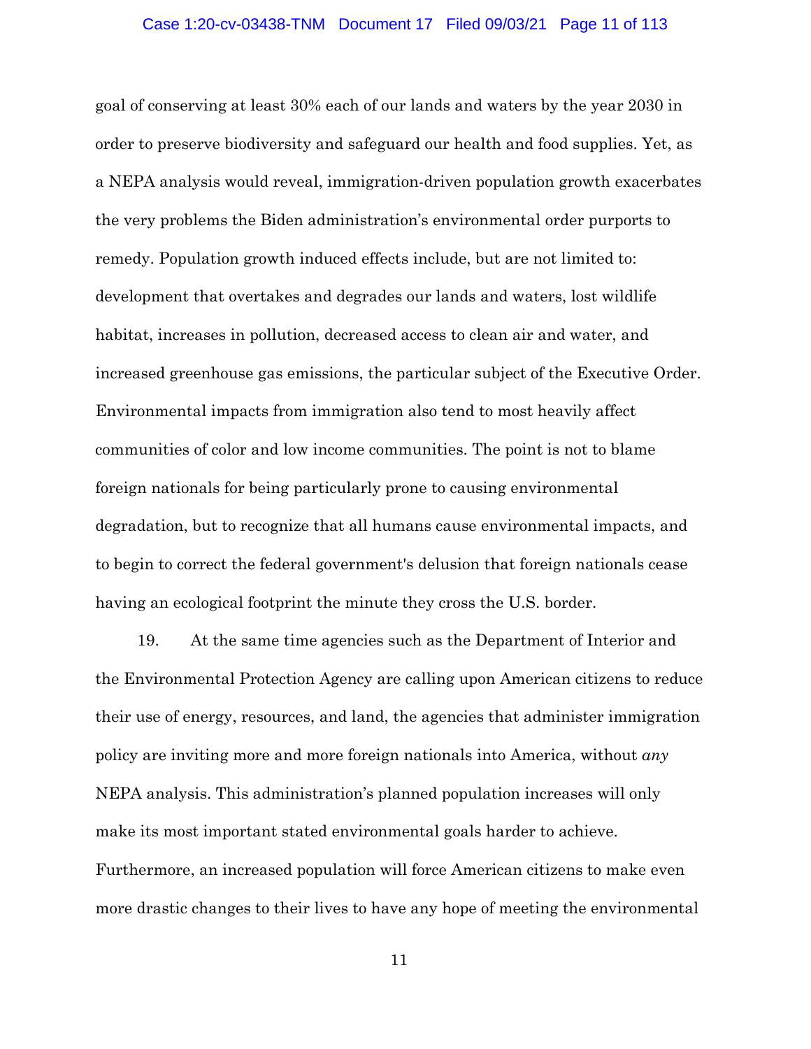goal of conserving at least 30% each of our lands and waters by the year 2030 in order to preserve biodiversity and safeguard our health and food supplies. Yet, as a NEPA analysis would reveal, immigration-driven population growth exacerbates the very problems the Biden administration's environmental order purports to remedy. Population growth induced effects include, but are not limited to: development that overtakes and degrades our lands and waters, lost wildlife habitat, increases in pollution, decreased access to clean air and water, and increased greenhouse gas emissions, the particular subject of the Executive Order. Environmental impacts from immigration also tend to most heavily affect communities of color and low income communities. The point is not to blame foreign nationals for being particularly prone to causing environmental degradation, but to recognize that all humans cause environmental impacts, and to begin to correct the federal government's delusion that foreign nationals cease having an ecological footprint the minute they cross the U.S. border.

19. At the same time agencies such as the Department of Interior and the Environmental Protection Agency are calling upon American citizens to reduce their use of energy, resources, and land, the agencies that administer immigration policy are inviting more and more foreign nationals into America, without *any* NEPA analysis. This administration's planned population increases will only make its most important stated environmental goals harder to achieve. Furthermore, an increased population will force American citizens to make even more drastic changes to their lives to have any hope of meeting the environmental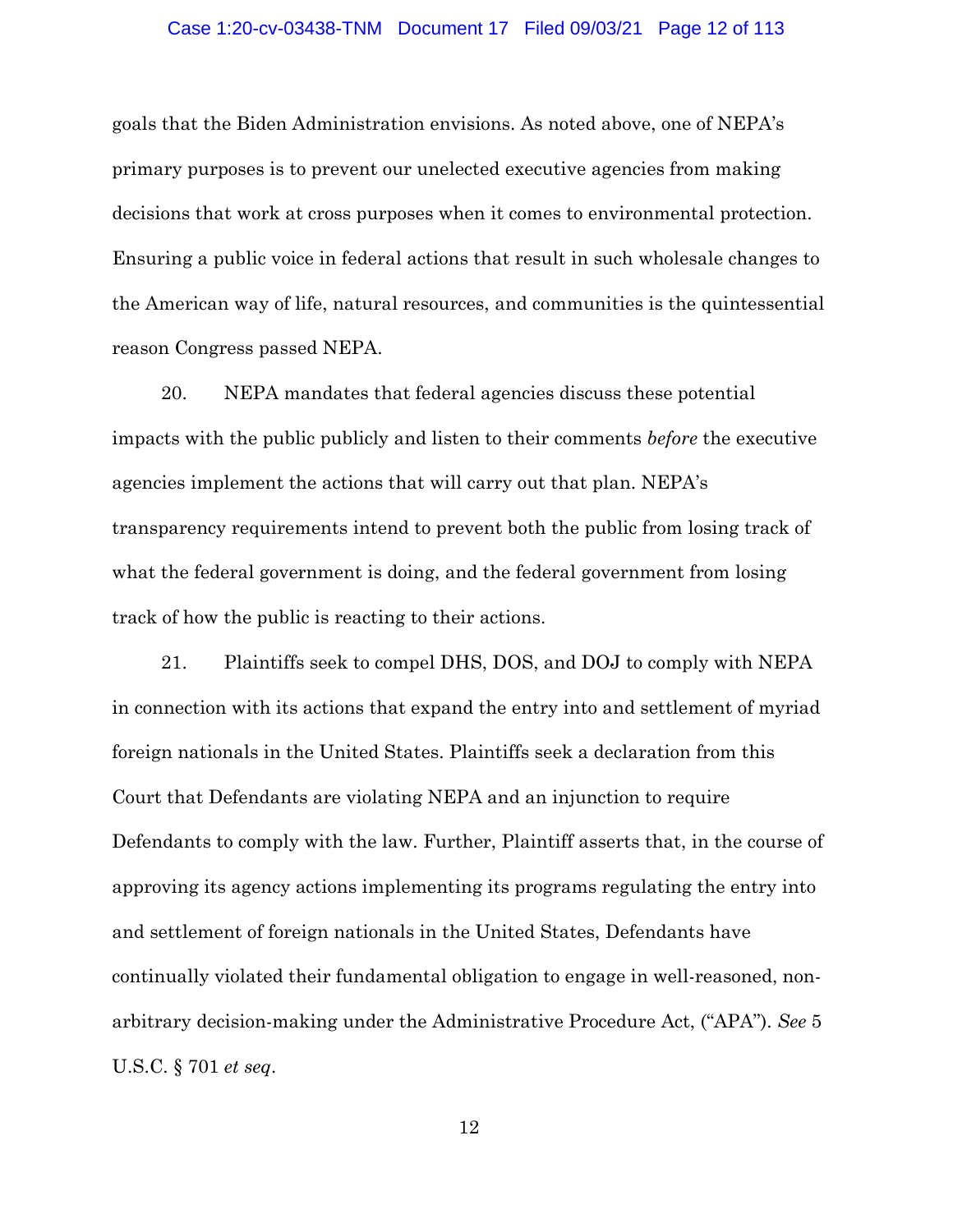goals that the Biden Administration envisions. As noted above, one of NEPA's primary purposes is to prevent our unelected executive agencies from making decisions that work at cross purposes when it comes to environmental protection. Ensuring a public voice in federal actions that result in such wholesale changes to the American way of life, natural resources, and communities is the quintessential reason Congress passed NEPA.

20. NEPA mandates that federal agencies discuss these potential impacts with the public publicly and listen to their comments *before* the executive agencies implement the actions that will carry out that plan. NEPA's transparency requirements intend to prevent both the public from losing track of what the federal government is doing, and the federal government from losing track of how the public is reacting to their actions.

21. Plaintiffs seek to compel DHS, DOS, and DOJ to comply with NEPA in connection with its actions that expand the entry into and settlement of myriad foreign nationals in the United States. Plaintiffs seek a declaration from this Court that Defendants are violating NEPA and an injunction to require Defendants to comply with the law. Further, Plaintiff asserts that, in the course of approving its agency actions implementing its programs regulating the entry into and settlement of foreign nationals in the United States, Defendants have continually violated their fundamental obligation to engage in well-reasoned, non-arbitrary decision-making under the Administrative Procedure Act, ("APA"). *See* 5 U.S.C. § 701 *et seq*.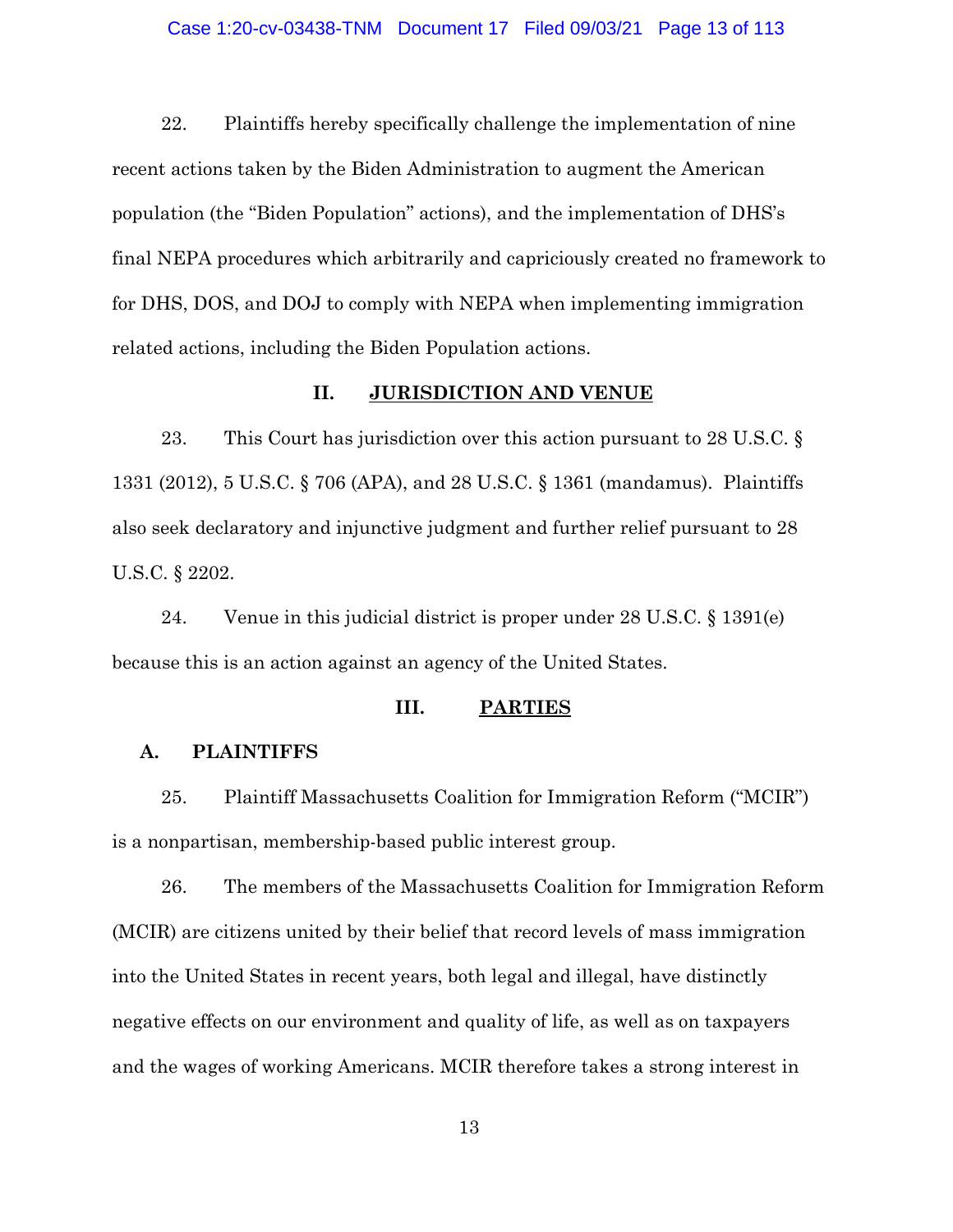22. Plaintiffs hereby specifically challenge the implementation of nine recent actions taken by the Biden Administration to augment the American population (the "Biden Population" actions), and the implementation of DHS's final NEPA procedures which arbitrarily and capriciously created no framework to for DHS, DOS, and DOJ to comply with NEPA when implementing immigration related actions, including the Biden Population actions.

## II. JURISDICTION AND VENUE

23. This Court has jurisdiction over this action pursuant to 28 U.S.C. § 1331 (2012), 5 U.S.C. § 706 (APA), and 28 U.S.C. § 1361 (mandamus). Plaintiffs also seek declaratory and injunctive judgment and further relief pursuant to 28 U.S.C. § 2202.

24. Venue in this judicial district is proper under 28 U.S.C. § 1391(e) because this is an action against an agency of the United States.

## III. PARTIES

### A. PLAINTIFFS

25. Plaintiff Massachusetts Coalition for Immigration Reform ("MCIR") is a nonpartisan, membership-based public interest group.

26. The members of the Massachusetts Coalition for Immigration Reform (MCIR) are citizens united by their belief that record levels of mass immigration into the United States in recent years, both legal and illegal, have distinctly negative effects on our environment and quality of life, as well as on taxpayers and the wages of working Americans. MCIR therefore takes a strong interest in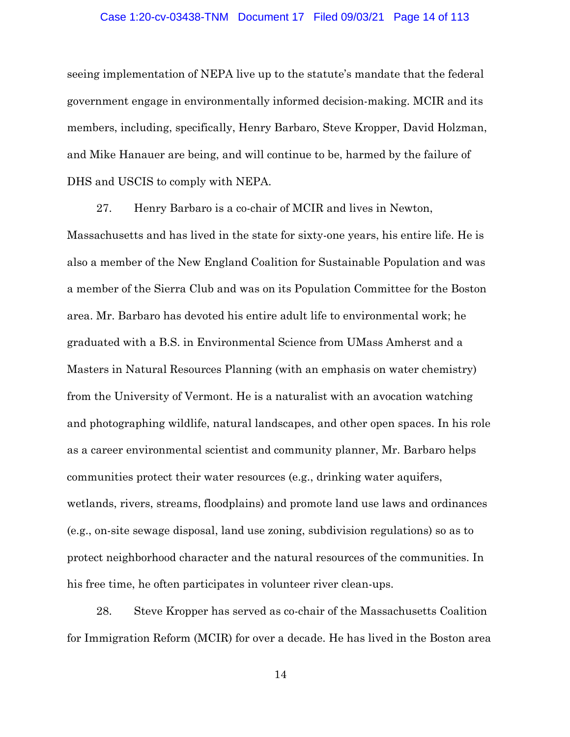seeing implementation of NEPA live up to the statute's mandate that the federal government engage in environmentally informed decision-making. MCIR and its members, including, specifically, Henry Barbaro, Steve Kropper, David Holzman, and Mike Hanauer are being, and will continue to be, harmed by the failure of DHS and USCIS to comply with NEPA.

27. Henry Barbaro is a co-chair of MCIR and lives in Newton, Massachusetts and has lived in the state for sixty-one years, his entire life. He is also a member of the New England Coalition for Sustainable Population and was a member of the Sierra Club and was on its Population Committee for the Boston area. Mr. Barbaro has devoted his entire adult life to environmental work; he graduated with a B.S. in Environmental Science from UMass Amherst and a Masters in Natural Resources Planning (with an emphasis on water chemistry) from the University of Vermont. He is a naturalist with an avocation watching and photographing wildlife, natural landscapes, and other open spaces. In his role as a career environmental scientist and community planner, Mr. Barbaro helps communities protect their water resources (e.g., drinking water aquifers, wetlands, rivers, streams, floodplains) and promote land use laws and ordinances (e.g., on-site sewage disposal, land use zoning, subdivision regulations) so as to protect neighborhood character and the natural resources of the communities. In his free time, he often participates in volunteer river clean-ups.

28. Steve Kropper has served as co-chair of the Massachusetts Coalition for Immigration Reform (MCIR) for over a decade. He has lived in the Boston area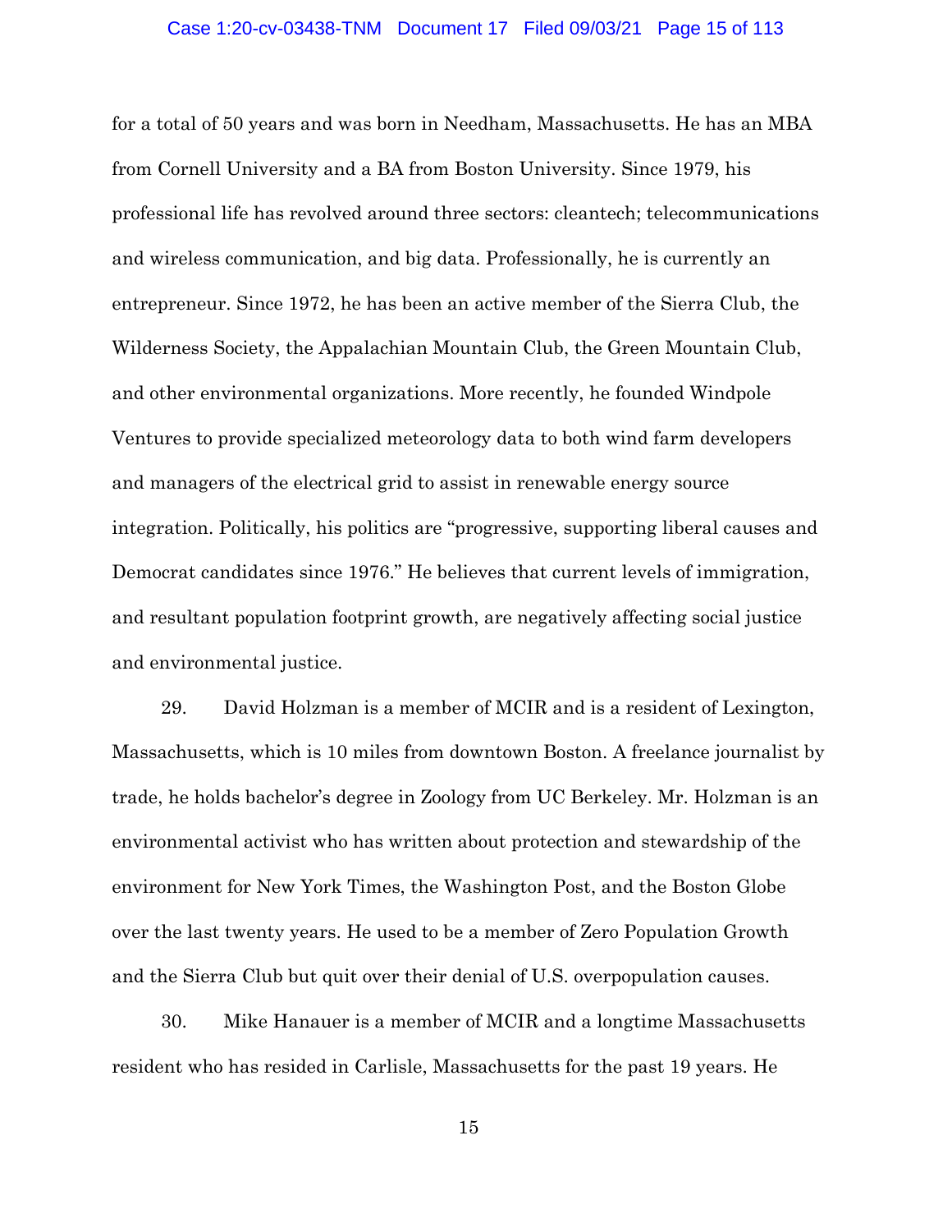for a total of 50 years and was born in Needham, Massachusetts. He has an MBA from Cornell University and a BA from Boston University. Since 1979, his professional life has revolved around three sectors: cleantech; telecommunications and wireless communication, and big data. Professionally, he is currently an entrepreneur. Since 1972, he has been an active member of the Sierra Club, the Wilderness Society, the Appalachian Mountain Club, the Green Mountain Club, and other environmental organizations. More recently, he founded Windpole Ventures to provide specialized meteorology data to both wind farm developers and managers of the electrical grid to assist in renewable energy source integration. Politically, his politics are "progressive, supporting liberal causes and Democrat candidates since 1976." He believes that current levels of immigration, and resultant population footprint growth, are negatively affecting social justice and environmental justice.

29. David Holzman is a member of MCIR and is a resident of Lexington, Massachusetts, which is 10 miles from downtown Boston. A freelance journalist by trade, he holds bachelor's degree in Zoology from UC Berkeley. Mr. Holzman is an environmental activist who has written about protection and stewardship of the environment for New York Times, the Washington Post, and the Boston Globe over the last twenty years. He used to be a member of Zero Population Growth and the Sierra Club but quit over their denial of U.S. overpopulation causes.

30. Mike Hanauer is a member of MCIR and a longtime Massachusetts resident who has resided in Carlisle, Massachusetts for the past 19 years. He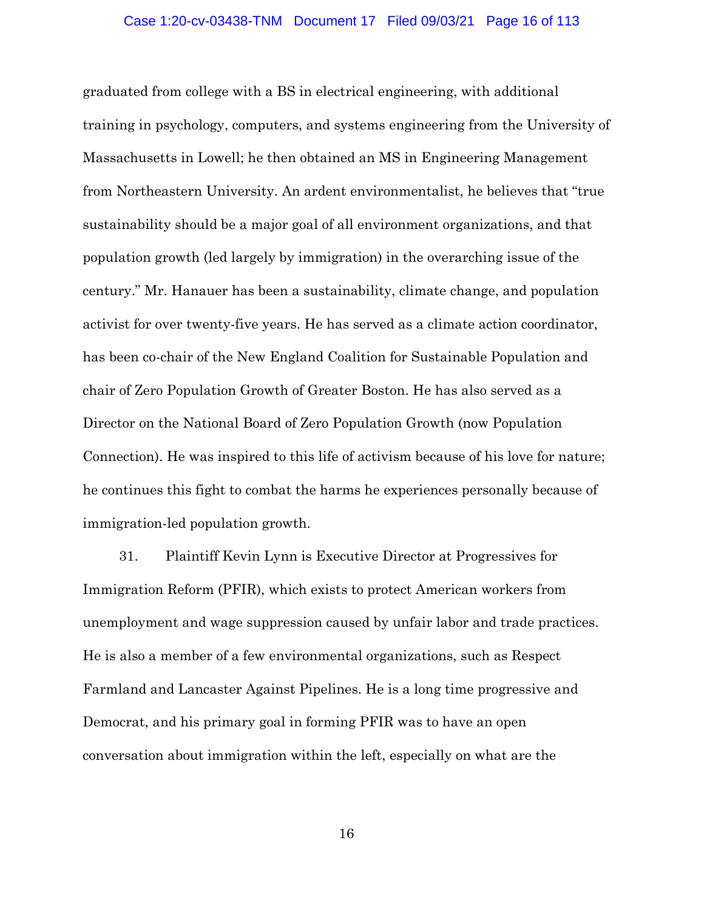graduated from college with a BS in electrical engineering, with additional training in psychology, computers, and systems engineering from the University of Massachusetts in Lowell; he then obtained an MS in Engineering Management from Northeastern University. An ardent environmentalist, he believes that "true sustainability should be a major goal of all environment organizations, and that population growth (led largely by immigration) in the overarching issue of the century." Mr. Hanauer has been a sustainability, climate change, and population activist for over twenty-five years. He has served as a climate action coordinator, has been co-chair of the New England Coalition for Sustainable Population and chair of Zero Population Growth of Greater Boston. He has also served as a Director on the National Board of Zero Population Growth (now Population Connection). He was inspired to this life of activism because of his love for nature; he continues this fight to combat the harms he experiences personally because of immigration-led population growth.

31. Plaintiff Kevin Lynn is Executive Director at Progressives for Immigration Reform (PFIR), which exists to protect American workers from unemployment and wage suppression caused by unfair labor and trade practices. He is also a member of a few environmental organizations, such as Respect Farmland and Lancaster Against Pipelines. He is a long time progressive and Democrat, and his primary goal in forming PFIR was to have an open conversation about immigration within the left, especially on what are the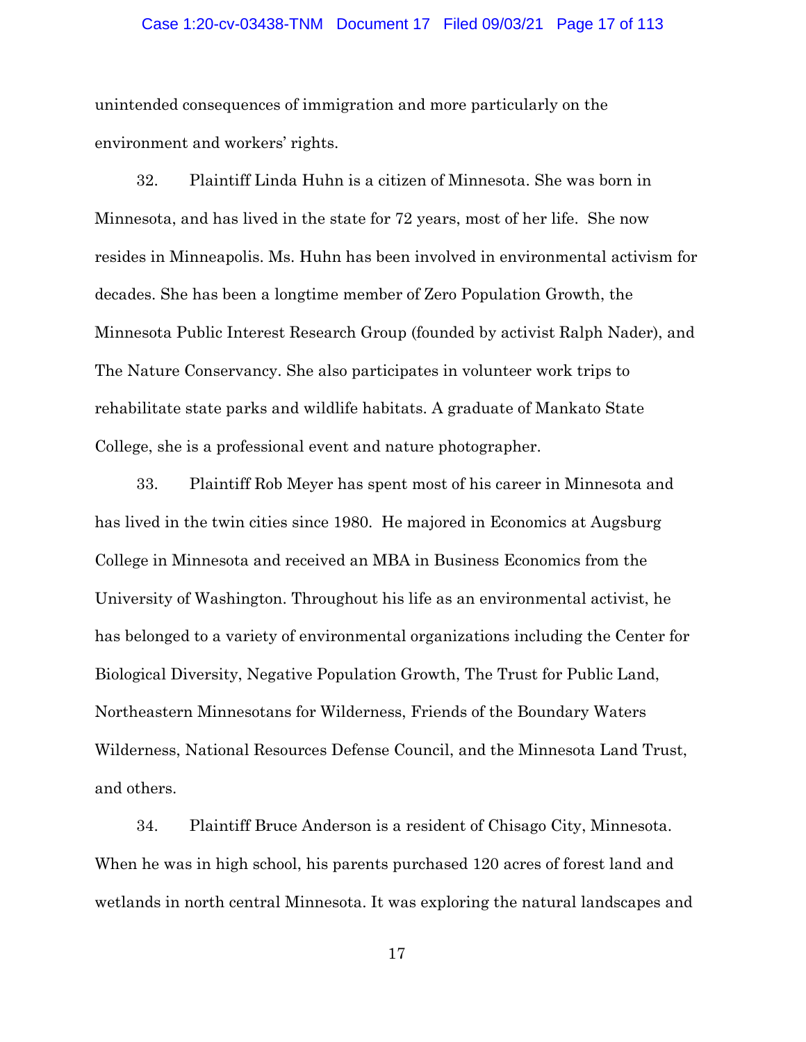unintended consequences of immigration and more particularly on the environment and workers' rights.

32. Plaintiff Linda Huhn is a citizen of Minnesota. She was born in Minnesota, and has lived in the state for 72 years, most of her life. She now resides in Minneapolis. Ms. Huhn has been involved in environmental activism for decades. She has been a longtime member of Zero Population Growth, the Minnesota Public Interest Research Group (founded by activist Ralph Nader), and The Nature Conservancy. She also participates in volunteer work trips to rehabilitate state parks and wildlife habitats. A graduate of Mankato State College, she is a professional event and nature photographer.

33. Plaintiff Rob Meyer has spent most of his career in Minnesota and has lived in the twin cities since 1980. He majored in Economics at Augsburg College in Minnesota and received an MBA in Business Economics from the University of Washington. Throughout his life as an environmental activist, he has belonged to a variety of environmental organizations including the Center for Biological Diversity, Negative Population Growth, The Trust for Public Land, Northeastern Minnesotans for Wilderness, Friends of the Boundary Waters Wilderness, National Resources Defense Council, and the Minnesota Land Trust, and others.

34. Plaintiff Bruce Anderson is a resident of Chisago City, Minnesota. When he was in high school, his parents purchased 120 acres of forest land and wetlands in north central Minnesota. It was exploring the natural landscapes and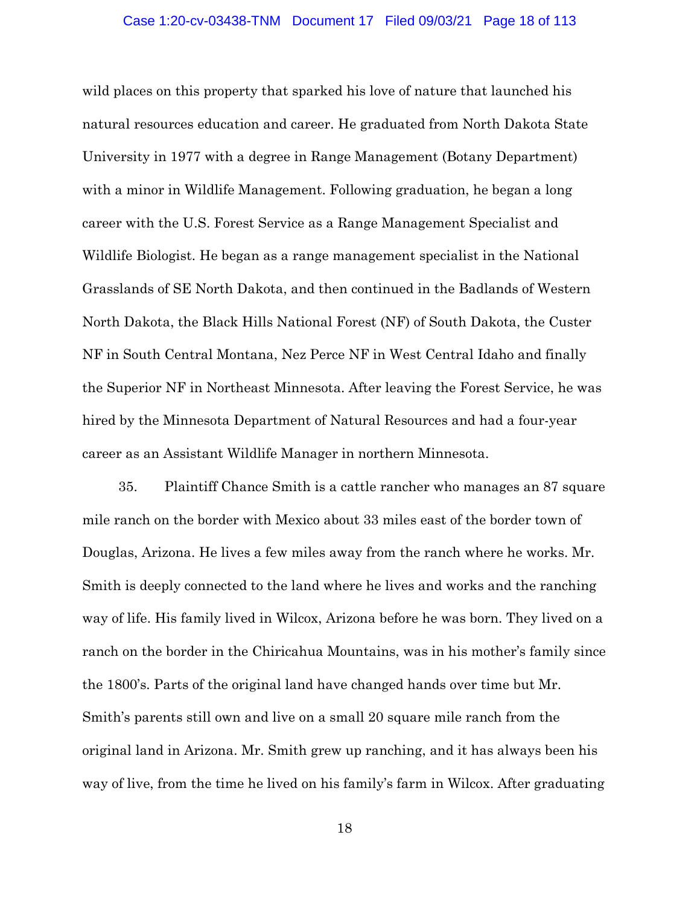wild places on this property that sparked his love of nature that launched his natural resources education and career. He graduated from North Dakota State University in 1977 with a degree in Range Management (Botany Department) with a minor in Wildlife Management. Following graduation, he began a long career with the U.S. Forest Service as a Range Management Specialist and Wildlife Biologist. He began as a range management specialist in the National Grasslands of SE North Dakota, and then continued in the Badlands of Western North Dakota, the Black Hills National Forest (NF) of South Dakota, the Custer NF in South Central Montana, Nez Perce NF in West Central Idaho and finally the Superior NF in Northeast Minnesota. After leaving the Forest Service, he was hired by the Minnesota Department of Natural Resources and had a four-year career as an Assistant Wildlife Manager in northern Minnesota.

35. Plaintiff Chance Smith is a cattle rancher who manages an 87 square mile ranch on the border with Mexico about 33 miles east of the border town of Douglas, Arizona. He lives a few miles away from the ranch where he works. Mr. Smith is deeply connected to the land where he lives and works and the ranching way of life. His family lived in Wilcox, Arizona before he was born. They lived on a ranch on the border in the Chiricahua Mountains, was in his mother's family since the 1800's. Parts of the original land have changed hands over time but Mr. Smith's parents still own and live on a small 20 square mile ranch from the original land in Arizona. Mr. Smith grew up ranching, and it has always been his way of live, from the time he lived on his family's farm in Wilcox. After graduating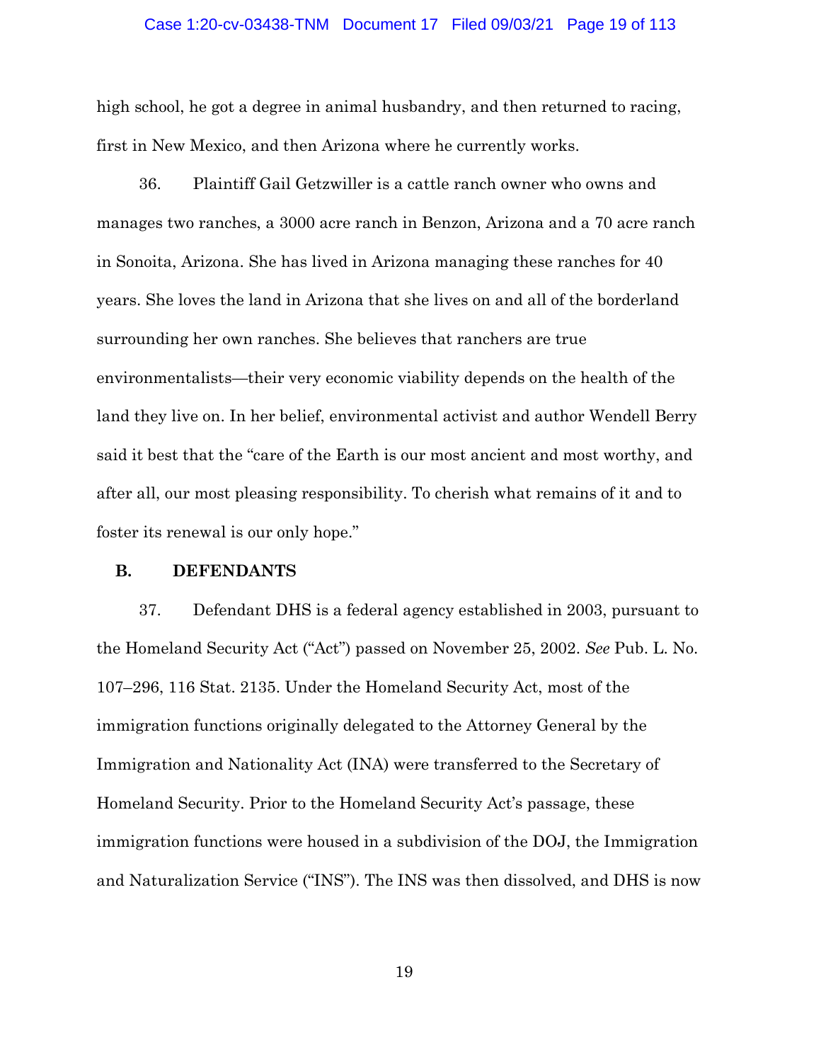high school, he got a degree in animal husbandry, and then returned to racing, first in New Mexico, and then Arizona where he currently works.

36. Plaintiff Gail Getzwiller is a cattle ranch owner who owns and manages two ranches, a 3000 acre ranch in Benzon, Arizona and a 70 acre ranch in Sonoita, Arizona. She has lived in Arizona managing these ranches for 40 years. She loves the land in Arizona that she lives on and all of the borderland surrounding her own ranches. She believes that ranchers are true environmentalists—their very economic viability depends on the health of the land they live on. In her belief, environmental activist and author Wendell Berry said it best that the "care of the Earth is our most ancient and most worthy, and after all, our most pleasing responsibility. To cherish what remains of it and to foster its renewal is our only hope."

### B. DEFENDANTS

37. Defendant DHS is a federal agency established in 2003, pursuant to the Homeland Security Act ("Act") passed on November 25, 2002. *See* Pub. L. No. 107–296, 116 Stat. 2135. Under the Homeland Security Act, most of the immigration functions originally delegated to the Attorney General by the Immigration and Nationality Act (INA) were transferred to the Secretary of Homeland Security. Prior to the Homeland Security Act's passage, these immigration functions were housed in a subdivision of the DOJ, the Immigration and Naturalization Service ("INS"). The INS was then dissolved, and DHS is now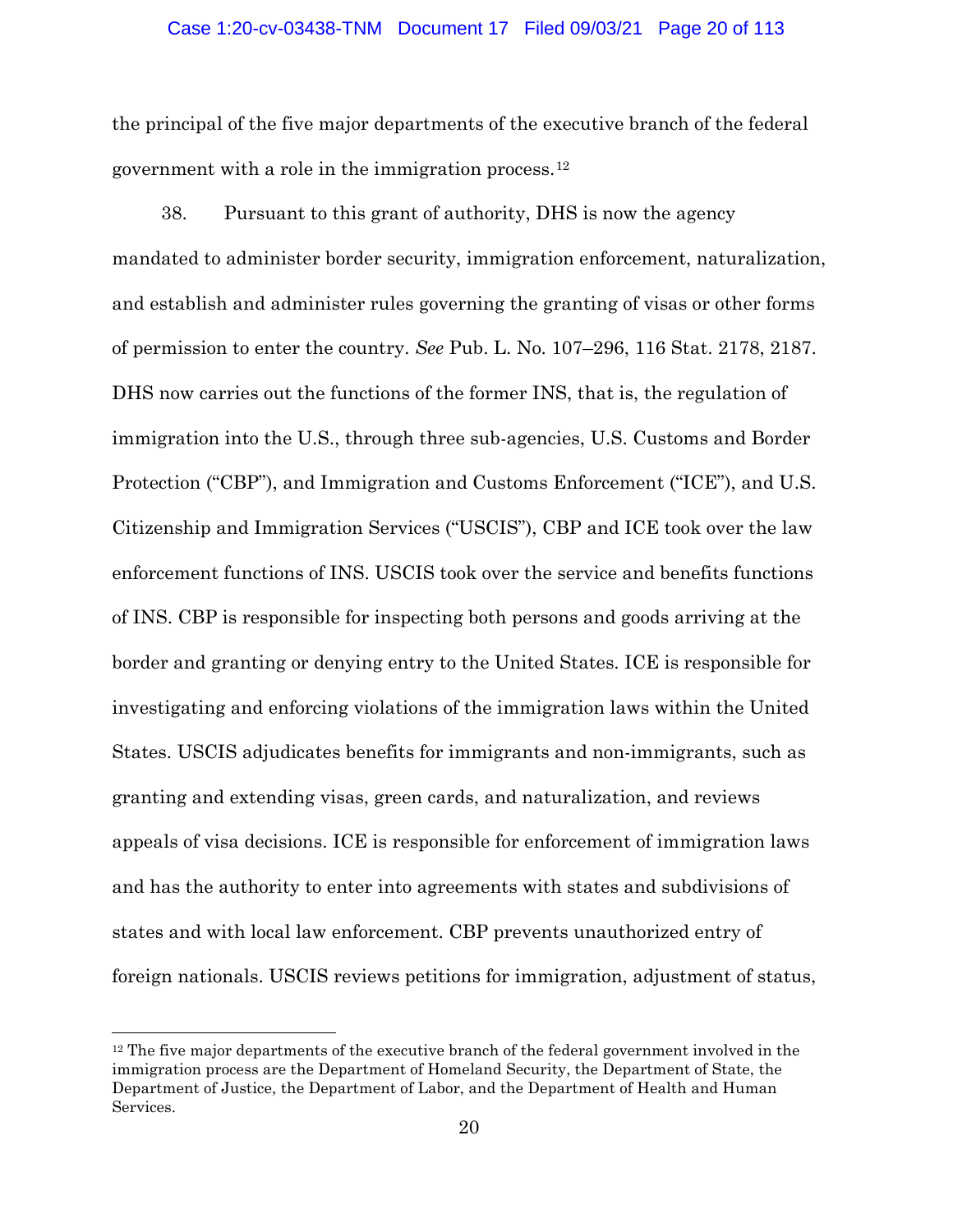the principal of the five major departments of the executive branch of the federal government with a role in the immigration process.[12]

38. Pursuant to this grant of authority, DHS is now the agency mandated to administer border security, immigration enforcement, naturalization, and establish and administer rules governing the granting of visas or other forms of permission to enter the country. *See* Pub. L. No. 107–296, 116 Stat. 2178, 2187. DHS now carries out the functions of the former INS, that is, the regulation of immigration into the U.S., through three sub-agencies, U.S. Customs and Border Protection ("CBP"), and Immigration and Customs Enforcement ("ICE"), and U.S. Citizenship and Immigration Services ("USCIS"), CBP and ICE took over the law enforcement functions of INS. USCIS took over the service and benefits functions of INS. CBP is responsible for inspecting both persons and goods arriving at the border and granting or denying entry to the United States. ICE is responsible for investigating and enforcing violations of the immigration laws within the United States. USCIS adjudicates benefits for immigrants and non-immigrants, such as granting and extending visas, green cards, and naturalization, and reviews appeals of visa decisions. ICE is responsible for enforcement of immigration laws and has the authority to enter into agreements with states and subdivisions of states and with local law enforcement. CBP prevents unauthorized entry of foreign nationals. USCIS reviews petitions for immigration, adjustment of status,

---

[12] The five major departments of the executive branch of the federal government involved in the immigration process are the Department of Homeland Security, the Department of State, the Department of Justice, the Department of Labor, and the Department of Health and Human Services.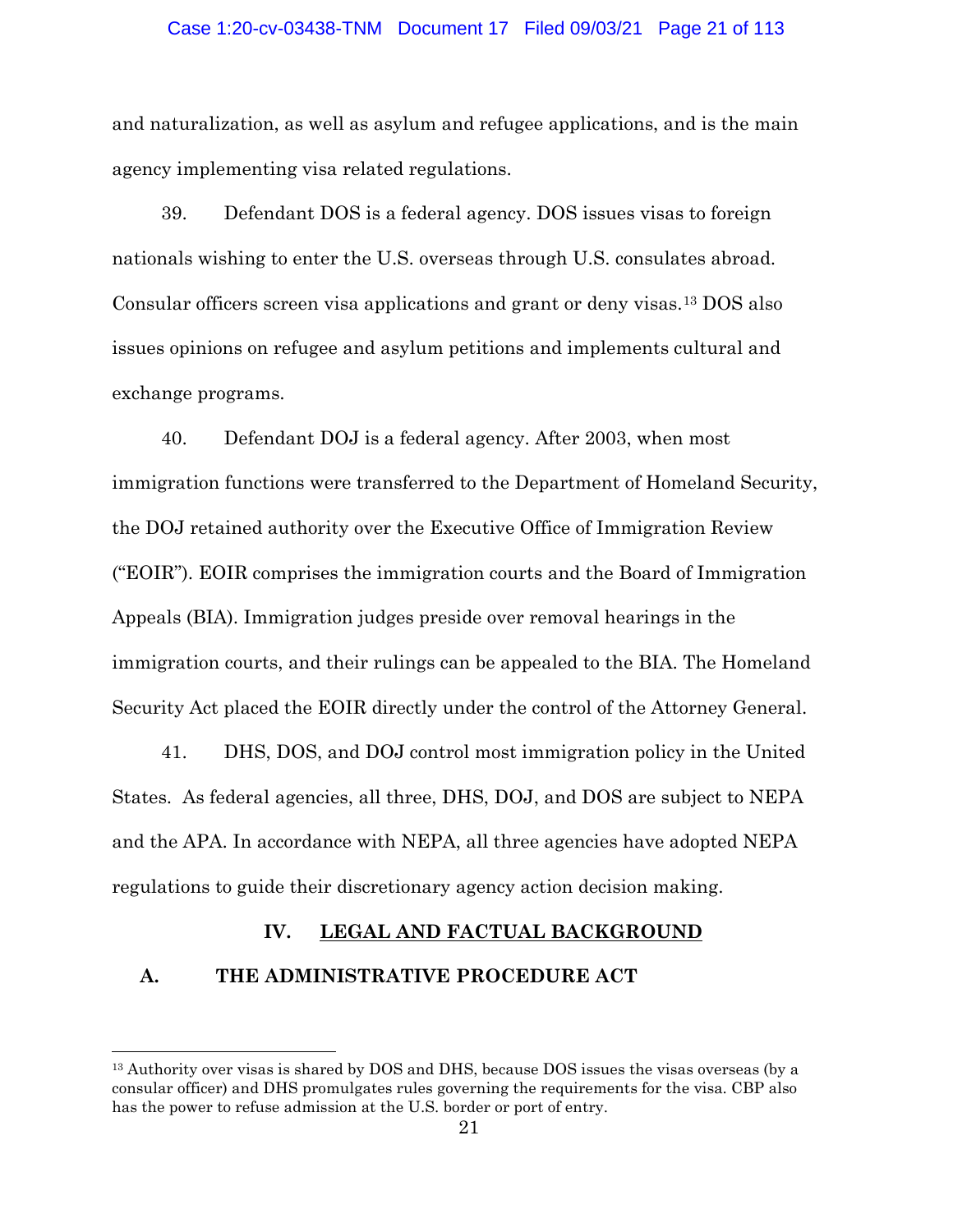and naturalization, as well as asylum and refugee applications, and is the main agency implementing visa related regulations.

39. Defendant DOS is a federal agency. DOS issues visas to foreign nationals wishing to enter the U.S. overseas through U.S. consulates abroad. Consular officers screen visa applications and grant or deny visas.[13] DOS also issues opinions on refugee and asylum petitions and implements cultural and exchange programs.

40. Defendant DOJ is a federal agency. After 2003, when most immigration functions were transferred to the Department of Homeland Security, the DOJ retained authority over the Executive Office of Immigration Review ("EOIR"). EOIR comprises the immigration courts and the Board of Immigration Appeals (BIA). Immigration judges preside over removal hearings in the immigration courts, and their rulings can be appealed to the BIA. The Homeland Security Act placed the EOIR directly under the control of the Attorney General.

41. DHS, DOS, and DOJ control most immigration policy in the United States. As federal agencies, all three, DHS, DOJ, and DOS are subject to NEPA and the APA. In accordance with NEPA, all three agencies have adopted NEPA regulations to guide their discretionary agency action decision making.

## IV. LEGAL AND FACTUAL BACKGROUND

### A. THE ADMINISTRATIVE PROCEDURE ACT

---

[13] Authority over visas is shared by DOS and DHS, because DOS issues the visas overseas (by a consular officer) and DHS promulgates rules governing the requirements for the visa. CBP also has the power to refuse admission at the U.S. border or port of entry.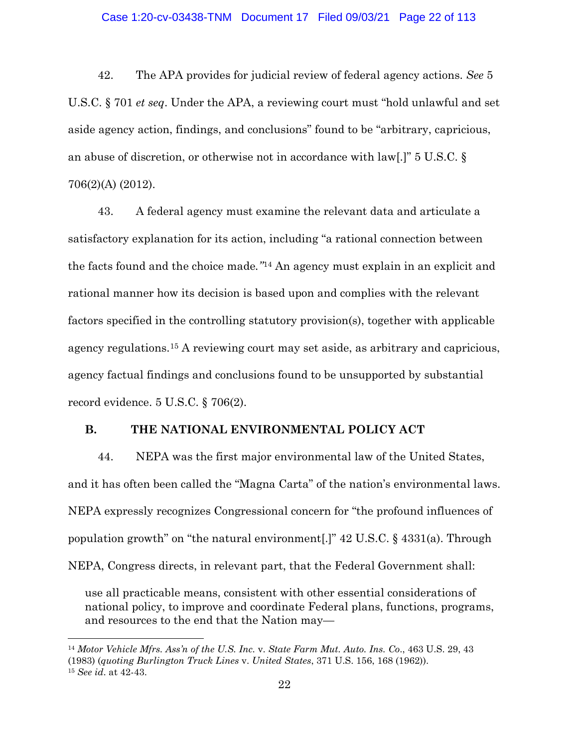42. The APA provides for judicial review of federal agency actions. *See* 5 U.S.C. § 701 *et seq*. Under the APA, a reviewing court must "hold unlawful and set aside agency action, findings, and conclusions" found to be "arbitrary, capricious, an abuse of discretion, or otherwise not in accordance with law[.]" 5 U.S.C. § 706(2)(A) (2012).

43. A federal agency must examine the relevant data and articulate a satisfactory explanation for its action, including "a rational connection between the facts found and the choice made."[14] An agency must explain in an explicit and rational manner how its decision is based upon and complies with the relevant factors specified in the controlling statutory provision(s), together with applicable agency regulations.[15] A reviewing court may set aside, as arbitrary and capricious, agency factual findings and conclusions found to be unsupported by substantial record evidence. 5 U.S.C. § 706(2).

## B. THE NATIONAL ENVIRONMENTAL POLICY ACT

44. NEPA was the first major environmental law of the United States, and it has often been called the "Magna Carta" of the nation's environmental laws. NEPA expressly recognizes Congressional concern for "the profound influences of population growth" on "the natural environment[.]" 42 U.S.C. § 4331(a). Through NEPA, Congress directs, in relevant part, that the Federal Government shall:

> use all practicable means, consistent with other essential considerations of national policy, to improve and coordinate Federal plans, functions, programs, and resources to the end that the Nation may—

---

[14] *Motor Vehicle Mfrs. Ass'n of the U.S. Inc.* v. *State Farm Mut. Auto. Ins. Co*., 463 U.S. 29, 43 (1983) (*quoting Burlington Truck Lines* v. *United States*, 371 U.S. 156, 168 (1962)).

[15] *See id*. at 42-43.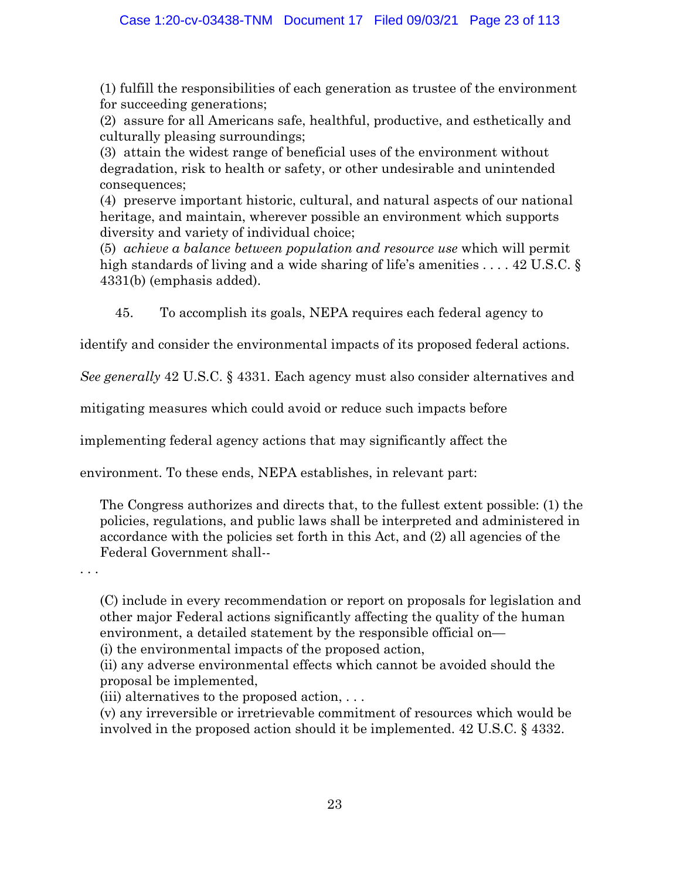> (1) fulfill the responsibilities of each generation as trustee of the environment for succeeding generations;
> (2) assure for all Americans safe, healthful, productive, and esthetically and culturally pleasing surroundings;
> (3) attain the widest range of beneficial uses of the environment without degradation, risk to health or safety, or other undesirable and unintended consequences;
> (4) preserve important historic, cultural, and natural aspects of our national heritage, and maintain, wherever possible an environment which supports diversity and variety of individual choice;
> (5) *achieve a balance between population and resource use* which will permit high standards of living and a wide sharing of life's amenities . . . . 42 U.S.C. § 4331(b) (emphasis added).

45. To accomplish its goals, NEPA requires each federal agency to identify and consider the environmental impacts of its proposed federal actions. *See generally* 42 U.S.C. § 4331. Each agency must also consider alternatives and mitigating measures which could avoid or reduce such impacts before implementing federal agency actions that may significantly affect the environment. To these ends, NEPA establishes, in relevant part:

> The Congress authorizes and directs that, to the fullest extent possible: (1) the policies, regulations, and public laws shall be interpreted and administered in accordance with the policies set forth in this Act, and (2) all agencies of the Federal Government shall--

. . .

> (C) include in every recommendation or report on proposals for legislation and other major Federal actions significantly affecting the quality of the human environment, a detailed statement by the responsible official on—
> (i) the environmental impacts of the proposed action,
> (ii) any adverse environmental effects which cannot be avoided should the proposal be implemented,
> (iii) alternatives to the proposed action, . . .
> (v) any irreversible or irretrievable commitment of resources which would be involved in the proposed action should it be implemented. 42 U.S.C. § 4332.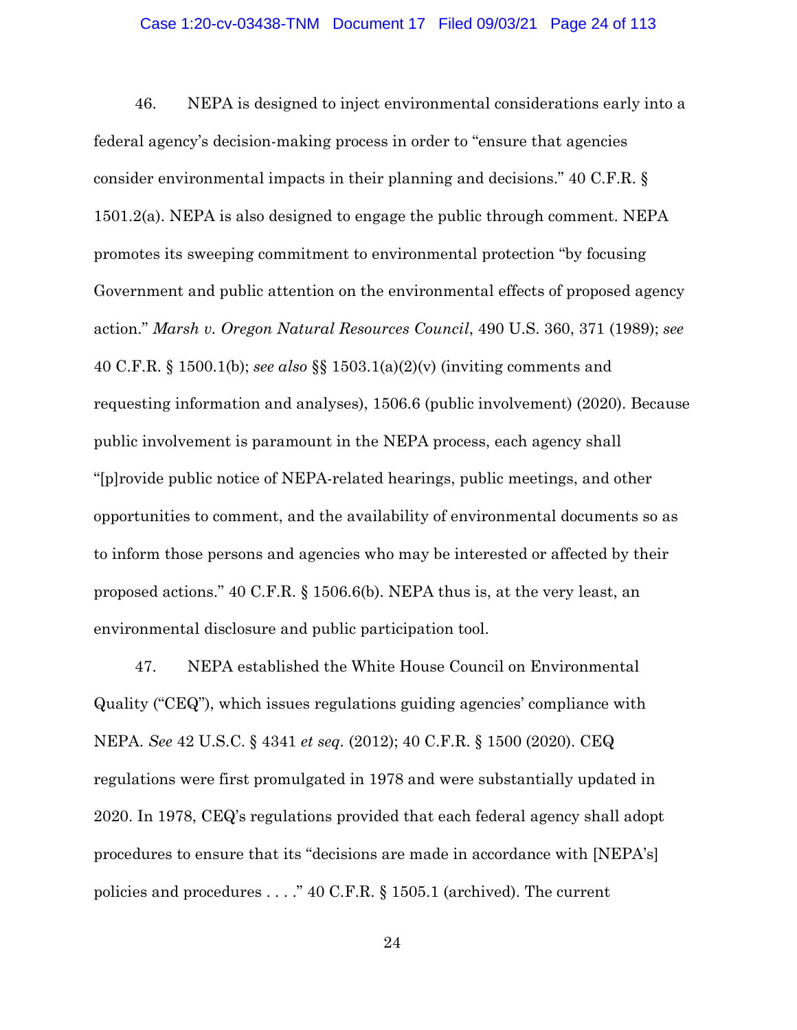46. NEPA is designed to inject environmental considerations early into a federal agency's decision-making process in order to "ensure that agencies consider environmental impacts in their planning and decisions." 40 C.F.R. § 1501.2(a). NEPA is also designed to engage the public through comment. NEPA promotes its sweeping commitment to environmental protection "by focusing Government and public attention on the environmental effects of proposed agency action." *Marsh v. Oregon Natural Resources Council*, 490 U.S. 360, 371 (1989); *see* 40 C.F.R. § 1500.1(b); *see also* §§ 1503.1(a)(2)(v) (inviting comments and requesting information and analyses), 1506.6 (public involvement) (2020). Because public involvement is paramount in the NEPA process, each agency shall "[p]rovide public notice of NEPA-related hearings, public meetings, and other opportunities to comment, and the availability of environmental documents so as to inform those persons and agencies who may be interested or affected by their proposed actions." 40 C.F.R. § 1506.6(b). NEPA thus is, at the very least, an environmental disclosure and public participation tool.

47. NEPA established the White House Council on Environmental Quality ("CEQ"), which issues regulations guiding agencies' compliance with NEPA. *See* 42 U.S.C. § 4341 *et seq*. (2012); 40 C.F.R. § 1500 (2020). CEQ regulations were first promulgated in 1978 and were substantially updated in 2020. In 1978, CEQ's regulations provided that each federal agency shall adopt procedures to ensure that its "decisions are made in accordance with [NEPA's] policies and procedures . . . ." 40 C.F.R. § 1505.1 (archived). The current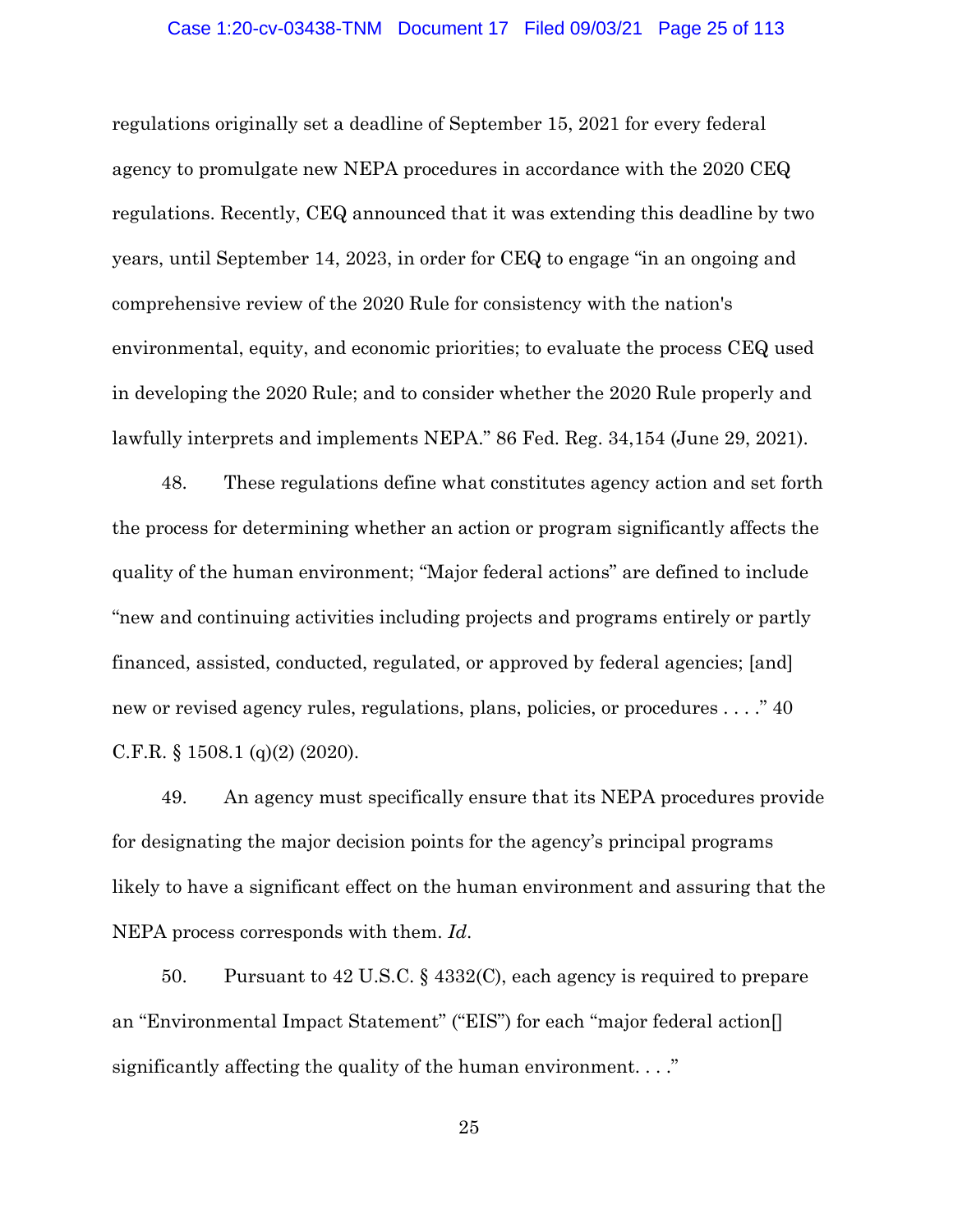regulations originally set a deadline of September 15, 2021 for every federal agency to promulgate new NEPA procedures in accordance with the 2020 CEQ regulations. Recently, CEQ announced that it was extending this deadline by two years, until September 14, 2023, in order for CEQ to engage "in an ongoing and comprehensive review of the 2020 Rule for consistency with the nation's environmental, equity, and economic priorities; to evaluate the process CEQ used in developing the 2020 Rule; and to consider whether the 2020 Rule properly and lawfully interprets and implements NEPA." 86 Fed. Reg. 34,154 (June 29, 2021).

48. These regulations define what constitutes agency action and set forth the process for determining whether an action or program significantly affects the quality of the human environment; "Major federal actions" are defined to include "new and continuing activities including projects and programs entirely or partly financed, assisted, conducted, regulated, or approved by federal agencies; [and] new or revised agency rules, regulations, plans, policies, or procedures . . . ." 40 C.F.R. § 1508.1 (q)(2) (2020).

49. An agency must specifically ensure that its NEPA procedures provide for designating the major decision points for the agency's principal programs likely to have a significant effect on the human environment and assuring that the NEPA process corresponds with them. *Id.*

50. Pursuant to 42 U.S.C. § 4332(C), each agency is required to prepare an "Environmental Impact Statement" ("EIS") for each "major federal action[] significantly affecting the quality of the human environment. . . ."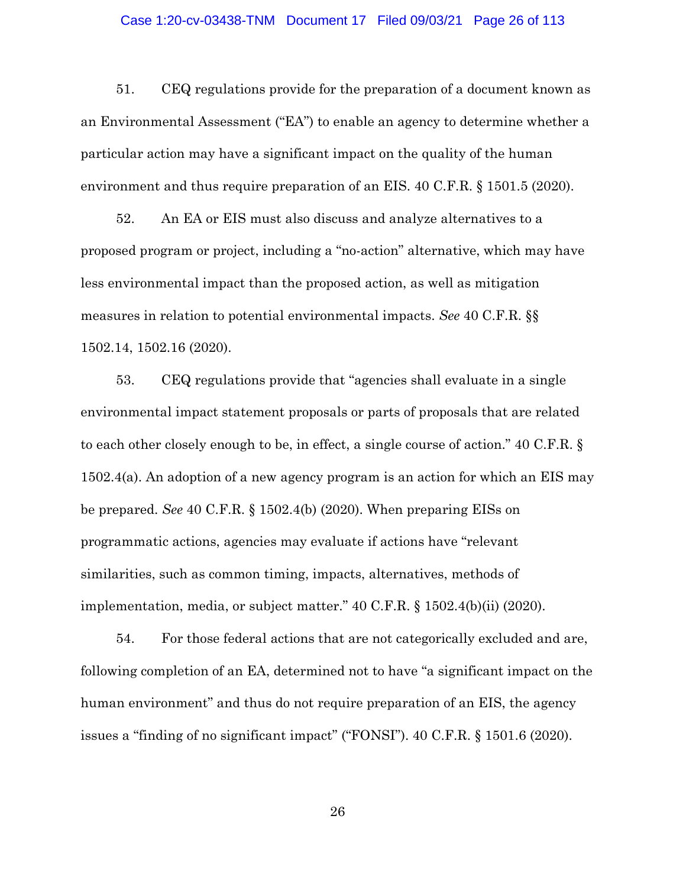51. CEQ regulations provide for the preparation of a document known as an Environmental Assessment ("EA") to enable an agency to determine whether a particular action may have a significant impact on the quality of the human environment and thus require preparation of an EIS. 40 C.F.R. § 1501.5 (2020).

52. An EA or EIS must also discuss and analyze alternatives to a proposed program or project, including a "no-action" alternative, which may have less environmental impact than the proposed action, as well as mitigation measures in relation to potential environmental impacts. *See* 40 C.F.R. §§ 1502.14, 1502.16 (2020).

53. CEQ regulations provide that "agencies shall evaluate in a single environmental impact statement proposals or parts of proposals that are related to each other closely enough to be, in effect, a single course of action." 40 C.F.R. § 1502.4(a). An adoption of a new agency program is an action for which an EIS may be prepared. *See* 40 C.F.R. § 1502.4(b) (2020). When preparing EISs on programmatic actions, agencies may evaluate if actions have "relevant similarities, such as common timing, impacts, alternatives, methods of implementation, media, or subject matter." 40 C.F.R. § 1502.4(b)(ii) (2020).

54. For those federal actions that are not categorically excluded and are, following completion of an EA, determined not to have "a significant impact on the human environment" and thus do not require preparation of an EIS, the agency issues a "finding of no significant impact" ("FONSI"). 40 C.F.R. § 1501.6 (2020).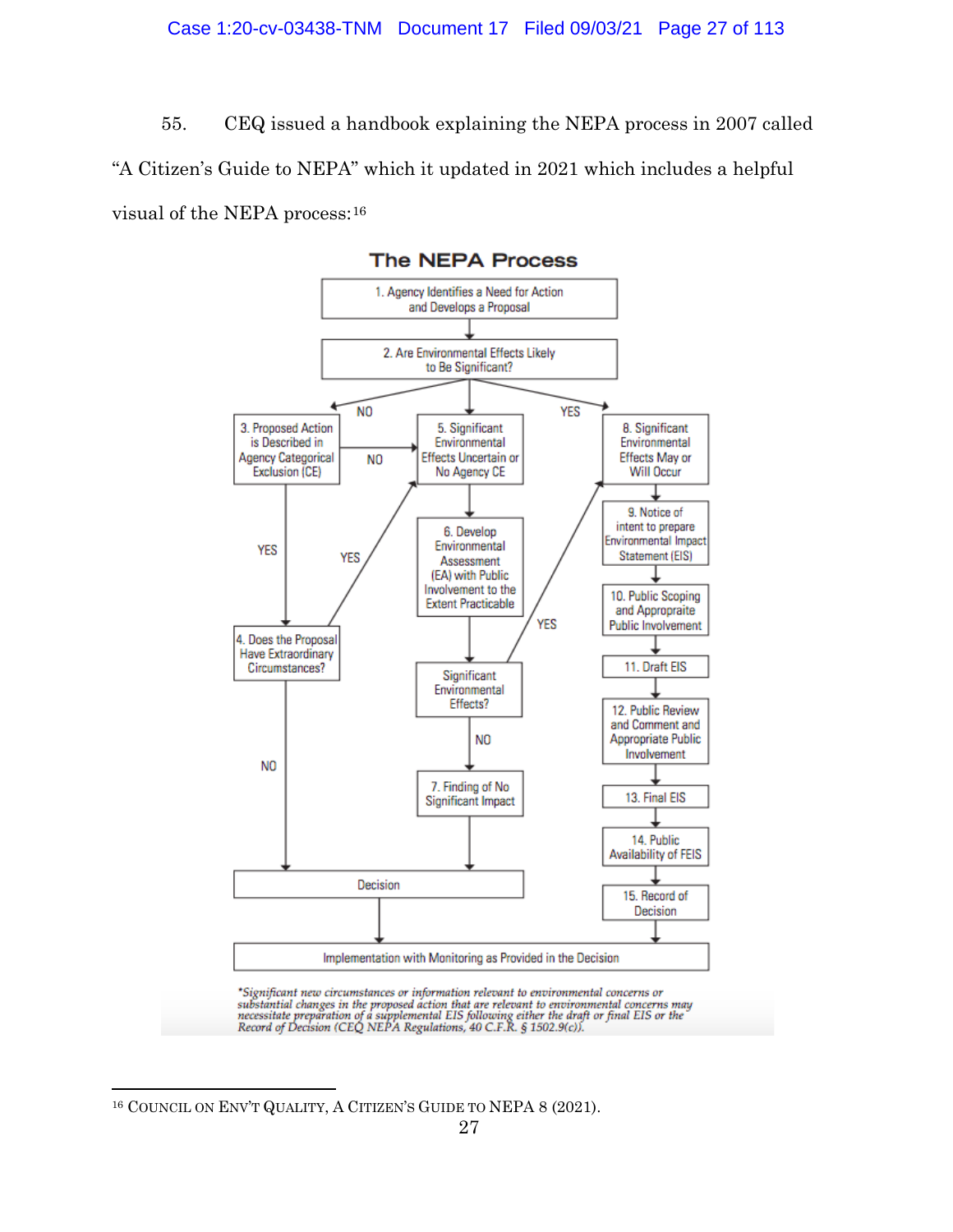55. CEQ issued a handbook explaining the NEPA process in 2007 called "A Citizen's Guide to NEPA" which it updated in 2021 which includes a helpful visual of the NEPA process:[16]

**The NEPA Process**

1. Agency Identifies a Need for Action and Develops a Proposal
2. Are Environmental Effects Likely to Be Significant?
   - NO → 3. Proposed Action is Described in Agency Categorical Exclusion (CE)
     - YES → 4. Does the Proposal Have Extraordinary Circumstances?
       - NO → Decision
       - YES → 5. Significant Environmental Effects Uncertain or No Agency CE
     - NO → 5. Significant Environmental Effects Uncertain or No Agency CE
   - → 5. Significant Environmental Effects Uncertain or No Agency CE
     - 6. Develop Environmental Assessment (EA) with Public Involvement to the Extent Practicable
     - Significant Environmental Effects?
       - YES → 8. Significant Environmental Effects May or Will Occur
       - NO → 7. Finding of No Significant Impact → Decision
   - YES → 8. Significant Environmental Effects May or Will Occur
     - 9. Notice of intent to prepare Environmental Impact Statement (EIS)
     - 10. Public Scoping and Appropriate Public Involvement
     - 11. Draft EIS
     - 12. Public Review and Comment and Appropriate Public Involvement
     - 13. Final EIS
     - 14. Public Availability of FEIS
     - 15. Record of Decision

Implementation with Monitoring as Provided in the Decision

**Significant new circumstances or information relevant to environmental concerns or substantial changes in the proposed action that are relevant to environmental concerns may necessitate preparation of a supplemental EIS following either the draft or final EIS or the Record of Decision (CEQ NEPA Regulations, 40 C.F.R. § 1502.9(c)).*

---

[16] COUNCIL ON ENV'T QUALITY, A CITIZEN'S GUIDE TO NEPA 8 (2021).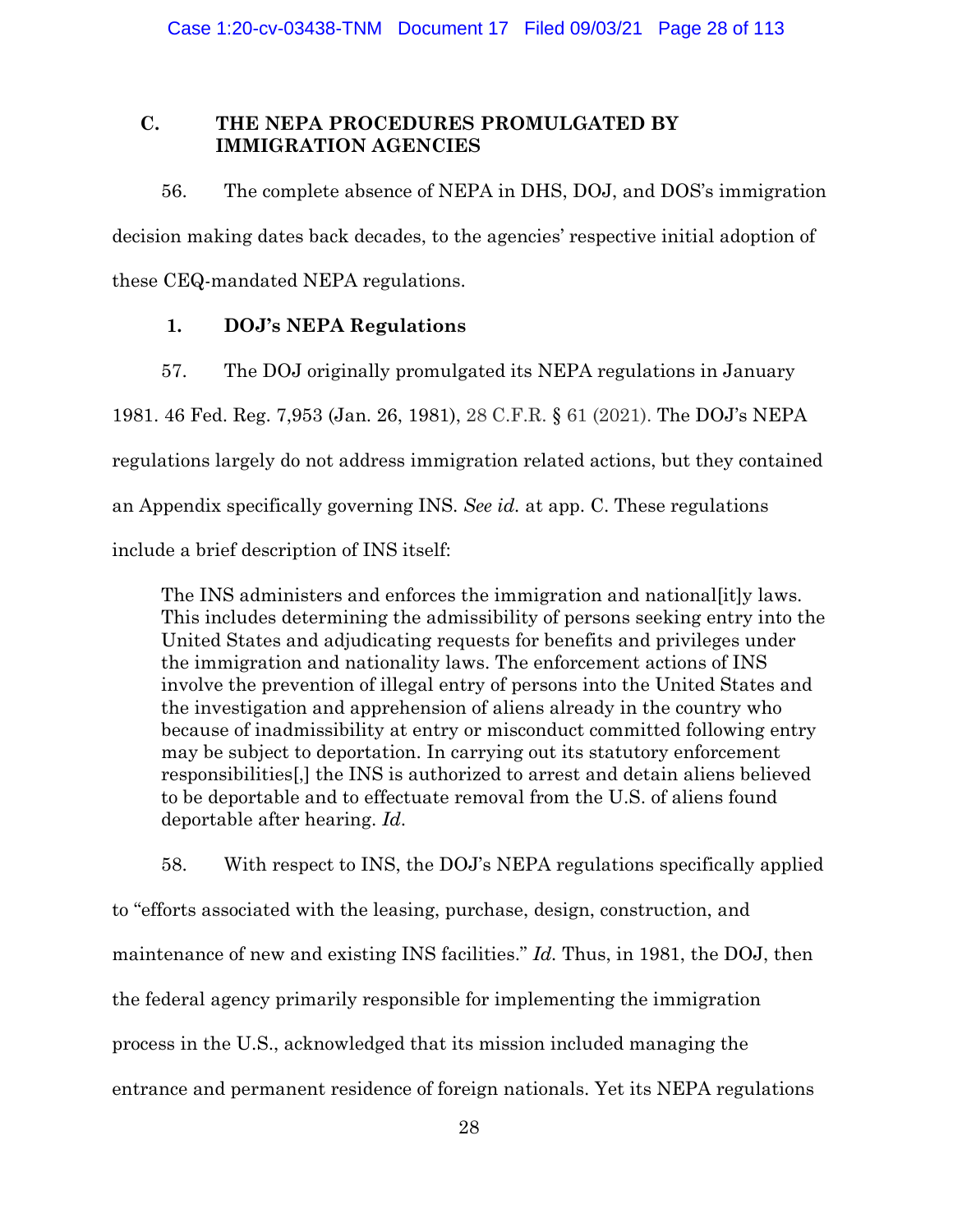### C. THE NEPA PROCEDURES PROMULGATED BY IMMIGRATION AGENCIES

56. The complete absence of NEPA in DHS, DOJ, and DOS's immigration decision making dates back decades, to the agencies' respective initial adoption of these CEQ-mandated NEPA regulations.

#### 1. DOJ's NEPA Regulations

57. The DOJ originally promulgated its NEPA regulations in January 1981. 46 Fed. Reg. 7,953 (Jan. 26, 1981), 28 C.F.R. § 61 (2021). The DOJ's NEPA regulations largely do not address immigration related actions, but they contained an Appendix specifically governing INS. *See id.* at app. C. These regulations include a brief description of INS itself:

> The INS administers and enforces the immigration and national[it]y laws. This includes determining the admissibility of persons seeking entry into the United States and adjudicating requests for benefits and privileges under the immigration and nationality laws. The enforcement actions of INS involve the prevention of illegal entry of persons into the United States and the investigation and apprehension of aliens already in the country who because of inadmissibility at entry or misconduct committed following entry may be subject to deportation. In carrying out its statutory enforcement responsibilities[,] the INS is authorized to arrest and detain aliens believed to be deportable and to effectuate removal from the U.S. of aliens found deportable after hearing. *Id.*

58. With respect to INS, the DOJ's NEPA regulations specifically applied to "efforts associated with the leasing, purchase, design, construction, and maintenance of new and existing INS facilities." *Id.* Thus, in 1981, the DOJ, then the federal agency primarily responsible for implementing the immigration process in the U.S., acknowledged that its mission included managing the entrance and permanent residence of foreign nationals. Yet its NEPA regulations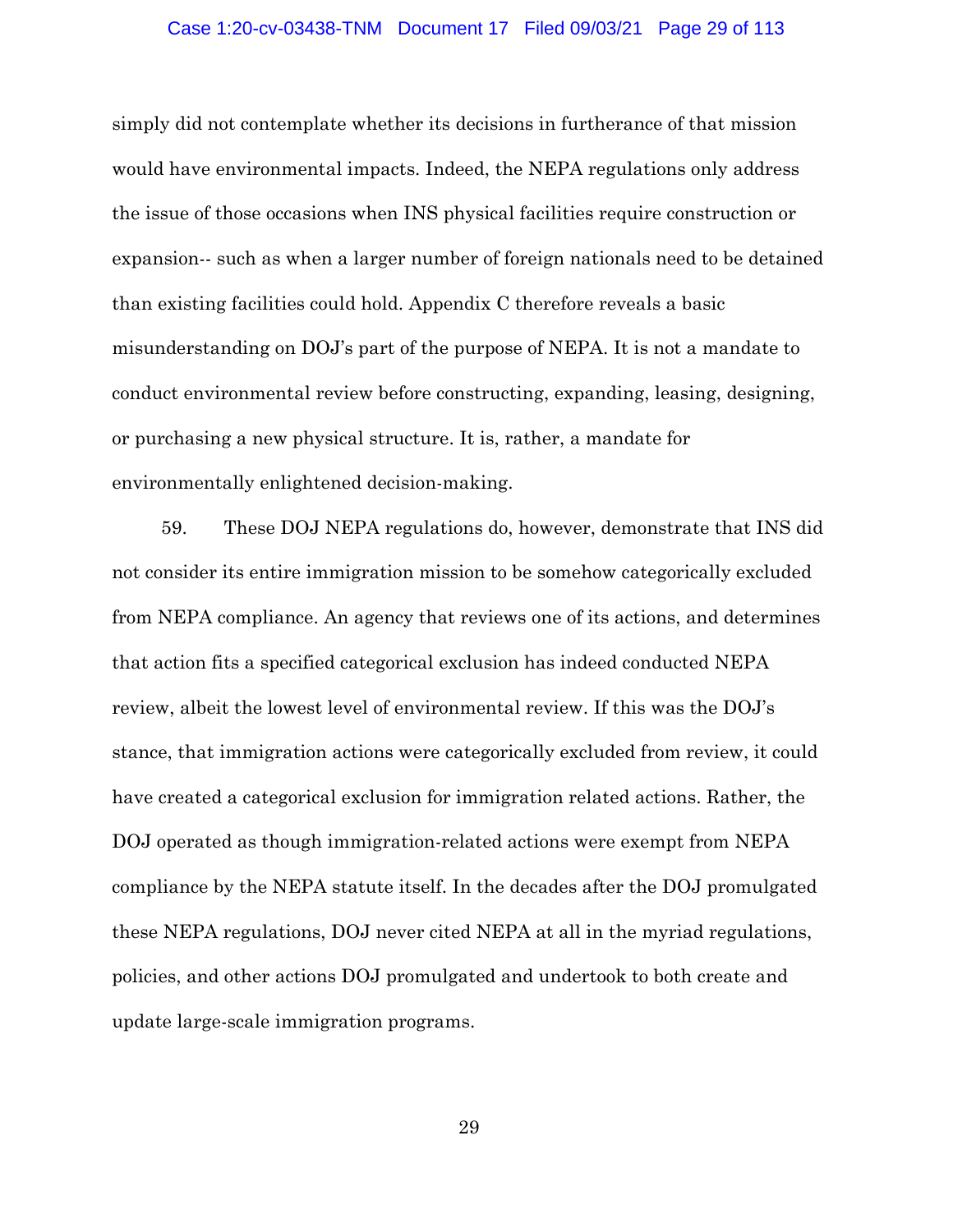simply did not contemplate whether its decisions in furtherance of that mission would have environmental impacts. Indeed, the NEPA regulations only address the issue of those occasions when INS physical facilities require construction or expansion-- such as when a larger number of foreign nationals need to be detained than existing facilities could hold. Appendix C therefore reveals a basic misunderstanding on DOJ's part of the purpose of NEPA. It is not a mandate to conduct environmental review before constructing, expanding, leasing, designing, or purchasing a new physical structure. It is, rather, a mandate for environmentally enlightened decision-making.

59. These DOJ NEPA regulations do, however, demonstrate that INS did not consider its entire immigration mission to be somehow categorically excluded from NEPA compliance. An agency that reviews one of its actions, and determines that action fits a specified categorical exclusion has indeed conducted NEPA review, albeit the lowest level of environmental review. If this was the DOJ's stance, that immigration actions were categorically excluded from review, it could have created a categorical exclusion for immigration related actions. Rather, the DOJ operated as though immigration-related actions were exempt from NEPA compliance by the NEPA statute itself. In the decades after the DOJ promulgated these NEPA regulations, DOJ never cited NEPA at all in the myriad regulations, policies, and other actions DOJ promulgated and undertook to both create and update large-scale immigration programs.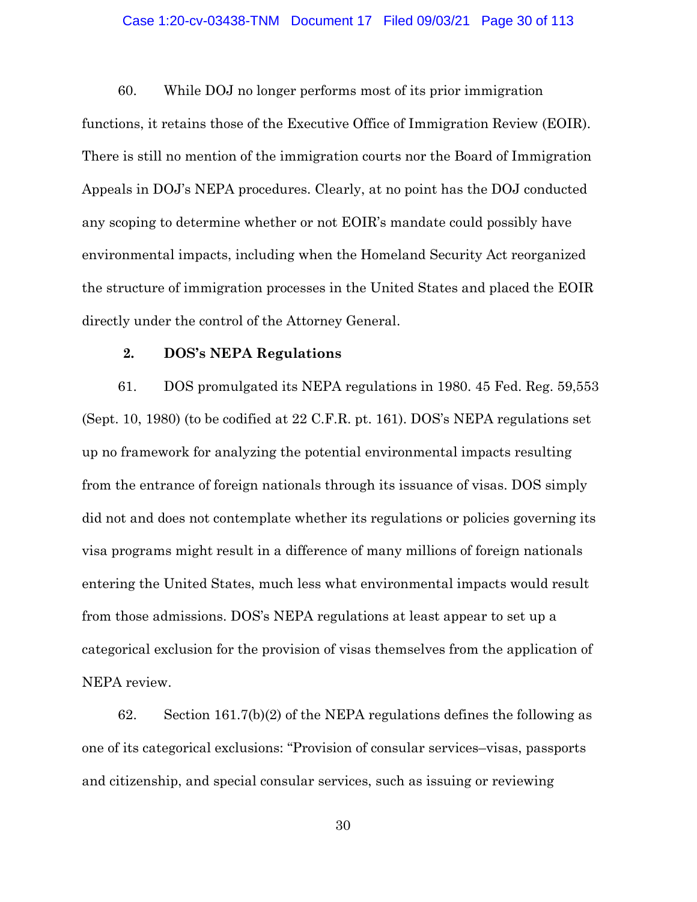60. While DOJ no longer performs most of its prior immigration functions, it retains those of the Executive Office of Immigration Review (EOIR). There is still no mention of the immigration courts nor the Board of Immigration Appeals in DOJ's NEPA procedures. Clearly, at no point has the DOJ conducted any scoping to determine whether or not EOIR's mandate could possibly have environmental impacts, including when the Homeland Security Act reorganized the structure of immigration processes in the United States and placed the EOIR directly under the control of the Attorney General.

**2. DOS's NEPA Regulations**

61. DOS promulgated its NEPA regulations in 1980. 45 Fed. Reg. 59,553 (Sept. 10, 1980) (to be codified at 22 C.F.R. pt. 161). DOS's NEPA regulations set up no framework for analyzing the potential environmental impacts resulting from the entrance of foreign nationals through its issuance of visas. DOS simply did not and does not contemplate whether its regulations or policies governing its visa programs might result in a difference of many millions of foreign nationals entering the United States, much less what environmental impacts would result from those admissions. DOS's NEPA regulations at least appear to set up a categorical exclusion for the provision of visas themselves from the application of NEPA review.

62. Section 161.7(b)(2) of the NEPA regulations defines the following as one of its categorical exclusions: "Provision of consular services–visas, passports and citizenship, and special consular services, such as issuing or reviewing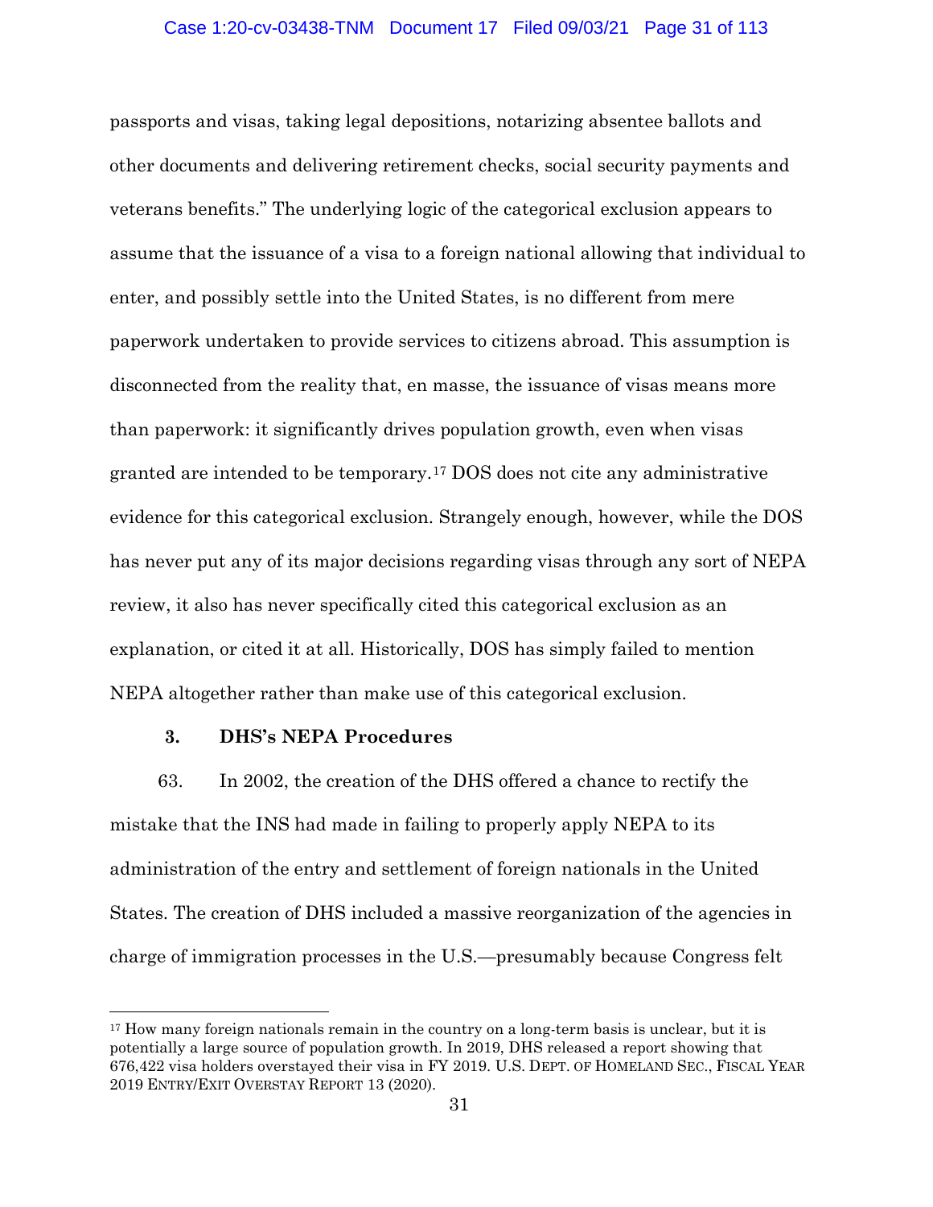passports and visas, taking legal depositions, notarizing absentee ballots and other documents and delivering retirement checks, social security payments and veterans benefits." The underlying logic of the categorical exclusion appears to assume that the issuance of a visa to a foreign national allowing that individual to enter, and possibly settle into the United States, is no different from mere paperwork undertaken to provide services to citizens abroad. This assumption is disconnected from the reality that, en masse, the issuance of visas means more than paperwork: it significantly drives population growth, even when visas granted are intended to be temporary.[17] DOS does not cite any administrative evidence for this categorical exclusion. Strangely enough, however, while the DOS has never put any of its major decisions regarding visas through any sort of NEPA review, it also has never specifically cited this categorical exclusion as an explanation, or cited it at all. Historically, DOS has simply failed to mention NEPA altogether rather than make use of this categorical exclusion.

### 3. DHS's NEPA Procedures

63. In 2002, the creation of the DHS offered a chance to rectify the mistake that the INS had made in failing to properly apply NEPA to its administration of the entry and settlement of foreign nationals in the United States. The creation of DHS included a massive reorganization of the agencies in charge of immigration processes in the U.S.—presumably because Congress felt

---

[17] How many foreign nationals remain in the country on a long-term basis is unclear, but it is potentially a large source of population growth. In 2019, DHS released a report showing that 676,422 visa holders overstayed their visa in FY 2019. U.S. DEPT. OF HOMELAND SEC., FISCAL YEAR 2019 ENTRY/EXIT OVERSTAY REPORT 13 (2020).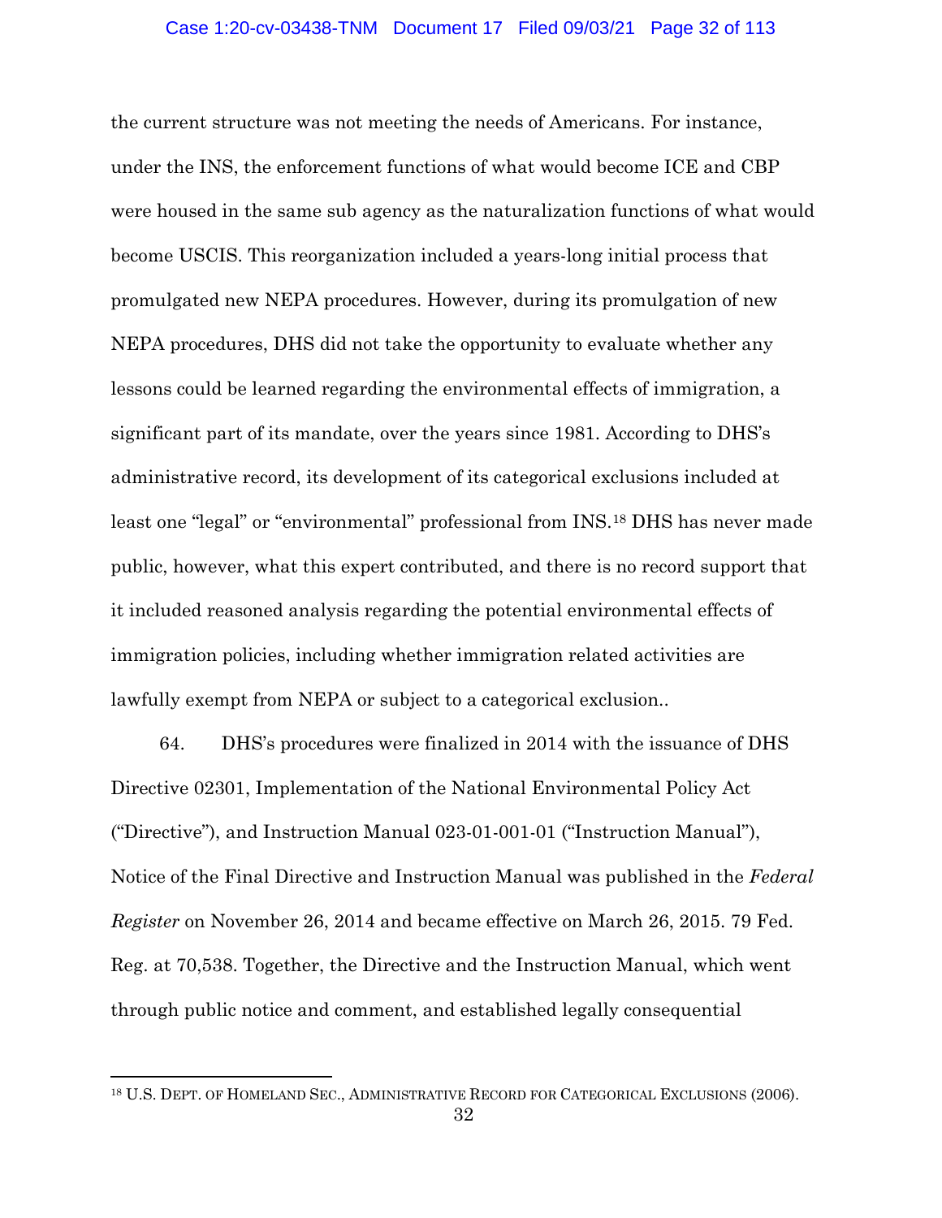the current structure was not meeting the needs of Americans. For instance, under the INS, the enforcement functions of what would become ICE and CBP were housed in the same sub agency as the naturalization functions of what would become USCIS. This reorganization included a years-long initial process that promulgated new NEPA procedures. However, during its promulgation of new NEPA procedures, DHS did not take the opportunity to evaluate whether any lessons could be learned regarding the environmental effects of immigration, a significant part of its mandate, over the years since 1981. According to DHS's administrative record, its development of its categorical exclusions included at least one "legal" or "environmental" professional from INS.[18] DHS has never made public, however, what this expert contributed, and there is no record support that it included reasoned analysis regarding the potential environmental effects of immigration policies, including whether immigration related activities are lawfully exempt from NEPA or subject to a categorical exclusion..

64. DHS's procedures were finalized in 2014 with the issuance of DHS Directive 02301, Implementation of the National Environmental Policy Act ("Directive"), and Instruction Manual 023-01-001-01 ("Instruction Manual"), Notice of the Final Directive and Instruction Manual was published in the *Federal Register* on November 26, 2014 and became effective on March 26, 2015. 79 Fed. Reg. at 70,538. Together, the Directive and the Instruction Manual, which went through public notice and comment, and established legally consequential

---

[18] U.S. DEPT. OF HOMELAND SEC., ADMINISTRATIVE RECORD FOR CATEGORICAL EXCLUSIONS (2006).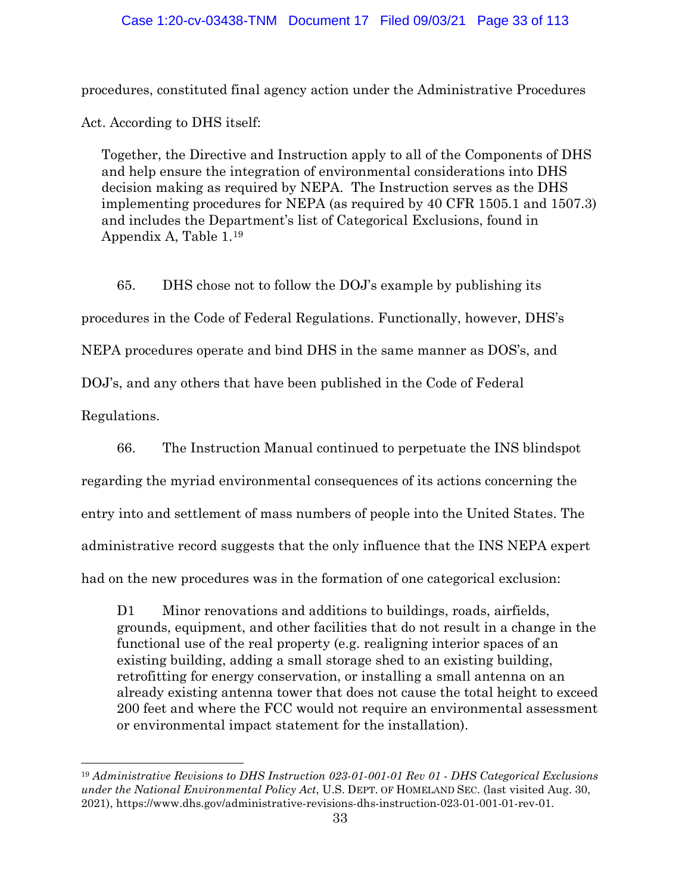procedures, constituted final agency action under the Administrative Procedures Act. According to DHS itself:

> Together, the Directive and Instruction apply to all of the Components of DHS and help ensure the integration of environmental considerations into DHS decision making as required by NEPA. The Instruction serves as the DHS implementing procedures for NEPA (as required by 40 CFR 1505.1 and 1507.3) and includes the Department's list of Categorical Exclusions, found in Appendix A, Table 1.[19]

65. DHS chose not to follow the DOJ's example by publishing its procedures in the Code of Federal Regulations. Functionally, however, DHS's NEPA procedures operate and bind DHS in the same manner as DOS's, and DOJ's, and any others that have been published in the Code of Federal Regulations.

66. The Instruction Manual continued to perpetuate the INS blindspot regarding the myriad environmental consequences of its actions concerning the entry into and settlement of mass numbers of people into the United States. The administrative record suggests that the only influence that the INS NEPA expert had on the new procedures was in the formation of one categorical exclusion:

> D1 Minor renovations and additions to buildings, roads, airfields, grounds, equipment, and other facilities that do not result in a change in the functional use of the real property (e.g. realigning interior spaces of an existing building, adding a small storage shed to an existing building, retrofitting for energy conservation, or installing a small antenna on an already existing antenna tower that does not cause the total height to exceed 200 feet and where the FCC would not require an environmental assessment or environmental impact statement for the installation).

---

[19] *Administrative Revisions to DHS Instruction 023-01-001-01 Rev 01 - DHS Categorical Exclusions under the National Environmental Policy Act*, U.S. DEPT. OF HOMELAND SEC. (last visited Aug. 30, 2021), https://www.dhs.gov/administrative-revisions-dhs-instruction-023-01-001-01-rev-01.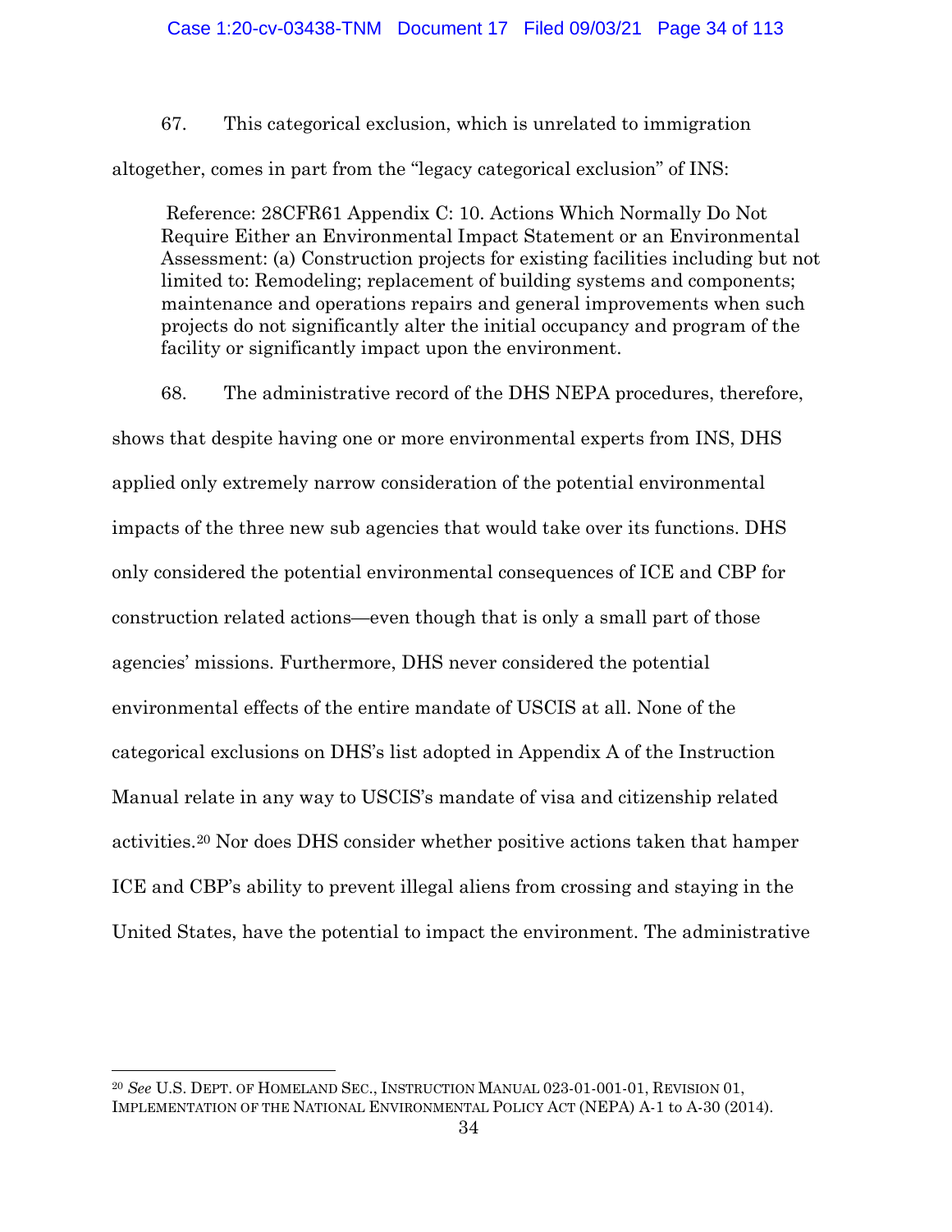67. This categorical exclusion, which is unrelated to immigration altogether, comes in part from the "legacy categorical exclusion" of INS:

> Reference: 28CFR61 Appendix C: 10. Actions Which Normally Do Not Require Either an Environmental Impact Statement or an Environmental Assessment: (a) Construction projects for existing facilities including but not limited to: Remodeling; replacement of building systems and components; maintenance and operations repairs and general improvements when such projects do not significantly alter the initial occupancy and program of the facility or significantly impact upon the environment.

68. The administrative record of the DHS NEPA procedures, therefore, shows that despite having one or more environmental experts from INS, DHS applied only extremely narrow consideration of the potential environmental impacts of the three new sub agencies that would take over its functions. DHS only considered the potential environmental consequences of ICE and CBP for construction related actions—even though that is only a small part of those agencies' missions. Furthermore, DHS never considered the potential environmental effects of the entire mandate of USCIS at all. None of the categorical exclusions on DHS's list adopted in Appendix A of the Instruction Manual relate in any way to USCIS's mandate of visa and citizenship related activities.[20] Nor does DHS consider whether positive actions taken that hamper ICE and CBP's ability to prevent illegal aliens from crossing and staying in the United States, have the potential to impact the environment. The administrative

[20] *See* U.S. DEPT. OF HOMELAND SEC., INSTRUCTION MANUAL 023-01-001-01, REVISION 01, IMPLEMENTATION OF THE NATIONAL ENVIRONMENTAL POLICY ACT (NEPA) A-1 to A-30 (2014).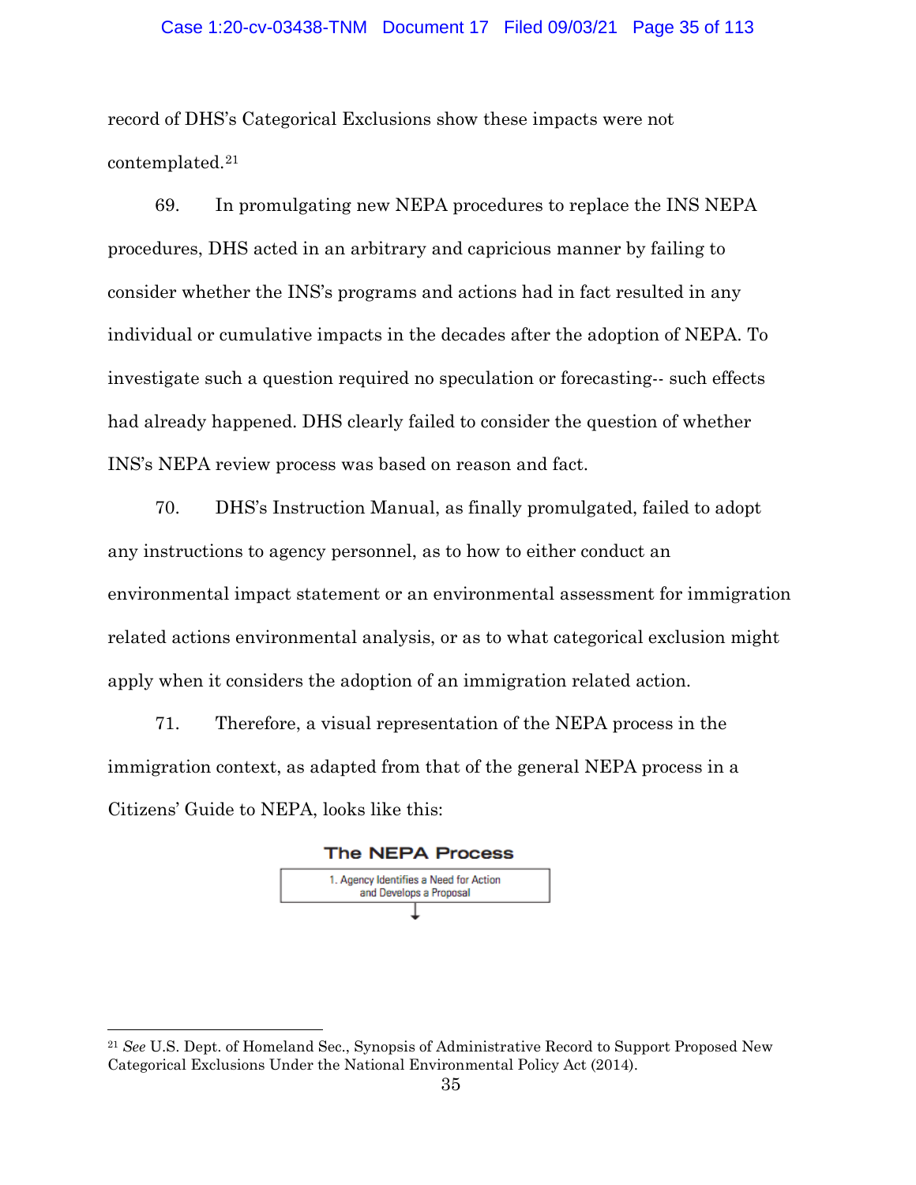record of DHS's Categorical Exclusions show these impacts were not contemplated.[21]

69. In promulgating new NEPA procedures to replace the INS NEPA procedures, DHS acted in an arbitrary and capricious manner by failing to consider whether the INS's programs and actions had in fact resulted in any individual or cumulative impacts in the decades after the adoption of NEPA. To investigate such a question required no speculation or forecasting-- such effects had already happened. DHS clearly failed to consider the question of whether INS's NEPA review process was based on reason and fact.

70. DHS's Instruction Manual, as finally promulgated, failed to adopt any instructions to agency personnel, as to how to either conduct an environmental impact statement or an environmental assessment for immigration related actions environmental analysis, or as to what categorical exclusion might apply when it considers the adoption of an immigration related action.

71. Therefore, a visual representation of the NEPA process in the immigration context, as adapted from that of the general NEPA process in a Citizens' Guide to NEPA, looks like this:

**The NEPA Process**

1. Agency Identifies a Need for Action and Develops a Proposal

↓

---

[21] *See* U.S. Dept. of Homeland Sec., Synopsis of Administrative Record to Support Proposed New Categorical Exclusions Under the National Environmental Policy Act (2014).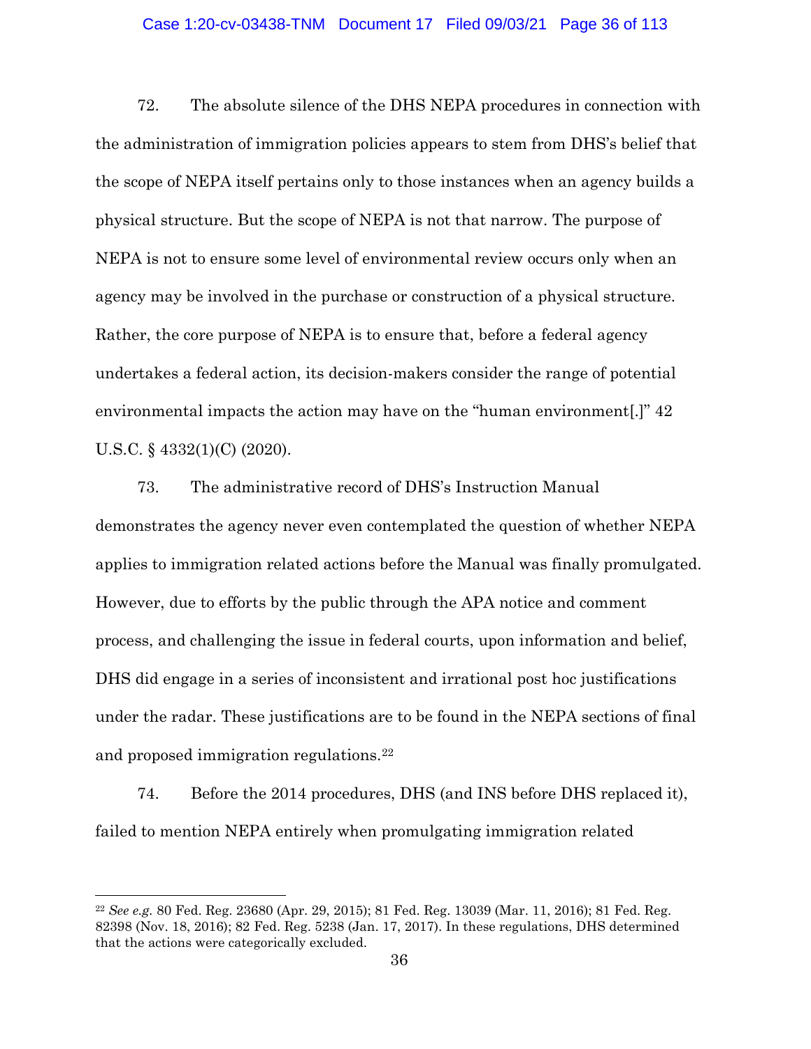72. The absolute silence of the DHS NEPA procedures in connection with the administration of immigration policies appears to stem from DHS's belief that the scope of NEPA itself pertains only to those instances when an agency builds a physical structure. But the scope of NEPA is not that narrow. The purpose of NEPA is not to ensure some level of environmental review occurs only when an agency may be involved in the purchase or construction of a physical structure. Rather, the core purpose of NEPA is to ensure that, before a federal agency undertakes a federal action, its decision-makers consider the range of potential environmental impacts the action may have on the "human environment[.]" 42 U.S.C. § 4332(1)(C) (2020).

73. The administrative record of DHS's Instruction Manual demonstrates the agency never even contemplated the question of whether NEPA applies to immigration related actions before the Manual was finally promulgated. However, due to efforts by the public through the APA notice and comment process, and challenging the issue in federal courts, upon information and belief, DHS did engage in a series of inconsistent and irrational post hoc justifications under the radar. These justifications are to be found in the NEPA sections of final and proposed immigration regulations.[22]

74. Before the 2014 procedures, DHS (and INS before DHS replaced it), failed to mention NEPA entirely when promulgating immigration related

---

[22] *See e.g.* 80 Fed. Reg. 23680 (Apr. 29, 2015); 81 Fed. Reg. 13039 (Mar. 11, 2016); 81 Fed. Reg. 82398 (Nov. 18, 2016); 82 Fed. Reg. 5238 (Jan. 17, 2017). In these regulations, DHS determined that the actions were categorically excluded.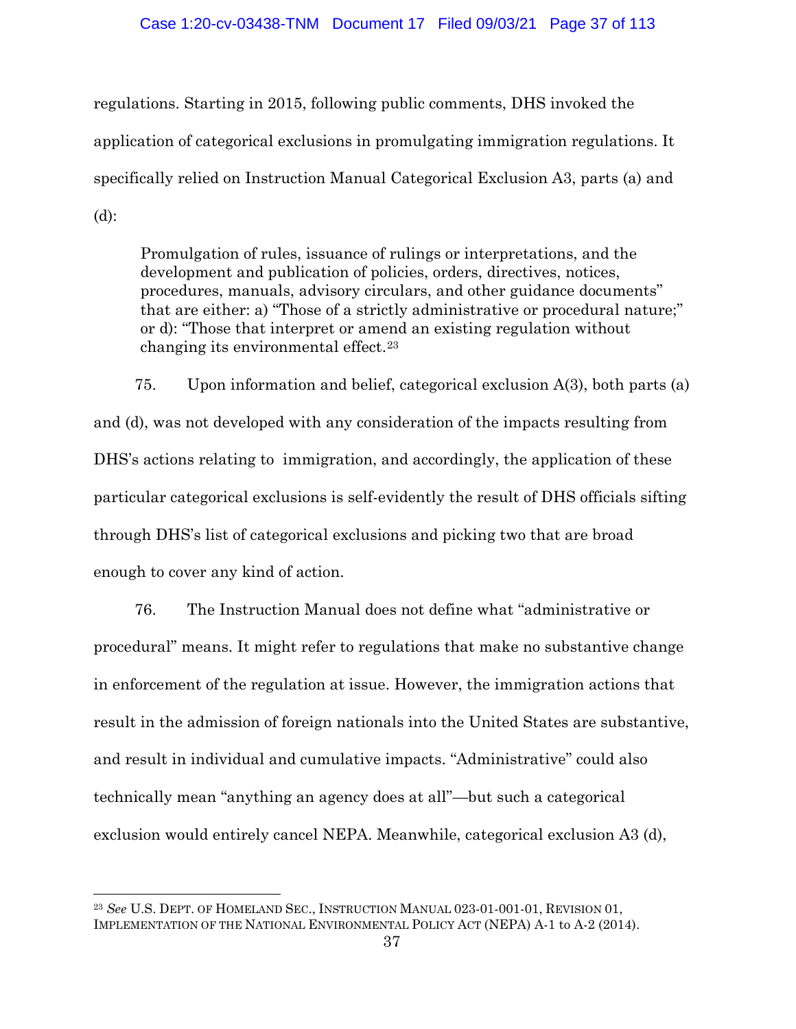regulations. Starting in 2015, following public comments, DHS invoked the application of categorical exclusions in promulgating immigration regulations. It specifically relied on Instruction Manual Categorical Exclusion A3, parts (a) and (d):

> Promulgation of rules, issuance of rulings or interpretations, and the development and publication of policies, orders, directives, notices, procedures, manuals, advisory circulars, and other guidance documents" that are either: a) "Those of a strictly administrative or procedural nature;" or d): "Those that interpret or amend an existing regulation without changing its environmental effect.[23]

75. Upon information and belief, categorical exclusion A(3), both parts (a) and (d), was not developed with any consideration of the impacts resulting from DHS's actions relating to immigration, and accordingly, the application of these particular categorical exclusions is self-evidently the result of DHS officials sifting through DHS's list of categorical exclusions and picking two that are broad enough to cover any kind of action.

76. The Instruction Manual does not define what "administrative or procedural" means. It might refer to regulations that make no substantive change in enforcement of the regulation at issue. However, the immigration actions that result in the admission of foreign nationals into the United States are substantive, and result in individual and cumulative impacts. "Administrative" could also technically mean "anything an agency does at all"—but such a categorical exclusion would entirely cancel NEPA. Meanwhile, categorical exclusion A3 (d),

---

[23] *See* U.S. DEPT. OF HOMELAND SEC., INSTRUCTION MANUAL 023-01-001-01, REVISION 01, IMPLEMENTATION OF THE NATIONAL ENVIRONMENTAL POLICY ACT (NEPA) A-1 to A-2 (2014).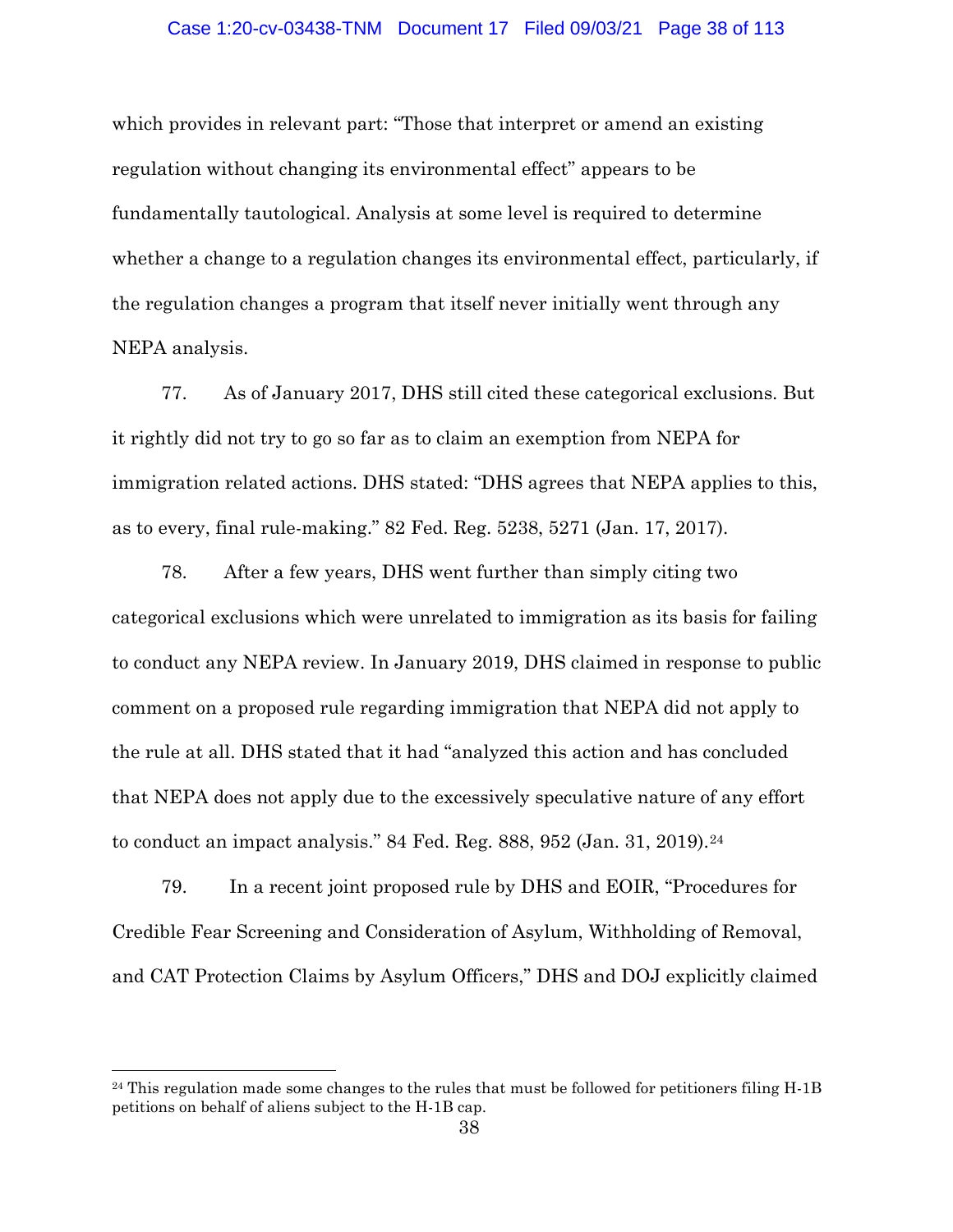which provides in relevant part: "Those that interpret or amend an existing regulation without changing its environmental effect" appears to be fundamentally tautological. Analysis at some level is required to determine whether a change to a regulation changes its environmental effect, particularly, if the regulation changes a program that itself never initially went through any NEPA analysis.

77. As of January 2017, DHS still cited these categorical exclusions. But it rightly did not try to go so far as to claim an exemption from NEPA for immigration related actions. DHS stated: "DHS agrees that NEPA applies to this, as to every, final rule-making." 82 Fed. Reg. 5238, 5271 (Jan. 17, 2017).

78. After a few years, DHS went further than simply citing two categorical exclusions which were unrelated to immigration as its basis for failing to conduct any NEPA review. In January 2019, DHS claimed in response to public comment on a proposed rule regarding immigration that NEPA did not apply to the rule at all. DHS stated that it had "analyzed this action and has concluded that NEPA does not apply due to the excessively speculative nature of any effort to conduct an impact analysis." 84 Fed. Reg. 888, 952 (Jan. 31, 2019).[24]

79. In a recent joint proposed rule by DHS and EOIR, "Procedures for Credible Fear Screening and Consideration of Asylum, Withholding of Removal, and CAT Protection Claims by Asylum Officers," DHS and DOJ explicitly claimed

---

[24] This regulation made some changes to the rules that must be followed for petitioners filing H-1B petitions on behalf of aliens subject to the H-1B cap.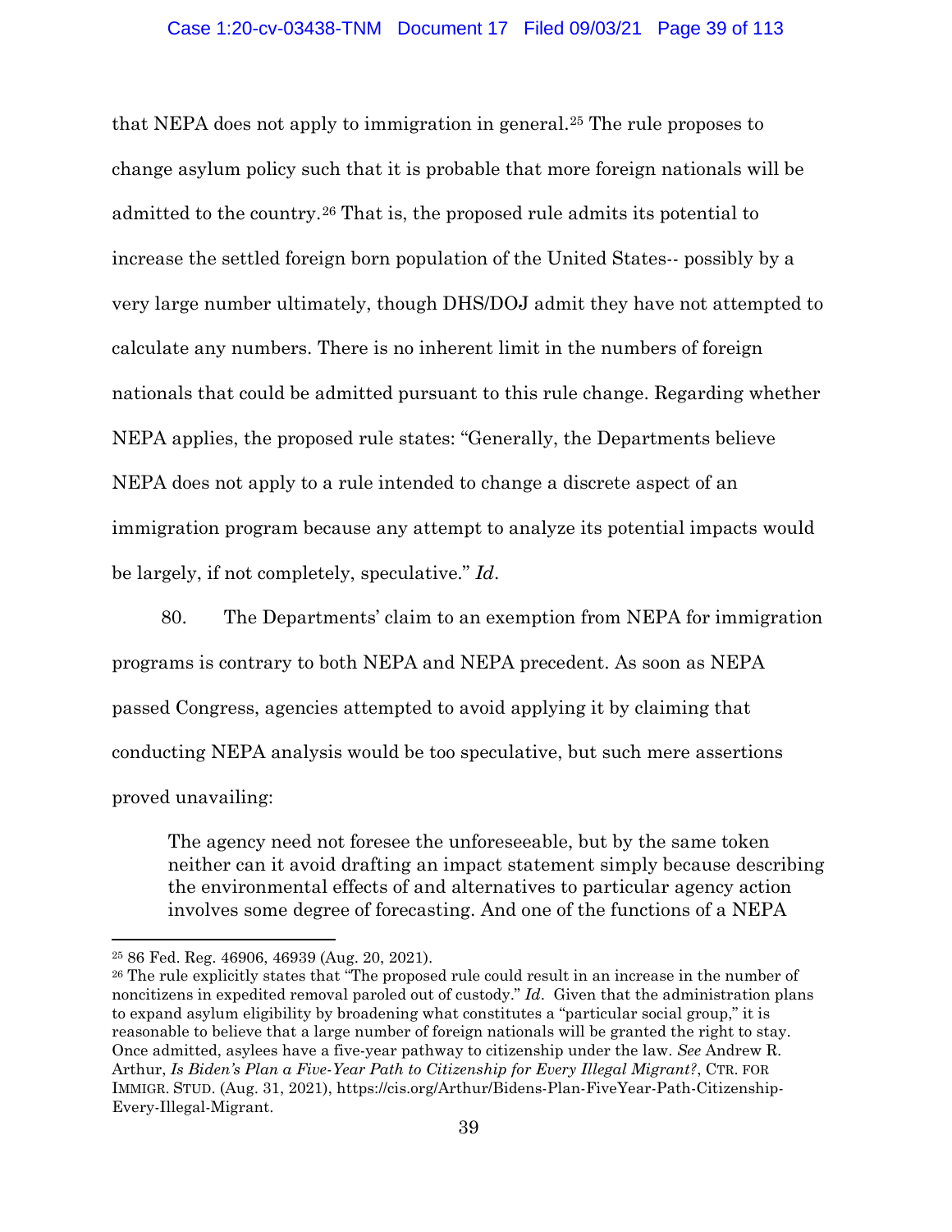that NEPA does not apply to immigration in general.[25] The rule proposes to change asylum policy such that it is probable that more foreign nationals will be admitted to the country.[26] That is, the proposed rule admits its potential to increase the settled foreign born population of the United States-- possibly by a very large number ultimately, though DHS/DOJ admit they have not attempted to calculate any numbers. There is no inherent limit in the numbers of foreign nationals that could be admitted pursuant to this rule change. Regarding whether NEPA applies, the proposed rule states: "Generally, the Departments believe NEPA does not apply to a rule intended to change a discrete aspect of an immigration program because any attempt to analyze its potential impacts would be largely, if not completely, speculative." *Id*.

80. The Departments' claim to an exemption from NEPA for immigration programs is contrary to both NEPA and NEPA precedent. As soon as NEPA passed Congress, agencies attempted to avoid applying it by claiming that conducting NEPA analysis would be too speculative, but such mere assertions proved unavailing:

> The agency need not foresee the unforeseeable, but by the same token neither can it avoid drafting an impact statement simply because describing the environmental effects of and alternatives to particular agency action involves some degree of forecasting. And one of the functions of a NEPA

---

[25] 86 Fed. Reg. 46906, 46939 (Aug. 20, 2021).

[26] The rule explicitly states that "The proposed rule could result in an increase in the number of noncitizens in expedited removal paroled out of custody." *Id*. Given that the administration plans to expand asylum eligibility by broadening what constitutes a "particular social group," it is reasonable to believe that a large number of foreign nationals will be granted the right to stay. Once admitted, asylees have a five-year pathway to citizenship under the law. *See* Andrew R. Arthur, *Is Biden's Plan a Five-Year Path to Citizenship for Every Illegal Migrant?*, CTR. FOR IMMIGR. STUD. (Aug. 31, 2021), https://cis.org/Arthur/Bidens-Plan-FiveYear-Path-Citizenship-Every-Illegal-Migrant.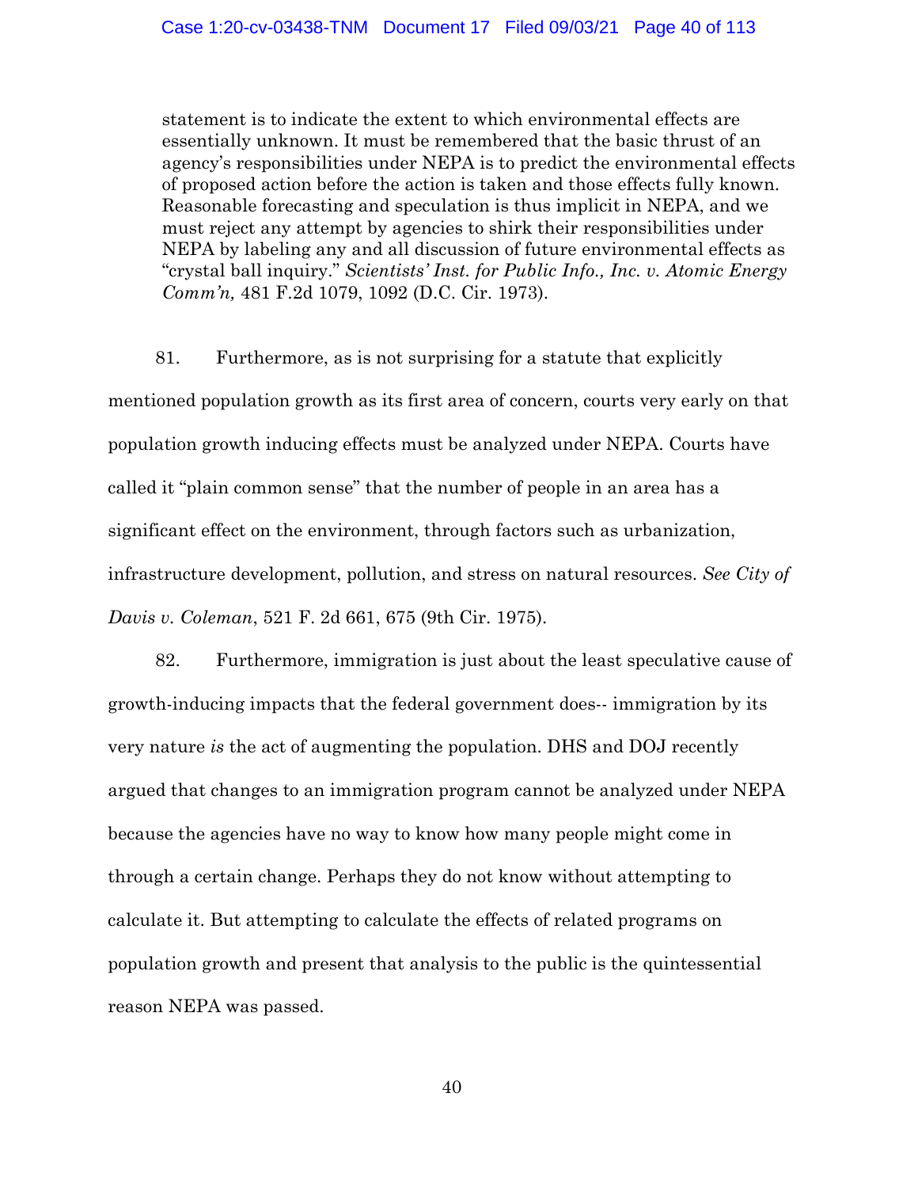> statement is to indicate the extent to which environmental effects are essentially unknown. It must be remembered that the basic thrust of an agency's responsibilities under NEPA is to predict the environmental effects of proposed action before the action is taken and those effects fully known. Reasonable forecasting and speculation is thus implicit in NEPA, and we must reject any attempt by agencies to shirk their responsibilities under NEPA by labeling any and all discussion of future environmental effects as "crystal ball inquiry." *Scientists' Inst. for Public Info., Inc. v. Atomic Energy Comm'n,* 481 F.2d 1079, 1092 (D.C. Cir. 1973).

81. Furthermore, as is not surprising for a statute that explicitly mentioned population growth as its first area of concern, courts very early on that population growth inducing effects must be analyzed under NEPA. Courts have called it "plain common sense" that the number of people in an area has a significant effect on the environment, through factors such as urbanization, infrastructure development, pollution, and stress on natural resources. *See City of Davis v. Coleman*, 521 F. 2d 661, 675 (9th Cir. 1975).

82. Furthermore, immigration is just about the least speculative cause of growth-inducing impacts that the federal government does-- immigration by its very nature *is* the act of augmenting the population. DHS and DOJ recently argued that changes to an immigration program cannot be analyzed under NEPA because the agencies have no way to know how many people might come in through a certain change. Perhaps they do not know without attempting to calculate it. But attempting to calculate the effects of related programs on population growth and present that analysis to the public is the quintessential reason NEPA was passed.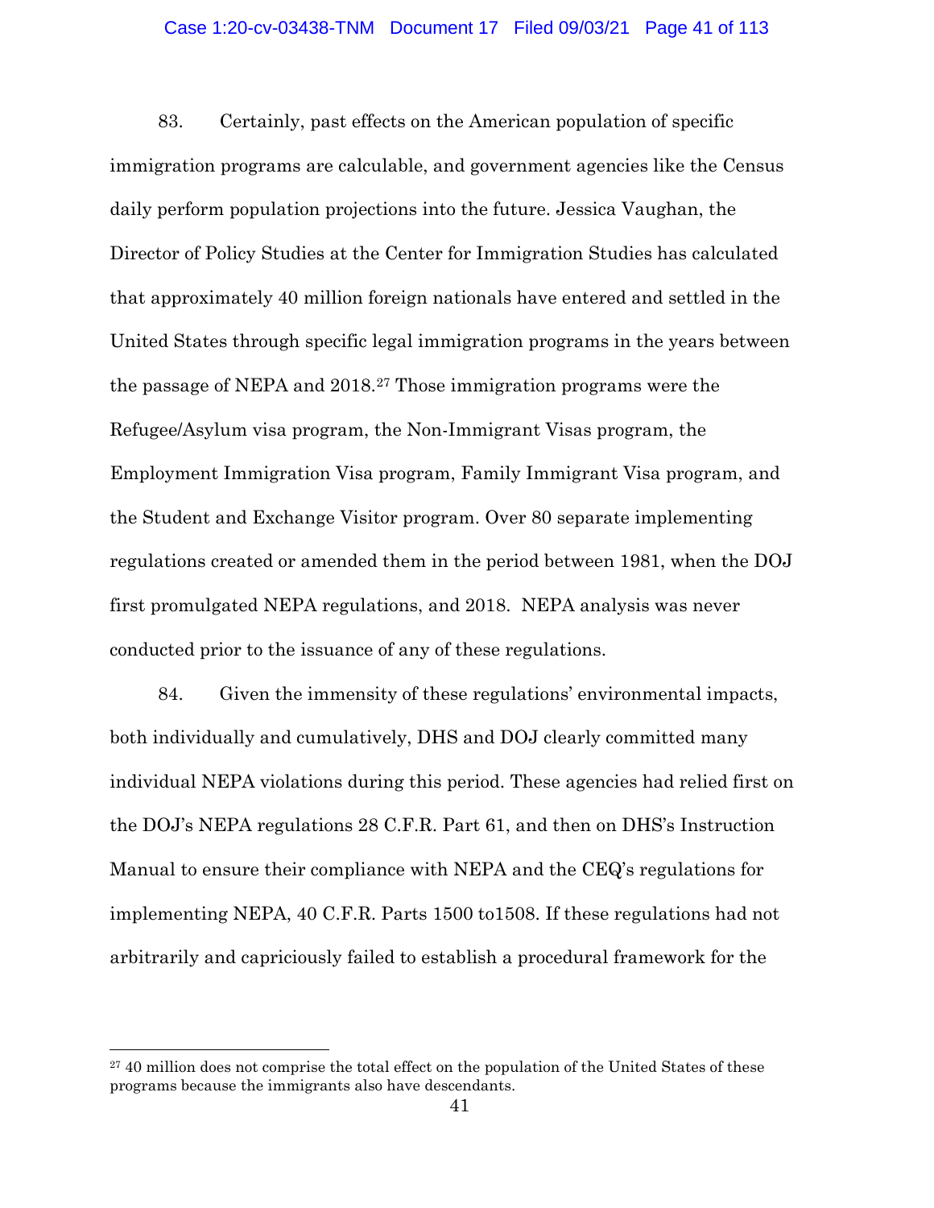83. Certainly, past effects on the American population of specific immigration programs are calculable, and government agencies like the Census daily perform population projections into the future. Jessica Vaughan, the Director of Policy Studies at the Center for Immigration Studies has calculated that approximately 40 million foreign nationals have entered and settled in the United States through specific legal immigration programs in the years between the passage of NEPA and 2018.[27] Those immigration programs were the Refugee/Asylum visa program, the Non-Immigrant Visas program, the Employment Immigration Visa program, Family Immigrant Visa program, and the Student and Exchange Visitor program. Over 80 separate implementing regulations created or amended them in the period between 1981, when the DOJ first promulgated NEPA regulations, and 2018. NEPA analysis was never conducted prior to the issuance of any of these regulations.

84. Given the immensity of these regulations' environmental impacts, both individually and cumulatively, DHS and DOJ clearly committed many individual NEPA violations during this period. These agencies had relied first on the DOJ's NEPA regulations 28 C.F.R. Part 61, and then on DHS's Instruction Manual to ensure their compliance with NEPA and the CEQ's regulations for implementing NEPA, 40 C.F.R. Parts 1500 to1508. If these regulations had not arbitrarily and capriciously failed to establish a procedural framework for the

[27] 40 million does not comprise the total effect on the population of the United States of these programs because the immigrants also have descendants.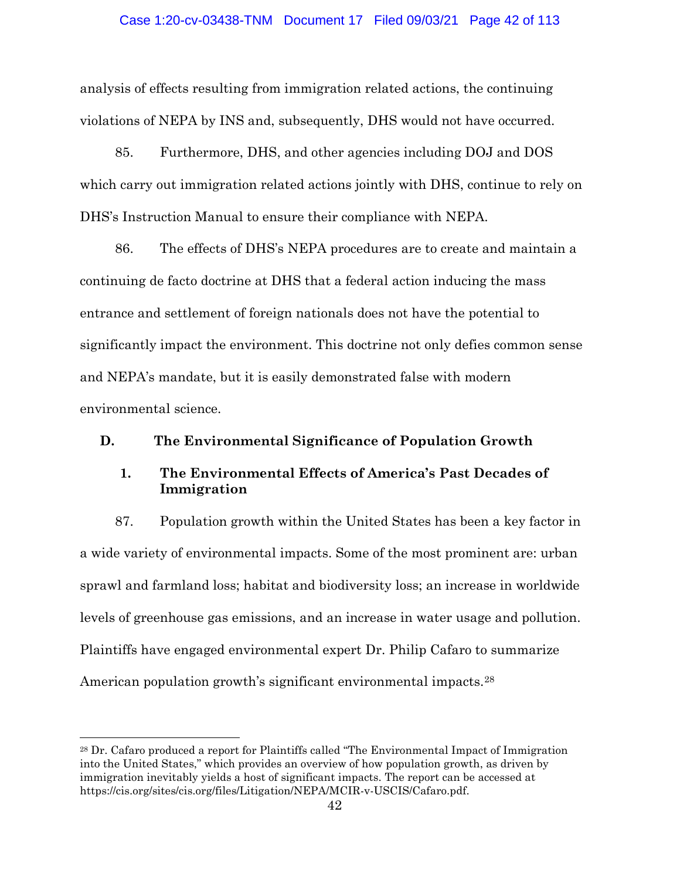analysis of effects resulting from immigration related actions, the continuing violations of NEPA by INS and, subsequently, DHS would not have occurred.

85. Furthermore, DHS, and other agencies including DOJ and DOS which carry out immigration related actions jointly with DHS, continue to rely on DHS's Instruction Manual to ensure their compliance with NEPA.

86. The effects of DHS's NEPA procedures are to create and maintain a continuing de facto doctrine at DHS that a federal action inducing the mass entrance and settlement of foreign nationals does not have the potential to significantly impact the environment. This doctrine not only defies common sense and NEPA's mandate, but it is easily demonstrated false with modern environmental science.

## D. The Environmental Significance of Population Growth

### 1. The Environmental Effects of America's Past Decades of Immigration

87. Population growth within the United States has been a key factor in a wide variety of environmental impacts. Some of the most prominent are: urban sprawl and farmland loss; habitat and biodiversity loss; an increase in worldwide levels of greenhouse gas emissions, and an increase in water usage and pollution. Plaintiffs have engaged environmental expert Dr. Philip Cafaro to summarize American population growth's significant environmental impacts.[28]

---

[28] Dr. Cafaro produced a report for Plaintiffs called "The Environmental Impact of Immigration into the United States," which provides an overview of how population growth, as driven by immigration inevitably yields a host of significant impacts. The report can be accessed at https://cis.org/sites/cis.org/files/Litigation/NEPA/MCIR-v-USCIS/Cafaro.pdf.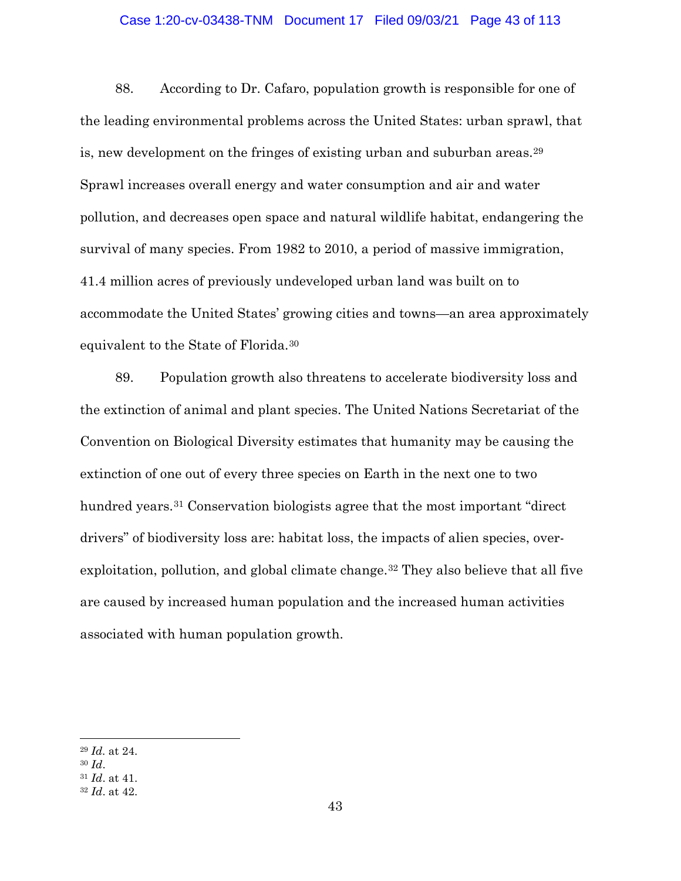88. According to Dr. Cafaro, population growth is responsible for one of the leading environmental problems across the United States: urban sprawl, that is, new development on the fringes of existing urban and suburban areas.[29] Sprawl increases overall energy and water consumption and air and water pollution, and decreases open space and natural wildlife habitat, endangering the survival of many species. From 1982 to 2010, a period of massive immigration, 41.4 million acres of previously undeveloped urban land was built on to accommodate the United States' growing cities and towns—an area approximately equivalent to the State of Florida.[30]

89. Population growth also threatens to accelerate biodiversity loss and the extinction of animal and plant species. The United Nations Secretariat of the Convention on Biological Diversity estimates that humanity may be causing the extinction of one out of every three species on Earth in the next one to two hundred years.[31] Conservation biologists agree that the most important "direct drivers" of biodiversity loss are: habitat loss, the impacts of alien species, over-exploitation, pollution, and global climate change.[32] They also believe that all five are caused by increased human population and the increased human activities associated with human population growth.

---

[29] *Id*. at 24.
[30] *Id*.
[31] *Id*. at 41.
[32] *Id*. at 42.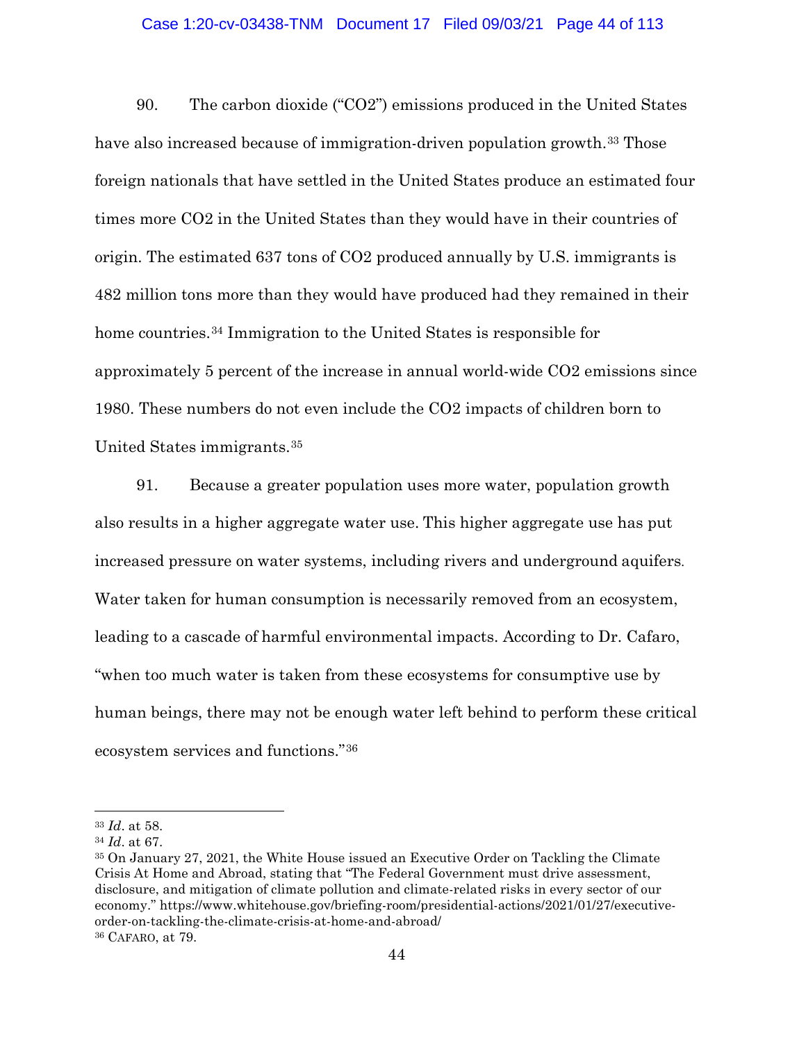90. The carbon dioxide ("$CO_2$") emissions produced in the United States have also increased because of immigration-driven population growth.[33] Those foreign nationals that have settled in the United States produce an estimated four times more $CO_2$ in the United States than they would have in their countries of origin. The estimated 637 tons of $CO_2$ produced annually by U.S. immigrants is 482 million tons more than they would have produced had they remained in their home countries.[34] Immigration to the United States is responsible for approximately 5 percent of the increase in annual world-wide $CO_2$ emissions since 1980. These numbers do not even include the $CO_2$ impacts of children born to United States immigrants.[35]

91. Because a greater population uses more water, population growth also results in a higher aggregate water use. This higher aggregate use has put increased pressure on water systems, including rivers and underground aquifers. Water taken for human consumption is necessarily removed from an ecosystem, leading to a cascade of harmful environmental impacts. According to Dr. Cafaro, "when too much water is taken from these ecosystems for consumptive use by human beings, there may not be enough water left behind to perform these critical ecosystem services and functions."[36]

---

[33] *Id*. at 58.

[34] *Id*. at 67.

[35] On January 27, 2021, the White House issued an Executive Order on Tackling the Climate Crisis At Home and Abroad, stating that "The Federal Government must drive assessment, disclosure, and mitigation of climate pollution and climate-related risks in every sector of our economy." https://www.whitehouse.gov/briefing-room/presidential-actions/2021/01/27/executive-order-on-tackling-the-climate-crisis-at-home-and-abroad/

[36] CAFARO, at 79.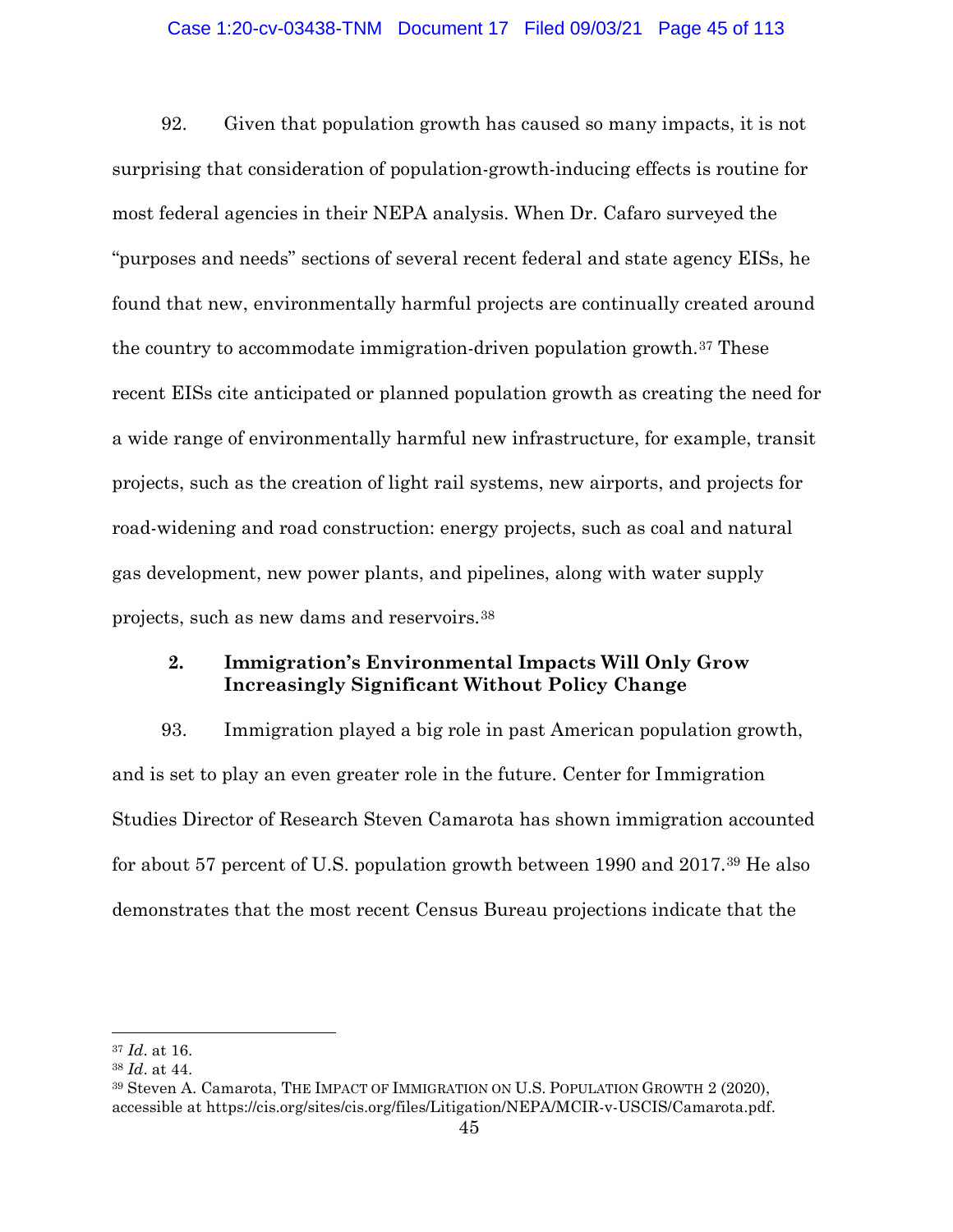92. Given that population growth has caused so many impacts, it is not surprising that consideration of population-growth-inducing effects is routine for most federal agencies in their NEPA analysis. When Dr. Cafaro surveyed the "purposes and needs" sections of several recent federal and state agency EISs, he found that new, environmentally harmful projects are continually created around the country to accommodate immigration-driven population growth.[37] These recent EISs cite anticipated or planned population growth as creating the need for a wide range of environmentally harmful new infrastructure, for example, transit projects, such as the creation of light rail systems, new airports, and projects for road-widening and road construction: energy projects, such as coal and natural gas development, new power plants, and pipelines, along with water supply projects, such as new dams and reservoirs.[38]

### 2. Immigration's Environmental Impacts Will Only Grow Increasingly Significant Without Policy Change

93. Immigration played a big role in past American population growth, and is set to play an even greater role in the future. Center for Immigration Studies Director of Research Steven Camarota has shown immigration accounted for about 57 percent of U.S. population growth between 1990 and 2017.[39] He also demonstrates that the most recent Census Bureau projections indicate that the

---

[37] *Id*. at 16.

[38] *Id*. at 44.

[39] Steven A. Camarota, THE IMPACT OF IMMIGRATION ON U.S. POPULATION GROWTH 2 (2020), accessible at https://cis.org/sites/cis.org/files/Litigation/NEPA/MCIR-v-USCIS/Camarota.pdf.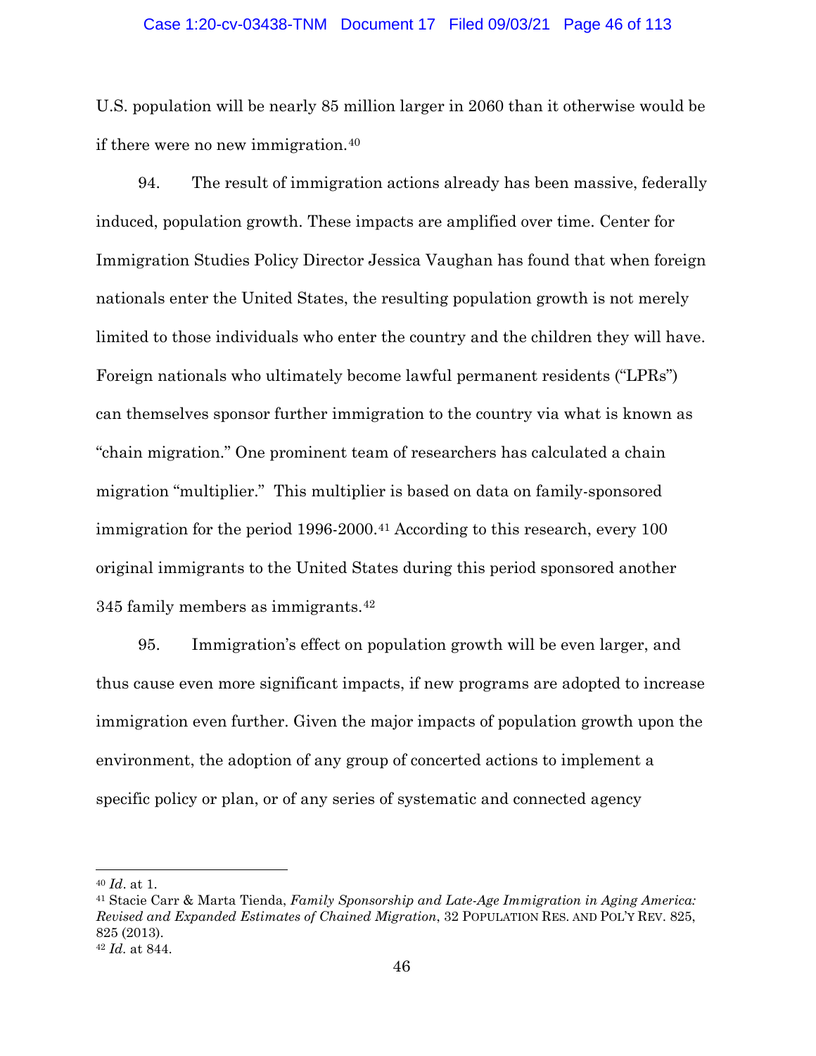U.S. population will be nearly 85 million larger in 2060 than it otherwise would be if there were no new immigration.[40]

94. The result of immigration actions already has been massive, federally induced, population growth. These impacts are amplified over time. Center for Immigration Studies Policy Director Jessica Vaughan has found that when foreign nationals enter the United States, the resulting population growth is not merely limited to those individuals who enter the country and the children they will have. Foreign nationals who ultimately become lawful permanent residents ("LPRs") can themselves sponsor further immigration to the country via what is known as "chain migration." One prominent team of researchers has calculated a chain migration "multiplier." This multiplier is based on data on family-sponsored immigration for the period 1996-2000.[41] According to this research, every 100 original immigrants to the United States during this period sponsored another 345 family members as immigrants.[42]

95. Immigration's effect on population growth will be even larger, and thus cause even more significant impacts, if new programs are adopted to increase immigration even further. Given the major impacts of population growth upon the environment, the adoption of any group of concerted actions to implement a specific policy or plan, or of any series of systematic and connected agency

---

[40] *Id*. at 1.

[41] Stacie Carr & Marta Tienda, *Family Sponsorship and Late-Age Immigration in Aging America: Revised and Expanded Estimates of Chained Migration*, 32 POPULATION RES. AND POL'Y REV. 825, 825 (2013).

[42] *Id*. at 844.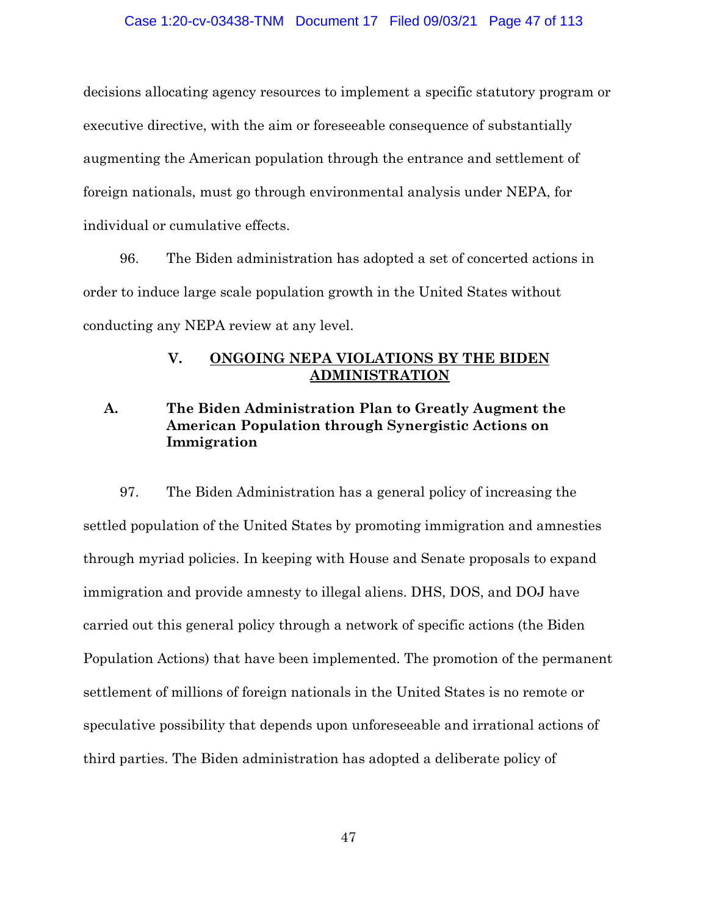decisions allocating agency resources to implement a specific statutory program or executive directive, with the aim or foreseeable consequence of substantially augmenting the American population through the entrance and settlement of foreign nationals, must go through environmental analysis under NEPA, for individual or cumulative effects.

96. The Biden administration has adopted a set of concerted actions in order to induce large scale population growth in the United States without conducting any NEPA review at any level.

## V. <u>ONGOING NEPA VIOLATIONS BY THE BIDEN ADMINISTRATION</u>

### A. The Biden Administration Plan to Greatly Augment the American Population through Synergistic Actions on Immigration

97. The Biden Administration has a general policy of increasing the settled population of the United States by promoting immigration and amnesties through myriad policies. In keeping with House and Senate proposals to expand immigration and provide amnesty to illegal aliens. DHS, DOS, and DOJ have carried out this general policy through a network of specific actions (the Biden Population Actions) that have been implemented. The promotion of the permanent settlement of millions of foreign nationals in the United States is no remote or speculative possibility that depends upon unforeseeable and irrational actions of third parties. The Biden administration has adopted a deliberate policy of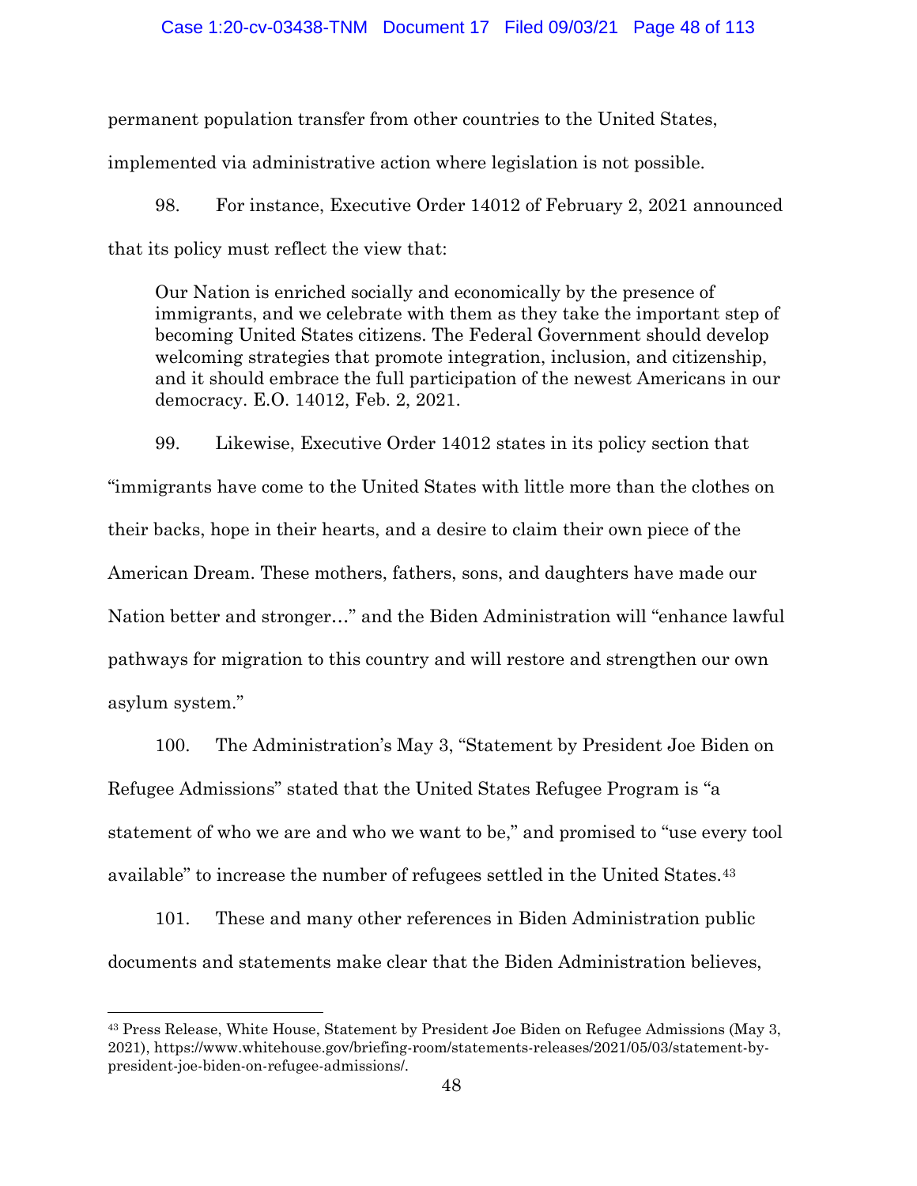permanent population transfer from other countries to the United States, implemented via administrative action where legislation is not possible.

98. For instance, Executive Order 14012 of February 2, 2021 announced that its policy must reflect the view that:

> Our Nation is enriched socially and economically by the presence of immigrants, and we celebrate with them as they take the important step of becoming United States citizens. The Federal Government should develop welcoming strategies that promote integration, inclusion, and citizenship, and it should embrace the full participation of the newest Americans in our democracy. E.O. 14012, Feb. 2, 2021.

99. Likewise, Executive Order 14012 states in its policy section that "immigrants have come to the United States with little more than the clothes on their backs, hope in their hearts, and a desire to claim their own piece of the American Dream. These mothers, fathers, sons, and daughters have made our Nation better and stronger…" and the Biden Administration will "enhance lawful pathways for migration to this country and will restore and strengthen our own asylum system."

100. The Administration's May 3, "Statement by President Joe Biden on Refugee Admissions" stated that the United States Refugee Program is "a statement of who we are and who we want to be," and promised to "use every tool available" to increase the number of refugees settled in the United States.[43]

101. These and many other references in Biden Administration public documents and statements make clear that the Biden Administration believes,

---

[43] Press Release, White House, Statement by President Joe Biden on Refugee Admissions (May 3, 2021), https://www.whitehouse.gov/briefing-room/statements-releases/2021/05/03/statement-by-president-joe-biden-on-refugee-admissions/.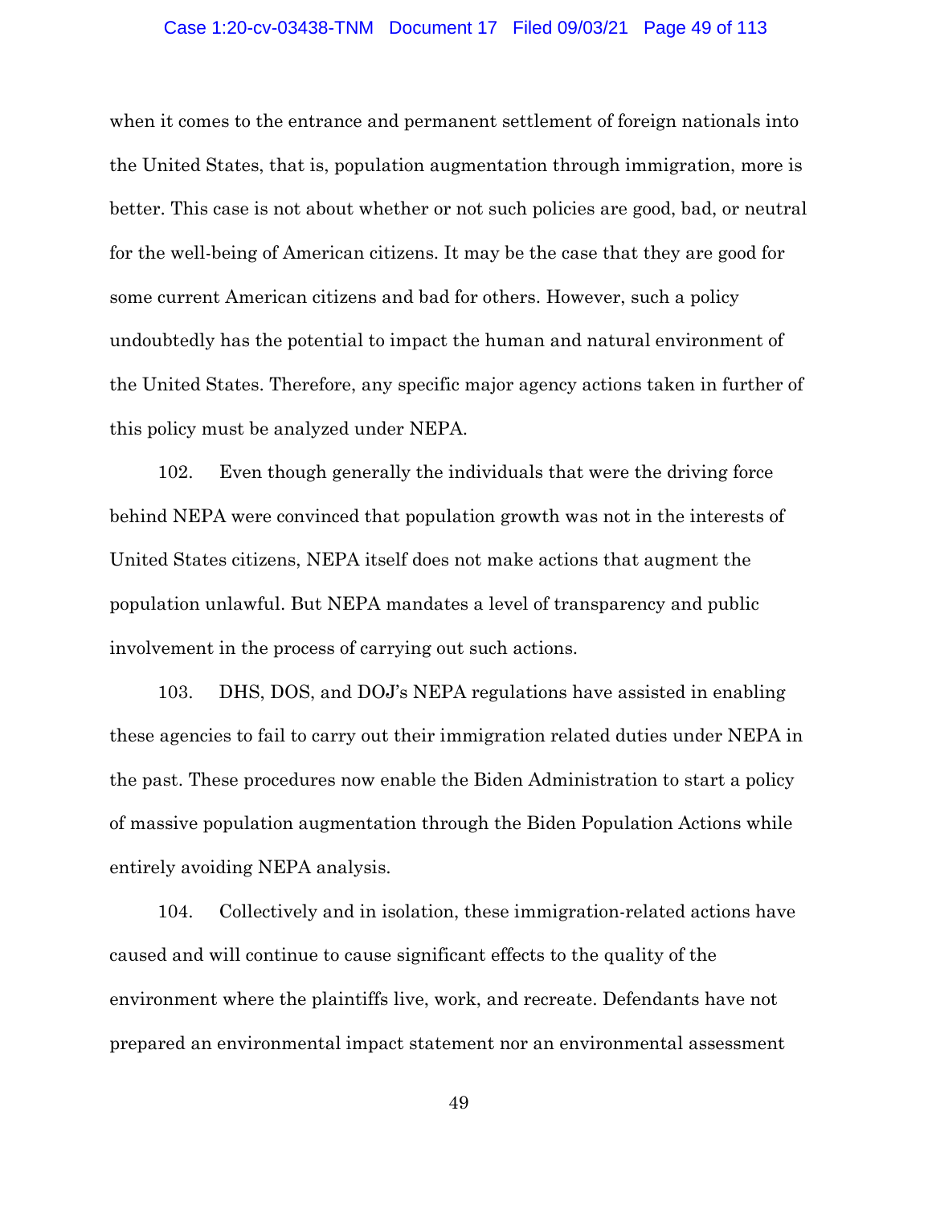when it comes to the entrance and permanent settlement of foreign nationals into the United States, that is, population augmentation through immigration, more is better. This case is not about whether or not such policies are good, bad, or neutral for the well-being of American citizens. It may be the case that they are good for some current American citizens and bad for others. However, such a policy undoubtedly has the potential to impact the human and natural environment of the United States. Therefore, any specific major agency actions taken in further of this policy must be analyzed under NEPA.

102. Even though generally the individuals that were the driving force behind NEPA were convinced that population growth was not in the interests of United States citizens, NEPA itself does not make actions that augment the population unlawful. But NEPA mandates a level of transparency and public involvement in the process of carrying out such actions.

103. DHS, DOS, and DOJ's NEPA regulations have assisted in enabling these agencies to fail to carry out their immigration related duties under NEPA in the past. These procedures now enable the Biden Administration to start a policy of massive population augmentation through the Biden Population Actions while entirely avoiding NEPA analysis.

104. Collectively and in isolation, these immigration-related actions have caused and will continue to cause significant effects to the quality of the environment where the plaintiffs live, work, and recreate. Defendants have not prepared an environmental impact statement nor an environmental assessment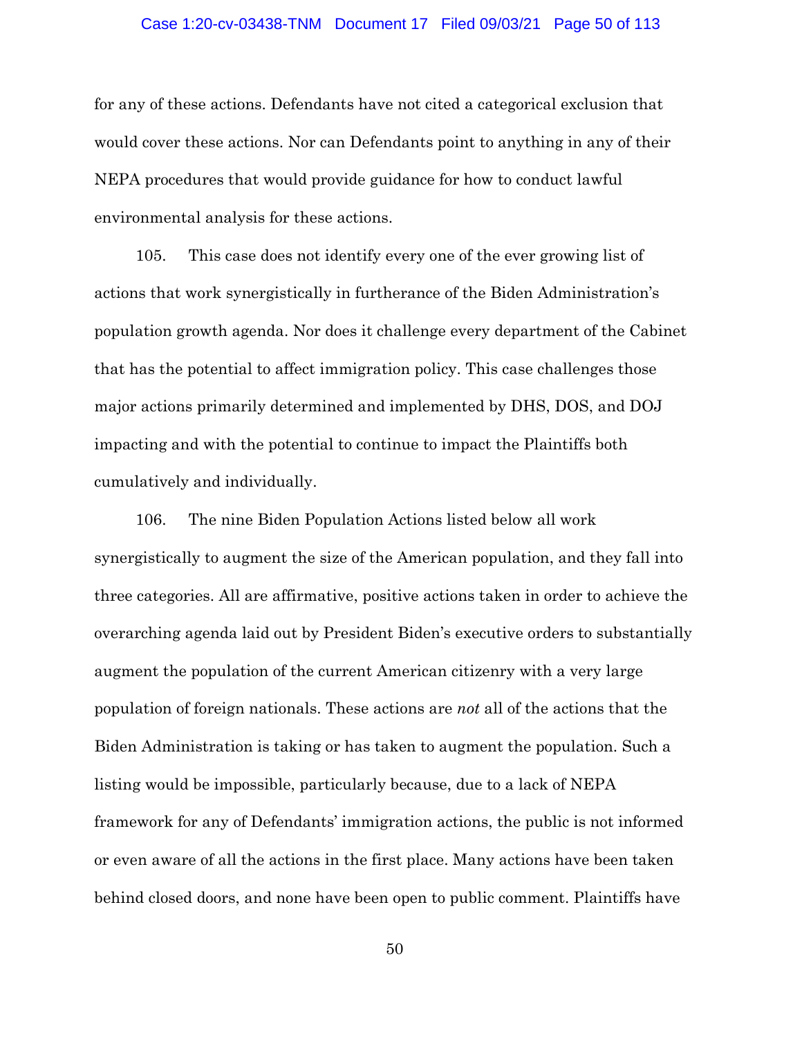for any of these actions. Defendants have not cited a categorical exclusion that would cover these actions. Nor can Defendants point to anything in any of their NEPA procedures that would provide guidance for how to conduct lawful environmental analysis for these actions.

105. This case does not identify every one of the ever growing list of actions that work synergistically in furtherance of the Biden Administration's population growth agenda. Nor does it challenge every department of the Cabinet that has the potential to affect immigration policy. This case challenges those major actions primarily determined and implemented by DHS, DOS, and DOJ impacting and with the potential to continue to impact the Plaintiffs both cumulatively and individually.

106. The nine Biden Population Actions listed below all work synergistically to augment the size of the American population, and they fall into three categories. All are affirmative, positive actions taken in order to achieve the overarching agenda laid out by President Biden's executive orders to substantially augment the population of the current American citizenry with a very large population of foreign nationals. These actions are *not* all of the actions that the Biden Administration is taking or has taken to augment the population. Such a listing would be impossible, particularly because, due to a lack of NEPA framework for any of Defendants' immigration actions, the public is not informed or even aware of all the actions in the first place. Many actions have been taken behind closed doors, and none have been open to public comment. Plaintiffs have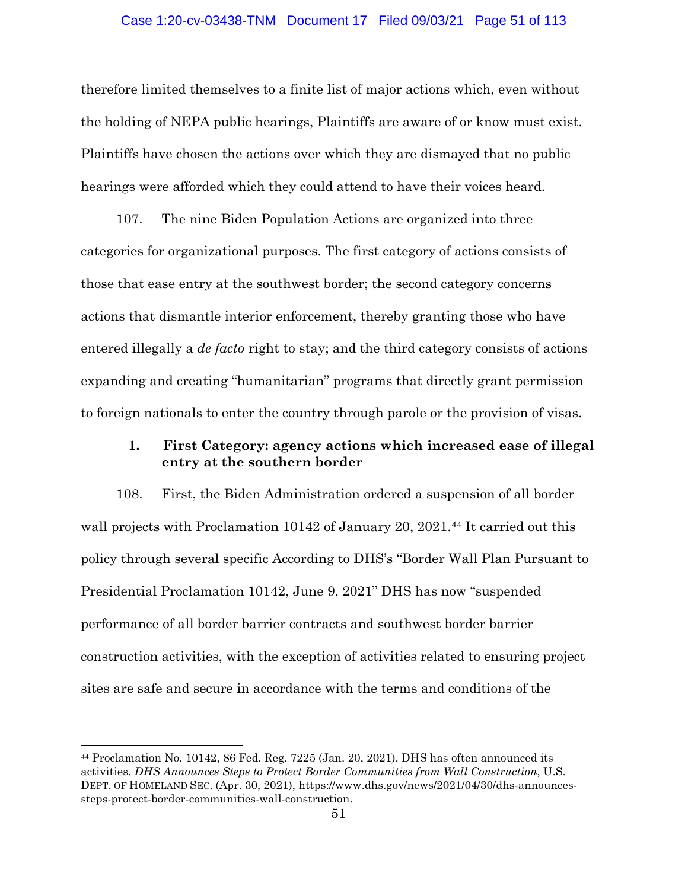therefore limited themselves to a finite list of major actions which, even without the holding of NEPA public hearings, Plaintiffs are aware of or know must exist. Plaintiffs have chosen the actions over which they are dismayed that no public hearings were afforded which they could attend to have their voices heard.

107. The nine Biden Population Actions are organized into three categories for organizational purposes. The first category of actions consists of those that ease entry at the southwest border; the second category concerns actions that dismantle interior enforcement, thereby granting those who have entered illegally a *de facto* right to stay; and the third category consists of actions expanding and creating "humanitarian" programs that directly grant permission to foreign nationals to enter the country through parole or the provision of visas.

### 1. First Category: agency actions which increased ease of illegal entry at the southern border

108. First, the Biden Administration ordered a suspension of all border wall projects with Proclamation 10142 of January 20, 2021.[44] It carried out this policy through several specific According to DHS's "Border Wall Plan Pursuant to Presidential Proclamation 10142, June 9, 2021" DHS has now "suspended performance of all border barrier contracts and southwest border barrier construction activities, with the exception of activities related to ensuring project sites are safe and secure in accordance with the terms and conditions of the

---

[44] Proclamation No. 10142, 86 Fed. Reg. 7225 (Jan. 20, 2021). DHS has often announced its activities. *DHS Announces Steps to Protect Border Communities from Wall Construction*, U.S. DEPT. OF HOMELAND SEC. (Apr. 30, 2021), https://www.dhs.gov/news/2021/04/30/dhs-announces-steps-protect-border-communities-wall-construction.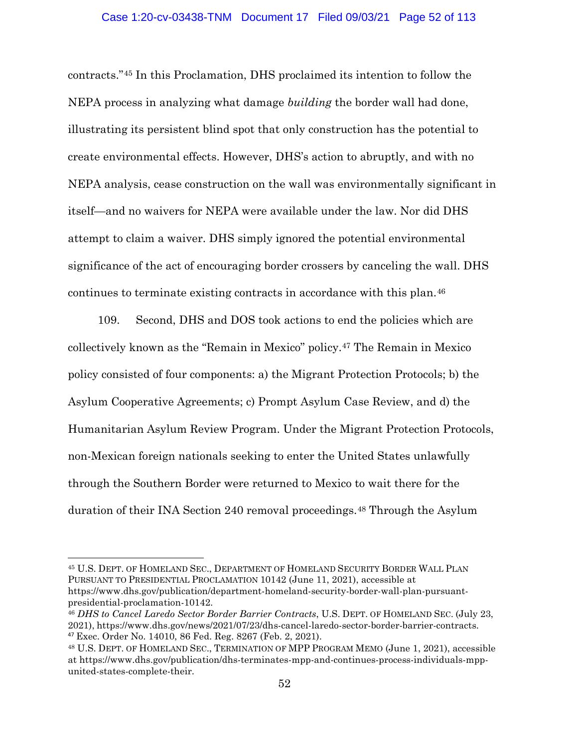contracts."[45] In this Proclamation, DHS proclaimed its intention to follow the NEPA process in analyzing what damage *building* the border wall had done, illustrating its persistent blind spot that only construction has the potential to create environmental effects. However, DHS's action to abruptly, and with no NEPA analysis, cease construction on the wall was environmentally significant in itself—and no waivers for NEPA were available under the law. Nor did DHS attempt to claim a waiver. DHS simply ignored the potential environmental significance of the act of encouraging border crossers by canceling the wall. DHS continues to terminate existing contracts in accordance with this plan.[46]

109. Second, DHS and DOS took actions to end the policies which are collectively known as the "Remain in Mexico" policy.[47] The Remain in Mexico policy consisted of four components: a) the Migrant Protection Protocols; b) the Asylum Cooperative Agreements; c) Prompt Asylum Case Review, and d) the Humanitarian Asylum Review Program. Under the Migrant Protection Protocols, non-Mexican foreign nationals seeking to enter the United States unlawfully through the Southern Border were returned to Mexico to wait there for the duration of their INA Section 240 removal proceedings.[48] Through the Asylum

---

[45] U.S. DEPT. OF HOMELAND SEC., DEPARTMENT OF HOMELAND SECURITY BORDER WALL PLAN PURSUANT TO PRESIDENTIAL PROCLAMATION 10142 (June 11, 2021), accessible at https://www.dhs.gov/publication/department-homeland-security-border-wall-plan-pursuant-presidential-proclamation-10142.

[46] *DHS to Cancel Laredo Sector Border Barrier Contracts*, U.S. DEPT. OF HOMELAND SEC. (July 23, 2021), https://www.dhs.gov/news/2021/07/23/dhs-cancel-laredo-sector-border-barrier-contracts.

[47] Exec. Order No. 14010, 86 Fed. Reg. 8267 (Feb. 2, 2021).

[48] U.S. DEPT. OF HOMELAND SEC., TERMINATION OF MPP PROGRAM MEMO (June 1, 2021), accessible at https://www.dhs.gov/publication/dhs-terminates-mpp-and-continues-process-individuals-mpp-united-states-complete-their.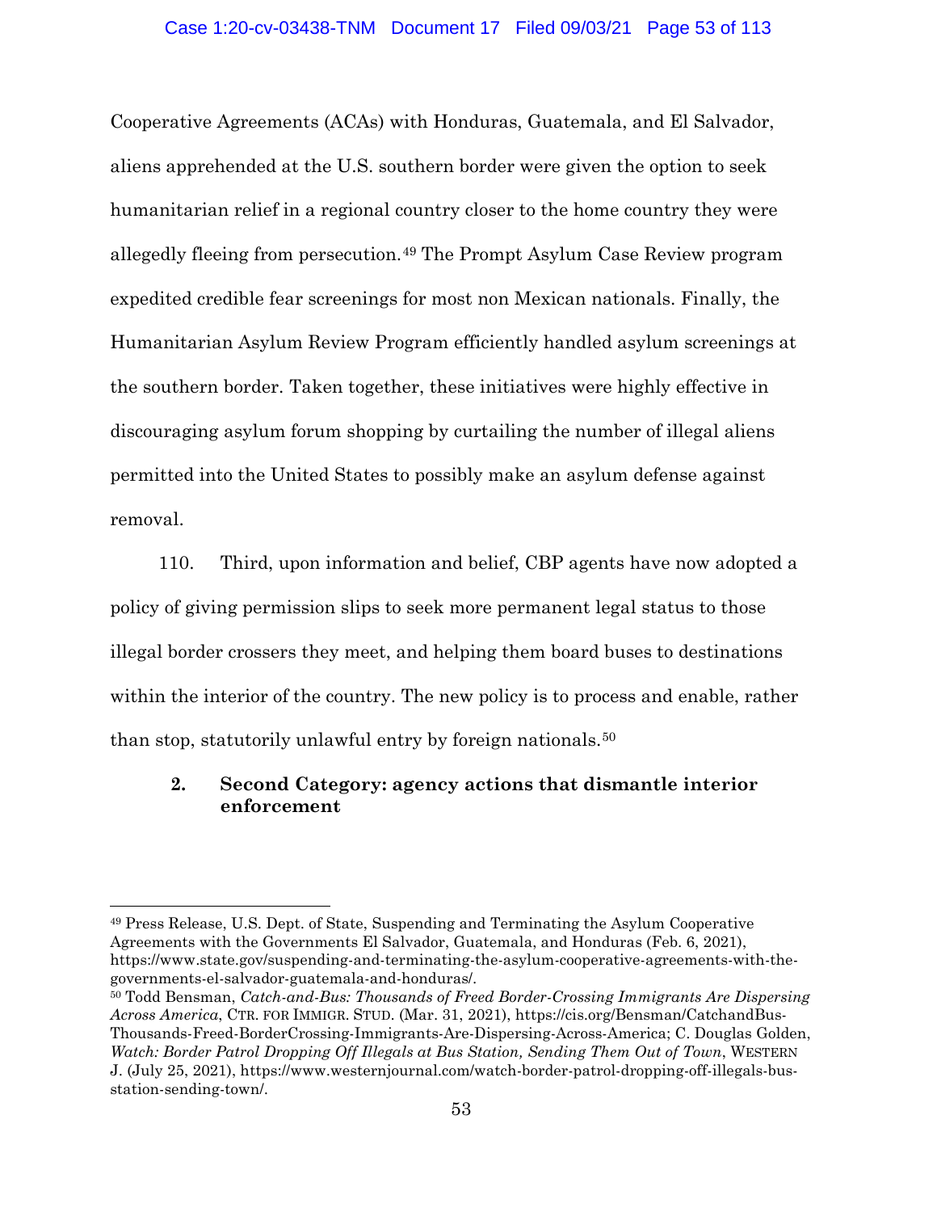Cooperative Agreements (ACAs) with Honduras, Guatemala, and El Salvador, aliens apprehended at the U.S. southern border were given the option to seek humanitarian relief in a regional country closer to the home country they were allegedly fleeing from persecution.[49] The Prompt Asylum Case Review program expedited credible fear screenings for most non Mexican nationals. Finally, the Humanitarian Asylum Review Program efficiently handled asylum screenings at the southern border. Taken together, these initiatives were highly effective in discouraging asylum forum shopping by curtailing the number of illegal aliens permitted into the United States to possibly make an asylum defense against removal.

110. Third, upon information and belief, CBP agents have now adopted a policy of giving permission slips to seek more permanent legal status to those illegal border crossers they meet, and helping them board buses to destinations within the interior of the country. The new policy is to process and enable, rather than stop, statutorily unlawful entry by foreign nationals.[50]

### 2. Second Category: agency actions that dismantle interior enforcement

---

[49] Press Release, U.S. Dept. of State, Suspending and Terminating the Asylum Cooperative Agreements with the Governments El Salvador, Guatemala, and Honduras (Feb. 6, 2021), https://www.state.gov/suspending-and-terminating-the-asylum-cooperative-agreements-with-the-governments-el-salvador-guatemala-and-honduras/.

[50] Todd Bensman, *Catch-and-Bus: Thousands of Freed Border-Crossing Immigrants Are Dispersing Across America*, CTR. FOR IMMIGR. STUD. (Mar. 31, 2021), https://cis.org/Bensman/CatchandBus-Thousands-Freed-BorderCrossing-Immigrants-Are-Dispersing-Across-America; C. Douglas Golden, *Watch: Border Patrol Dropping Off Illegals at Bus Station, Sending Them Out of Town*, WESTERN J. (July 25, 2021), https://www.westernjournal.com/watch-border-patrol-dropping-off-illegals-bus-station-sending-town/.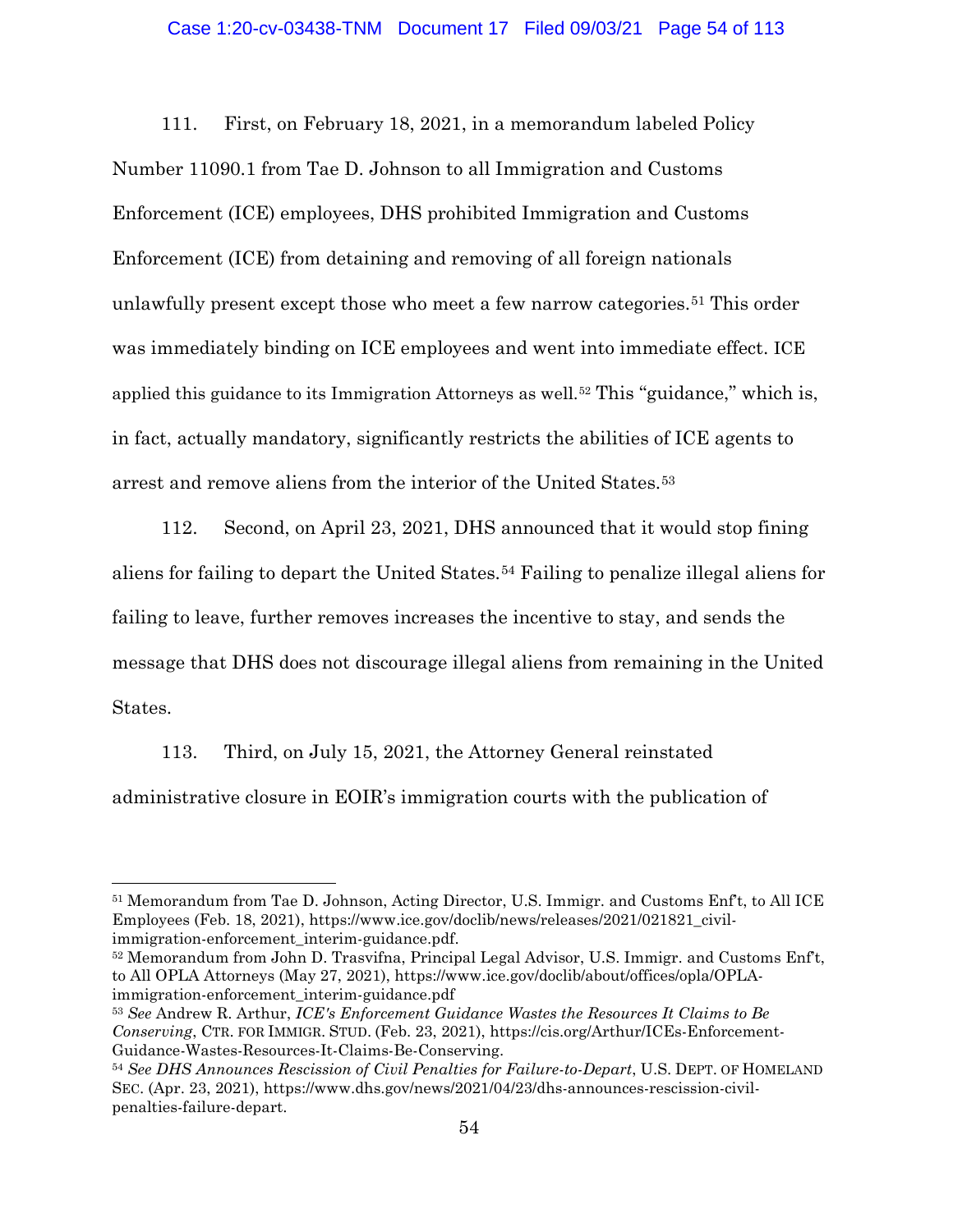111. First, on February 18, 2021, in a memorandum labeled Policy Number 11090.1 from Tae D. Johnson to all Immigration and Customs Enforcement (ICE) employees, DHS prohibited Immigration and Customs Enforcement (ICE) from detaining and removing of all foreign nationals unlawfully present except those who meet a few narrow categories.[51] This order was immediately binding on ICE employees and went into immediate effect. ICE applied this guidance to its Immigration Attorneys as well.[52] This "guidance," which is, in fact, actually mandatory, significantly restricts the abilities of ICE agents to arrest and remove aliens from the interior of the United States.[53]

112. Second, on April 23, 2021, DHS announced that it would stop fining aliens for failing to depart the United States.[54] Failing to penalize illegal aliens for failing to leave, further removes increases the incentive to stay, and sends the message that DHS does not discourage illegal aliens from remaining in the United States.

113. Third, on July 15, 2021, the Attorney General reinstated administrative closure in EOIR's immigration courts with the publication of

---

[51] Memorandum from Tae D. Johnson, Acting Director, U.S. Immigr. and Customs Enf't, to All ICE Employees (Feb. 18, 2021), https://www.ice.gov/doclib/news/releases/2021/021821_civil-immigration-enforcement_interim-guidance.pdf.

[52] Memorandum from John D. Trasvifna, Principal Legal Advisor, U.S. Immigr. and Customs Enf't, to All OPLA Attorneys (May 27, 2021), https://www.ice.gov/doclib/about/offices/opla/OPLA-immigration-enforcement_interim-guidance.pdf

[53] *See* Andrew R. Arthur, *ICE's Enforcement Guidance Wastes the Resources It Claims to Be Conserving*, CTR. FOR IMMIGR. STUD. (Feb. 23, 2021), https://cis.org/Arthur/ICEs-Enforcement-Guidance-Wastes-Resources-It-Claims-Be-Conserving.

[54] *See DHS Announces Rescission of Civil Penalties for Failure-to-Depart*, U.S. DEPT. OF HOMELAND SEC. (Apr. 23, 2021), https://www.dhs.gov/news/2021/04/23/dhs-announces-rescission-civil-penalties-failure-depart.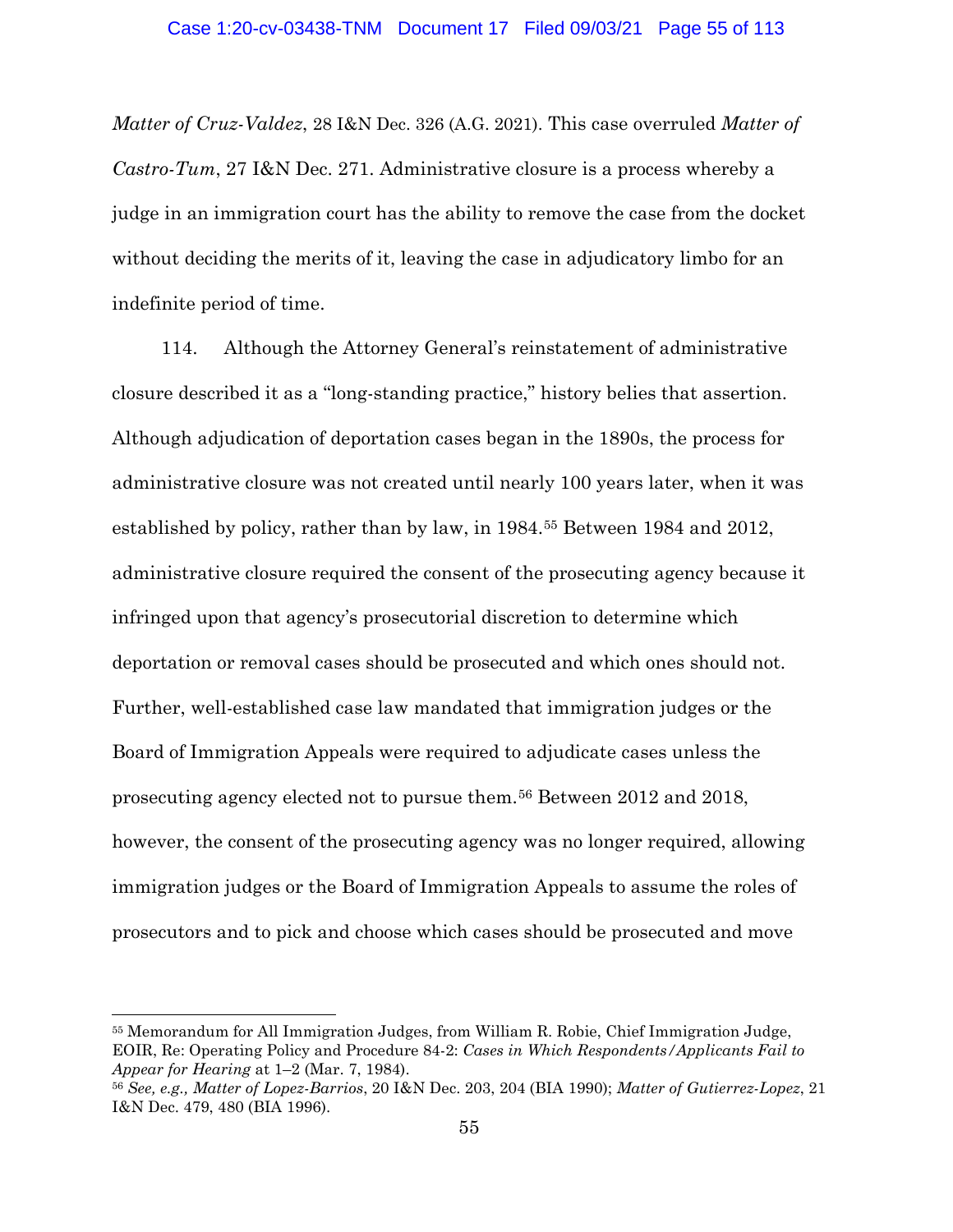*Matter of Cruz-Valdez*, 28 I&N Dec. 326 (A.G. 2021). This case overruled *Matter of Castro-Tum*, 27 I&N Dec. 271. Administrative closure is a process whereby a judge in an immigration court has the ability to remove the case from the docket without deciding the merits of it, leaving the case in adjudicatory limbo for an indefinite period of time.

114. Although the Attorney General's reinstatement of administrative closure described it as a "long-standing practice," history belies that assertion. Although adjudication of deportation cases began in the 1890s, the process for administrative closure was not created until nearly 100 years later, when it was established by policy, rather than by law, in 1984.[55] Between 1984 and 2012, administrative closure required the consent of the prosecuting agency because it infringed upon that agency's prosecutorial discretion to determine which deportation or removal cases should be prosecuted and which ones should not. Further, well-established case law mandated that immigration judges or the Board of Immigration Appeals were required to adjudicate cases unless the prosecuting agency elected not to pursue them.[56] Between 2012 and 2018, however, the consent of the prosecuting agency was no longer required, allowing immigration judges or the Board of Immigration Appeals to assume the roles of prosecutors and to pick and choose which cases should be prosecuted and move

---

[55] Memorandum for All Immigration Judges, from William R. Robie, Chief Immigration Judge, EOIR, Re: Operating Policy and Procedure 84-2: *Cases in Which Respondents/Applicants Fail to Appear for Hearing* at 1–2 (Mar. 7, 1984).

[56] *See, e.g., Matter of Lopez-Barrios*, 20 I&N Dec. 203, 204 (BIA 1990); *Matter of Gutierrez-Lopez*, 21 I&N Dec. 479, 480 (BIA 1996).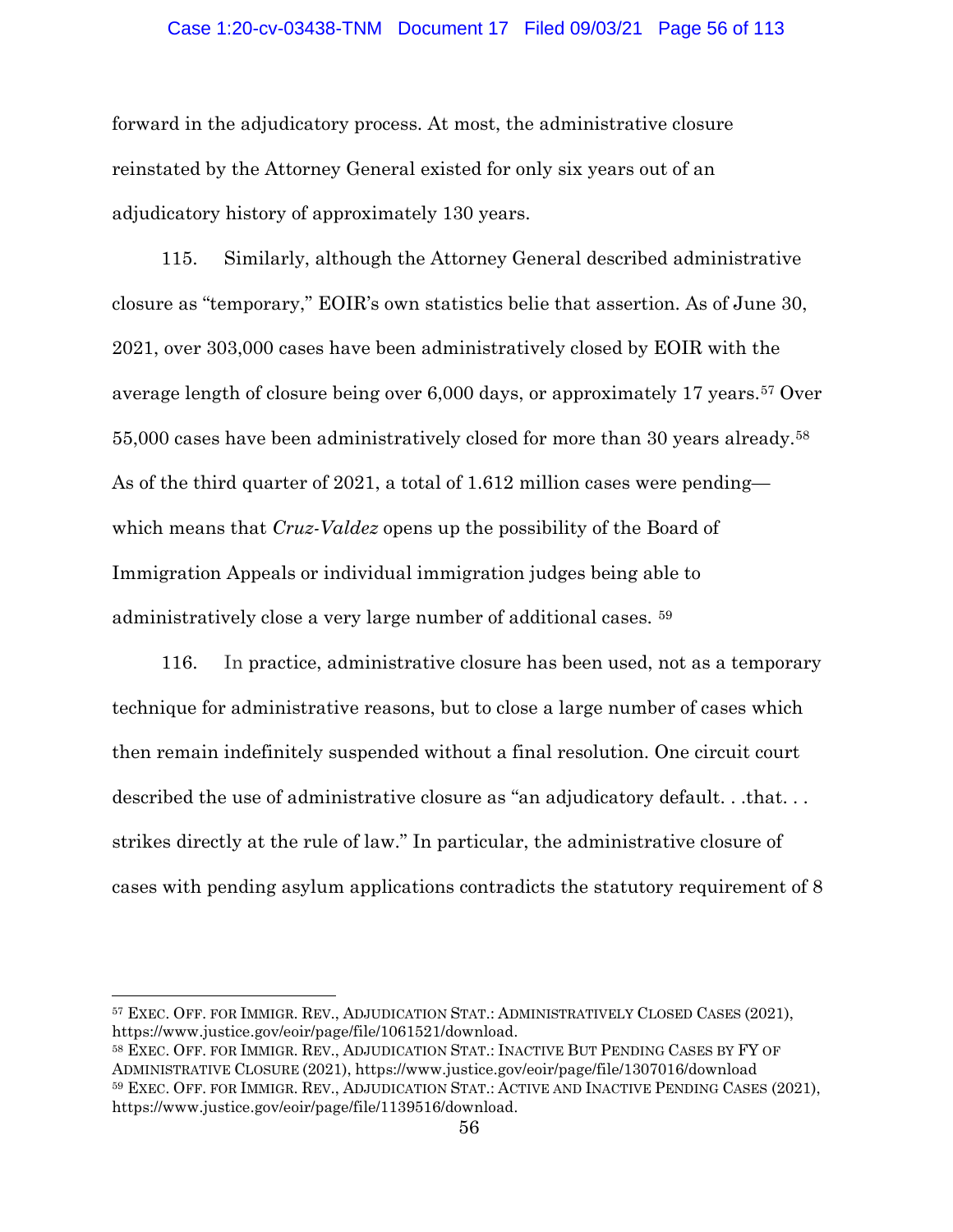forward in the adjudicatory process. At most, the administrative closure reinstated by the Attorney General existed for only six years out of an adjudicatory history of approximately 130 years.

115. Similarly, although the Attorney General described administrative closure as "temporary," EOIR's own statistics belie that assertion. As of June 30, 2021, over 303,000 cases have been administratively closed by EOIR with the average length of closure being over 6,000 days, or approximately 17 years.[57] Over 55,000 cases have been administratively closed for more than 30 years already.[58] As of the third quarter of 2021, a total of 1.612 million cases were pending—which means that *Cruz-Valdez* opens up the possibility of the Board of Immigration Appeals or individual immigration judges being able to administratively close a very large number of additional cases. [59]

116. In practice, administrative closure has been used, not as a temporary technique for administrative reasons, but to close a large number of cases which then remain indefinitely suspended without a final resolution. One circuit court described the use of administrative closure as "an adjudicatory default. . .that. . . strikes directly at the rule of law." In particular, the administrative closure of cases with pending asylum applications contradicts the statutory requirement of 8

---

[57] EXEC. OFF. FOR IMMIGR. REV., ADJUDICATION STAT.: ADMINISTRATIVELY CLOSED CASES (2021), https://www.justice.gov/eoir/page/file/1061521/download.

[58] EXEC. OFF. FOR IMMIGR. REV., ADJUDICATION STAT.: INACTIVE BUT PENDING CASES BY FY OF ADMINISTRATIVE CLOSURE (2021), https://www.justice.gov/eoir/page/file/1307016/download

[59] EXEC. OFF. FOR IMMIGR. REV., ADJUDICATION STAT.: ACTIVE AND INACTIVE PENDING CASES (2021), https://www.justice.gov/eoir/page/file/1139516/download.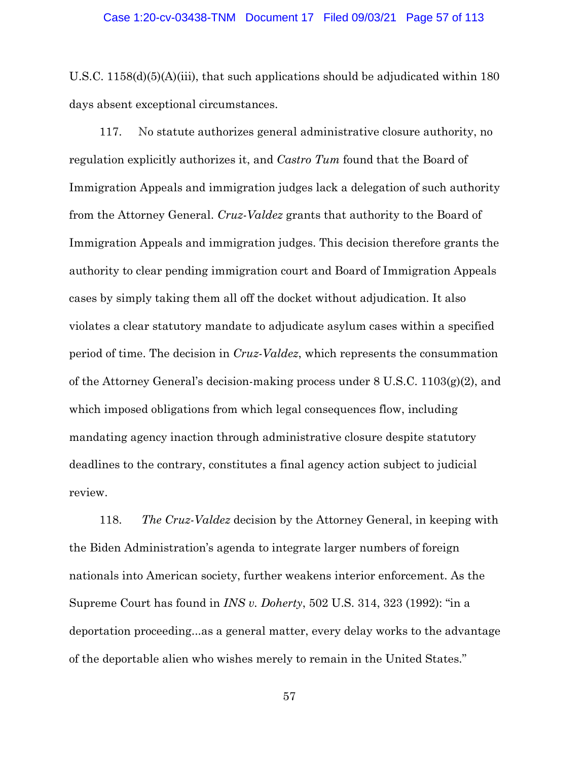U.S.C. 1158(d)(5)(A)(iii), that such applications should be adjudicated within 180 days absent exceptional circumstances.

117. No statute authorizes general administrative closure authority, no regulation explicitly authorizes it, and *Castro Tum* found that the Board of Immigration Appeals and immigration judges lack a delegation of such authority from the Attorney General. *Cruz-Valdez* grants that authority to the Board of Immigration Appeals and immigration judges. This decision therefore grants the authority to clear pending immigration court and Board of Immigration Appeals cases by simply taking them all off the docket without adjudication. It also violates a clear statutory mandate to adjudicate asylum cases within a specified period of time. The decision in *Cruz-Valdez*, which represents the consummation of the Attorney General's decision-making process under 8 U.S.C. 1103(g)(2), and which imposed obligations from which legal consequences flow, including mandating agency inaction through administrative closure despite statutory deadlines to the contrary, constitutes a final agency action subject to judicial review.

118. *The Cruz-Valdez* decision by the Attorney General, in keeping with the Biden Administration's agenda to integrate larger numbers of foreign nationals into American society, further weakens interior enforcement. As the Supreme Court has found in *INS v. Doherty*, 502 U.S. 314, 323 (1992): "in a deportation proceeding...as a general matter, every delay works to the advantage of the deportable alien who wishes merely to remain in the United States."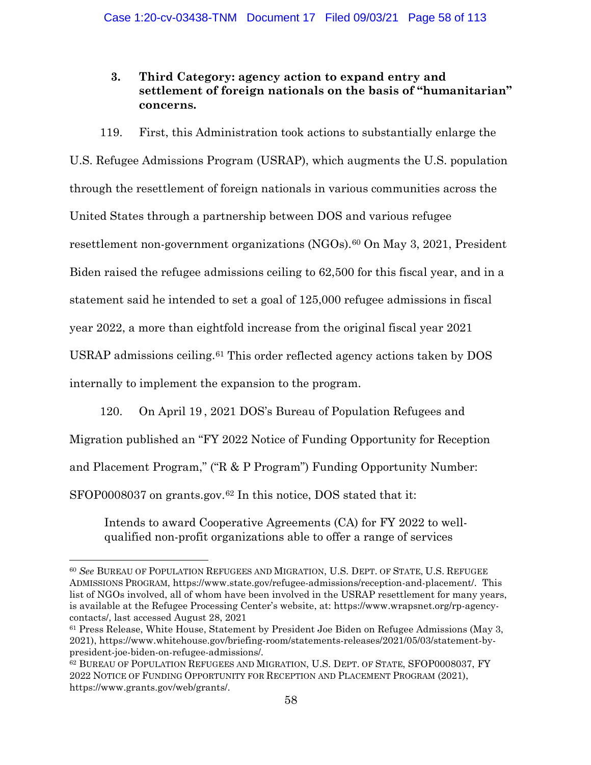### 3. Third Category: agency action to expand entry and settlement of foreign nationals on the basis of "humanitarian" concerns.

119. First, this Administration took actions to substantially enlarge the U.S. Refugee Admissions Program (USRAP), which augments the U.S. population through the resettlement of foreign nationals in various communities across the United States through a partnership between DOS and various refugee resettlement non-government organizations (NGOs).[60] On May 3, 2021, President Biden raised the refugee admissions ceiling to 62,500 for this fiscal year, and in a statement said he intended to set a goal of 125,000 refugee admissions in fiscal year 2022, a more than eightfold increase from the original fiscal year 2021 USRAP admissions ceiling.[61] This order reflected agency actions taken by DOS internally to implement the expansion to the program.

120. On April 19 , 2021 DOS's Bureau of Population Refugees and Migration published an "FY 2022 Notice of Funding Opportunity for Reception and Placement Program," ("R & P Program") Funding Opportunity Number: SFOP0008037 on grants.gov.[62] In this notice, DOS stated that it:

> Intends to award Cooperative Agreements (CA) for FY 2022 to well-qualified non-profit organizations able to offer a range of services

---

[60] *See* Bureau of Population Refugees and Migration, U.S. Dept. of State, U.S. Refugee Admissions Program, https://www.state.gov/refugee-admissions/reception-and-placement/. This list of NGOs involved, all of whom have been involved in the USRAP resettlement for many years, is available at the Refugee Processing Center's website, at: https://www.wrapsnet.org/rp-agency-contacts/, last accessed August 28, 2021

[61] Press Release, White House, Statement by President Joe Biden on Refugee Admissions (May 3, 2021), https://www.whitehouse.gov/briefing-room/statements-releases/2021/05/03/statement-by-president-joe-biden-on-refugee-admissions/.

[62] Bureau of Population Refugees and Migration, U.S. Dept. of State, SFOP0008037, FY 2022 Notice of Funding Opportunity for Reception and Placement Program (2021), https://www.grants.gov/web/grants/.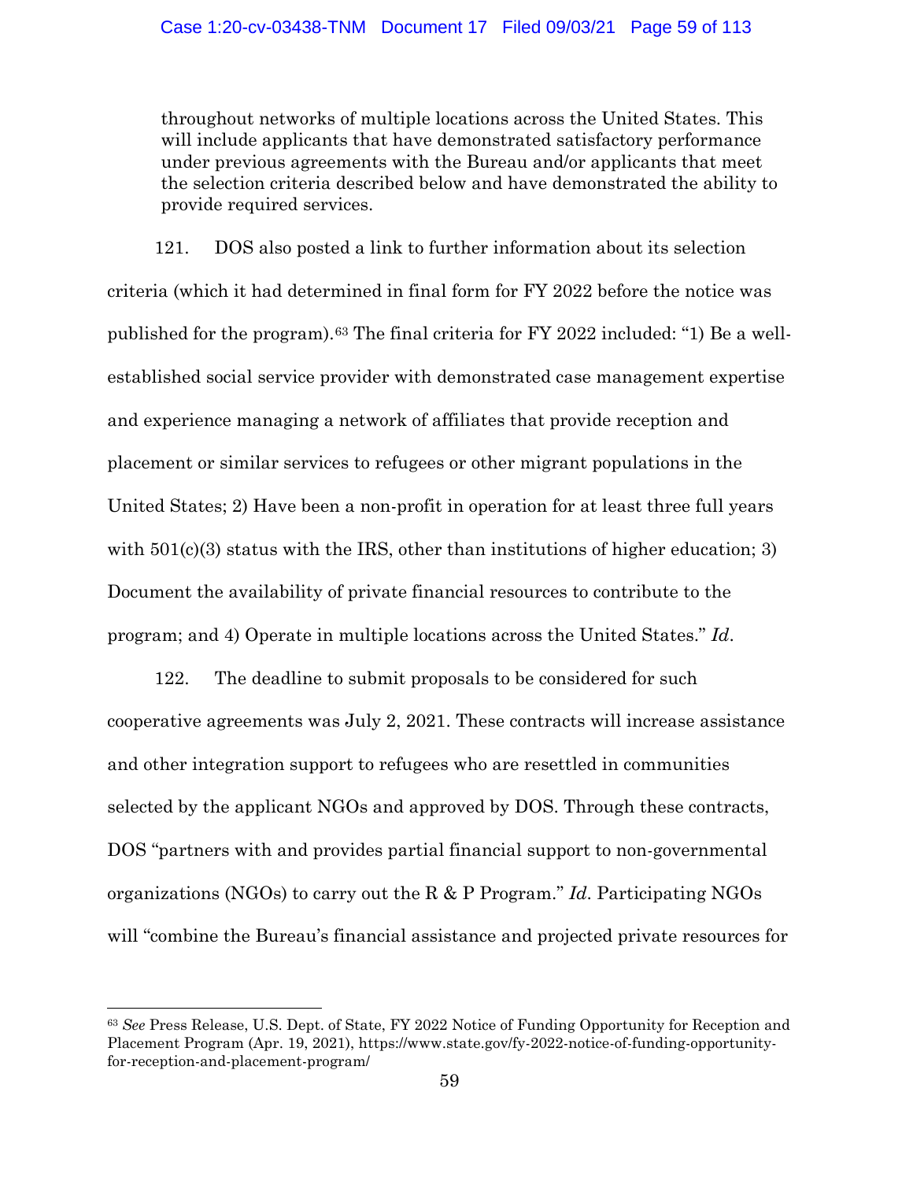> throughout networks of multiple locations across the United States. This will include applicants that have demonstrated satisfactory performance under previous agreements with the Bureau and/or applicants that meet the selection criteria described below and have demonstrated the ability to provide required services.

121. DOS also posted a link to further information about its selection criteria (which it had determined in final form for FY 2022 before the notice was published for the program).[63] The final criteria for FY 2022 included: "1) Be a well-established social service provider with demonstrated case management expertise and experience managing a network of affiliates that provide reception and placement or similar services to refugees or other migrant populations in the United States; 2) Have been a non-profit in operation for at least three full years with 501(c)(3) status with the IRS, other than institutions of higher education; 3) Document the availability of private financial resources to contribute to the program; and 4) Operate in multiple locations across the United States." *Id*.

122. The deadline to submit proposals to be considered for such cooperative agreements was July 2, 2021. These contracts will increase assistance and other integration support to refugees who are resettled in communities selected by the applicant NGOs and approved by DOS. Through these contracts, DOS "partners with and provides partial financial support to non-governmental organizations (NGOs) to carry out the R & P Program." *Id*. Participating NGOs will "combine the Bureau's financial assistance and projected private resources for

---

[63] *See* Press Release, U.S. Dept. of State, FY 2022 Notice of Funding Opportunity for Reception and Placement Program (Apr. 19, 2021), https://www.state.gov/fy-2022-notice-of-funding-opportunity-for-reception-and-placement-program/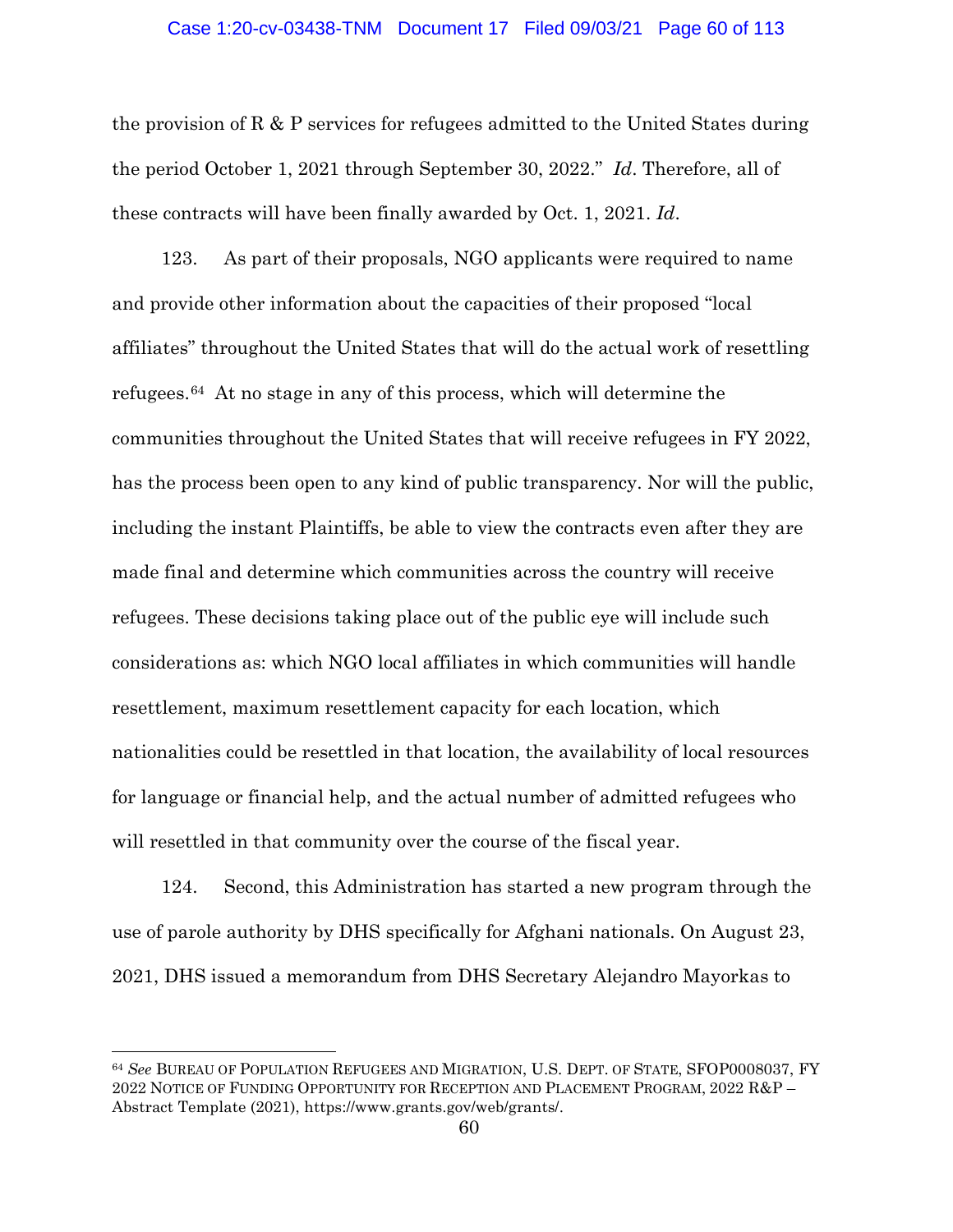the provision of R & P services for refugees admitted to the United States during the period October 1, 2021 through September 30, 2022." *Id*. Therefore, all of these contracts will have been finally awarded by Oct. 1, 2021. *Id*.

123. As part of their proposals, NGO applicants were required to name and provide other information about the capacities of their proposed "local affiliates" throughout the United States that will do the actual work of resettling refugees.[64] At no stage in any of this process, which will determine the communities throughout the United States that will receive refugees in FY 2022, has the process been open to any kind of public transparency. Nor will the public, including the instant Plaintiffs, be able to view the contracts even after they are made final and determine which communities across the country will receive refugees. These decisions taking place out of the public eye will include such considerations as: which NGO local affiliates in which communities will handle resettlement, maximum resettlement capacity for each location, which nationalities could be resettled in that location, the availability of local resources for language or financial help, and the actual number of admitted refugees who will resettled in that community over the course of the fiscal year.

124. Second, this Administration has started a new program through the use of parole authority by DHS specifically for Afghani nationals. On August 23, 2021, DHS issued a memorandum from DHS Secretary Alejandro Mayorkas to

---

[64] *See* BUREAU OF POPULATION REFUGEES AND MIGRATION, U.S. DEPT. OF STATE, SFOP0008037, FY 2022 NOTICE OF FUNDING OPPORTUNITY FOR RECEPTION AND PLACEMENT PROGRAM, 2022 R&P – Abstract Template (2021), https://www.grants.gov/web/grants/.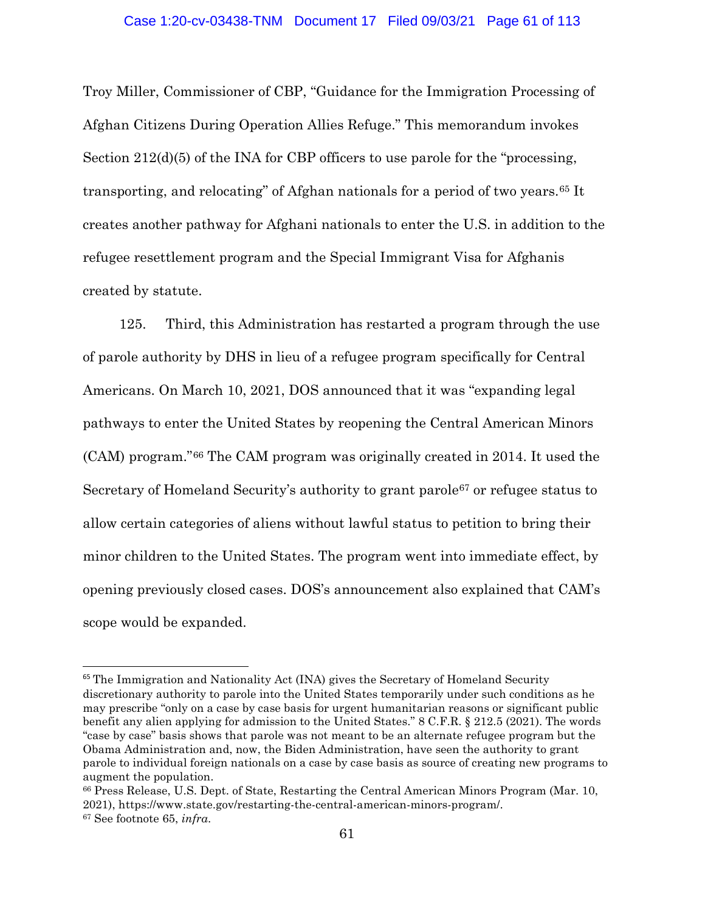Troy Miller, Commissioner of CBP, "Guidance for the Immigration Processing of Afghan Citizens During Operation Allies Refuge." This memorandum invokes Section 212(d)(5) of the INA for CBP officers to use parole for the "processing, transporting, and relocating" of Afghan nationals for a period of two years.[65] It creates another pathway for Afghani nationals to enter the U.S. in addition to the refugee resettlement program and the Special Immigrant Visa for Afghanis created by statute.

125. Third, this Administration has restarted a program through the use of parole authority by DHS in lieu of a refugee program specifically for Central Americans. On March 10, 2021, DOS announced that it was "expanding legal pathways to enter the United States by reopening the Central American Minors (CAM) program."[66] The CAM program was originally created in 2014. It used the Secretary of Homeland Security's authority to grant parole[67] or refugee status to allow certain categories of aliens without lawful status to petition to bring their minor children to the United States. The program went into immediate effect, by opening previously closed cases. DOS's announcement also explained that CAM's scope would be expanded.

---

[65] The Immigration and Nationality Act (INA) gives the Secretary of Homeland Security discretionary authority to parole into the United States temporarily under such conditions as he may prescribe "only on a case by case basis for urgent humanitarian reasons or significant public benefit any alien applying for admission to the United States." 8 C.F.R. § 212.5 (2021). The words "case by case" basis shows that parole was not meant to be an alternate refugee program but the Obama Administration and, now, the Biden Administration, have seen the authority to grant parole to individual foreign nationals on a case by case basis as source of creating new programs to augment the population.

[66] Press Release, U.S. Dept. of State, Restarting the Central American Minors Program (Mar. 10, 2021), https://www.state.gov/restarting-the-central-american-minors-program/.

[67] See footnote 65, *infra*.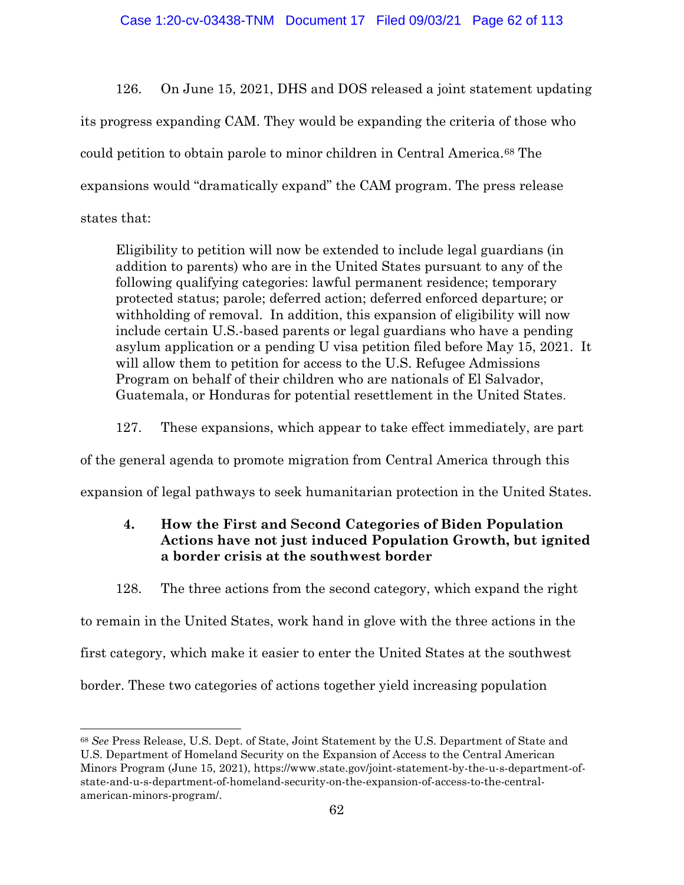126. On June 15, 2021, DHS and DOS released a joint statement updating its progress expanding CAM. They would be expanding the criteria of those who could petition to obtain parole to minor children in Central America.[68] The expansions would "dramatically expand" the CAM program. The press release states that:

> Eligibility to petition will now be extended to include legal guardians (in addition to parents) who are in the United States pursuant to any of the following qualifying categories: lawful permanent residence; temporary protected status; parole; deferred action; deferred enforced departure; or withholding of removal. In addition, this expansion of eligibility will now include certain U.S.-based parents or legal guardians who have a pending asylum application or a pending U visa petition filed before May 15, 2021. It will allow them to petition for access to the U.S. Refugee Admissions Program on behalf of their children who are nationals of El Salvador, Guatemala, or Honduras for potential resettlement in the United States.

127. These expansions, which appear to take effect immediately, are part of the general agenda to promote migration from Central America through this expansion of legal pathways to seek humanitarian protection in the United States.

#### 4. How the First and Second Categories of Biden Population Actions have not just induced Population Growth, but ignited a border crisis at the southwest border

128. The three actions from the second category, which expand the right to remain in the United States, work hand in glove with the three actions in the first category, which make it easier to enter the United States at the southwest border. These two categories of actions together yield increasing population

---

[68] *See* Press Release, U.S. Dept. of State, Joint Statement by the U.S. Department of State and U.S. Department of Homeland Security on the Expansion of Access to the Central American Minors Program (June 15, 2021), https://www.state.gov/joint-statement-by-the-u-s-department-of-state-and-u-s-department-of-homeland-security-on-the-expansion-of-access-to-the-central-american-minors-program/.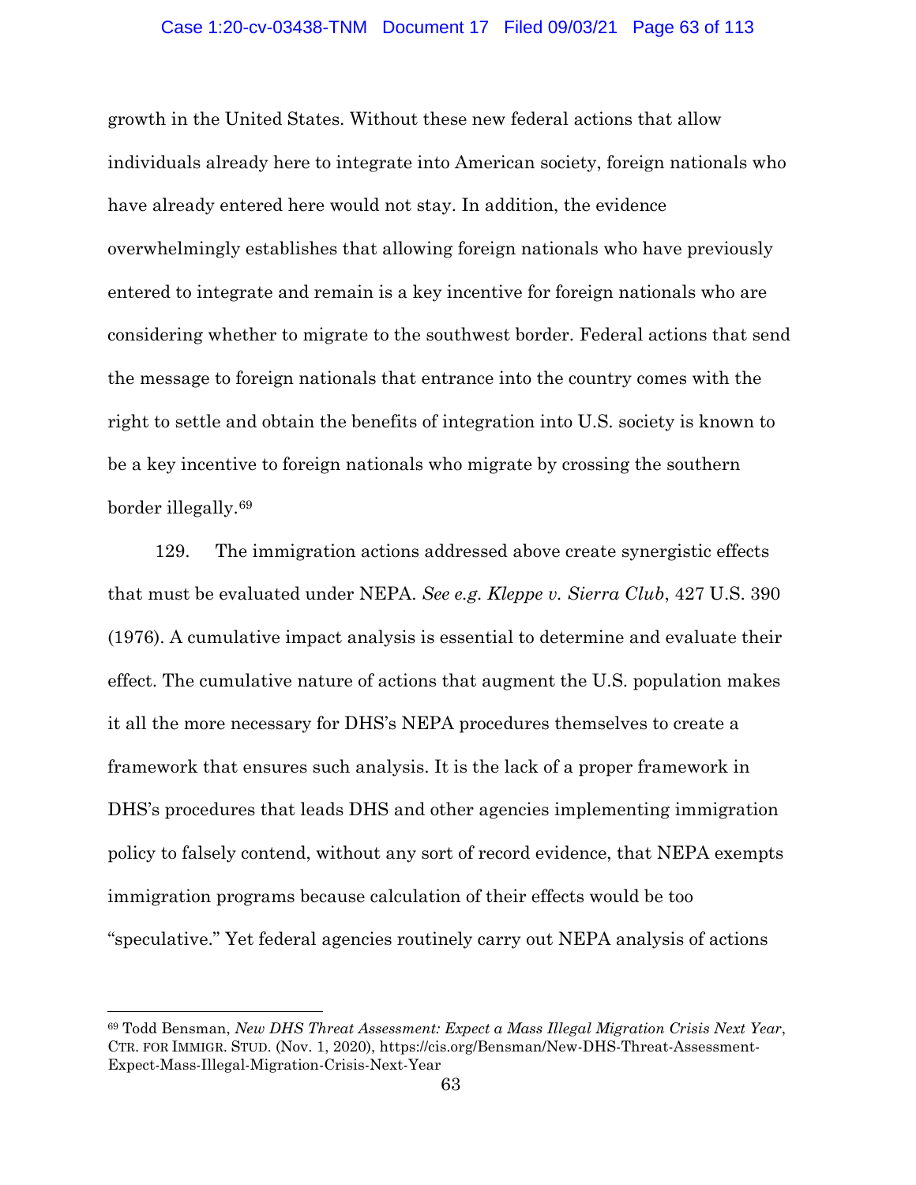growth in the United States. Without these new federal actions that allow individuals already here to integrate into American society, foreign nationals who have already entered here would not stay. In addition, the evidence overwhelmingly establishes that allowing foreign nationals who have previously entered to integrate and remain is a key incentive for foreign nationals who are considering whether to migrate to the southwest border. Federal actions that send the message to foreign nationals that entrance into the country comes with the right to settle and obtain the benefits of integration into U.S. society is known to be a key incentive to foreign nationals who migrate by crossing the southern border illegally.[69]

129. The immigration actions addressed above create synergistic effects that must be evaluated under NEPA. *See e.g. Kleppe v. Sierra Club*, 427 U.S. 390 (1976). A cumulative impact analysis is essential to determine and evaluate their effect. The cumulative nature of actions that augment the U.S. population makes it all the more necessary for DHS's NEPA procedures themselves to create a framework that ensures such analysis. It is the lack of a proper framework in DHS's procedures that leads DHS and other agencies implementing immigration policy to falsely contend, without any sort of record evidence, that NEPA exempts immigration programs because calculation of their effects would be too "speculative." Yet federal agencies routinely carry out NEPA analysis of actions

---

[69] Todd Bensman, *New DHS Threat Assessment: Expect a Mass Illegal Migration Crisis Next Year*, CTR. FOR IMMIGR. STUD. (Nov. 1, 2020), https://cis.org/Bensman/New-DHS-Threat-Assessment-Expect-Mass-Illegal-Migration-Crisis-Next-Year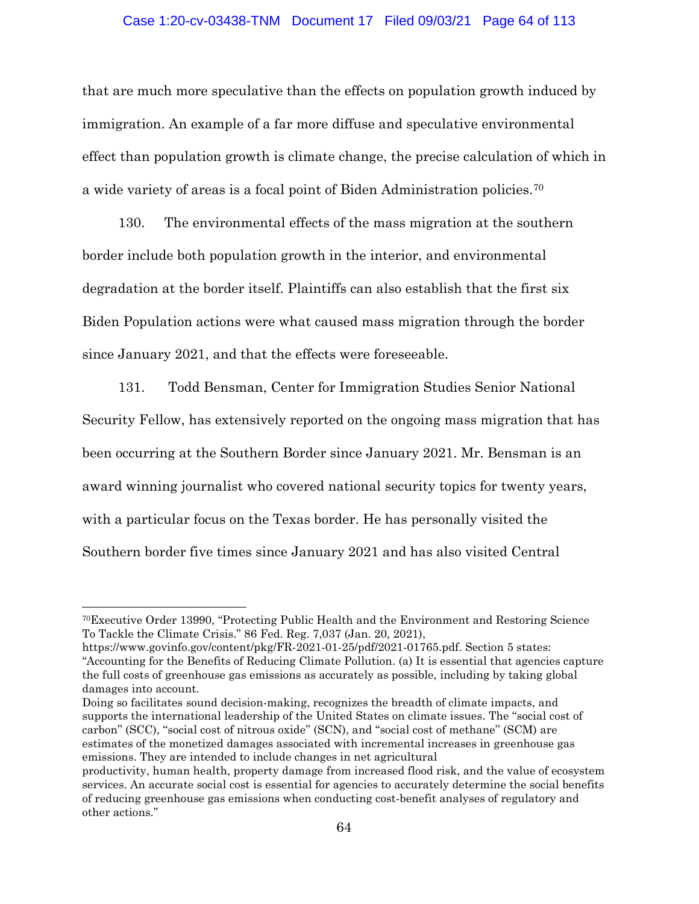that are much more speculative than the effects on population growth induced by immigration. An example of a far more diffuse and speculative environmental effect than population growth is climate change, the precise calculation of which in a wide variety of areas is a focal point of Biden Administration policies.[70]

130. The environmental effects of the mass migration at the southern border include both population growth in the interior, and environmental degradation at the border itself. Plaintiffs can also establish that the first six Biden Population actions were what caused mass migration through the border since January 2021, and that the effects were foreseeable.

131. Todd Bensman, Center for Immigration Studies Senior National Security Fellow, has extensively reported on the ongoing mass migration that has been occurring at the Southern Border since January 2021. Mr. Bensman is an award winning journalist who covered national security topics for twenty years, with a particular focus on the Texas border. He has personally visited the Southern border five times since January 2021 and has also visited Central

---

[70] Executive Order 13990, "Protecting Public Health and the Environment and Restoring Science To Tackle the Climate Crisis." 86 Fed. Reg. 7,037 (Jan. 20, 2021), https://www.govinfo.gov/content/pkg/FR-2021-01-25/pdf/2021-01765.pdf. Section 5 states: "Accounting for the Benefits of Reducing Climate Pollution. (a) It is essential that agencies capture the full costs of greenhouse gas emissions as accurately as possible, including by taking global damages into account.
Doing so facilitates sound decision-making, recognizes the breadth of climate impacts, and supports the international leadership of the United States on climate issues. The "social cost of carbon" (SCC), "social cost of nitrous oxide" (SCN), and "social cost of methane" (SCM) are estimates of the monetized damages associated with incremental increases in greenhouse gas emissions. They are intended to include changes in net agricultural productivity, human health, property damage from increased flood risk, and the value of ecosystem services. An accurate social cost is essential for agencies to accurately determine the social benefits of reducing greenhouse gas emissions when conducting cost-benefit analyses of regulatory and other actions."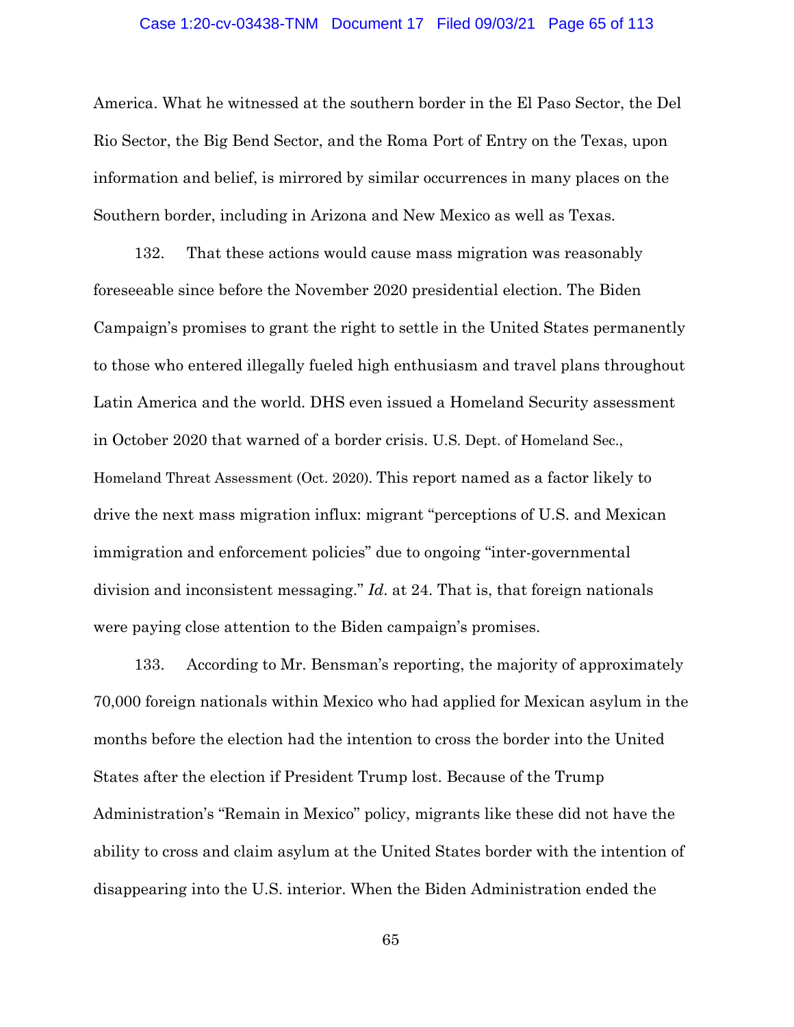America. What he witnessed at the southern border in the El Paso Sector, the Del Rio Sector, the Big Bend Sector, and the Roma Port of Entry on the Texas, upon information and belief, is mirrored by similar occurrences in many places on the Southern border, including in Arizona and New Mexico as well as Texas.

132. That these actions would cause mass migration was reasonably foreseeable since before the November 2020 presidential election. The Biden Campaign's promises to grant the right to settle in the United States permanently to those who entered illegally fueled high enthusiasm and travel plans throughout Latin America and the world. DHS even issued a Homeland Security assessment in October 2020 that warned of a border crisis. U.S. Dept. of Homeland Sec., Homeland Threat Assessment (Oct. 2020). This report named as a factor likely to drive the next mass migration influx: migrant "perceptions of U.S. and Mexican immigration and enforcement policies" due to ongoing "inter-governmental division and inconsistent messaging." *Id*. at 24. That is, that foreign nationals were paying close attention to the Biden campaign's promises.

133. According to Mr. Bensman's reporting, the majority of approximately 70,000 foreign nationals within Mexico who had applied for Mexican asylum in the months before the election had the intention to cross the border into the United States after the election if President Trump lost. Because of the Trump Administration's "Remain in Mexico" policy, migrants like these did not have the ability to cross and claim asylum at the United States border with the intention of disappearing into the U.S. interior. When the Biden Administration ended the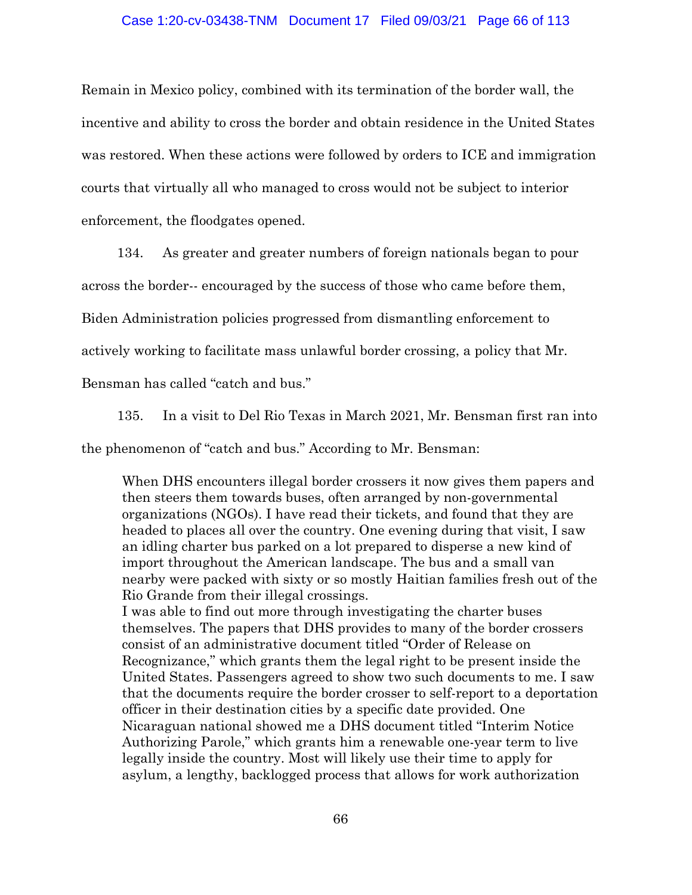Remain in Mexico policy, combined with its termination of the border wall, the incentive and ability to cross the border and obtain residence in the United States was restored. When these actions were followed by orders to ICE and immigration courts that virtually all who managed to cross would not be subject to interior enforcement, the floodgates opened.

134. As greater and greater numbers of foreign nationals began to pour across the border-- encouraged by the success of those who came before them, Biden Administration policies progressed from dismantling enforcement to actively working to facilitate mass unlawful border crossing, a policy that Mr. Bensman has called "catch and bus."

135. In a visit to Del Rio Texas in March 2021, Mr. Bensman first ran into the phenomenon of "catch and bus." According to Mr. Bensman:

> When DHS encounters illegal border crossers it now gives them papers and then steers them towards buses, often arranged by non-governmental organizations (NGOs). I have read their tickets, and found that they are headed to places all over the country. One evening during that visit, I saw an idling charter bus parked on a lot prepared to disperse a new kind of import throughout the American landscape. The bus and a small van nearby were packed with sixty or so mostly Haitian families fresh out of the Rio Grande from their illegal crossings.
>
> I was able to find out more through investigating the charter buses themselves. The papers that DHS provides to many of the border crossers consist of an administrative document titled "Order of Release on Recognizance," which grants them the legal right to be present inside the United States. Passengers agreed to show two such documents to me. I saw that the documents require the border crosser to self-report to a deportation officer in their destination cities by a specific date provided. One Nicaraguan national showed me a DHS document titled "Interim Notice Authorizing Parole," which grants him a renewable one-year term to live legally inside the country. Most will likely use their time to apply for asylum, a lengthy, backlogged process that allows for work authorization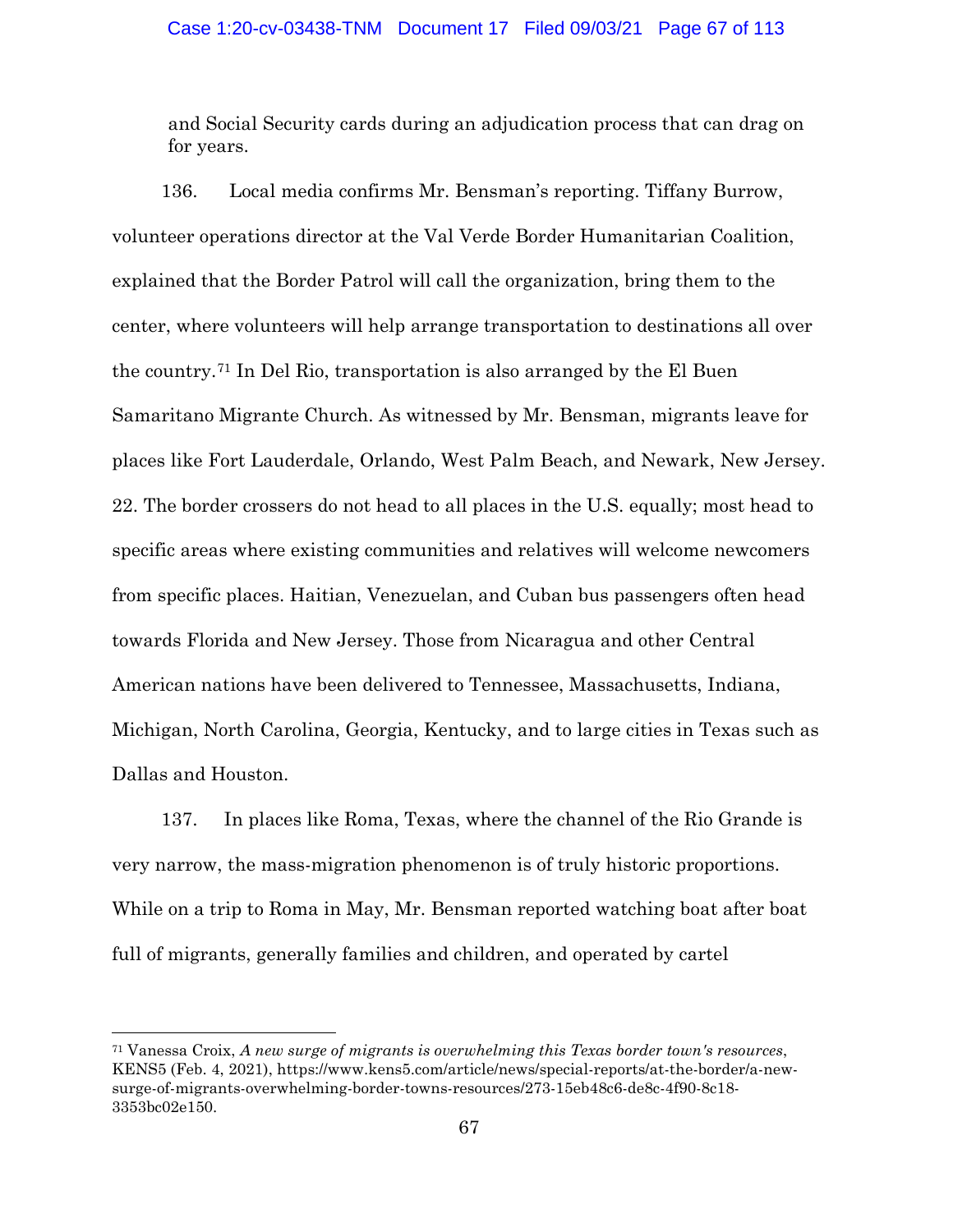and Social Security cards during an adjudication process that can drag on for years.

136. Local media confirms Mr. Bensman's reporting. Tiffany Burrow, volunteer operations director at the Val Verde Border Humanitarian Coalition, explained that the Border Patrol will call the organization, bring them to the center, where volunteers will help arrange transportation to destinations all over the country.[71] In Del Rio, transportation is also arranged by the El Buen Samaritano Migrante Church. As witnessed by Mr. Bensman, migrants leave for places like Fort Lauderdale, Orlando, West Palm Beach, and Newark, New Jersey. 22. The border crossers do not head to all places in the U.S. equally; most head to specific areas where existing communities and relatives will welcome newcomers from specific places. Haitian, Venezuelan, and Cuban bus passengers often head towards Florida and New Jersey. Those from Nicaragua and other Central American nations have been delivered to Tennessee, Massachusetts, Indiana, Michigan, North Carolina, Georgia, Kentucky, and to large cities in Texas such as Dallas and Houston.

137. In places like Roma, Texas, where the channel of the Rio Grande is very narrow, the mass-migration phenomenon is of truly historic proportions. While on a trip to Roma in May, Mr. Bensman reported watching boat after boat full of migrants, generally families and children, and operated by cartel

---

[71] Vanessa Croix, *A new surge of migrants is overwhelming this Texas border town's resources*, KENS5 (Feb. 4, 2021), https://www.kens5.com/article/news/special-reports/at-the-border/a-new-surge-of-migrants-overwhelming-border-towns-resources/273-15eb48c6-de8c-4f90-8c18-3353bc02e150.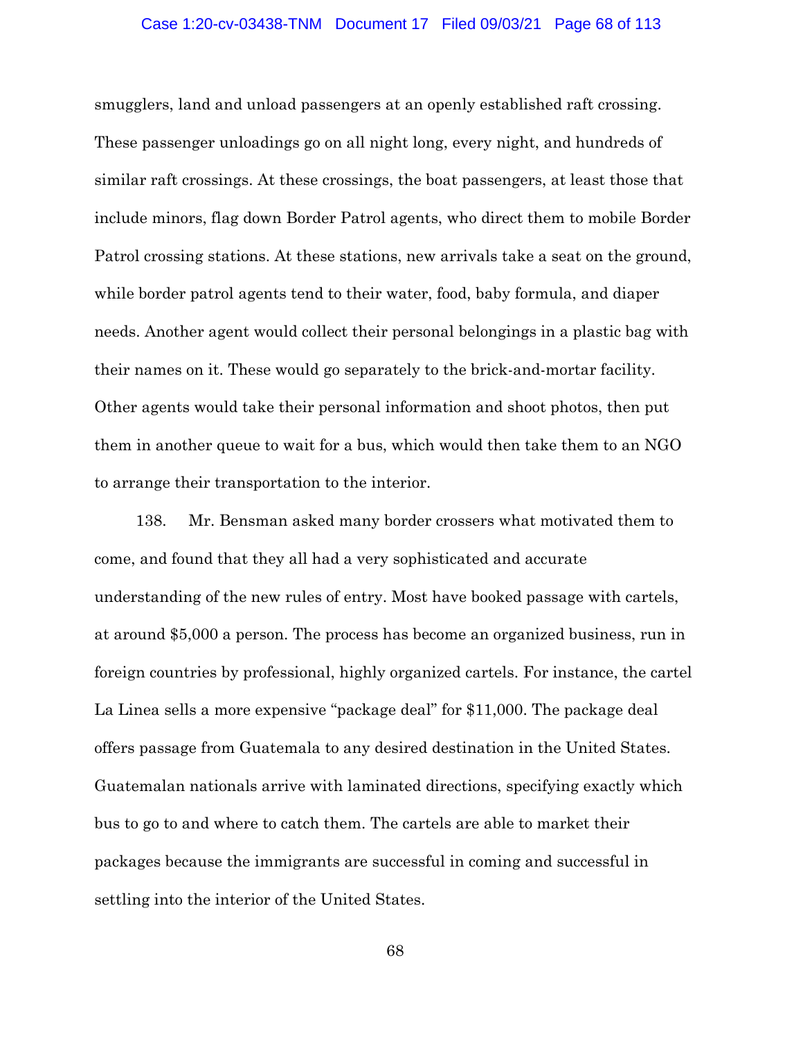smugglers, land and unload passengers at an openly established raft crossing. These passenger unloadings go on all night long, every night, and hundreds of similar raft crossings. At these crossings, the boat passengers, at least those that include minors, flag down Border Patrol agents, who direct them to mobile Border Patrol crossing stations. At these stations, new arrivals take a seat on the ground, while border patrol agents tend to their water, food, baby formula, and diaper needs. Another agent would collect their personal belongings in a plastic bag with their names on it. These would go separately to the brick-and-mortar facility. Other agents would take their personal information and shoot photos, then put them in another queue to wait for a bus, which would then take them to an NGO to arrange their transportation to the interior.

138. Mr. Bensman asked many border crossers what motivated them to come, and found that they all had a very sophisticated and accurate understanding of the new rules of entry. Most have booked passage with cartels, at around $5,000 a person. The process has become an organized business, run in foreign countries by professional, highly organized cartels. For instance, the cartel La Linea sells a more expensive "package deal" for $11,000. The package deal offers passage from Guatemala to any desired destination in the United States. Guatemalan nationals arrive with laminated directions, specifying exactly which bus to go to and where to catch them. The cartels are able to market their packages because the immigrants are successful in coming and successful in settling into the interior of the United States.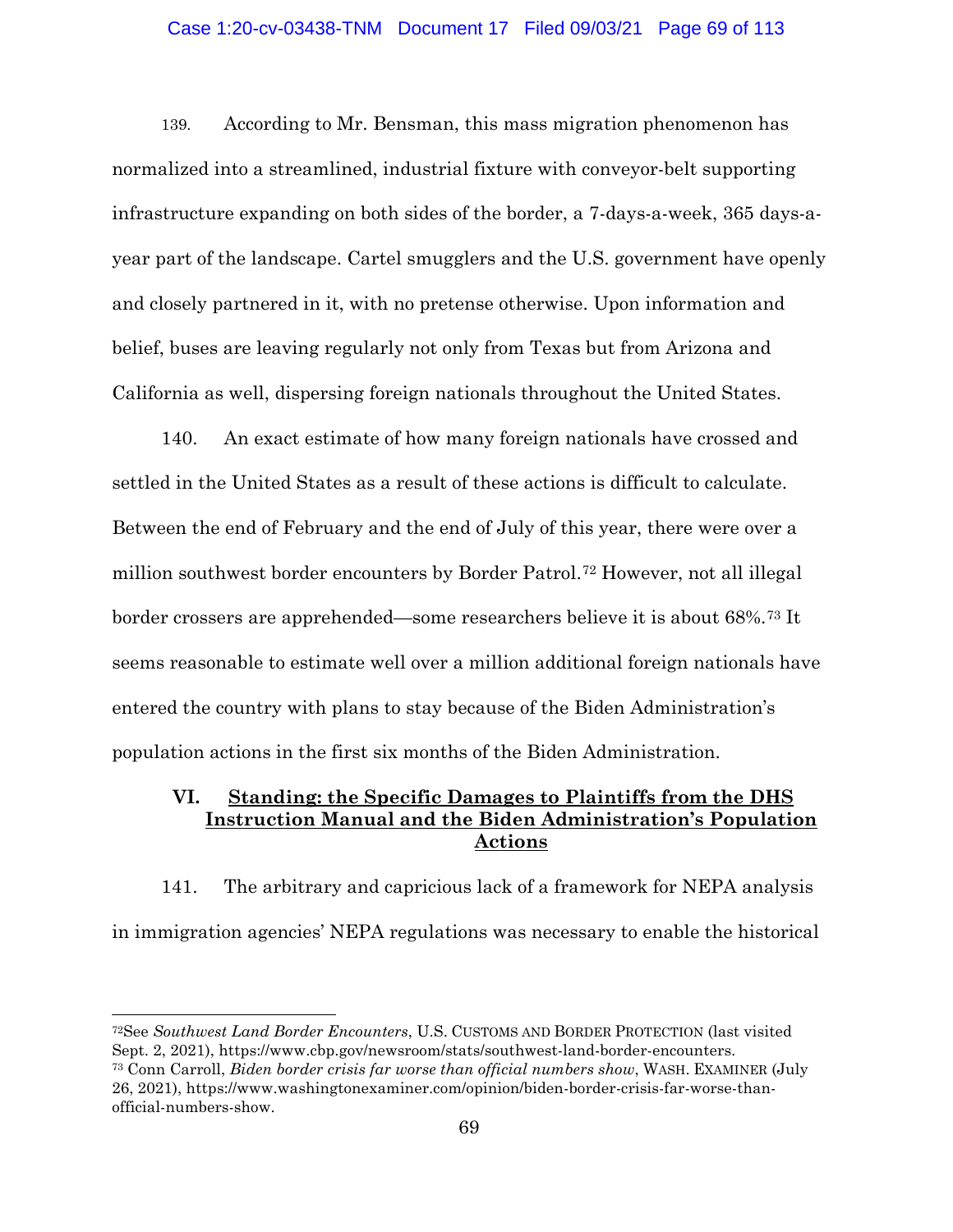139. According to Mr. Bensman, this mass migration phenomenon has normalized into a streamlined, industrial fixture with conveyor-belt supporting infrastructure expanding on both sides of the border, a 7-days-a-week, 365 days-a-year part of the landscape. Cartel smugglers and the U.S. government have openly and closely partnered in it, with no pretense otherwise. Upon information and belief, buses are leaving regularly not only from Texas but from Arizona and California as well, dispersing foreign nationals throughout the United States.

140. An exact estimate of how many foreign nationals have crossed and settled in the United States as a result of these actions is difficult to calculate. Between the end of February and the end of July of this year, there were over a million southwest border encounters by Border Patrol.[72] However, not all illegal border crossers are apprehended—some researchers believe it is about 68%.[73] It seems reasonable to estimate well over a million additional foreign nationals have entered the country with plans to stay because of the Biden Administration's population actions in the first six months of the Biden Administration.

## VI. Standing: the Specific Damages to Plaintiffs from the DHS Instruction Manual and the Biden Administration's Population Actions

141. The arbitrary and capricious lack of a framework for NEPA analysis in immigration agencies' NEPA regulations was necessary to enable the historical

---

[72] See *Southwest Land Border Encounters*, U.S. CUSTOMS AND BORDER PROTECTION (last visited Sept. 2, 2021), https://www.cbp.gov/newsroom/stats/southwest-land-border-encounters.

[73] Conn Carroll, *Biden border crisis far worse than official numbers show*, WASH. EXAMINER (July 26, 2021), https://www.washingtonexaminer.com/opinion/biden-border-crisis-far-worse-than-official-numbers-show.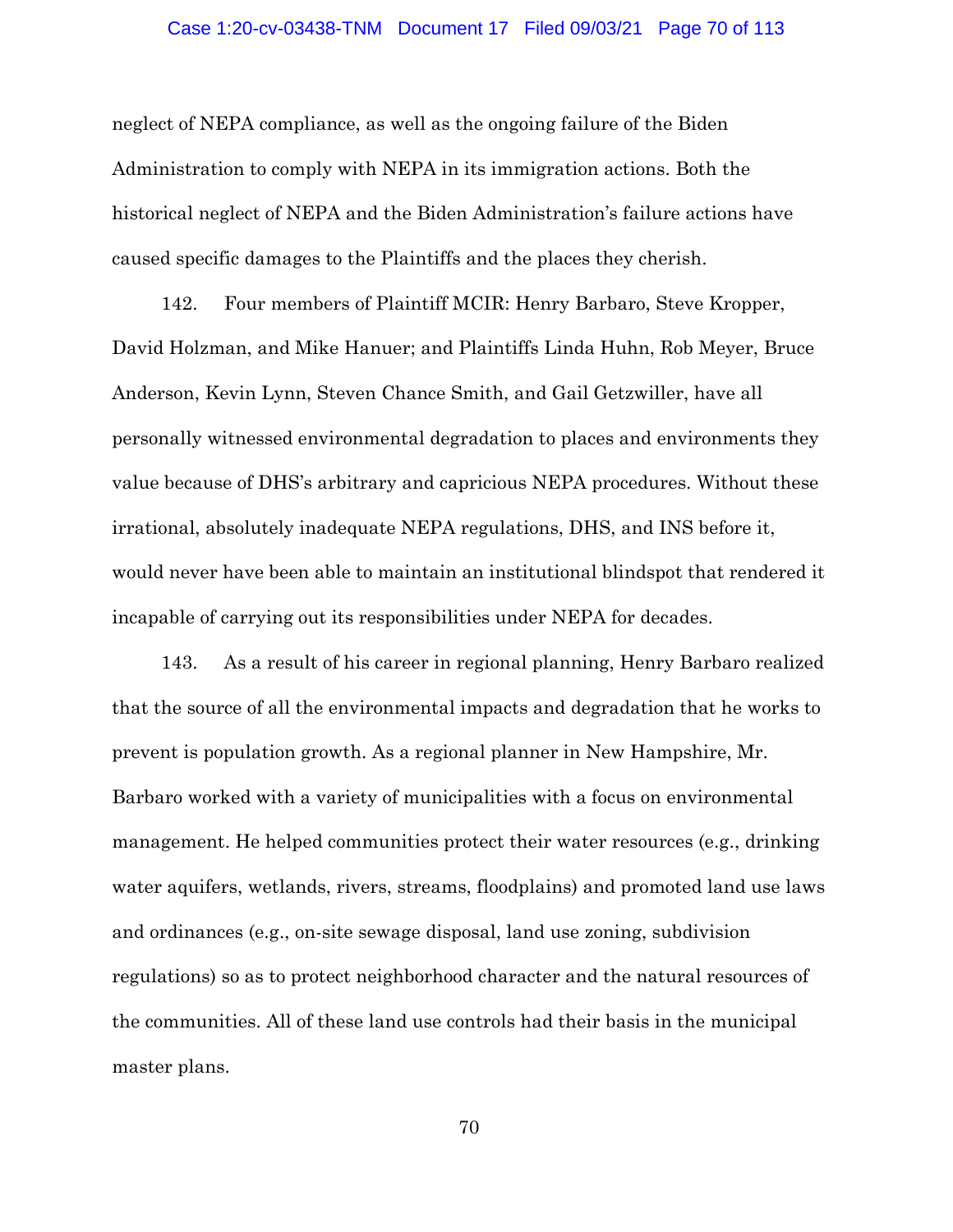neglect of NEPA compliance, as well as the ongoing failure of the Biden Administration to comply with NEPA in its immigration actions. Both the historical neglect of NEPA and the Biden Administration's failure actions have caused specific damages to the Plaintiffs and the places they cherish.

142. Four members of Plaintiff MCIR: Henry Barbaro, Steve Kropper, David Holzman, and Mike Hanuer; and Plaintiffs Linda Huhn, Rob Meyer, Bruce Anderson, Kevin Lynn, Steven Chance Smith, and Gail Getzwiller, have all personally witnessed environmental degradation to places and environments they value because of DHS's arbitrary and capricious NEPA procedures. Without these irrational, absolutely inadequate NEPA regulations, DHS, and INS before it, would never have been able to maintain an institutional blindspot that rendered it incapable of carrying out its responsibilities under NEPA for decades.

143. As a result of his career in regional planning, Henry Barbaro realized that the source of all the environmental impacts and degradation that he works to prevent is population growth. As a regional planner in New Hampshire, Mr. Barbaro worked with a variety of municipalities with a focus on environmental management. He helped communities protect their water resources (e.g., drinking water aquifers, wetlands, rivers, streams, floodplains) and promoted land use laws and ordinances (e.g., on-site sewage disposal, land use zoning, subdivision regulations) so as to protect neighborhood character and the natural resources of the communities. All of these land use controls had their basis in the municipal master plans.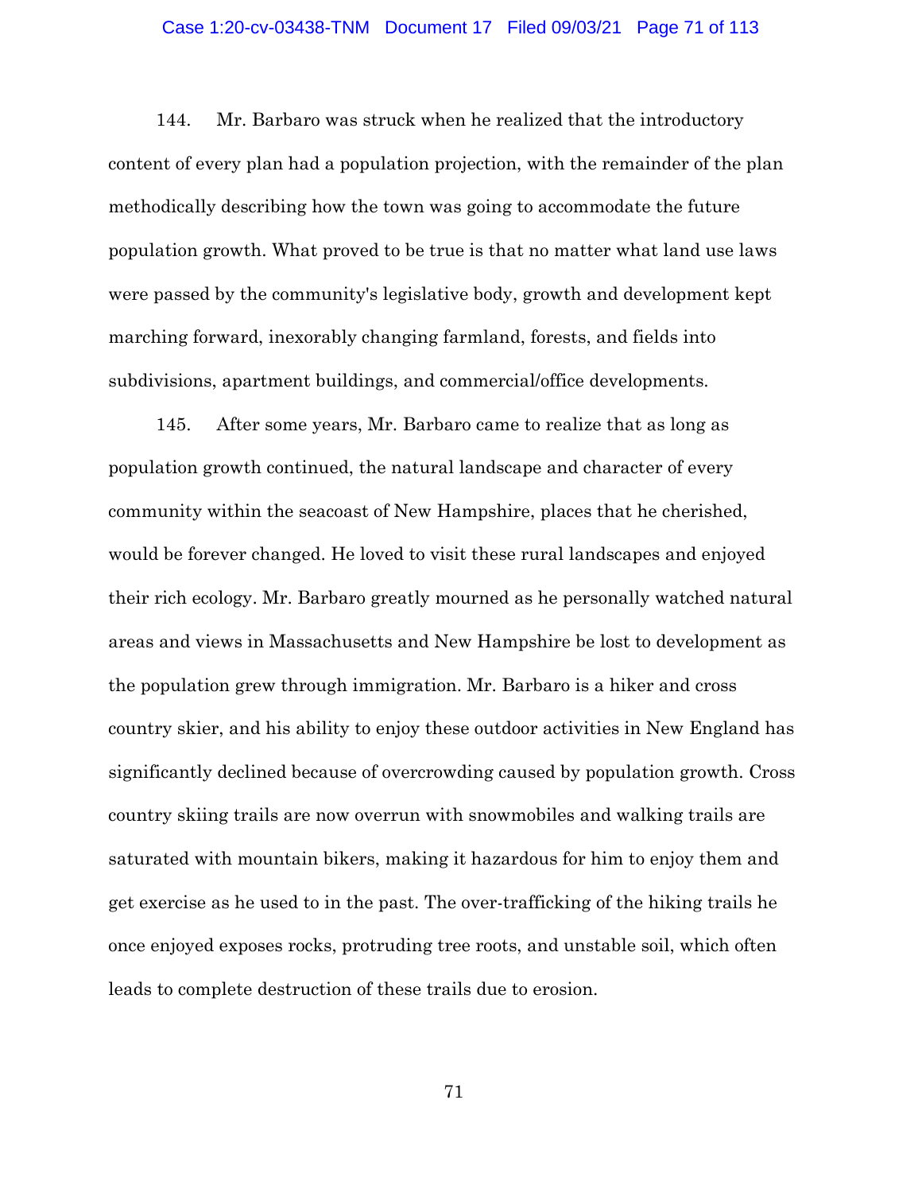144. Mr. Barbaro was struck when he realized that the introductory content of every plan had a population projection, with the remainder of the plan methodically describing how the town was going to accommodate the future population growth. What proved to be true is that no matter what land use laws were passed by the community's legislative body, growth and development kept marching forward, inexorably changing farmland, forests, and fields into subdivisions, apartment buildings, and commercial/office developments.

145. After some years, Mr. Barbaro came to realize that as long as population growth continued, the natural landscape and character of every community within the seacoast of New Hampshire, places that he cherished, would be forever changed. He loved to visit these rural landscapes and enjoyed their rich ecology. Mr. Barbaro greatly mourned as he personally watched natural areas and views in Massachusetts and New Hampshire be lost to development as the population grew through immigration. Mr. Barbaro is a hiker and cross country skier, and his ability to enjoy these outdoor activities in New England has significantly declined because of overcrowding caused by population growth. Cross country skiing trails are now overrun with snowmobiles and walking trails are saturated with mountain bikers, making it hazardous for him to enjoy them and get exercise as he used to in the past. The over-trafficking of the hiking trails he once enjoyed exposes rocks, protruding tree roots, and unstable soil, which often leads to complete destruction of these trails due to erosion.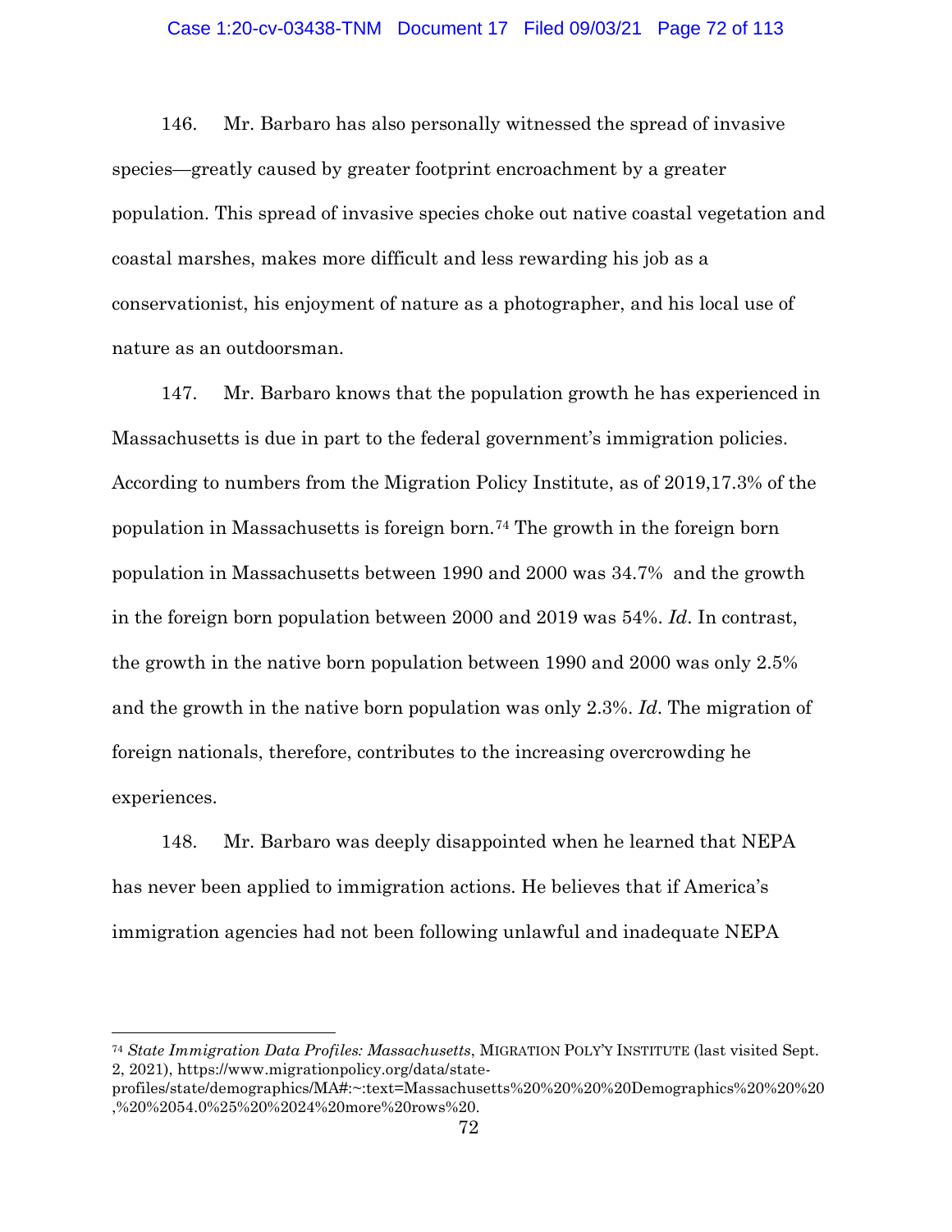146. Mr. Barbaro has also personally witnessed the spread of invasive species—greatly caused by greater footprint encroachment by a greater population. This spread of invasive species choke out native coastal vegetation and coastal marshes, makes more difficult and less rewarding his job as a conservationist, his enjoyment of nature as a photographer, and his local use of nature as an outdoorsman.

147. Mr. Barbaro knows that the population growth he has experienced in Massachusetts is due in part to the federal government's immigration policies. According to numbers from the Migration Policy Institute, as of 2019,17.3% of the population in Massachusetts is foreign born.[74] The growth in the foreign born population in Massachusetts between 1990 and 2000 was 34.7% and the growth in the foreign born population between 2000 and 2019 was 54%. *Id*. In contrast, the growth in the native born population between 1990 and 2000 was only 2.5% and the growth in the native born population was only 2.3%. *Id*. The migration of foreign nationals, therefore, contributes to the increasing overcrowding he experiences.

148. Mr. Barbaro was deeply disappointed when he learned that NEPA has never been applied to immigration actions. He believes that if America's immigration agencies had not been following unlawful and inadequate NEPA

---

[74] *State Immigration Data Profiles: Massachusetts*, MIGRATION POLY'Y INSTITUTE (last visited Sept. 2, 2021), https://www.migrationpolicy.org/data/state-profiles/state/demographics/MA#:~:text=Massachusetts%20%20%20%20Demographics%20%20%20,%20%2054.0%25%20%2024%20more%20rows%20.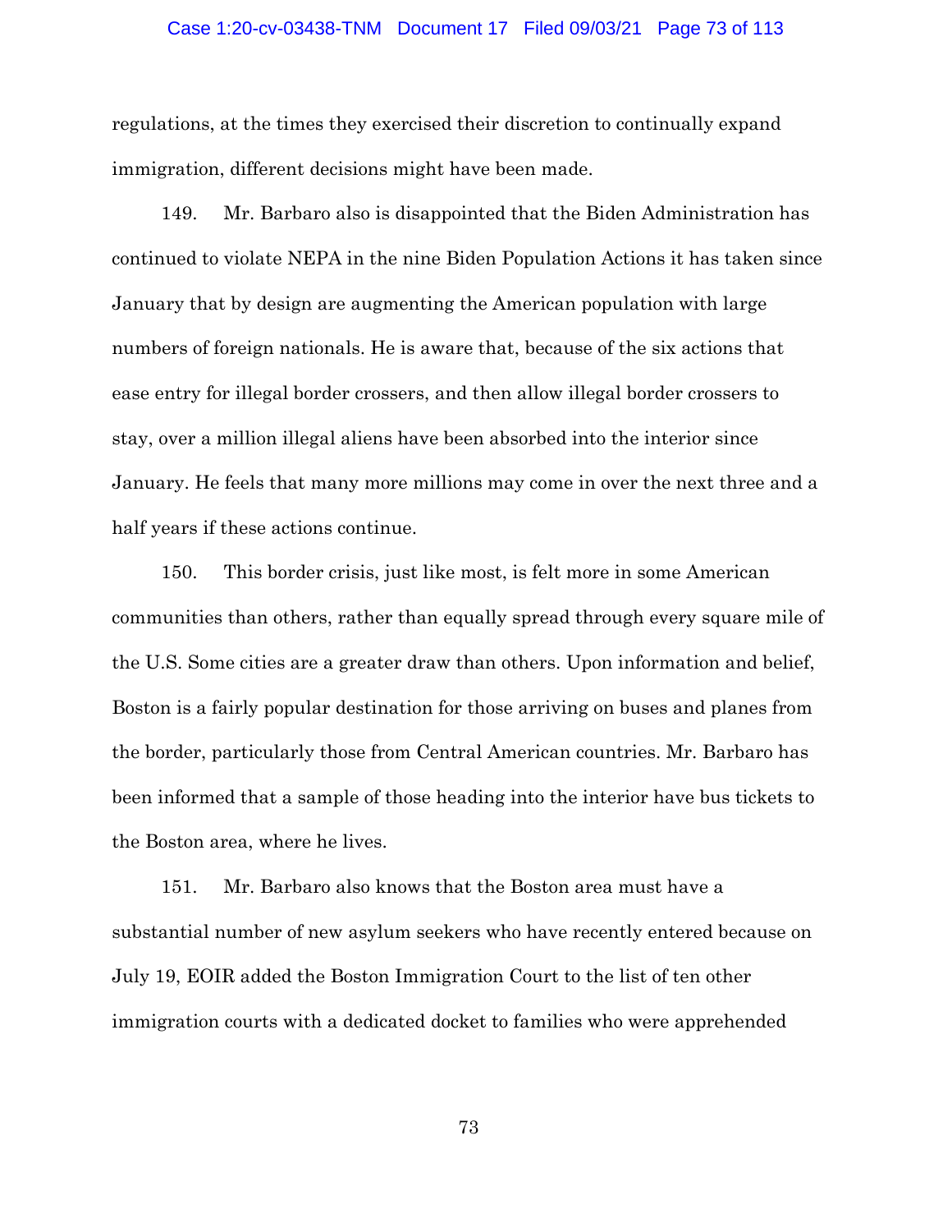regulations, at the times they exercised their discretion to continually expand immigration, different decisions might have been made.

149. Mr. Barbaro also is disappointed that the Biden Administration has continued to violate NEPA in the nine Biden Population Actions it has taken since January that by design are augmenting the American population with large numbers of foreign nationals. He is aware that, because of the six actions that ease entry for illegal border crossers, and then allow illegal border crossers to stay, over a million illegal aliens have been absorbed into the interior since January. He feels that many more millions may come in over the next three and a half years if these actions continue.

150. This border crisis, just like most, is felt more in some American communities than others, rather than equally spread through every square mile of the U.S. Some cities are a greater draw than others. Upon information and belief, Boston is a fairly popular destination for those arriving on buses and planes from the border, particularly those from Central American countries. Mr. Barbaro has been informed that a sample of those heading into the interior have bus tickets to the Boston area, where he lives.

151. Mr. Barbaro also knows that the Boston area must have a substantial number of new asylum seekers who have recently entered because on July 19, EOIR added the Boston Immigration Court to the list of ten other immigration courts with a dedicated docket to families who were apprehended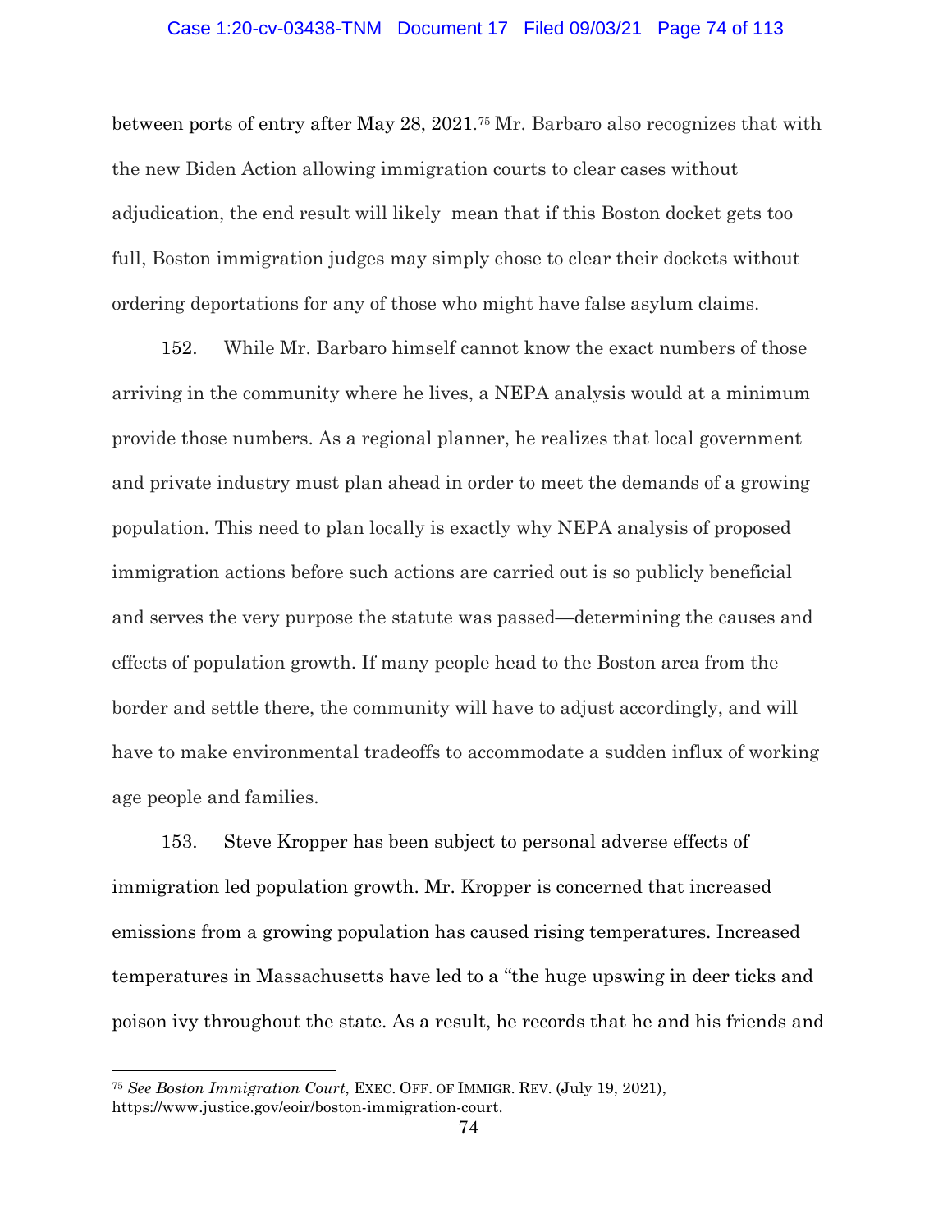between ports of entry after May 28, 2021.[75] Mr. Barbaro also recognizes that with the new Biden Action allowing immigration courts to clear cases without adjudication, the end result will likely mean that if this Boston docket gets too full, Boston immigration judges may simply chose to clear their dockets without ordering deportations for any of those who might have false asylum claims.

152. While Mr. Barbaro himself cannot know the exact numbers of those arriving in the community where he lives, a NEPA analysis would at a minimum provide those numbers. As a regional planner, he realizes that local government and private industry must plan ahead in order to meet the demands of a growing population. This need to plan locally is exactly why NEPA analysis of proposed immigration actions before such actions are carried out is so publicly beneficial and serves the very purpose the statute was passed—determining the causes and effects of population growth. If many people head to the Boston area from the border and settle there, the community will have to adjust accordingly, and will have to make environmental tradeoffs to accommodate a sudden influx of working age people and families.

153. Steve Kropper has been subject to personal adverse effects of immigration led population growth. Mr. Kropper is concerned that increased emissions from a growing population has caused rising temperatures. Increased temperatures in Massachusetts have led to a "the huge upswing in deer ticks and poison ivy throughout the state. As a result, he records that he and his friends and

---

[75] *See Boston Immigration Court*, EXEC. OFF. OF IMMIGR. REV. (July 19, 2021), https://www.justice.gov/eoir/boston-immigration-court.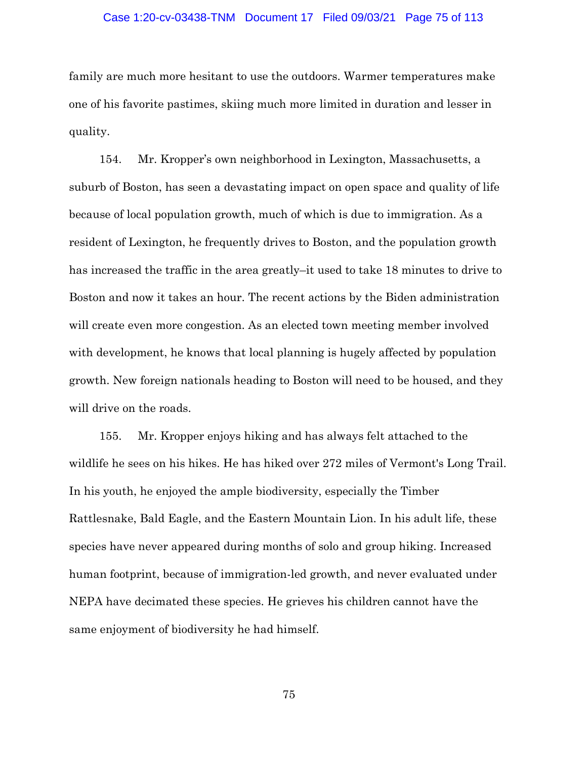family are much more hesitant to use the outdoors. Warmer temperatures make one of his favorite pastimes, skiing much more limited in duration and lesser in quality.

154. Mr. Kropper's own neighborhood in Lexington, Massachusetts, a suburb of Boston, has seen a devastating impact on open space and quality of life because of local population growth, much of which is due to immigration. As a resident of Lexington, he frequently drives to Boston, and the population growth has increased the traffic in the area greatly–it used to take 18 minutes to drive to Boston and now it takes an hour. The recent actions by the Biden administration will create even more congestion. As an elected town meeting member involved with development, he knows that local planning is hugely affected by population growth. New foreign nationals heading to Boston will need to be housed, and they will drive on the roads.

155. Mr. Kropper enjoys hiking and has always felt attached to the wildlife he sees on his hikes. He has hiked over 272 miles of Vermont's Long Trail. In his youth, he enjoyed the ample biodiversity, especially the Timber Rattlesnake, Bald Eagle, and the Eastern Mountain Lion. In his adult life, these species have never appeared during months of solo and group hiking. Increased human footprint, because of immigration-led growth, and never evaluated under NEPA have decimated these species. He grieves his children cannot have the same enjoyment of biodiversity he had himself.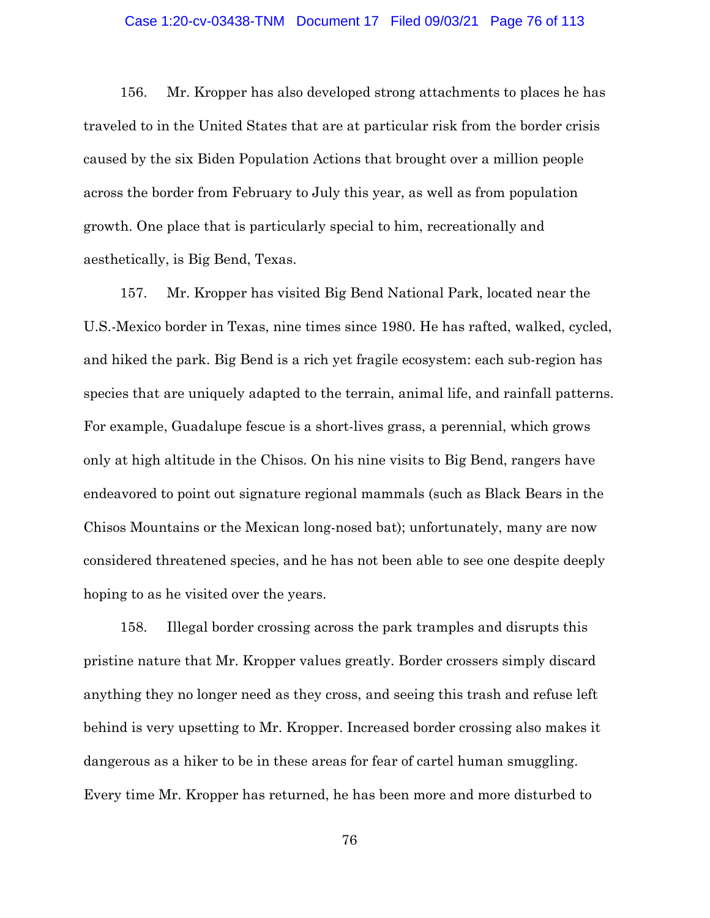156. Mr. Kropper has also developed strong attachments to places he has traveled to in the United States that are at particular risk from the border crisis caused by the six Biden Population Actions that brought over a million people across the border from February to July this year, as well as from population growth. One place that is particularly special to him, recreationally and aesthetically, is Big Bend, Texas.

157. Mr. Kropper has visited Big Bend National Park, located near the U.S.-Mexico border in Texas, nine times since 1980. He has rafted, walked, cycled, and hiked the park. Big Bend is a rich yet fragile ecosystem: each sub-region has species that are uniquely adapted to the terrain, animal life, and rainfall patterns. For example, Guadalupe fescue is a short-lives grass, a perennial, which grows only at high altitude in the Chisos. On his nine visits to Big Bend, rangers have endeavored to point out signature regional mammals (such as Black Bears in the Chisos Mountains or the Mexican long-nosed bat); unfortunately, many are now considered threatened species, and he has not been able to see one despite deeply hoping to as he visited over the years.

158. Illegal border crossing across the park tramples and disrupts this pristine nature that Mr. Kropper values greatly. Border crossers simply discard anything they no longer need as they cross, and seeing this trash and refuse left behind is very upsetting to Mr. Kropper. Increased border crossing also makes it dangerous as a hiker to be in these areas for fear of cartel human smuggling. Every time Mr. Kropper has returned, he has been more and more disturbed to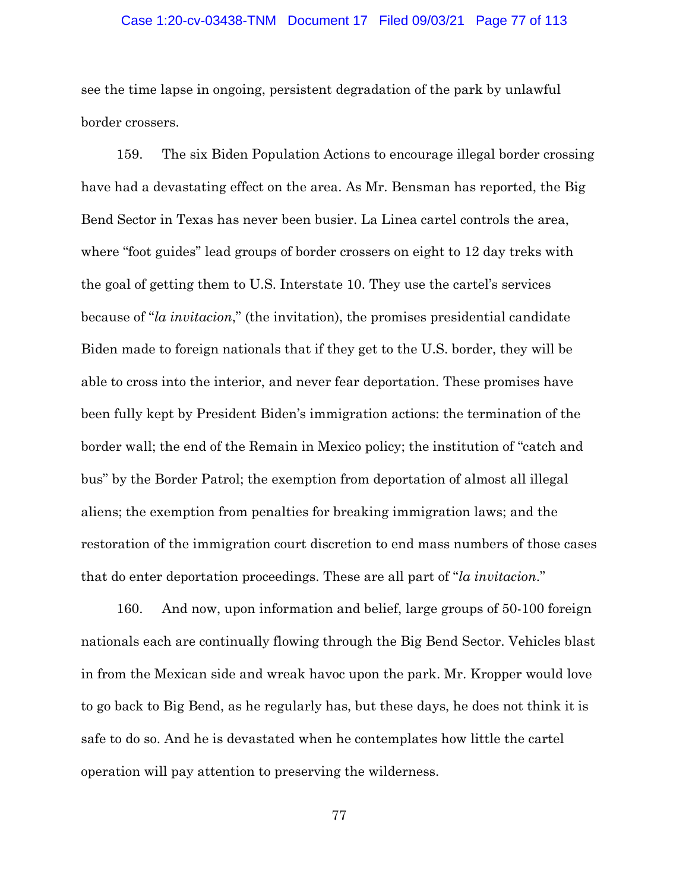see the time lapse in ongoing, persistent degradation of the park by unlawful border crossers.

159. The six Biden Population Actions to encourage illegal border crossing have had a devastating effect on the area. As Mr. Bensman has reported, the Big Bend Sector in Texas has never been busier. La Linea cartel controls the area, where "foot guides" lead groups of border crossers on eight to 12 day treks with the goal of getting them to U.S. Interstate 10. They use the cartel's services because of "*la invitacion*," (the invitation), the promises presidential candidate Biden made to foreign nationals that if they get to the U.S. border, they will be able to cross into the interior, and never fear deportation. These promises have been fully kept by President Biden's immigration actions: the termination of the border wall; the end of the Remain in Mexico policy; the institution of "catch and bus" by the Border Patrol; the exemption from deportation of almost all illegal aliens; the exemption from penalties for breaking immigration laws; and the restoration of the immigration court discretion to end mass numbers of those cases that do enter deportation proceedings. These are all part of "*la invitacion*."

160. And now, upon information and belief, large groups of 50-100 foreign nationals each are continually flowing through the Big Bend Sector. Vehicles blast in from the Mexican side and wreak havoc upon the park. Mr. Kropper would love to go back to Big Bend, as he regularly has, but these days, he does not think it is safe to do so. And he is devastated when he contemplates how little the cartel operation will pay attention to preserving the wilderness.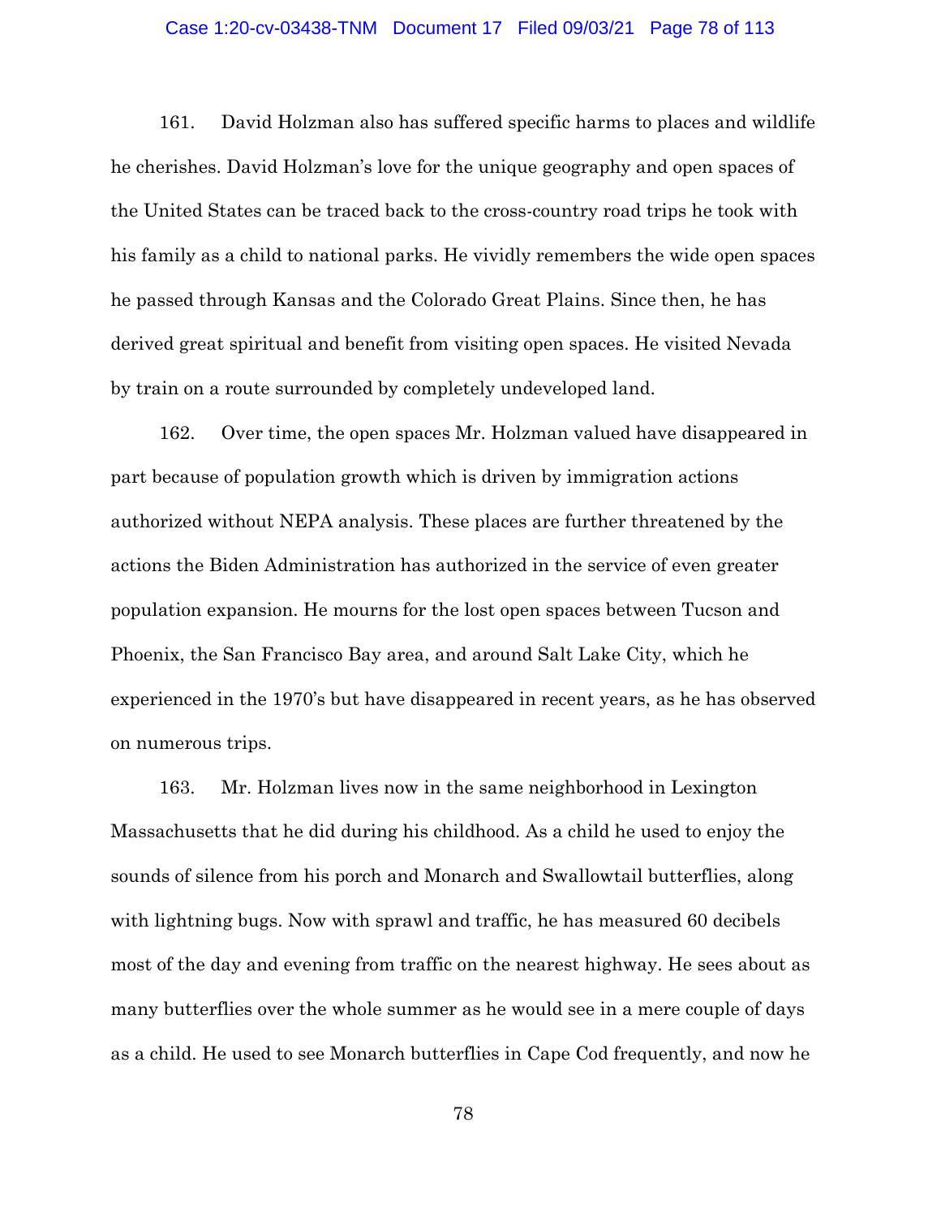161. David Holzman also has suffered specific harms to places and wildlife he cherishes. David Holzman's love for the unique geography and open spaces of the United States can be traced back to the cross-country road trips he took with his family as a child to national parks. He vividly remembers the wide open spaces he passed through Kansas and the Colorado Great Plains. Since then, he has derived great spiritual and benefit from visiting open spaces. He visited Nevada by train on a route surrounded by completely undeveloped land.

162. Over time, the open spaces Mr. Holzman valued have disappeared in part because of population growth which is driven by immigration actions authorized without NEPA analysis. These places are further threatened by the actions the Biden Administration has authorized in the service of even greater population expansion. He mourns for the lost open spaces between Tucson and Phoenix, the San Francisco Bay area, and around Salt Lake City, which he experienced in the 1970's but have disappeared in recent years, as he has observed on numerous trips.

163. Mr. Holzman lives now in the same neighborhood in Lexington Massachusetts that he did during his childhood. As a child he used to enjoy the sounds of silence from his porch and Monarch and Swallowtail butterflies, along with lightning bugs. Now with sprawl and traffic, he has measured 60 decibels most of the day and evening from traffic on the nearest highway. He sees about as many butterflies over the whole summer as he would see in a mere couple of days as a child. He used to see Monarch butterflies in Cape Cod frequently, and now he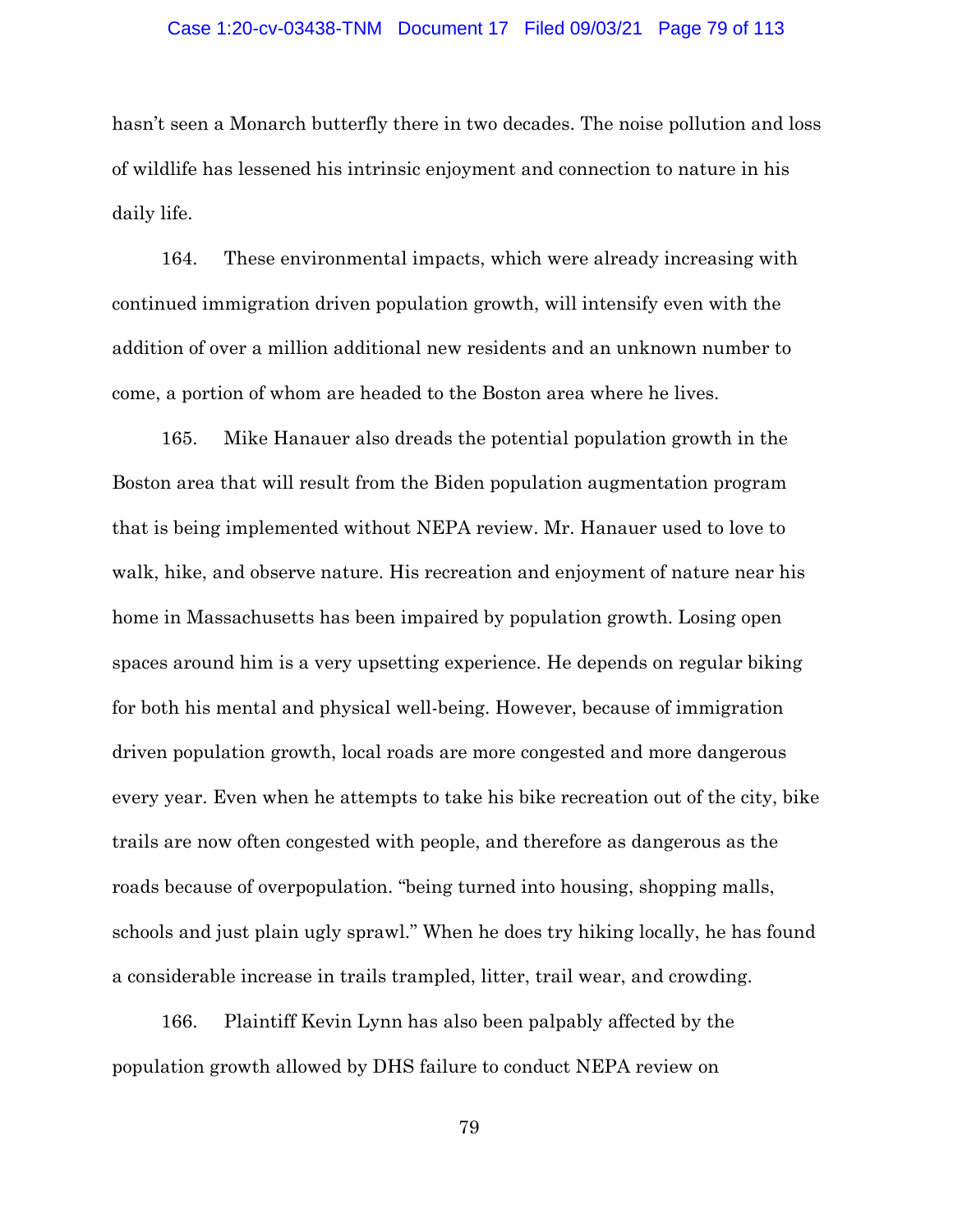hasn't seen a Monarch butterfly there in two decades. The noise pollution and loss of wildlife has lessened his intrinsic enjoyment and connection to nature in his daily life.

164. These environmental impacts, which were already increasing with continued immigration driven population growth, will intensify even with the addition of over a million additional new residents and an unknown number to come, a portion of whom are headed to the Boston area where he lives.

165. Mike Hanauer also dreads the potential population growth in the Boston area that will result from the Biden population augmentation program that is being implemented without NEPA review. Mr. Hanauer used to love to walk, hike, and observe nature. His recreation and enjoyment of nature near his home in Massachusetts has been impaired by population growth. Losing open spaces around him is a very upsetting experience. He depends on regular biking for both his mental and physical well-being. However, because of immigration driven population growth, local roads are more congested and more dangerous every year. Even when he attempts to take his bike recreation out of the city, bike trails are now often congested with people, and therefore as dangerous as the roads because of overpopulation. "being turned into housing, shopping malls, schools and just plain ugly sprawl." When he does try hiking locally, he has found a considerable increase in trails trampled, litter, trail wear, and crowding.

166. Plaintiff Kevin Lynn has also been palpably affected by the population growth allowed by DHS failure to conduct NEPA review on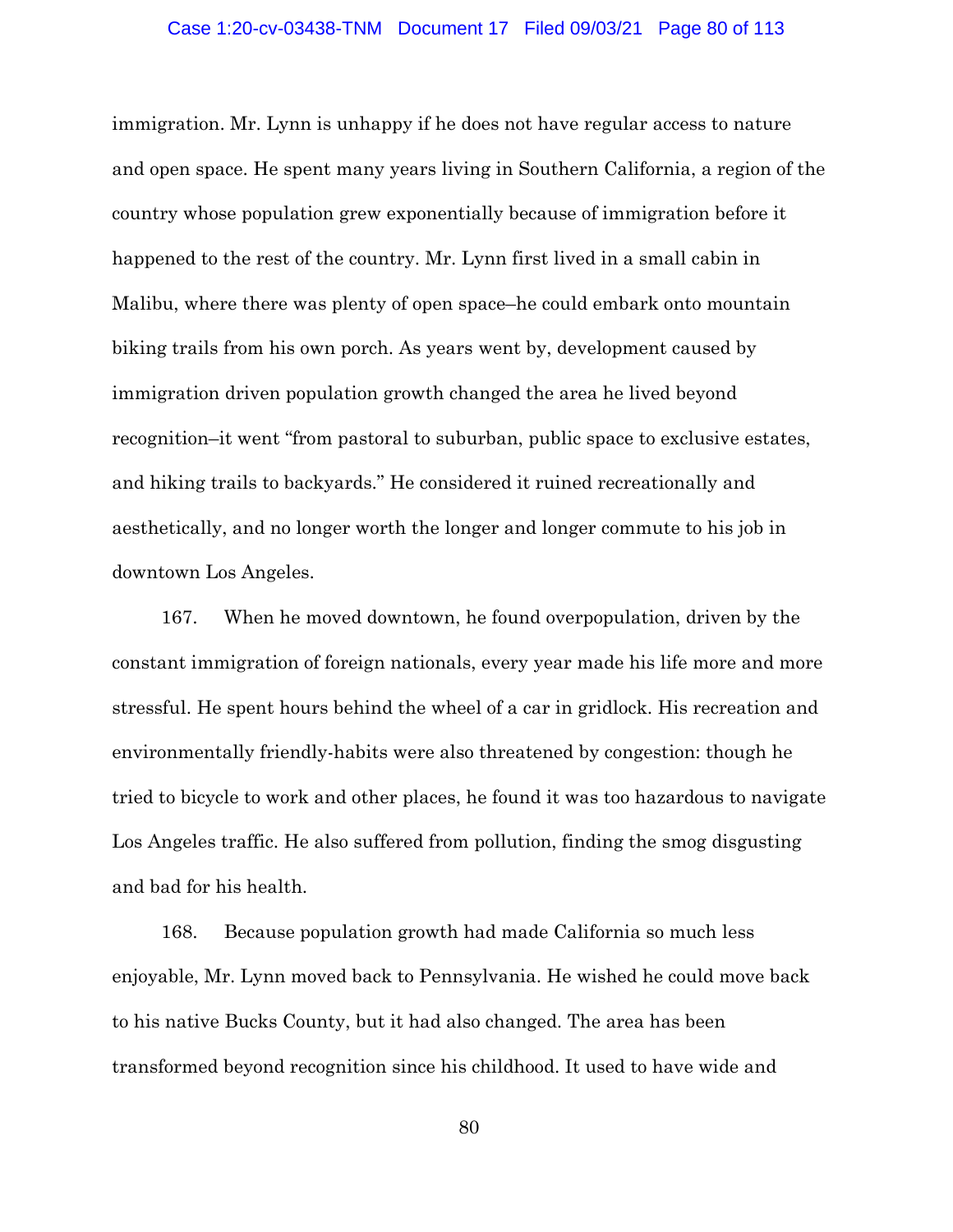immigration. Mr. Lynn is unhappy if he does not have regular access to nature and open space. He spent many years living in Southern California, a region of the country whose population grew exponentially because of immigration before it happened to the rest of the country. Mr. Lynn first lived in a small cabin in Malibu, where there was plenty of open space–he could embark onto mountain biking trails from his own porch. As years went by, development caused by immigration driven population growth changed the area he lived beyond recognition–it went "from pastoral to suburban, public space to exclusive estates, and hiking trails to backyards." He considered it ruined recreationally and aesthetically, and no longer worth the longer and longer commute to his job in downtown Los Angeles.

167. When he moved downtown, he found overpopulation, driven by the constant immigration of foreign nationals, every year made his life more and more stressful. He spent hours behind the wheel of a car in gridlock. His recreation and environmentally friendly-habits were also threatened by congestion: though he tried to bicycle to work and other places, he found it was too hazardous to navigate Los Angeles traffic. He also suffered from pollution, finding the smog disgusting and bad for his health.

168. Because population growth had made California so much less enjoyable, Mr. Lynn moved back to Pennsylvania. He wished he could move back to his native Bucks County, but it had also changed. The area has been transformed beyond recognition since his childhood. It used to have wide and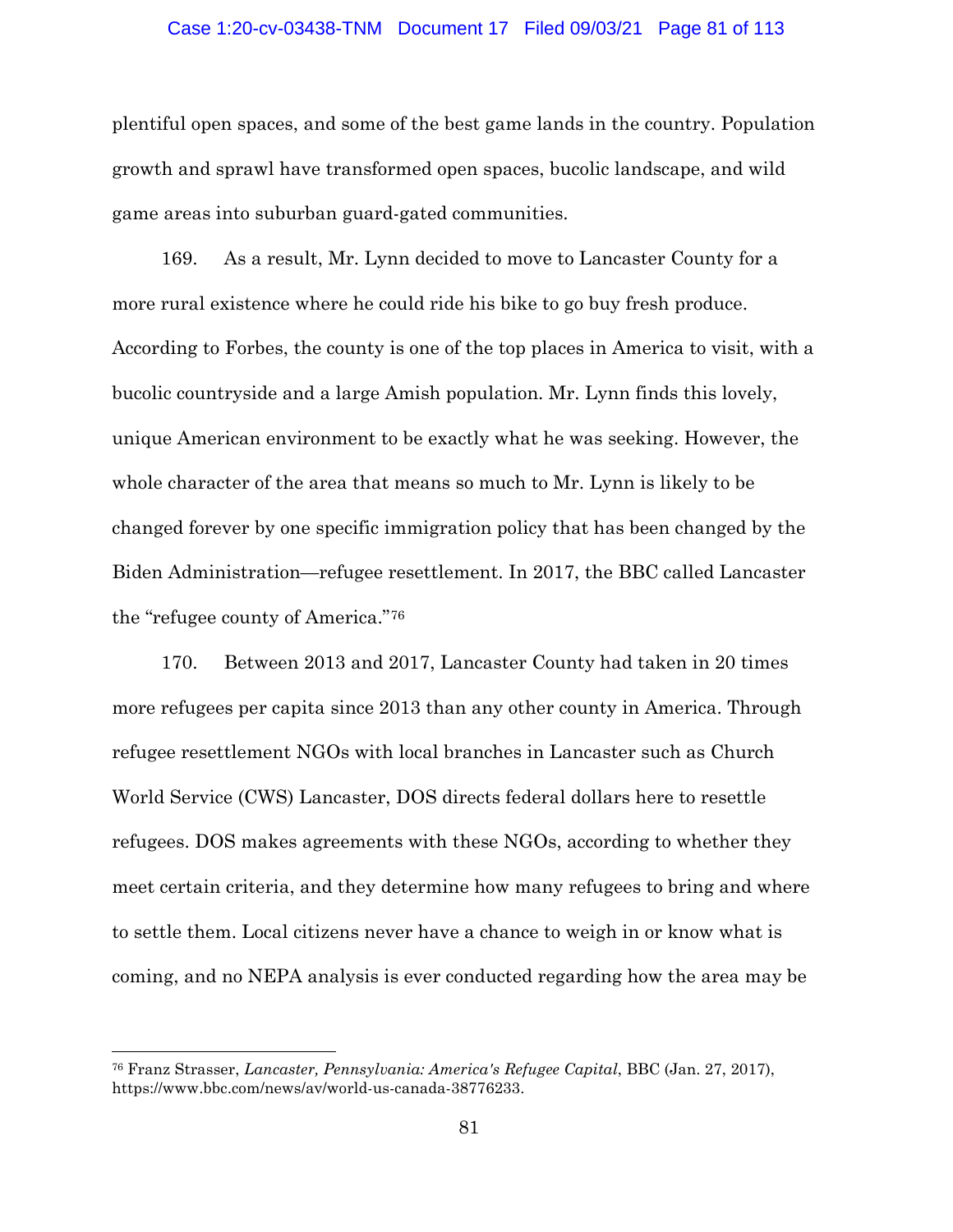plentiful open spaces, and some of the best game lands in the country. Population growth and sprawl have transformed open spaces, bucolic landscape, and wild game areas into suburban guard-gated communities.

169. As a result, Mr. Lynn decided to move to Lancaster County for a more rural existence where he could ride his bike to go buy fresh produce. According to Forbes, the county is one of the top places in America to visit, with a bucolic countryside and a large Amish population. Mr. Lynn finds this lovely, unique American environment to be exactly what he was seeking. However, the whole character of the area that means so much to Mr. Lynn is likely to be changed forever by one specific immigration policy that has been changed by the Biden Administration—refugee resettlement. In 2017, the BBC called Lancaster the "refugee county of America."[76]

170. Between 2013 and 2017, Lancaster County had taken in 20 times more refugees per capita since 2013 than any other county in America. Through refugee resettlement NGOs with local branches in Lancaster such as Church World Service (CWS) Lancaster, DOS directs federal dollars here to resettle refugees. DOS makes agreements with these NGOs, according to whether they meet certain criteria, and they determine how many refugees to bring and where to settle them. Local citizens never have a chance to weigh in or know what is coming, and no NEPA analysis is ever conducted regarding how the area may be

---

[76] Franz Strasser, *Lancaster, Pennsylvania: America's Refugee Capital*, BBC (Jan. 27, 2017), https://www.bbc.com/news/av/world-us-canada-38776233.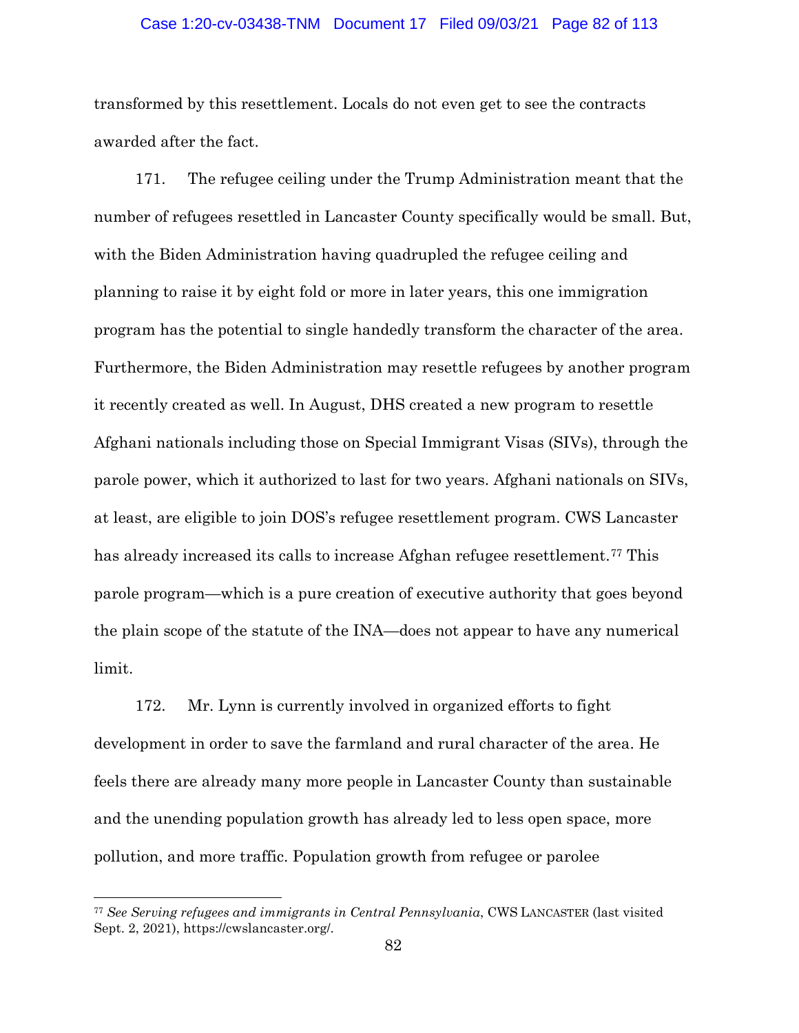transformed by this resettlement. Locals do not even get to see the contracts awarded after the fact.

171. The refugee ceiling under the Trump Administration meant that the number of refugees resettled in Lancaster County specifically would be small. But, with the Biden Administration having quadrupled the refugee ceiling and planning to raise it by eight fold or more in later years, this one immigration program has the potential to single handedly transform the character of the area. Furthermore, the Biden Administration may resettle refugees by another program it recently created as well. In August, DHS created a new program to resettle Afghani nationals including those on Special Immigrant Visas (SIVs), through the parole power, which it authorized to last for two years. Afghani nationals on SIVs, at least, are eligible to join DOS's refugee resettlement program. CWS Lancaster has already increased its calls to increase Afghan refugee resettlement.[77] This parole program—which is a pure creation of executive authority that goes beyond the plain scope of the statute of the INA—does not appear to have any numerical limit.

172. Mr. Lynn is currently involved in organized efforts to fight development in order to save the farmland and rural character of the area. He feels there are already many more people in Lancaster County than sustainable and the unending population growth has already led to less open space, more pollution, and more traffic. Population growth from refugee or parolee

---

[77] *See Serving refugees and immigrants in Central Pennsylvania*, CWS LANCASTER (last visited Sept. 2, 2021), https://cwslancaster.org/.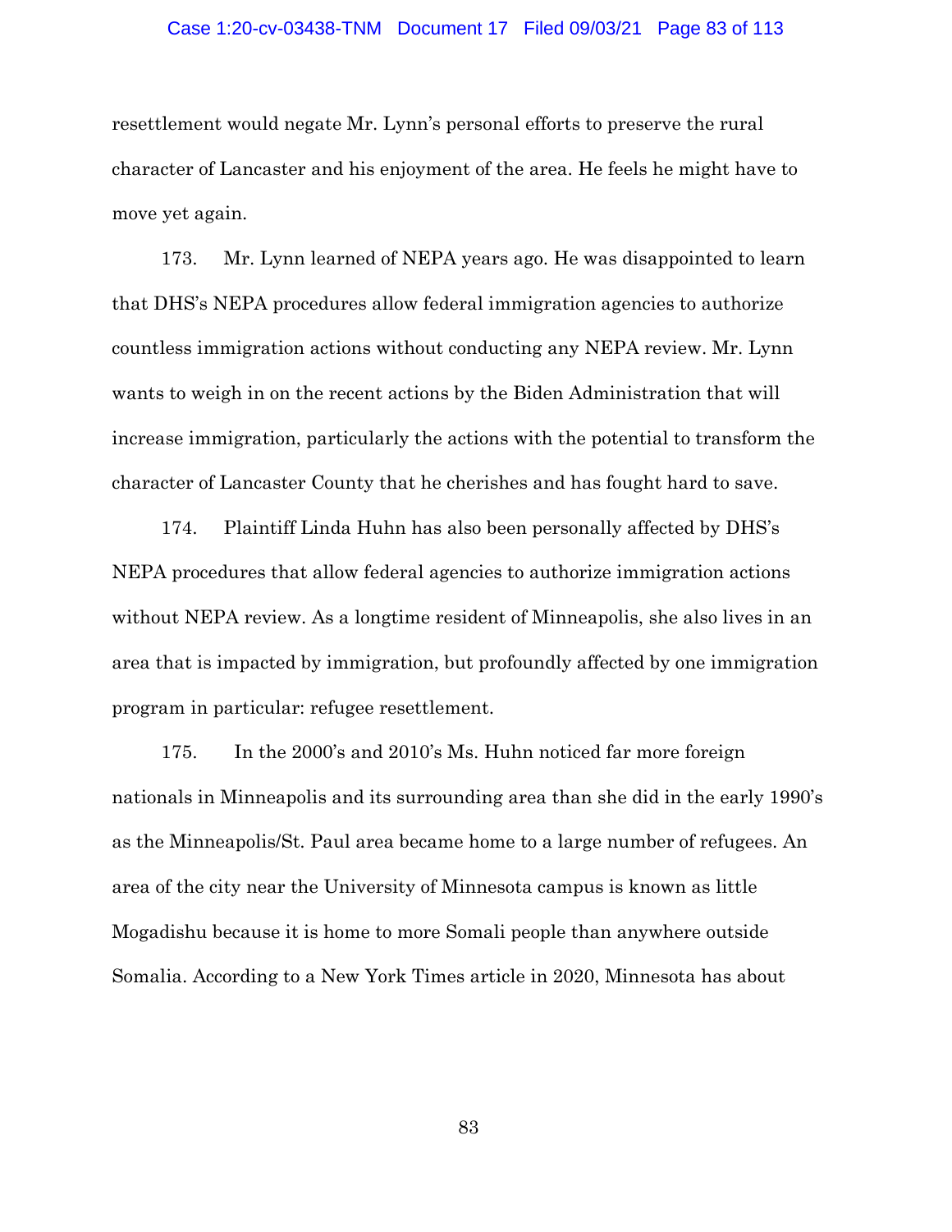resettlement would negate Mr. Lynn's personal efforts to preserve the rural character of Lancaster and his enjoyment of the area. He feels he might have to move yet again.

173. Mr. Lynn learned of NEPA years ago. He was disappointed to learn that DHS's NEPA procedures allow federal immigration agencies to authorize countless immigration actions without conducting any NEPA review. Mr. Lynn wants to weigh in on the recent actions by the Biden Administration that will increase immigration, particularly the actions with the potential to transform the character of Lancaster County that he cherishes and has fought hard to save.

174. Plaintiff Linda Huhn has also been personally affected by DHS's NEPA procedures that allow federal agencies to authorize immigration actions without NEPA review. As a longtime resident of Minneapolis, she also lives in an area that is impacted by immigration, but profoundly affected by one immigration program in particular: refugee resettlement.

175. In the 2000's and 2010's Ms. Huhn noticed far more foreign nationals in Minneapolis and its surrounding area than she did in the early 1990's as the Minneapolis/St. Paul area became home to a large number of refugees. An area of the city near the University of Minnesota campus is known as little Mogadishu because it is home to more Somali people than anywhere outside Somalia. According to a New York Times article in 2020, Minnesota has about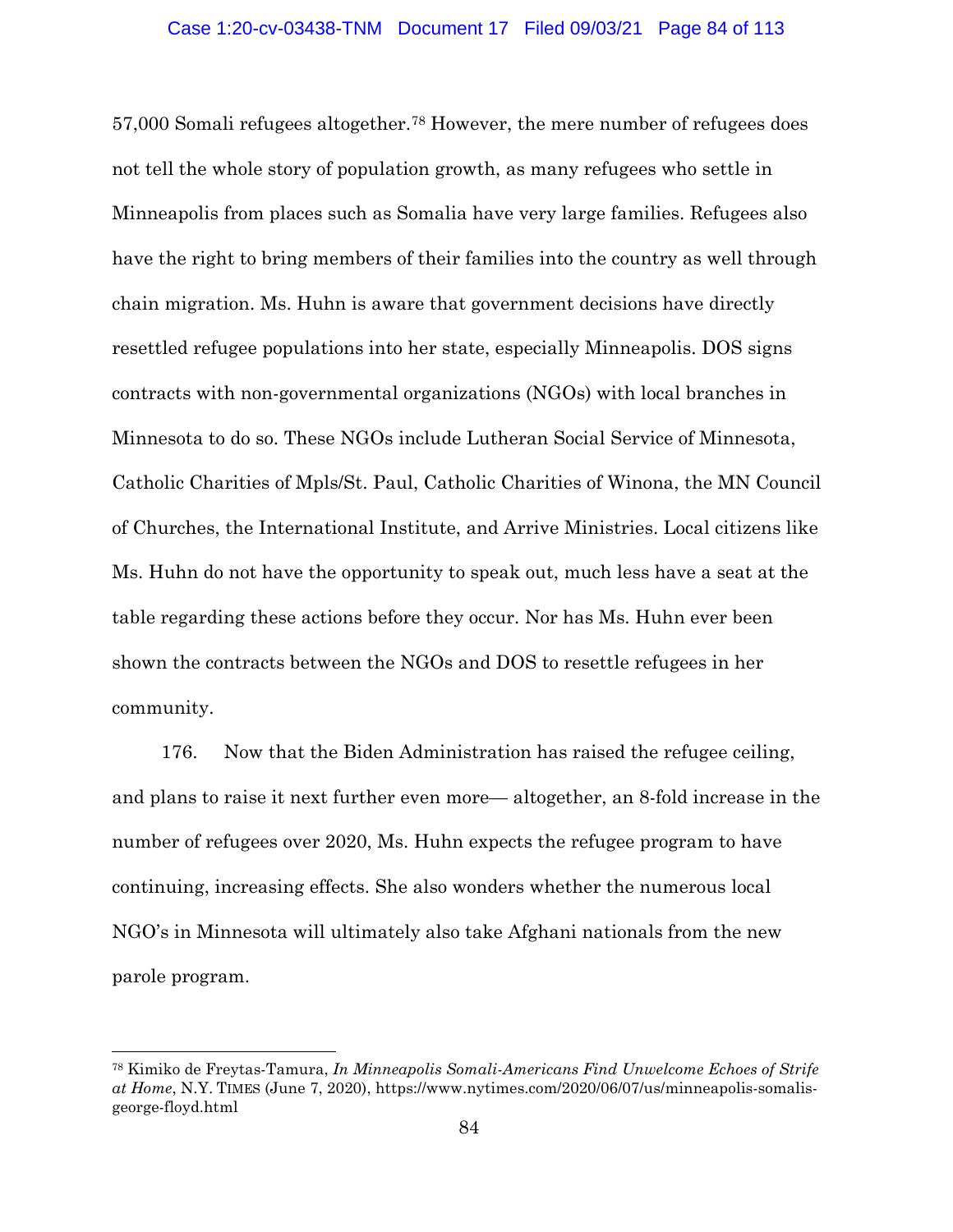57,000 Somali refugees altogether.[78] However, the mere number of refugees does not tell the whole story of population growth, as many refugees who settle in Minneapolis from places such as Somalia have very large families. Refugees also have the right to bring members of their families into the country as well through chain migration. Ms. Huhn is aware that government decisions have directly resettled refugee populations into her state, especially Minneapolis. DOS signs contracts with non-governmental organizations (NGOs) with local branches in Minnesota to do so. These NGOs include Lutheran Social Service of Minnesota, Catholic Charities of Mpls/St. Paul, Catholic Charities of Winona, the MN Council of Churches, the International Institute, and Arrive Ministries. Local citizens like Ms. Huhn do not have the opportunity to speak out, much less have a seat at the table regarding these actions before they occur. Nor has Ms. Huhn ever been shown the contracts between the NGOs and DOS to resettle refugees in her community.

176. Now that the Biden Administration has raised the refugee ceiling, and plans to raise it next further even more— altogether, an 8-fold increase in the number of refugees over 2020, Ms. Huhn expects the refugee program to have continuing, increasing effects. She also wonders whether the numerous local NGO's in Minnesota will ultimately also take Afghani nationals from the new parole program.

---

[78] Kimiko de Freytas-Tamura, *In Minneapolis Somali-Americans Find Unwelcome Echoes of Strife at Home*, N.Y. TIMES (June 7, 2020), https://www.nytimes.com/2020/06/07/us/minneapolis-somalis-george-floyd.html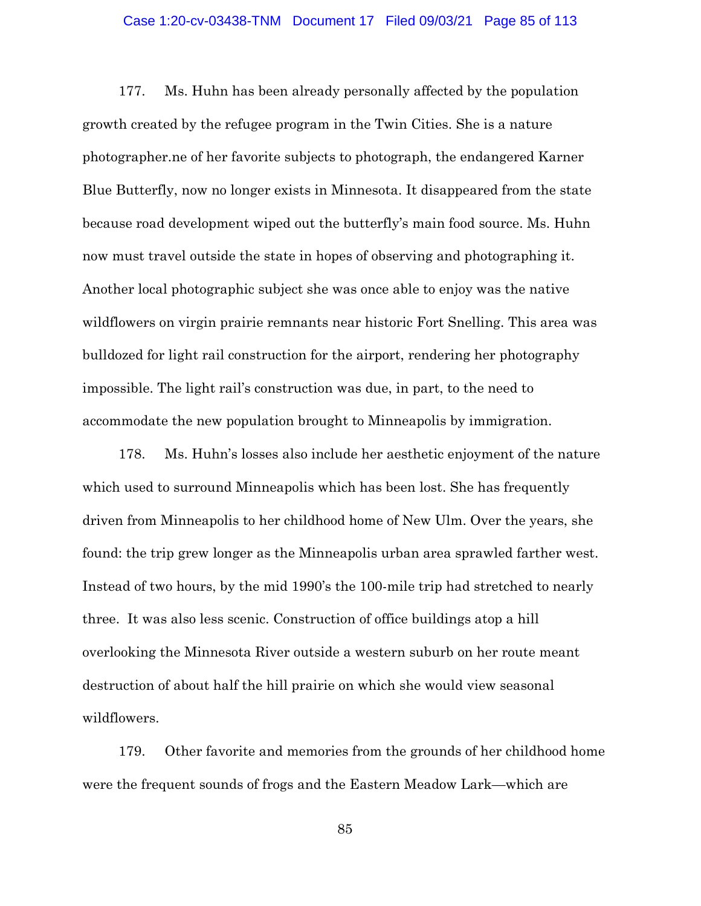177. Ms. Huhn has been already personally affected by the population growth created by the refugee program in the Twin Cities. She is a nature photographer.ne of her favorite subjects to photograph, the endangered Karner Blue Butterfly, now no longer exists in Minnesota. It disappeared from the state because road development wiped out the butterfly's main food source. Ms. Huhn now must travel outside the state in hopes of observing and photographing it. Another local photographic subject she was once able to enjoy was the native wildflowers on virgin prairie remnants near historic Fort Snelling. This area was bulldozed for light rail construction for the airport, rendering her photography impossible. The light rail's construction was due, in part, to the need to accommodate the new population brought to Minneapolis by immigration.

178. Ms. Huhn's losses also include her aesthetic enjoyment of the nature which used to surround Minneapolis which has been lost. She has frequently driven from Minneapolis to her childhood home of New Ulm. Over the years, she found: the trip grew longer as the Minneapolis urban area sprawled farther west. Instead of two hours, by the mid 1990's the 100-mile trip had stretched to nearly three. It was also less scenic. Construction of office buildings atop a hill overlooking the Minnesota River outside a western suburb on her route meant destruction of about half the hill prairie on which she would view seasonal wildflowers.

179. Other favorite and memories from the grounds of her childhood home were the frequent sounds of frogs and the Eastern Meadow Lark—which are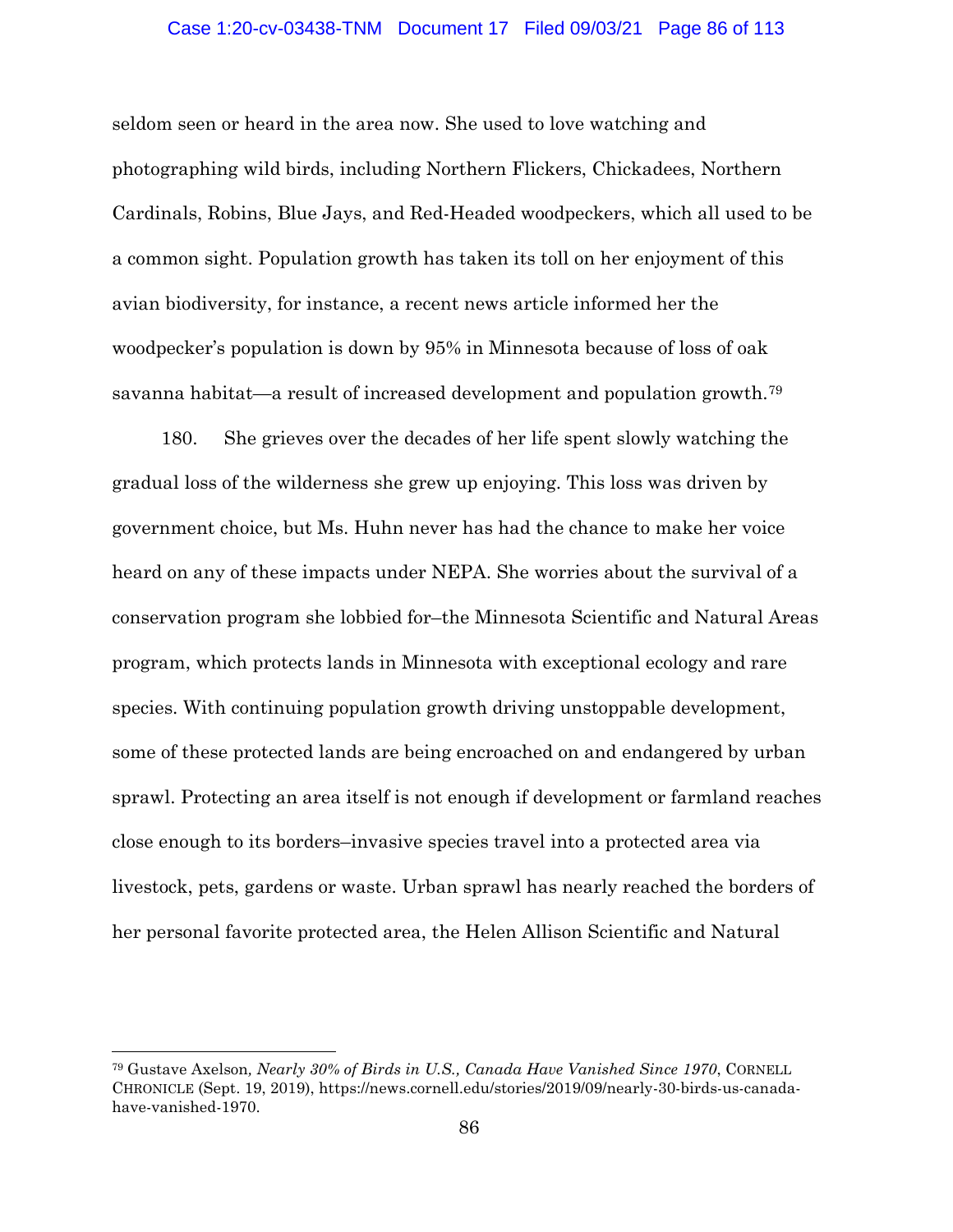seldom seen or heard in the area now. She used to love watching and photographing wild birds, including Northern Flickers, Chickadees, Northern Cardinals, Robins, Blue Jays, and Red-Headed woodpeckers, which all used to be a common sight. Population growth has taken its toll on her enjoyment of this avian biodiversity, for instance, a recent news article informed her the woodpecker's population is down by 95% in Minnesota because of loss of oak savanna habitat—a result of increased development and population growth.[79]

180. She grieves over the decades of her life spent slowly watching the gradual loss of the wilderness she grew up enjoying. This loss was driven by government choice, but Ms. Huhn never has had the chance to make her voice heard on any of these impacts under NEPA. She worries about the survival of a conservation program she lobbied for–the Minnesota Scientific and Natural Areas program, which protects lands in Minnesota with exceptional ecology and rare species. With continuing population growth driving unstoppable development, some of these protected lands are being encroached on and endangered by urban sprawl. Protecting an area itself is not enough if development or farmland reaches close enough to its borders–invasive species travel into a protected area via livestock, pets, gardens or waste. Urban sprawl has nearly reached the borders of her personal favorite protected area, the Helen Allison Scientific and Natural

---

[79] Gustave Axelson, *Nearly 30% of Birds in U.S., Canada Have Vanished Since 1970*, CORNELL CHRONICLE (Sept. 19, 2019), https://news.cornell.edu/stories/2019/09/nearly-30-birds-us-canada-have-vanished-1970.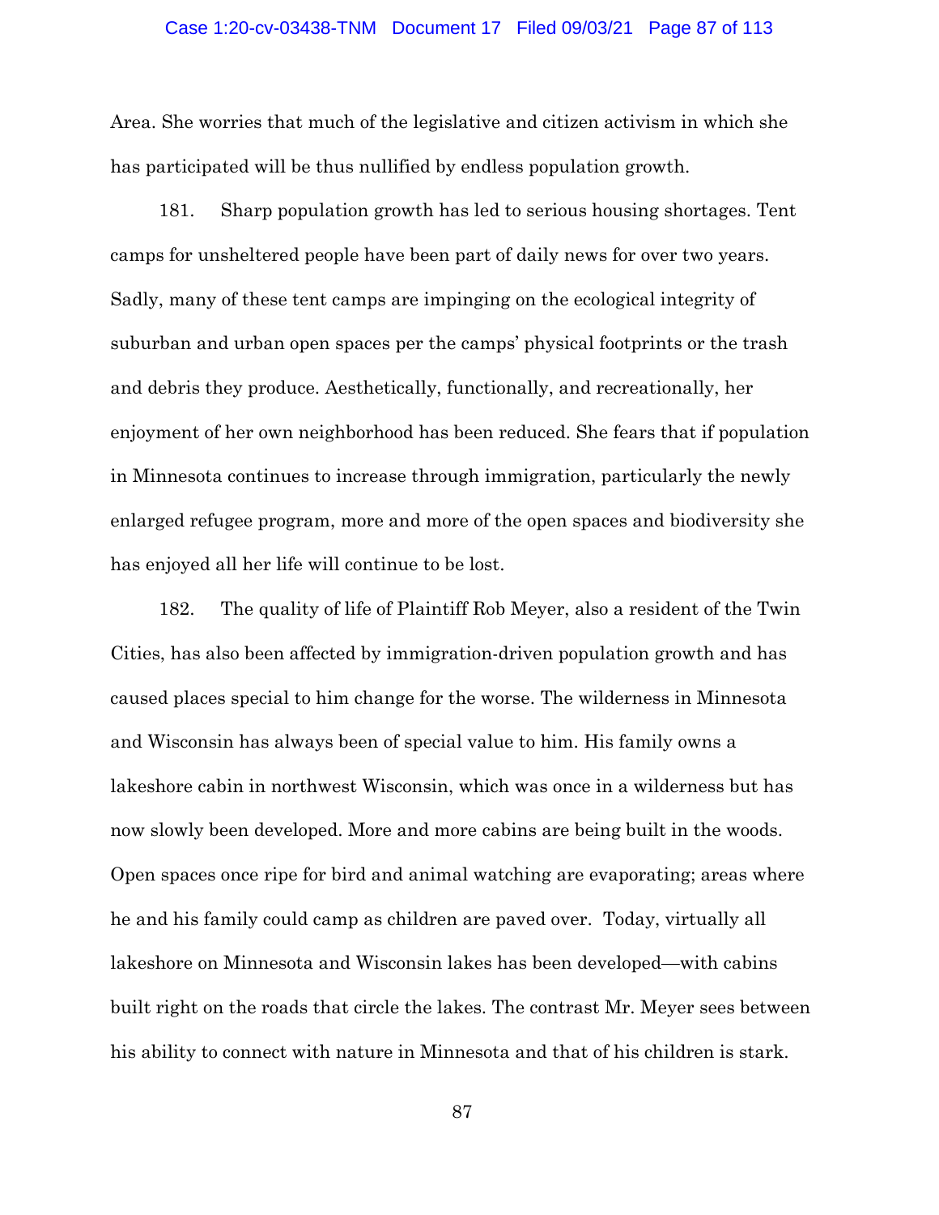Area. She worries that much of the legislative and citizen activism in which she has participated will be thus nullified by endless population growth.

181. Sharp population growth has led to serious housing shortages. Tent camps for unsheltered people have been part of daily news for over two years. Sadly, many of these tent camps are impinging on the ecological integrity of suburban and urban open spaces per the camps' physical footprints or the trash and debris they produce. Aesthetically, functionally, and recreationally, her enjoyment of her own neighborhood has been reduced. She fears that if population in Minnesota continues to increase through immigration, particularly the newly enlarged refugee program, more and more of the open spaces and biodiversity she has enjoyed all her life will continue to be lost.

182. The quality of life of Plaintiff Rob Meyer, also a resident of the Twin Cities, has also been affected by immigration-driven population growth and has caused places special to him change for the worse. The wilderness in Minnesota and Wisconsin has always been of special value to him. His family owns a lakeshore cabin in northwest Wisconsin, which was once in a wilderness but has now slowly been developed. More and more cabins are being built in the woods. Open spaces once ripe for bird and animal watching are evaporating; areas where he and his family could camp as children are paved over. Today, virtually all lakeshore on Minnesota and Wisconsin lakes has been developed—with cabins built right on the roads that circle the lakes. The contrast Mr. Meyer sees between his ability to connect with nature in Minnesota and that of his children is stark.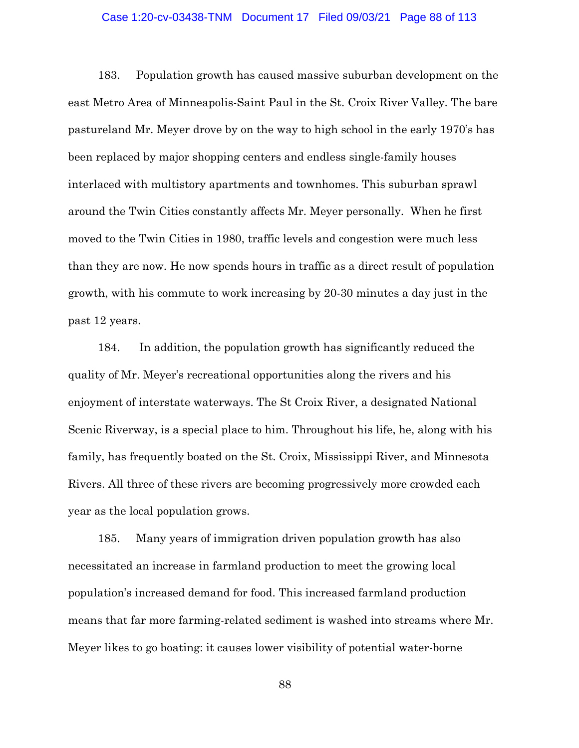183. Population growth has caused massive suburban development on the east Metro Area of Minneapolis-Saint Paul in the St. Croix River Valley. The bare pastureland Mr. Meyer drove by on the way to high school in the early 1970's has been replaced by major shopping centers and endless single-family houses interlaced with multistory apartments and townhomes. This suburban sprawl around the Twin Cities constantly affects Mr. Meyer personally. When he first moved to the Twin Cities in 1980, traffic levels and congestion were much less than they are now. He now spends hours in traffic as a direct result of population growth, with his commute to work increasing by 20-30 minutes a day just in the past 12 years.

184. In addition, the population growth has significantly reduced the quality of Mr. Meyer's recreational opportunities along the rivers and his enjoyment of interstate waterways. The St Croix River, a designated National Scenic Riverway, is a special place to him. Throughout his life, he, along with his family, has frequently boated on the St. Croix, Mississippi River, and Minnesota Rivers. All three of these rivers are becoming progressively more crowded each year as the local population grows.

185. Many years of immigration driven population growth has also necessitated an increase in farmland production to meet the growing local population's increased demand for food. This increased farmland production means that far more farming-related sediment is washed into streams where Mr. Meyer likes to go boating: it causes lower visibility of potential water-borne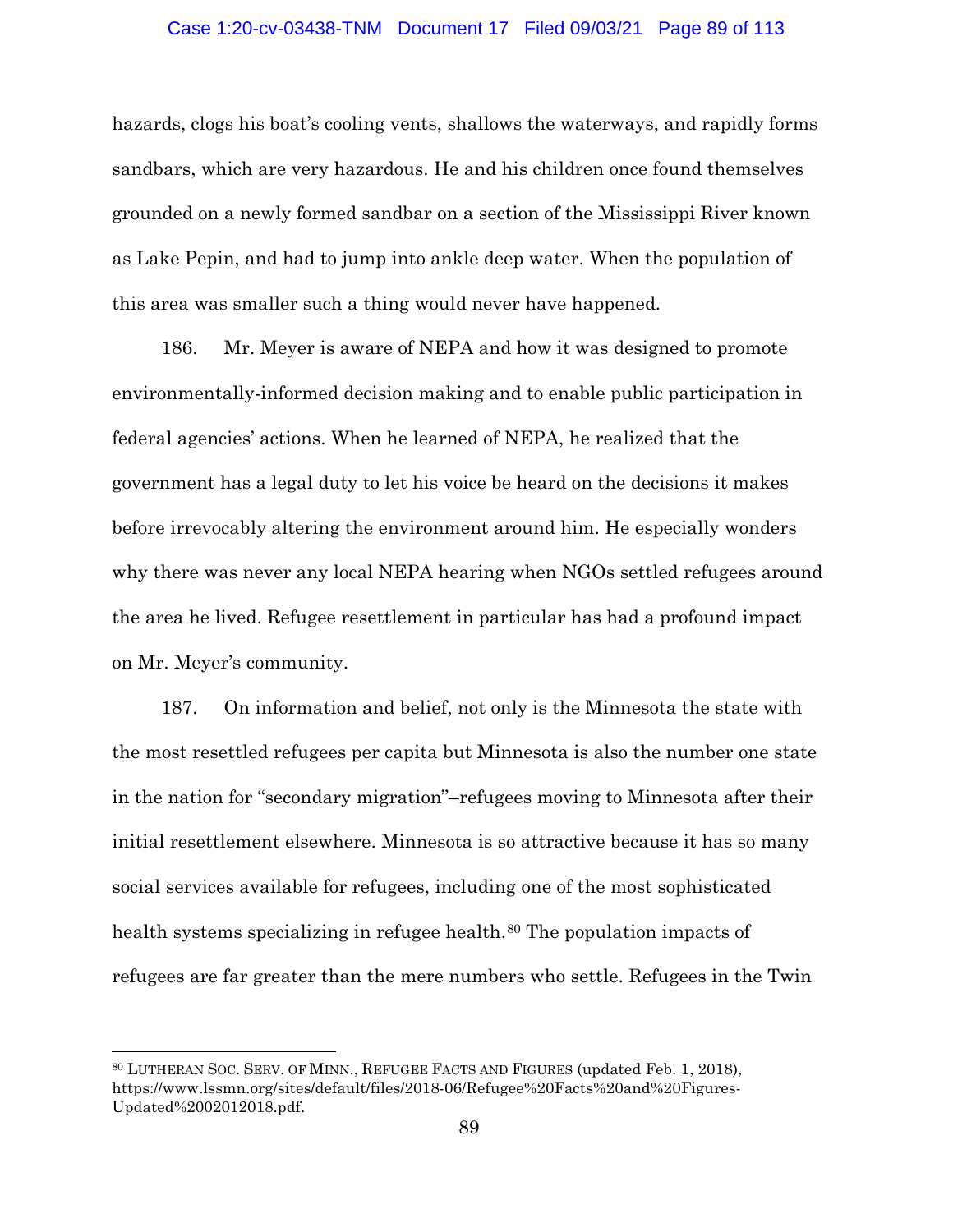hazards, clogs his boat's cooling vents, shallows the waterways, and rapidly forms sandbars, which are very hazardous. He and his children once found themselves grounded on a newly formed sandbar on a section of the Mississippi River known as Lake Pepin, and had to jump into ankle deep water. When the population of this area was smaller such a thing would never have happened.

186. Mr. Meyer is aware of NEPA and how it was designed to promote environmentally-informed decision making and to enable public participation in federal agencies' actions. When he learned of NEPA, he realized that the government has a legal duty to let his voice be heard on the decisions it makes before irrevocably altering the environment around him. He especially wonders why there was never any local NEPA hearing when NGOs settled refugees around the area he lived. Refugee resettlement in particular has had a profound impact on Mr. Meyer's community.

187. On information and belief, not only is the Minnesota the state with the most resettled refugees per capita but Minnesota is also the number one state in the nation for "secondary migration"–refugees moving to Minnesota after their initial resettlement elsewhere. Minnesota is so attractive because it has so many social services available for refugees, including one of the most sophisticated health systems specializing in refugee health.[80] The population impacts of refugees are far greater than the mere numbers who settle. Refugees in the Twin

---

[80] LUTHERAN SOC. SERV. OF MINN., REFUGEE FACTS AND FIGURES (updated Feb. 1, 2018), https://www.lssmn.org/sites/default/files/2018-06/Refugee%20Facts%20and%20Figures-Updated%2002012018.pdf.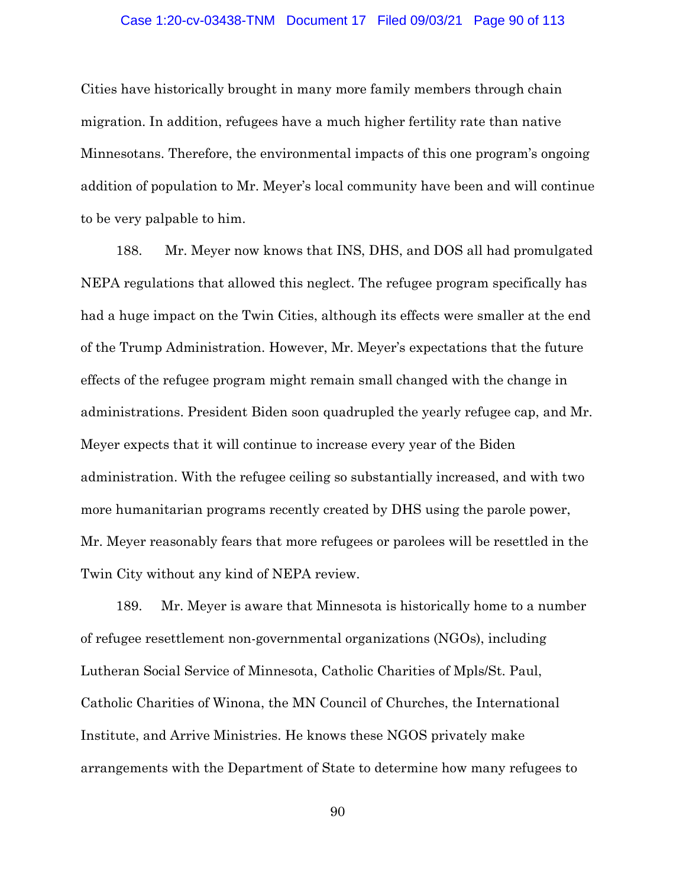Cities have historically brought in many more family members through chain migration. In addition, refugees have a much higher fertility rate than native Minnesotans. Therefore, the environmental impacts of this one program's ongoing addition of population to Mr. Meyer's local community have been and will continue to be very palpable to him.

188. Mr. Meyer now knows that INS, DHS, and DOS all had promulgated NEPA regulations that allowed this neglect. The refugee program specifically has had a huge impact on the Twin Cities, although its effects were smaller at the end of the Trump Administration. However, Mr. Meyer's expectations that the future effects of the refugee program might remain small changed with the change in administrations. President Biden soon quadrupled the yearly refugee cap, and Mr. Meyer expects that it will continue to increase every year of the Biden administration. With the refugee ceiling so substantially increased, and with two more humanitarian programs recently created by DHS using the parole power, Mr. Meyer reasonably fears that more refugees or parolees will be resettled in the Twin City without any kind of NEPA review.

189. Mr. Meyer is aware that Minnesota is historically home to a number of refugee resettlement non-governmental organizations (NGOs), including Lutheran Social Service of Minnesota, Catholic Charities of Mpls/St. Paul, Catholic Charities of Winona, the MN Council of Churches, the International Institute, and Arrive Ministries. He knows these NGOS privately make arrangements with the Department of State to determine how many refugees to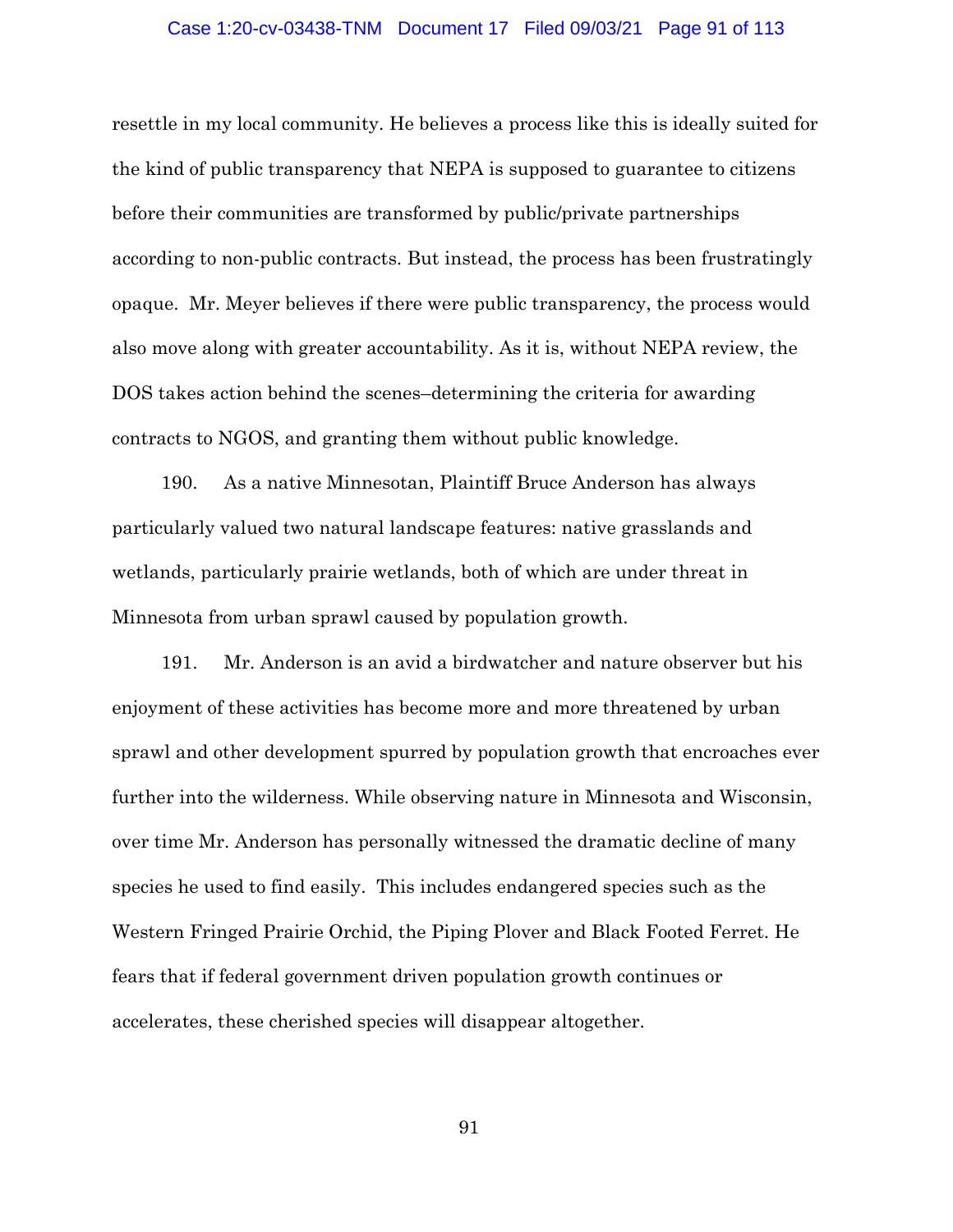resettle in my local community. He believes a process like this is ideally suited for the kind of public transparency that NEPA is supposed to guarantee to citizens before their communities are transformed by public/private partnerships according to non-public contracts. But instead, the process has been frustratingly opaque. Mr. Meyer believes if there were public transparency, the process would also move along with greater accountability. As it is, without NEPA review, the DOS takes action behind the scenes–determining the criteria for awarding contracts to NGOS, and granting them without public knowledge.

190. As a native Minnesotan, Plaintiff Bruce Anderson has always particularly valued two natural landscape features: native grasslands and wetlands, particularly prairie wetlands, both of which are under threat in Minnesota from urban sprawl caused by population growth.

191. Mr. Anderson is an avid a birdwatcher and nature observer but his enjoyment of these activities has become more and more threatened by urban sprawl and other development spurred by population growth that encroaches ever further into the wilderness. While observing nature in Minnesota and Wisconsin, over time Mr. Anderson has personally witnessed the dramatic decline of many species he used to find easily. This includes endangered species such as the Western Fringed Prairie Orchid, the Piping Plover and Black Footed Ferret. He fears that if federal government driven population growth continues or accelerates, these cherished species will disappear altogether.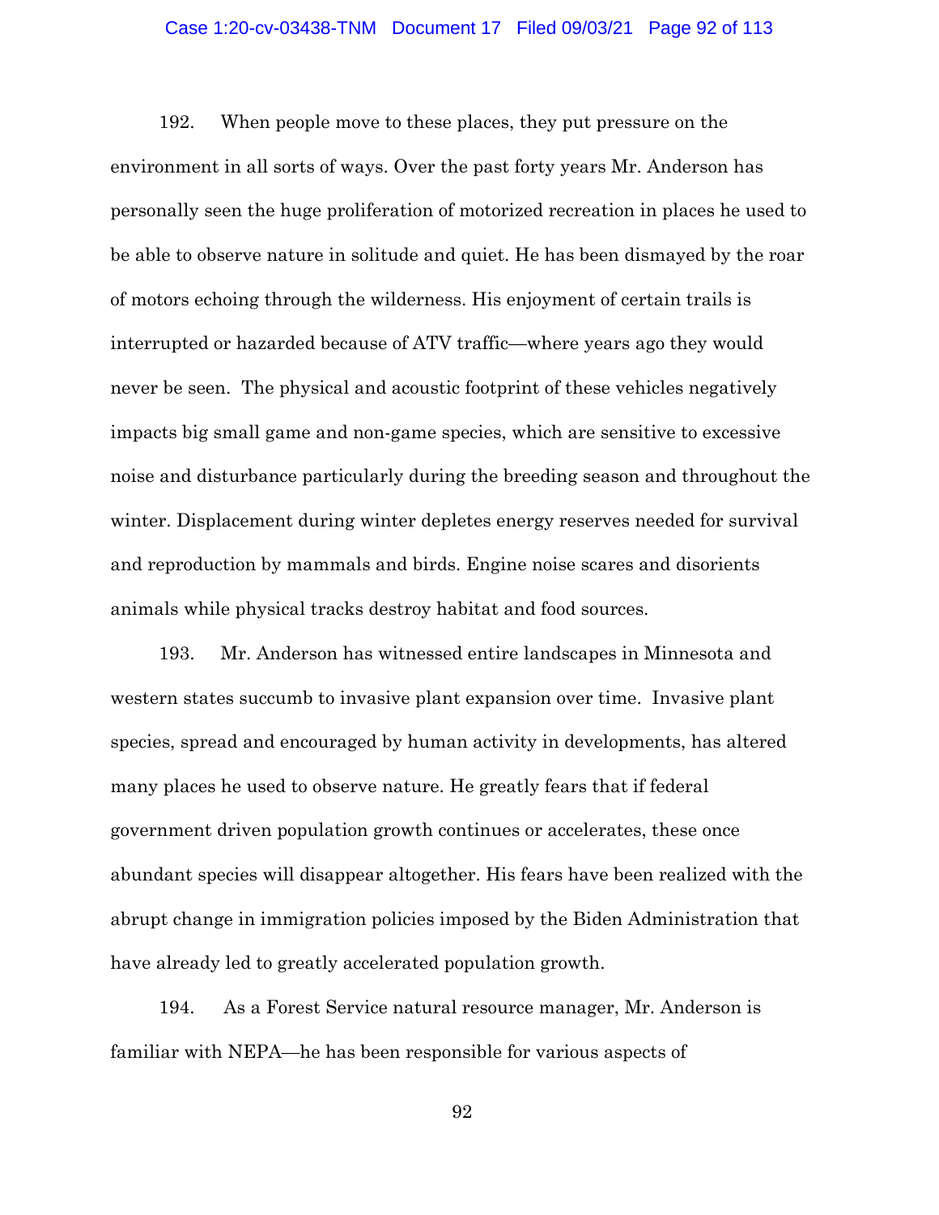192. When people move to these places, they put pressure on the environment in all sorts of ways. Over the past forty years Mr. Anderson has personally seen the huge proliferation of motorized recreation in places he used to be able to observe nature in solitude and quiet. He has been dismayed by the roar of motors echoing through the wilderness. His enjoyment of certain trails is interrupted or hazarded because of ATV traffic—where years ago they would never be seen. The physical and acoustic footprint of these vehicles negatively impacts big small game and non-game species, which are sensitive to excessive noise and disturbance particularly during the breeding season and throughout the winter. Displacement during winter depletes energy reserves needed for survival and reproduction by mammals and birds. Engine noise scares and disorients animals while physical tracks destroy habitat and food sources.

193. Mr. Anderson has witnessed entire landscapes in Minnesota and western states succumb to invasive plant expansion over time. Invasive plant species, spread and encouraged by human activity in developments, has altered many places he used to observe nature. He greatly fears that if federal government driven population growth continues or accelerates, these once abundant species will disappear altogether. His fears have been realized with the abrupt change in immigration policies imposed by the Biden Administration that have already led to greatly accelerated population growth.

194. As a Forest Service natural resource manager, Mr. Anderson is familiar with NEPA—he has been responsible for various aspects of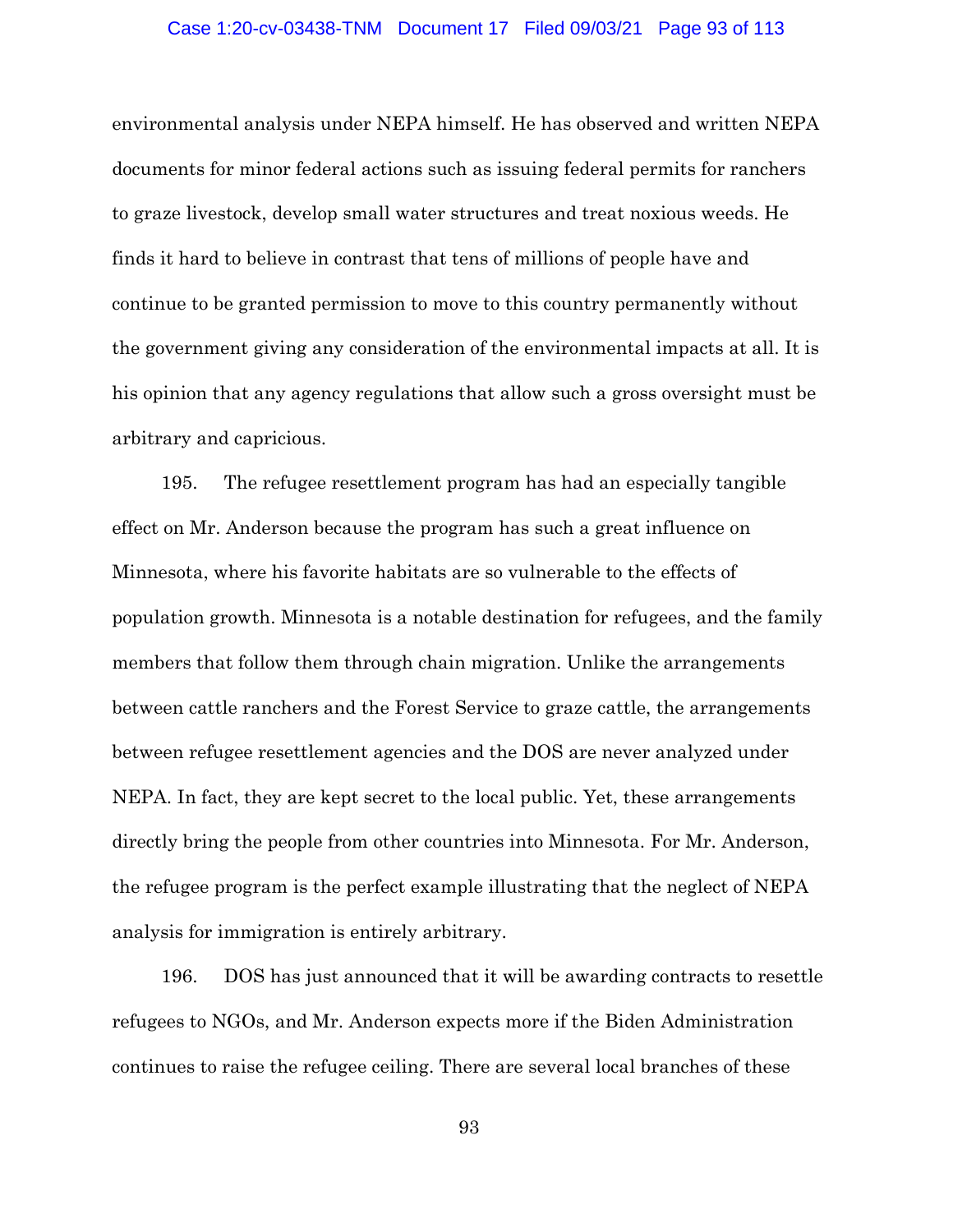environmental analysis under NEPA himself. He has observed and written NEPA documents for minor federal actions such as issuing federal permits for ranchers to graze livestock, develop small water structures and treat noxious weeds. He finds it hard to believe in contrast that tens of millions of people have and continue to be granted permission to move to this country permanently without the government giving any consideration of the environmental impacts at all. It is his opinion that any agency regulations that allow such a gross oversight must be arbitrary and capricious.

195. The refugee resettlement program has had an especially tangible effect on Mr. Anderson because the program has such a great influence on Minnesota, where his favorite habitats are so vulnerable to the effects of population growth. Minnesota is a notable destination for refugees, and the family members that follow them through chain migration. Unlike the arrangements between cattle ranchers and the Forest Service to graze cattle, the arrangements between refugee resettlement agencies and the DOS are never analyzed under NEPA. In fact, they are kept secret to the local public. Yet, these arrangements directly bring the people from other countries into Minnesota. For Mr. Anderson, the refugee program is the perfect example illustrating that the neglect of NEPA analysis for immigration is entirely arbitrary.

196. DOS has just announced that it will be awarding contracts to resettle refugees to NGOs, and Mr. Anderson expects more if the Biden Administration continues to raise the refugee ceiling. There are several local branches of these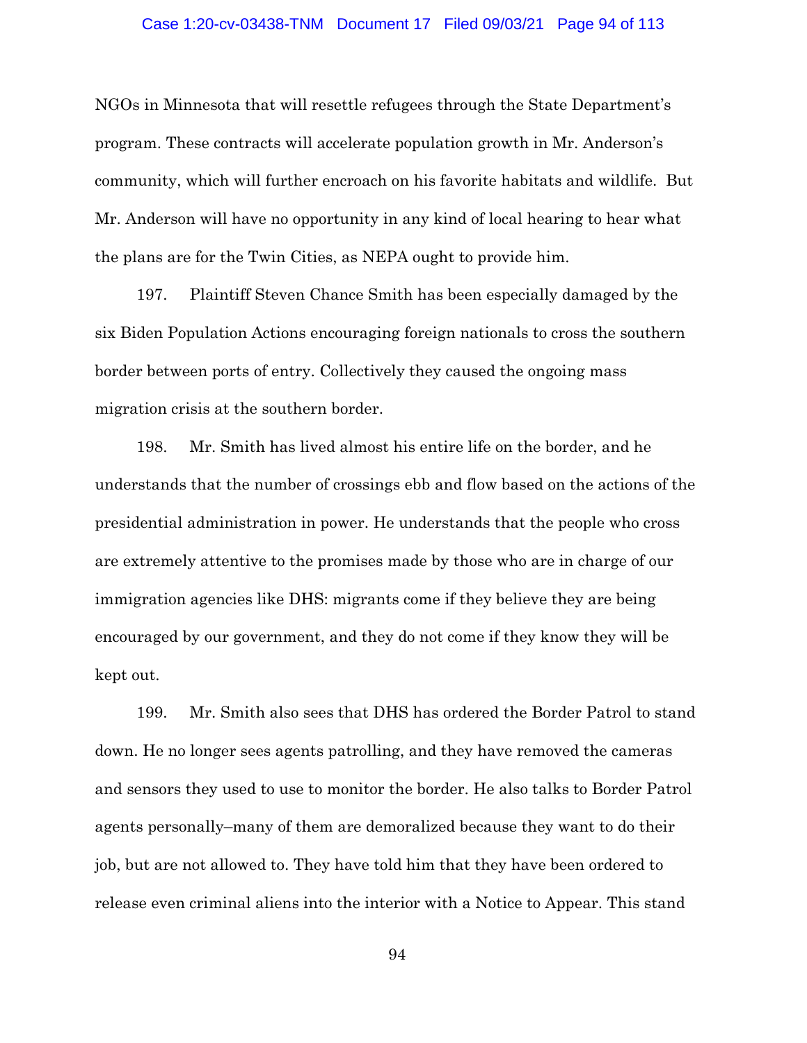NGOs in Minnesota that will resettle refugees through the State Department's program. These contracts will accelerate population growth in Mr. Anderson's community, which will further encroach on his favorite habitats and wildlife. But Mr. Anderson will have no opportunity in any kind of local hearing to hear what the plans are for the Twin Cities, as NEPA ought to provide him.

197. Plaintiff Steven Chance Smith has been especially damaged by the six Biden Population Actions encouraging foreign nationals to cross the southern border between ports of entry. Collectively they caused the ongoing mass migration crisis at the southern border.

198. Mr. Smith has lived almost his entire life on the border, and he understands that the number of crossings ebb and flow based on the actions of the presidential administration in power. He understands that the people who cross are extremely attentive to the promises made by those who are in charge of our immigration agencies like DHS: migrants come if they believe they are being encouraged by our government, and they do not come if they know they will be kept out.

199. Mr. Smith also sees that DHS has ordered the Border Patrol to stand down. He no longer sees agents patrolling, and they have removed the cameras and sensors they used to use to monitor the border. He also talks to Border Patrol agents personally–many of them are demoralized because they want to do their job, but are not allowed to. They have told him that they have been ordered to release even criminal aliens into the interior with a Notice to Appear. This stand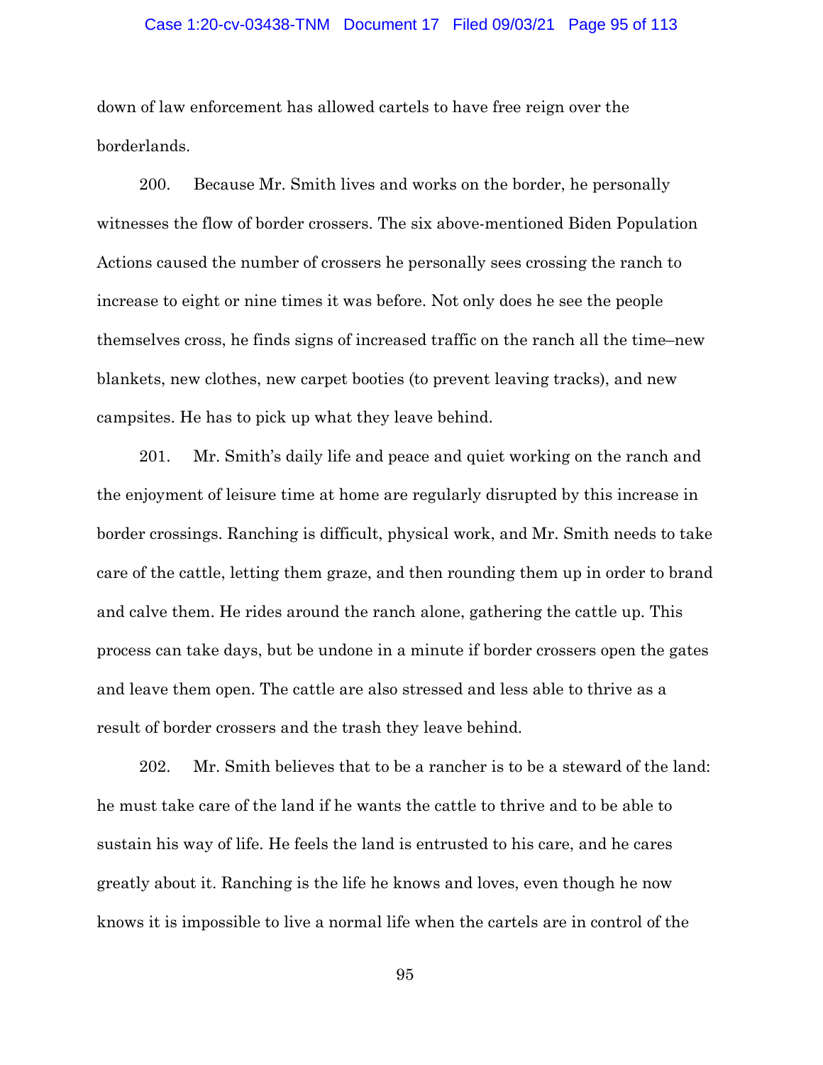down of law enforcement has allowed cartels to have free reign over the borderlands.

200. Because Mr. Smith lives and works on the border, he personally witnesses the flow of border crossers. The six above-mentioned Biden Population Actions caused the number of crossers he personally sees crossing the ranch to increase to eight or nine times it was before. Not only does he see the people themselves cross, he finds signs of increased traffic on the ranch all the time–new blankets, new clothes, new carpet booties (to prevent leaving tracks), and new campsites. He has to pick up what they leave behind.

201. Mr. Smith's daily life and peace and quiet working on the ranch and the enjoyment of leisure time at home are regularly disrupted by this increase in border crossings. Ranching is difficult, physical work, and Mr. Smith needs to take care of the cattle, letting them graze, and then rounding them up in order to brand and calve them. He rides around the ranch alone, gathering the cattle up. This process can take days, but be undone in a minute if border crossers open the gates and leave them open. The cattle are also stressed and less able to thrive as a result of border crossers and the trash they leave behind.

202. Mr. Smith believes that to be a rancher is to be a steward of the land: he must take care of the land if he wants the cattle to thrive and to be able to sustain his way of life. He feels the land is entrusted to his care, and he cares greatly about it. Ranching is the life he knows and loves, even though he now knows it is impossible to live a normal life when the cartels are in control of the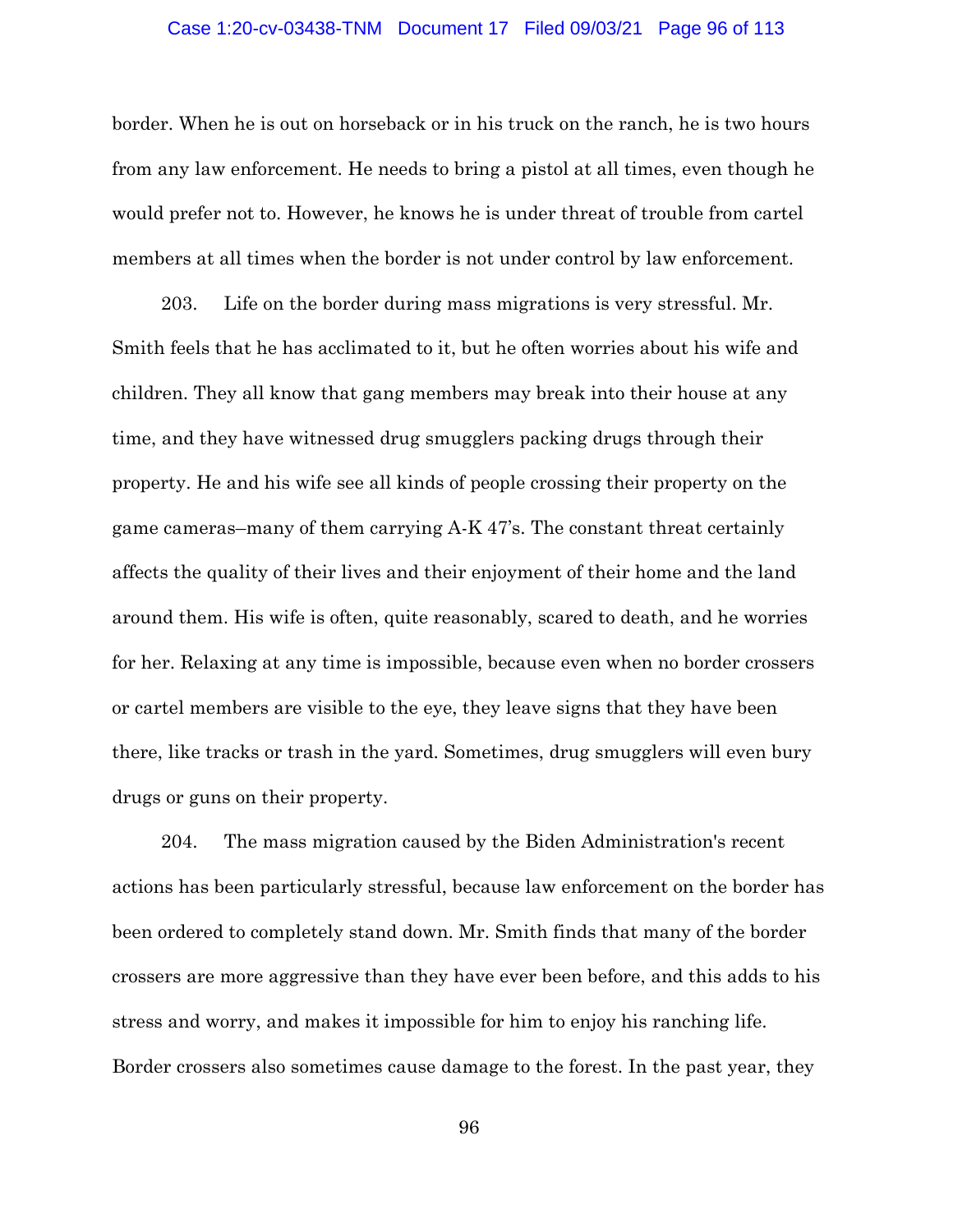border. When he is out on horseback or in his truck on the ranch, he is two hours from any law enforcement. He needs to bring a pistol at all times, even though he would prefer not to. However, he knows he is under threat of trouble from cartel members at all times when the border is not under control by law enforcement.

203. Life on the border during mass migrations is very stressful. Mr. Smith feels that he has acclimated to it, but he often worries about his wife and children. They all know that gang members may break into their house at any time, and they have witnessed drug smugglers packing drugs through their property. He and his wife see all kinds of people crossing their property on the game cameras–many of them carrying A-K 47's. The constant threat certainly affects the quality of their lives and their enjoyment of their home and the land around them. His wife is often, quite reasonably, scared to death, and he worries for her. Relaxing at any time is impossible, because even when no border crossers or cartel members are visible to the eye, they leave signs that they have been there, like tracks or trash in the yard. Sometimes, drug smugglers will even bury drugs or guns on their property.

204. The mass migration caused by the Biden Administration's recent actions has been particularly stressful, because law enforcement on the border has been ordered to completely stand down. Mr. Smith finds that many of the border crossers are more aggressive than they have ever been before, and this adds to his stress and worry, and makes it impossible for him to enjoy his ranching life. Border crossers also sometimes cause damage to the forest. In the past year, they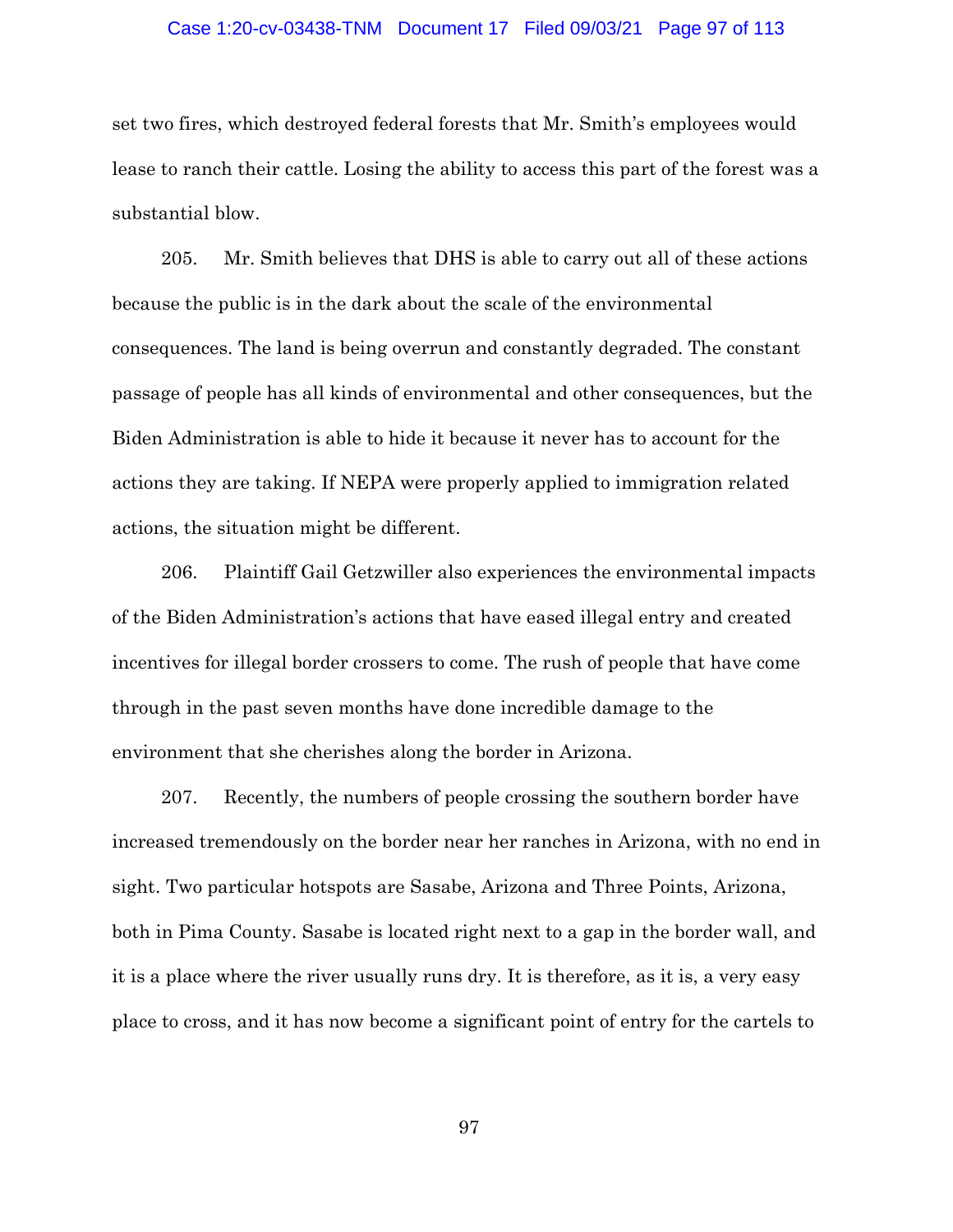set two fires, which destroyed federal forests that Mr. Smith's employees would lease to ranch their cattle. Losing the ability to access this part of the forest was a substantial blow.

205. Mr. Smith believes that DHS is able to carry out all of these actions because the public is in the dark about the scale of the environmental consequences. The land is being overrun and constantly degraded. The constant passage of people has all kinds of environmental and other consequences, but the Biden Administration is able to hide it because it never has to account for the actions they are taking. If NEPA were properly applied to immigration related actions, the situation might be different.

206. Plaintiff Gail Getzwiller also experiences the environmental impacts of the Biden Administration's actions that have eased illegal entry and created incentives for illegal border crossers to come. The rush of people that have come through in the past seven months have done incredible damage to the environment that she cherishes along the border in Arizona.

207. Recently, the numbers of people crossing the southern border have increased tremendously on the border near her ranches in Arizona, with no end in sight. Two particular hotspots are Sasabe, Arizona and Three Points, Arizona, both in Pima County. Sasabe is located right next to a gap in the border wall, and it is a place where the river usually runs dry. It is therefore, as it is, a very easy place to cross, and it has now become a significant point of entry for the cartels to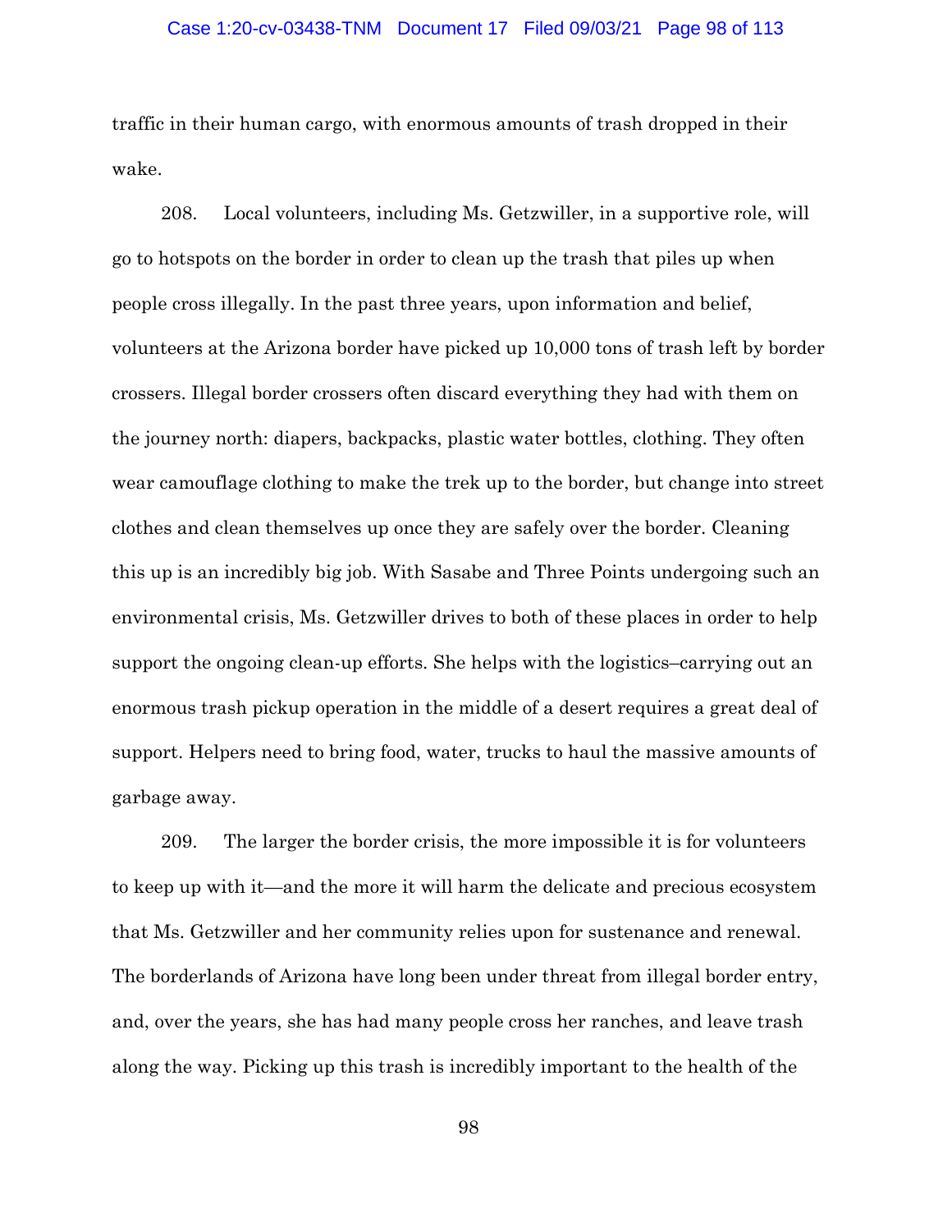traffic in their human cargo, with enormous amounts of trash dropped in their wake.

208. Local volunteers, including Ms. Getzwiller, in a supportive role, will go to hotspots on the border in order to clean up the trash that piles up when people cross illegally. In the past three years, upon information and belief, volunteers at the Arizona border have picked up 10,000 tons of trash left by border crossers. Illegal border crossers often discard everything they had with them on the journey north: diapers, backpacks, plastic water bottles, clothing. They often wear camouflage clothing to make the trek up to the border, but change into street clothes and clean themselves up once they are safely over the border. Cleaning this up is an incredibly big job. With Sasabe and Three Points undergoing such an environmental crisis, Ms. Getzwiller drives to both of these places in order to help support the ongoing clean-up efforts. She helps with the logistics–carrying out an enormous trash pickup operation in the middle of a desert requires a great deal of support. Helpers need to bring food, water, trucks to haul the massive amounts of garbage away.

209. The larger the border crisis, the more impossible it is for volunteers to keep up with it—and the more it will harm the delicate and precious ecosystem that Ms. Getzwiller and her community relies upon for sustenance and renewal. The borderlands of Arizona have long been under threat from illegal border entry, and, over the years, she has had many people cross her ranches, and leave trash along the way. Picking up this trash is incredibly important to the health of the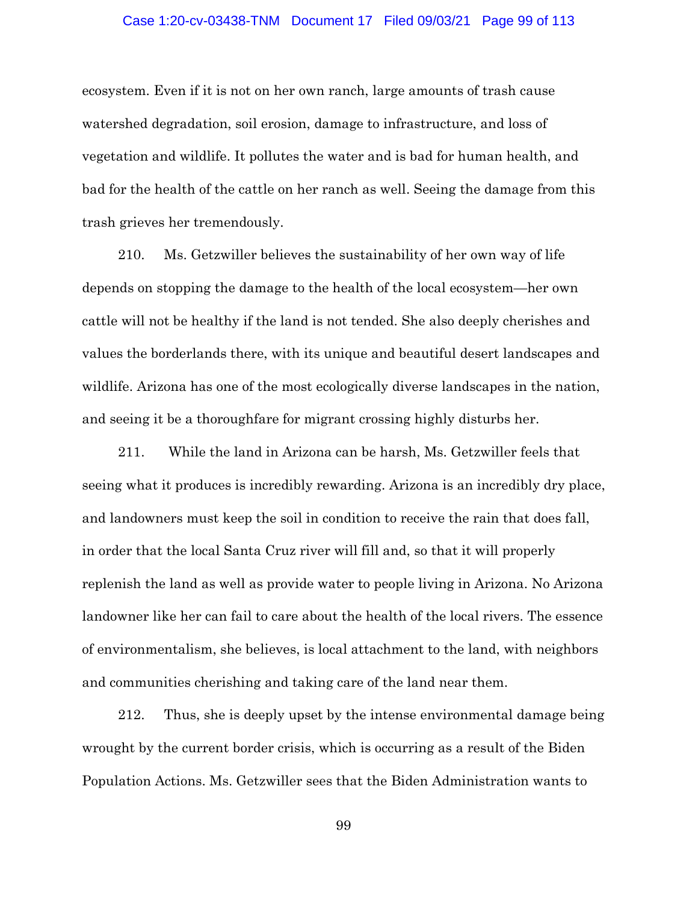ecosystem. Even if it is not on her own ranch, large amounts of trash cause watershed degradation, soil erosion, damage to infrastructure, and loss of vegetation and wildlife. It pollutes the water and is bad for human health, and bad for the health of the cattle on her ranch as well. Seeing the damage from this trash grieves her tremendously.

210. Ms. Getzwiller believes the sustainability of her own way of life depends on stopping the damage to the health of the local ecosystem—her own cattle will not be healthy if the land is not tended. She also deeply cherishes and values the borderlands there, with its unique and beautiful desert landscapes and wildlife. Arizona has one of the most ecologically diverse landscapes in the nation, and seeing it be a thoroughfare for migrant crossing highly disturbs her.

211. While the land in Arizona can be harsh, Ms. Getzwiller feels that seeing what it produces is incredibly rewarding. Arizona is an incredibly dry place, and landowners must keep the soil in condition to receive the rain that does fall, in order that the local Santa Cruz river will fill and, so that it will properly replenish the land as well as provide water to people living in Arizona. No Arizona landowner like her can fail to care about the health of the local rivers. The essence of environmentalism, she believes, is local attachment to the land, with neighbors and communities cherishing and taking care of the land near them.

212. Thus, she is deeply upset by the intense environmental damage being wrought by the current border crisis, which is occurring as a result of the Biden Population Actions. Ms. Getzwiller sees that the Biden Administration wants to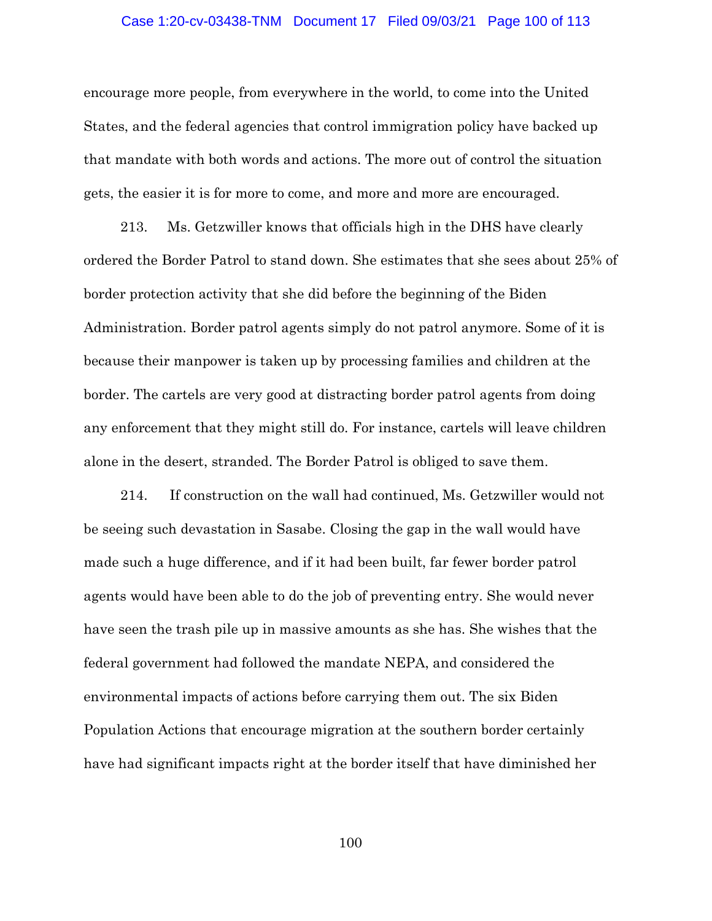encourage more people, from everywhere in the world, to come into the United States, and the federal agencies that control immigration policy have backed up that mandate with both words and actions. The more out of control the situation gets, the easier it is for more to come, and more and more are encouraged.

213. Ms. Getzwiller knows that officials high in the DHS have clearly ordered the Border Patrol to stand down. She estimates that she sees about 25% of border protection activity that she did before the beginning of the Biden Administration. Border patrol agents simply do not patrol anymore. Some of it is because their manpower is taken up by processing families and children at the border. The cartels are very good at distracting border patrol agents from doing any enforcement that they might still do. For instance, cartels will leave children alone in the desert, stranded. The Border Patrol is obliged to save them.

214. If construction on the wall had continued, Ms. Getzwiller would not be seeing such devastation in Sasabe. Closing the gap in the wall would have made such a huge difference, and if it had been built, far fewer border patrol agents would have been able to do the job of preventing entry. She would never have seen the trash pile up in massive amounts as she has. She wishes that the federal government had followed the mandate NEPA, and considered the environmental impacts of actions before carrying them out. The six Biden Population Actions that encourage migration at the southern border certainly have had significant impacts right at the border itself that have diminished her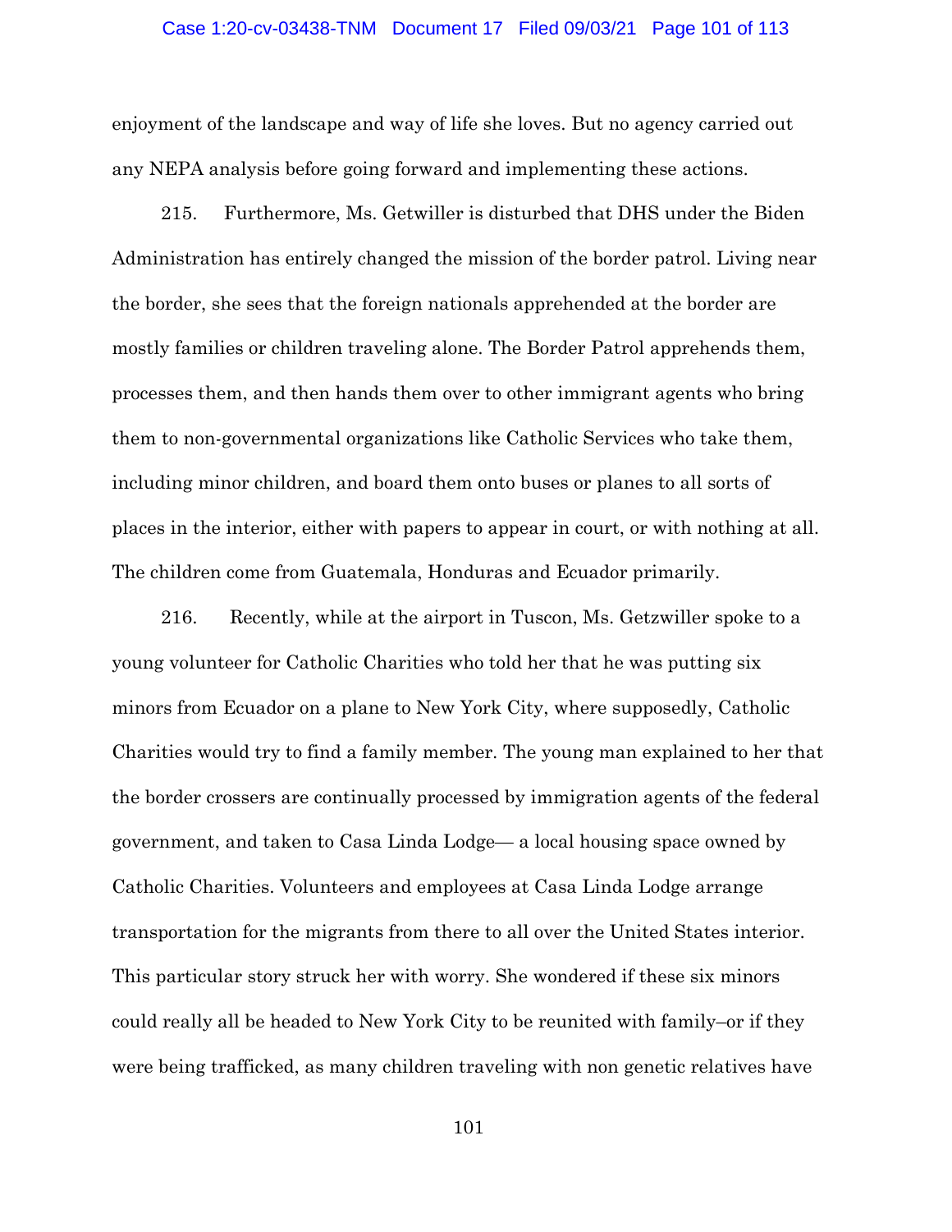enjoyment of the landscape and way of life she loves. But no agency carried out any NEPA analysis before going forward and implementing these actions.

215. Furthermore, Ms. Getwiller is disturbed that DHS under the Biden Administration has entirely changed the mission of the border patrol. Living near the border, she sees that the foreign nationals apprehended at the border are mostly families or children traveling alone. The Border Patrol apprehends them, processes them, and then hands them over to other immigrant agents who bring them to non-governmental organizations like Catholic Services who take them, including minor children, and board them onto buses or planes to all sorts of places in the interior, either with papers to appear in court, or with nothing at all. The children come from Guatemala, Honduras and Ecuador primarily.

216. Recently, while at the airport in Tuscon, Ms. Getzwiller spoke to a young volunteer for Catholic Charities who told her that he was putting six minors from Ecuador on a plane to New York City, where supposedly, Catholic Charities would try to find a family member. The young man explained to her that the border crossers are continually processed by immigration agents of the federal government, and taken to Casa Linda Lodge— a local housing space owned by Catholic Charities. Volunteers and employees at Casa Linda Lodge arrange transportation for the migrants from there to all over the United States interior. This particular story struck her with worry. She wondered if these six minors could really all be headed to New York City to be reunited with family–or if they were being trafficked, as many children traveling with non genetic relatives have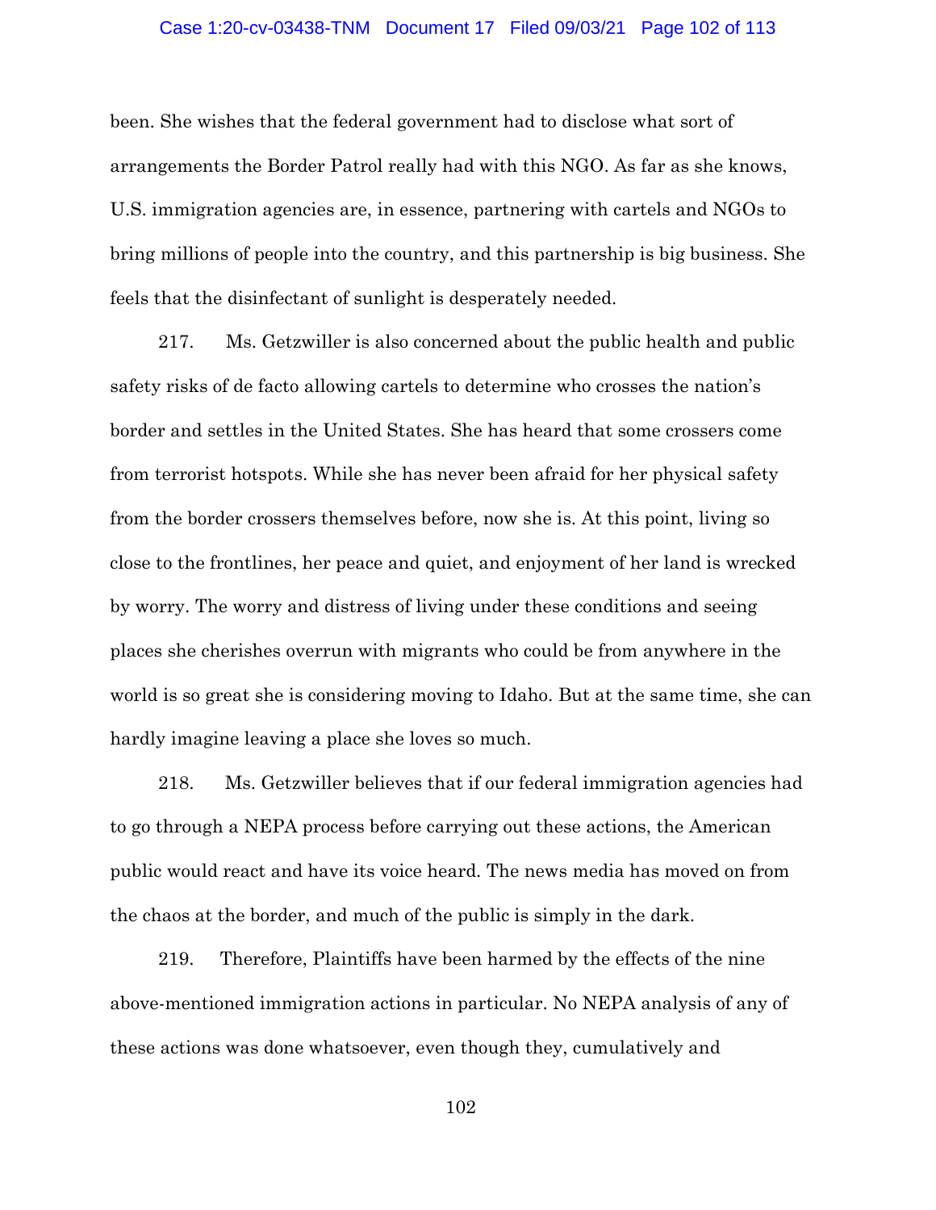been. She wishes that the federal government had to disclose what sort of arrangements the Border Patrol really had with this NGO. As far as she knows, U.S. immigration agencies are, in essence, partnering with cartels and NGOs to bring millions of people into the country, and this partnership is big business. She feels that the disinfectant of sunlight is desperately needed.

217. Ms. Getzwiller is also concerned about the public health and public safety risks of de facto allowing cartels to determine who crosses the nation's border and settles in the United States. She has heard that some crossers come from terrorist hotspots. While she has never been afraid for her physical safety from the border crossers themselves before, now she is. At this point, living so close to the frontlines, her peace and quiet, and enjoyment of her land is wrecked by worry. The worry and distress of living under these conditions and seeing places she cherishes overrun with migrants who could be from anywhere in the world is so great she is considering moving to Idaho. But at the same time, she can hardly imagine leaving a place she loves so much.

218. Ms. Getzwiller believes that if our federal immigration agencies had to go through a NEPA process before carrying out these actions, the American public would react and have its voice heard. The news media has moved on from the chaos at the border, and much of the public is simply in the dark.

219. Therefore, Plaintiffs have been harmed by the effects of the nine above-mentioned immigration actions in particular. No NEPA analysis of any of these actions was done whatsoever, even though they, cumulatively and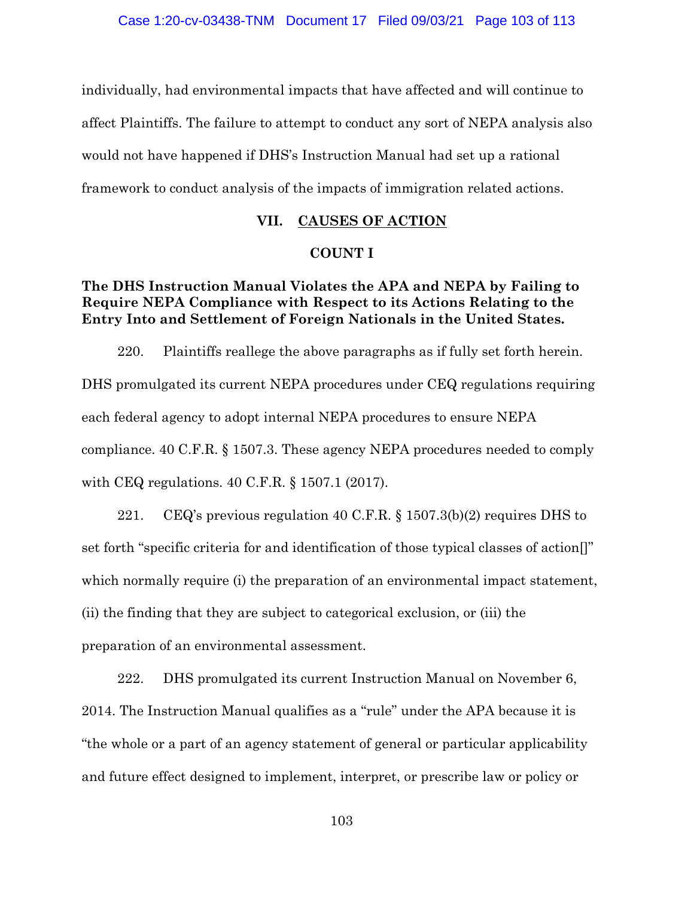individually, had environmental impacts that have affected and will continue to affect Plaintiffs. The failure to attempt to conduct any sort of NEPA analysis also would not have happened if DHS's Instruction Manual had set up a rational framework to conduct analysis of the impacts of immigration related actions.

## VII. CAUSES OF ACTION

### COUNT I

**The DHS Instruction Manual Violates the APA and NEPA by Failing to Require NEPA Compliance with Respect to its Actions Relating to the Entry Into and Settlement of Foreign Nationals in the United States.**

220. Plaintiffs reallege the above paragraphs as if fully set forth herein. DHS promulgated its current NEPA procedures under CEQ regulations requiring each federal agency to adopt internal NEPA procedures to ensure NEPA compliance. 40 C.F.R. § 1507.3. These agency NEPA procedures needed to comply with CEQ regulations. 40 C.F.R. § 1507.1 (2017).

221. CEQ's previous regulation 40 C.F.R. § 1507.3(b)(2) requires DHS to set forth "specific criteria for and identification of those typical classes of action[]" which normally require (i) the preparation of an environmental impact statement, (ii) the finding that they are subject to categorical exclusion, or (iii) the preparation of an environmental assessment.

222. DHS promulgated its current Instruction Manual on November 6, 2014. The Instruction Manual qualifies as a "rule" under the APA because it is "the whole or a part of an agency statement of general or particular applicability and future effect designed to implement, interpret, or prescribe law or policy or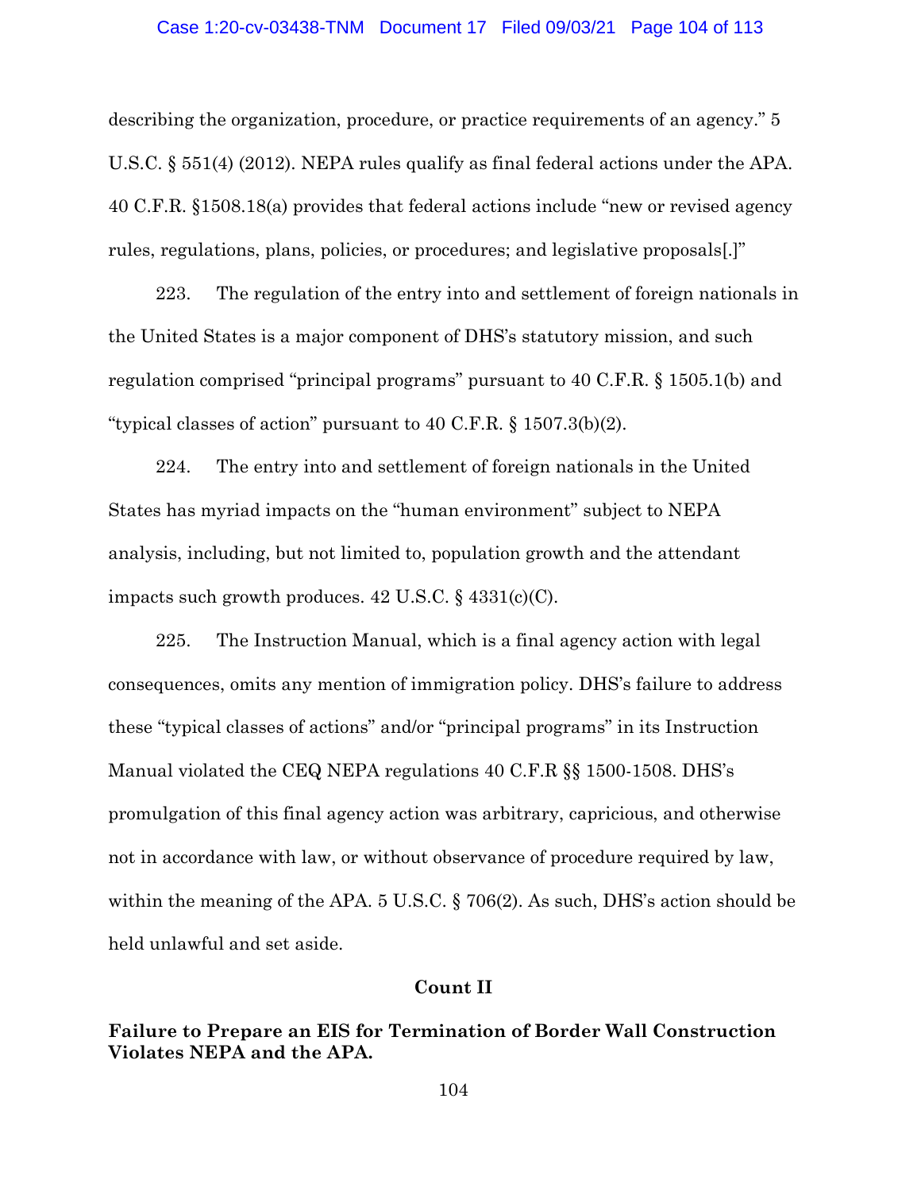describing the organization, procedure, or practice requirements of an agency." 5 U.S.C. § 551(4) (2012). NEPA rules qualify as final federal actions under the APA. 40 C.F.R. §1508.18(a) provides that federal actions include "new or revised agency rules, regulations, plans, policies, or procedures; and legislative proposals[.]"

223. The regulation of the entry into and settlement of foreign nationals in the United States is a major component of DHS's statutory mission, and such regulation comprised "principal programs" pursuant to 40 C.F.R. § 1505.1(b) and "typical classes of action" pursuant to 40 C.F.R. § 1507.3(b)(2).

224. The entry into and settlement of foreign nationals in the United States has myriad impacts on the "human environment" subject to NEPA analysis, including, but not limited to, population growth and the attendant impacts such growth produces. 42 U.S.C. § 4331(c)(C).

225. The Instruction Manual, which is a final agency action with legal consequences, omits any mention of immigration policy. DHS's failure to address these "typical classes of actions" and/or "principal programs" in its Instruction Manual violated the CEQ NEPA regulations 40 C.F.R §§ 1500-1508. DHS's promulgation of this final agency action was arbitrary, capricious, and otherwise not in accordance with law, or without observance of procedure required by law, within the meaning of the APA. 5 U.S.C. § 706(2). As such, DHS's action should be held unlawful and set aside.

## Count II

## Failure to Prepare an EIS for Termination of Border Wall Construction Violates NEPA and the APA.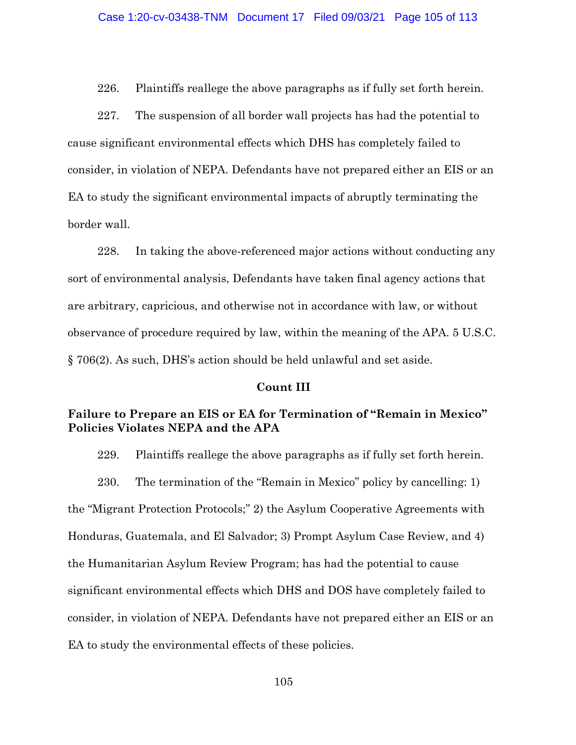226. Plaintiffs reallege the above paragraphs as if fully set forth herein.

227. The suspension of all border wall projects has had the potential to cause significant environmental effects which DHS has completely failed to consider, in violation of NEPA. Defendants have not prepared either an EIS or an EA to study the significant environmental impacts of abruptly terminating the border wall.

228. In taking the above-referenced major actions without conducting any sort of environmental analysis, Defendants have taken final agency actions that are arbitrary, capricious, and otherwise not in accordance with law, or without observance of procedure required by law, within the meaning of the APA. 5 U.S.C. § 706(2). As such, DHS's action should be held unlawful and set aside.

**Count III**

**Failure to Prepare an EIS or EA for Termination of "Remain in Mexico" Policies Violates NEPA and the APA**

229. Plaintiffs reallege the above paragraphs as if fully set forth herein.

230. The termination of the "Remain in Mexico" policy by cancelling: 1) the "Migrant Protection Protocols;" 2) the Asylum Cooperative Agreements with Honduras, Guatemala, and El Salvador; 3) Prompt Asylum Case Review, and 4) the Humanitarian Asylum Review Program; has had the potential to cause significant environmental effects which DHS and DOS have completely failed to consider, in violation of NEPA. Defendants have not prepared either an EIS or an EA to study the environmental effects of these policies.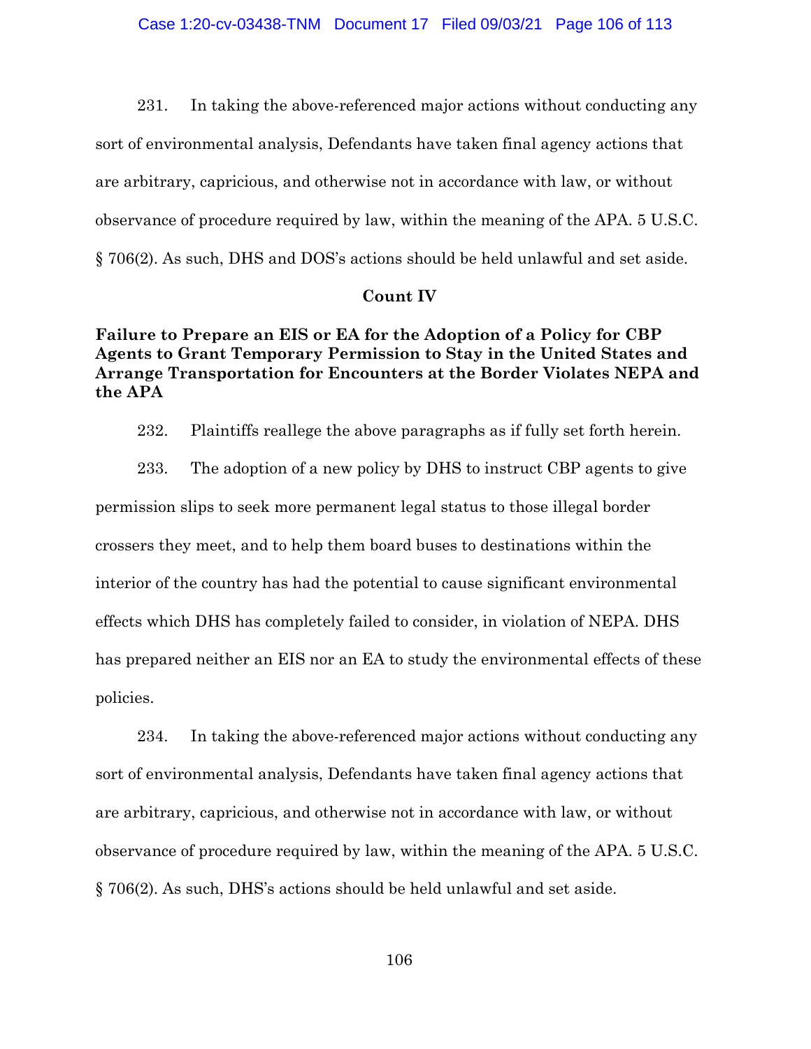231. In taking the above-referenced major actions without conducting any sort of environmental analysis, Defendants have taken final agency actions that are arbitrary, capricious, and otherwise not in accordance with law, or without observance of procedure required by law, within the meaning of the APA. 5 U.S.C. § 706(2). As such, DHS and DOS's actions should be held unlawful and set aside.

**Count IV**

**Failure to Prepare an EIS or EA for the Adoption of a Policy for CBP Agents to Grant Temporary Permission to Stay in the United States and Arrange Transportation for Encounters at the Border Violates NEPA and the APA**

232. Plaintiffs reallege the above paragraphs as if fully set forth herein.

233. The adoption of a new policy by DHS to instruct CBP agents to give permission slips to seek more permanent legal status to those illegal border crossers they meet, and to help them board buses to destinations within the interior of the country has had the potential to cause significant environmental effects which DHS has completely failed to consider, in violation of NEPA. DHS has prepared neither an EIS nor an EA to study the environmental effects of these policies.

234. In taking the above-referenced major actions without conducting any sort of environmental analysis, Defendants have taken final agency actions that are arbitrary, capricious, and otherwise not in accordance with law, or without observance of procedure required by law, within the meaning of the APA. 5 U.S.C. § 706(2). As such, DHS's actions should be held unlawful and set aside.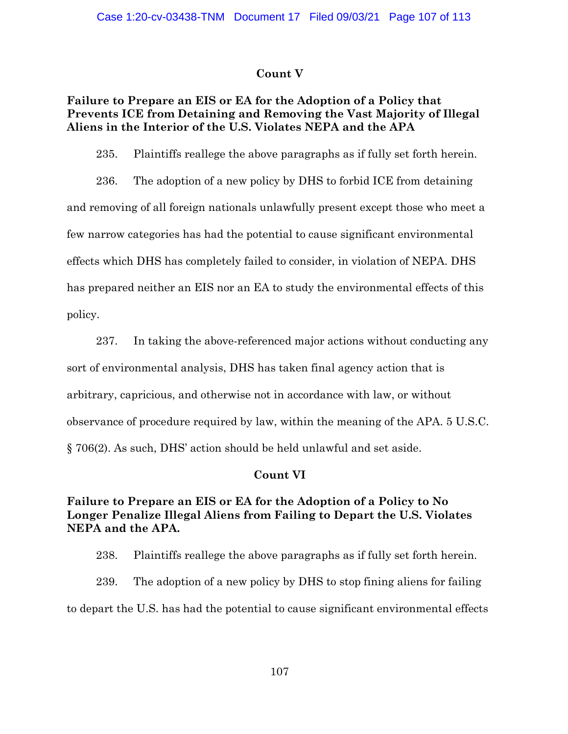## Count V

### Failure to Prepare an EIS or EA for the Adoption of a Policy that Prevents ICE from Detaining and Removing the Vast Majority of Illegal Aliens in the Interior of the U.S. Violates NEPA and the APA

235. Plaintiffs reallege the above paragraphs as if fully set forth herein.

236. The adoption of a new policy by DHS to forbid ICE from detaining and removing of all foreign nationals unlawfully present except those who meet a few narrow categories has had the potential to cause significant environmental effects which DHS has completely failed to consider, in violation of NEPA. DHS has prepared neither an EIS nor an EA to study the environmental effects of this policy.

237. In taking the above-referenced major actions without conducting any sort of environmental analysis, DHS has taken final agency action that is arbitrary, capricious, and otherwise not in accordance with law, or without observance of procedure required by law, within the meaning of the APA. 5 U.S.C. § 706(2). As such, DHS' action should be held unlawful and set aside.

## Count VI

### Failure to Prepare an EIS or EA for the Adoption of a Policy to No Longer Penalize Illegal Aliens from Failing to Depart the U.S. Violates NEPA and the APA.

238. Plaintiffs reallege the above paragraphs as if fully set forth herein.

239. The adoption of a new policy by DHS to stop fining aliens for failing to depart the U.S. has had the potential to cause significant environmental effects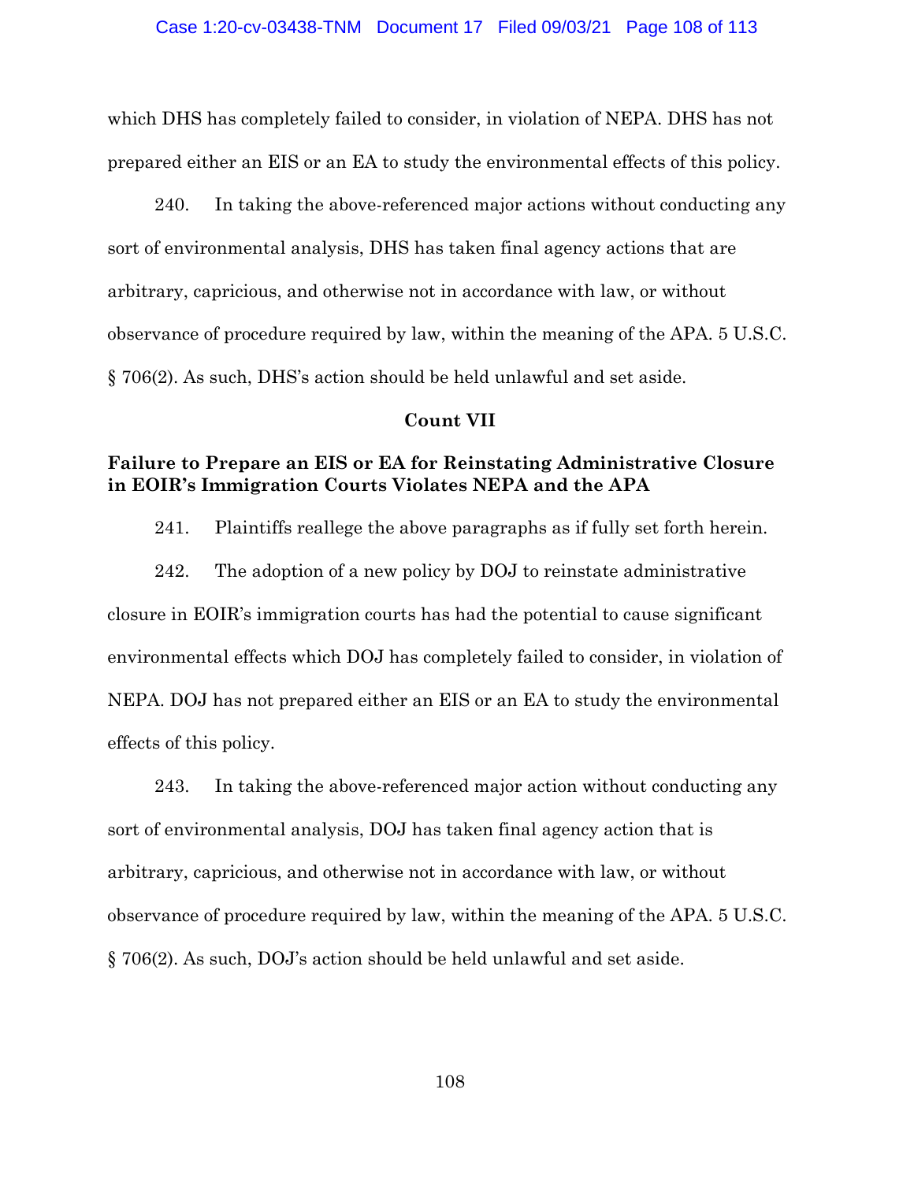which DHS has completely failed to consider, in violation of NEPA. DHS has not prepared either an EIS or an EA to study the environmental effects of this policy.

240. In taking the above-referenced major actions without conducting any sort of environmental analysis, DHS has taken final agency actions that are arbitrary, capricious, and otherwise not in accordance with law, or without observance of procedure required by law, within the meaning of the APA. 5 U.S.C. § 706(2). As such, DHS's action should be held unlawful and set aside.

**Count VII**

**Failure to Prepare an EIS or EA for Reinstating Administrative Closure in EOIR's Immigration Courts Violates NEPA and the APA**

241. Plaintiffs reallege the above paragraphs as if fully set forth herein.

242. The adoption of a new policy by DOJ to reinstate administrative closure in EOIR's immigration courts has had the potential to cause significant environmental effects which DOJ has completely failed to consider, in violation of NEPA. DOJ has not prepared either an EIS or an EA to study the environmental effects of this policy.

243. In taking the above-referenced major action without conducting any sort of environmental analysis, DOJ has taken final agency action that is arbitrary, capricious, and otherwise not in accordance with law, or without observance of procedure required by law, within the meaning of the APA. 5 U.S.C. § 706(2). As such, DOJ's action should be held unlawful and set aside.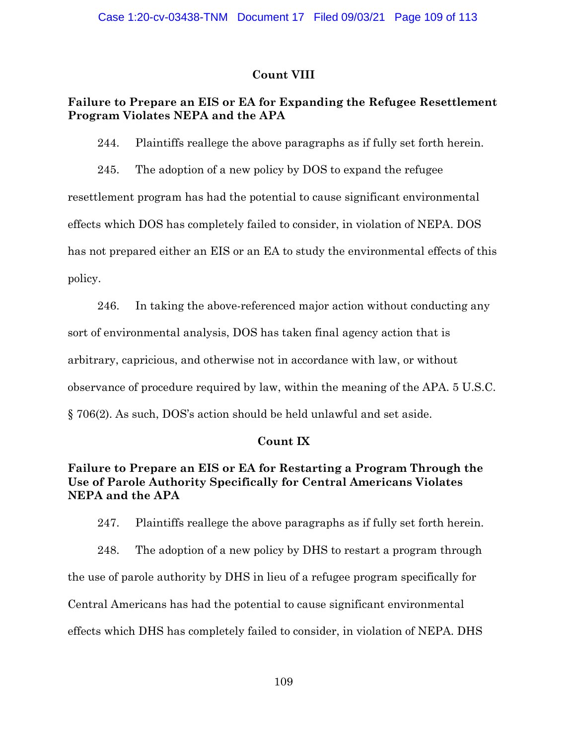### Count VIII

**Failure to Prepare an EIS or EA for Expanding the Refugee Resettlement Program Violates NEPA and the APA**

244. Plaintiffs reallege the above paragraphs as if fully set forth herein.

245. The adoption of a new policy by DOS to expand the refugee resettlement program has had the potential to cause significant environmental effects which DOS has completely failed to consider, in violation of NEPA. DOS has not prepared either an EIS or an EA to study the environmental effects of this policy.

246. In taking the above-referenced major action without conducting any sort of environmental analysis, DOS has taken final agency action that is arbitrary, capricious, and otherwise not in accordance with law, or without observance of procedure required by law, within the meaning of the APA. 5 U.S.C. § 706(2). As such, DOS's action should be held unlawful and set aside.

### Count IX

**Failure to Prepare an EIS or EA for Restarting a Program Through the Use of Parole Authority Specifically for Central Americans Violates NEPA and the APA**

247. Plaintiffs reallege the above paragraphs as if fully set forth herein.

248. The adoption of a new policy by DHS to restart a program through the use of parole authority by DHS in lieu of a refugee program specifically for Central Americans has had the potential to cause significant environmental effects which DHS has completely failed to consider, in violation of NEPA. DHS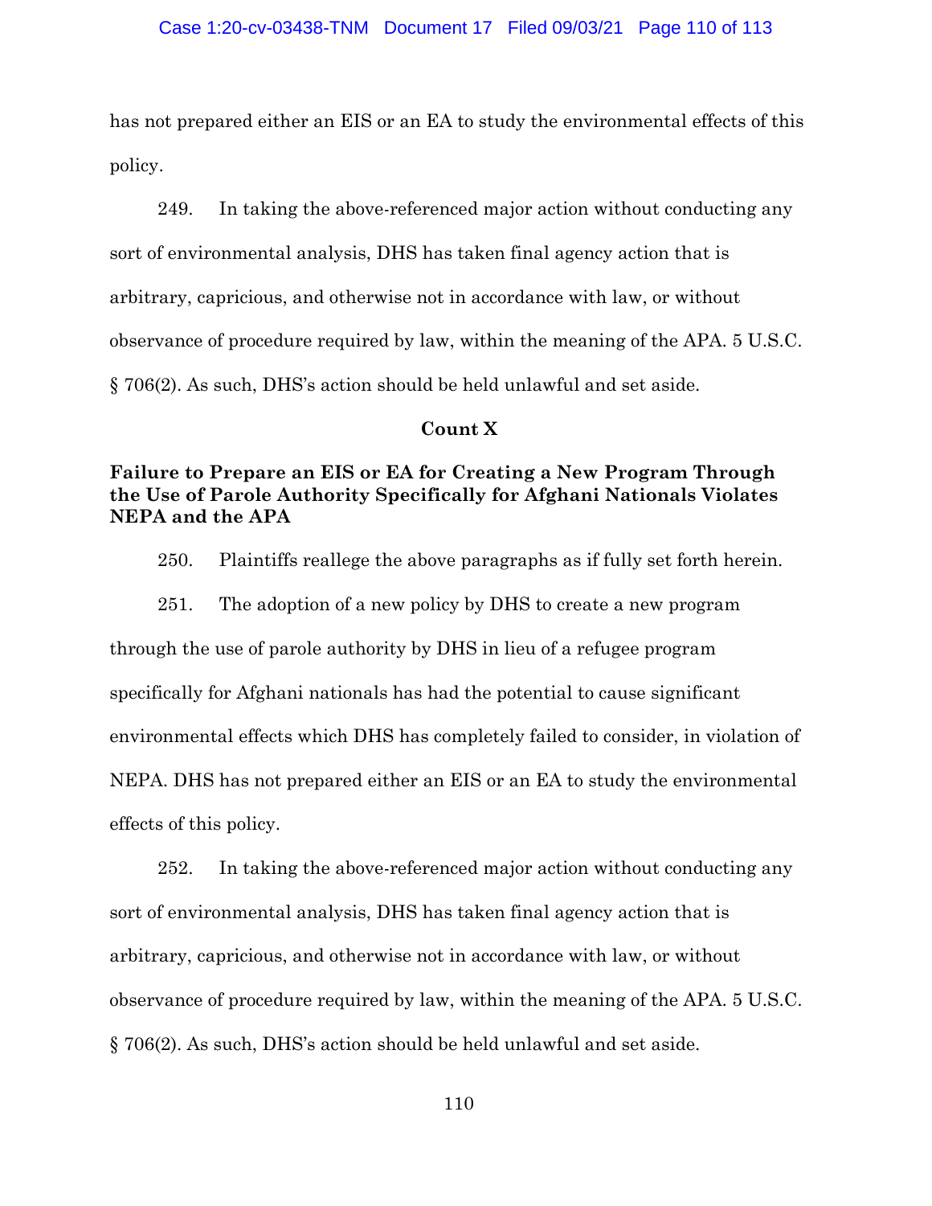has not prepared either an EIS or an EA to study the environmental effects of this policy.

249. In taking the above-referenced major action without conducting any sort of environmental analysis, DHS has taken final agency action that is arbitrary, capricious, and otherwise not in accordance with law, or without observance of procedure required by law, within the meaning of the APA. 5 U.S.C. § 706(2). As such, DHS's action should be held unlawful and set aside.

**Count X**

**Failure to Prepare an EIS or EA for Creating a New Program Through the Use of Parole Authority Specifically for Afghani Nationals Violates NEPA and the APA**

250. Plaintiffs reallege the above paragraphs as if fully set forth herein.

251. The adoption of a new policy by DHS to create a new program through the use of parole authority by DHS in lieu of a refugee program specifically for Afghani nationals has had the potential to cause significant environmental effects which DHS has completely failed to consider, in violation of NEPA. DHS has not prepared either an EIS or an EA to study the environmental effects of this policy.

252. In taking the above-referenced major action without conducting any sort of environmental analysis, DHS has taken final agency action that is arbitrary, capricious, and otherwise not in accordance with law, or without observance of procedure required by law, within the meaning of the APA. 5 U.S.C. § 706(2). As such, DHS's action should be held unlawful and set aside.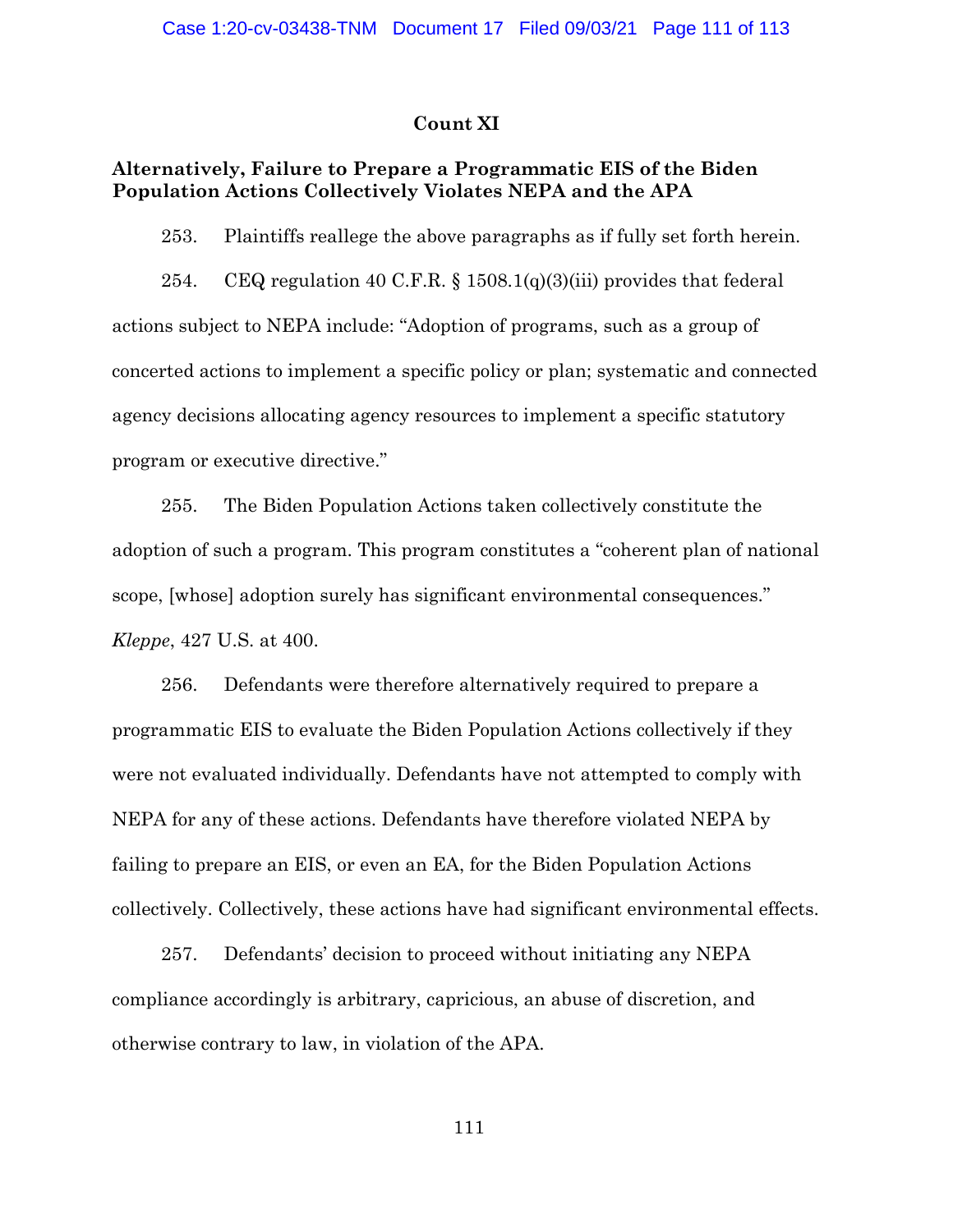## Count XI

### Alternatively, Failure to Prepare a Programmatic EIS of the Biden Population Actions Collectively Violates NEPA and the APA

253. Plaintiffs reallege the above paragraphs as if fully set forth herein.

254. CEQ regulation 40 C.F.R. § 1508.1(q)(3)(iii) provides that federal actions subject to NEPA include: "Adoption of programs, such as a group of concerted actions to implement a specific policy or plan; systematic and connected agency decisions allocating agency resources to implement a specific statutory program or executive directive."

255. The Biden Population Actions taken collectively constitute the adoption of such a program. This program constitutes a "coherent plan of national scope, [whose] adoption surely has significant environmental consequences." *Kleppe*, 427 U.S. at 400.

256. Defendants were therefore alternatively required to prepare a programmatic EIS to evaluate the Biden Population Actions collectively if they were not evaluated individually. Defendants have not attempted to comply with NEPA for any of these actions. Defendants have therefore violated NEPA by failing to prepare an EIS, or even an EA, for the Biden Population Actions collectively. Collectively, these actions have had significant environmental effects.

257. Defendants' decision to proceed without initiating any NEPA compliance accordingly is arbitrary, capricious, an abuse of discretion, and otherwise contrary to law, in violation of the APA.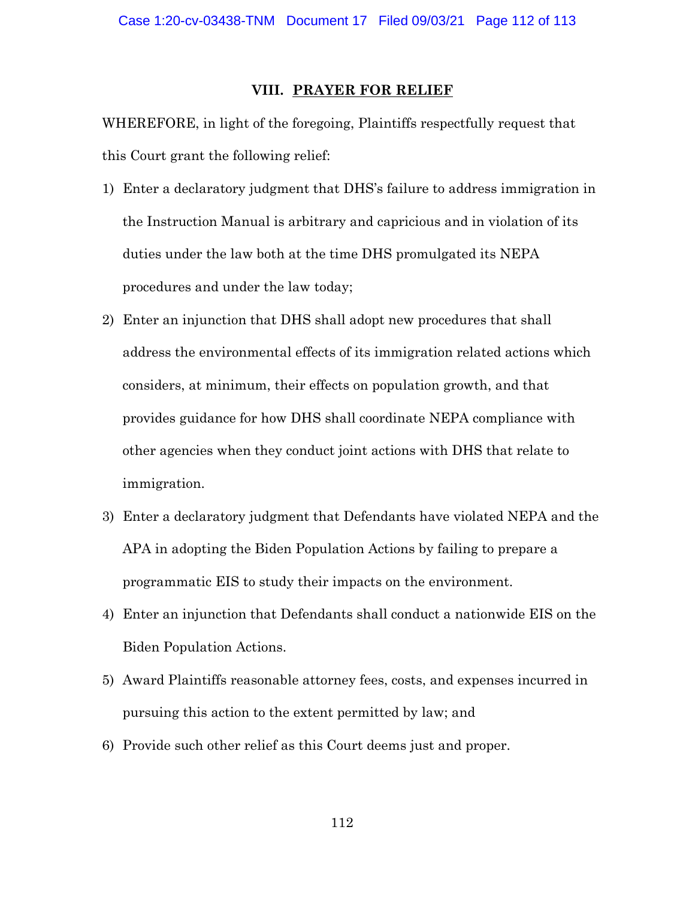## VIII. PRAYER FOR RELIEF

WHEREFORE, in light of the foregoing, Plaintiffs respectfully request that this Court grant the following relief:

1) Enter a declaratory judgment that DHS's failure to address immigration in the Instruction Manual is arbitrary and capricious and in violation of its duties under the law both at the time DHS promulgated its NEPA procedures and under the law today;
2) Enter an injunction that DHS shall adopt new procedures that shall address the environmental effects of its immigration related actions which considers, at minimum, their effects on population growth, and that provides guidance for how DHS shall coordinate NEPA compliance with other agencies when they conduct joint actions with DHS that relate to immigration.
3) Enter a declaratory judgment that Defendants have violated NEPA and the APA in adopting the Biden Population Actions by failing to prepare a programmatic EIS to study their impacts on the environment.
4) Enter an injunction that Defendants shall conduct a nationwide EIS on the Biden Population Actions.
5) Award Plaintiffs reasonable attorney fees, costs, and expenses incurred in pursuing this action to the extent permitted by law; and
6) Provide such other relief as this Court deems just and proper.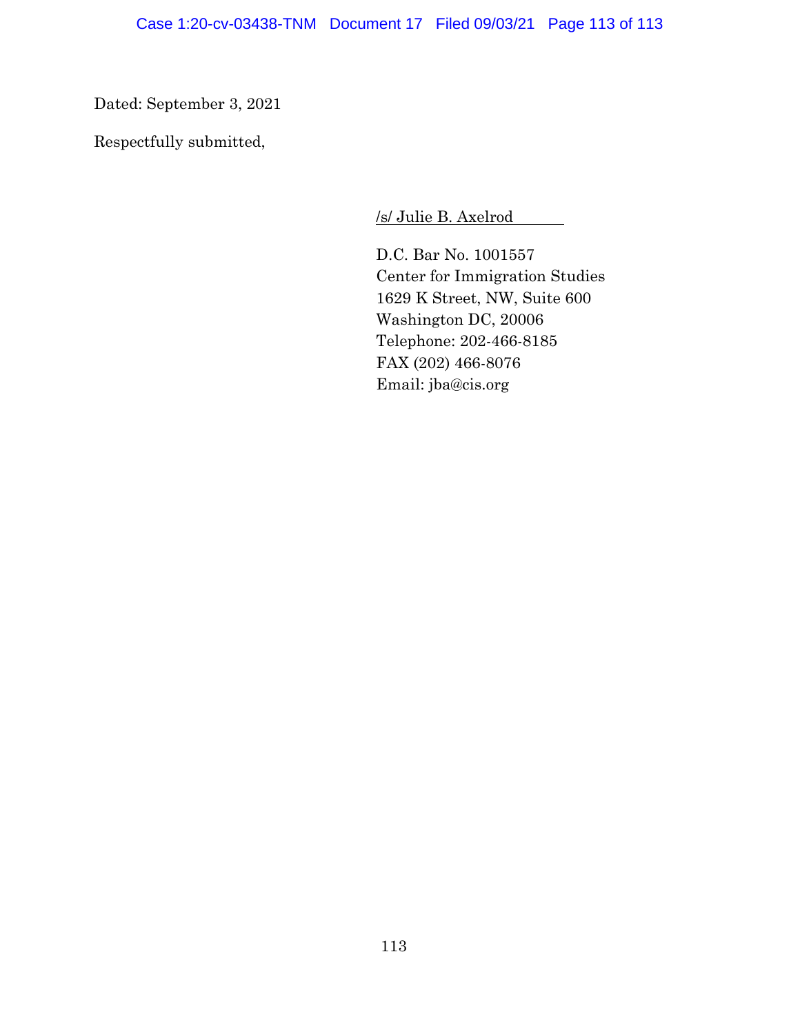Dated: September 3, 2021

Respectfully submitted,

/s/ Julie B. Axelrod

D.C. Bar No. 1001557
Center for Immigration Studies
1629 K Street, NW, Suite 600
Washington DC, 20006
Telephone: 202-466-8185
FAX (202) 466-8076
Email: jba@cis.org